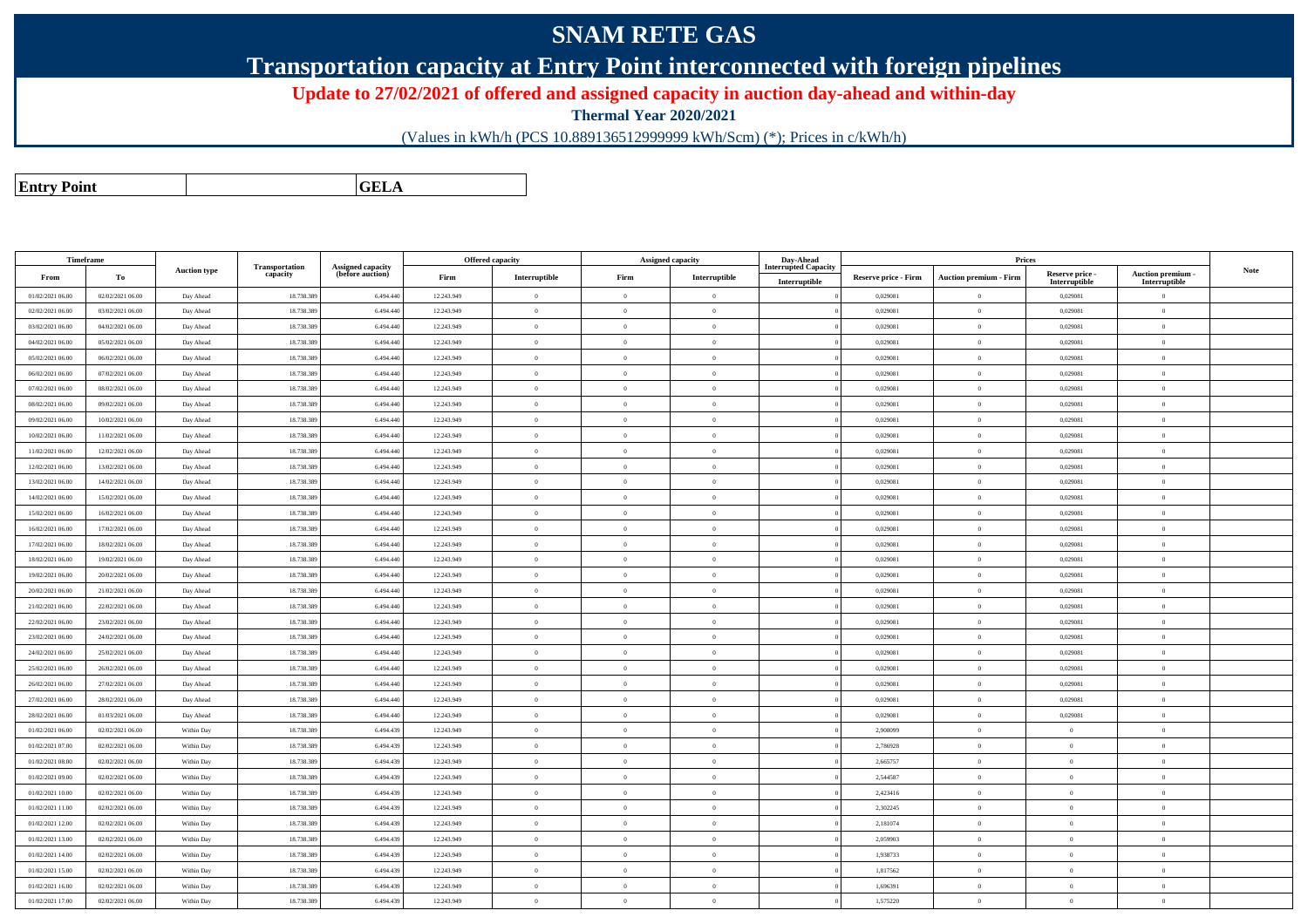# SNAM RETE GAS

## Transportation capacity at Entry Point interconnected with foreign pipelines

### Update to 27/02/2021 of offered and assigned capacity in auction day-ahead and within-day

**Thermal Year 2020/2021**

(Values in kWh/h (PCS 10.889136512999999 kWh/Scm) (*); Prices in c/kWh/h)

| **Entry Point** | **GELA** |
|---|---|

| Timeframe | | Auction type | Transportation capacity | Assigned capacity (before auction) | Offered capacity | | Assigned capacity | | Day-Ahead Interrupted Capacity | Prices | | | | Note |
|---|---|---|---|---|---|---|---|---|---|---|---|---|---|---|
| From | To | | | | Firm | Interruptible | Firm | Interruptible | Interruptible | Reserve price - Firm | Auction premium - Firm | Reserve price - Interruptible | Auction premium - Interruptible | |
| 01/02/2021 06.00 | 02/02/2021 06.00 | Day Ahead | 18.738.389 | 6.494.440 | 12.243.949 | 0 | 0 | 0 | 0 | 0,029081 | 0 | 0,029081 | 0 | |
| 02/02/2021 06.00 | 03/02/2021 06.00 | Day Ahead | 18.738.389 | 6.494.440 | 12.243.949 | 0 | 0 | 0 | 0 | 0,029081 | 0 | 0,029081 | 0 | |
| 03/02/2021 06.00 | 04/02/2021 06.00 | Day Ahead | 18.738.389 | 6.494.440 | 12.243.949 | 0 | 0 | 0 | 0 | 0,029081 | 0 | 0,029081 | 0 | |
| 04/02/2021 06.00 | 05/02/2021 06.00 | Day Ahead | 18.738.389 | 6.494.440 | 12.243.949 | 0 | 0 | 0 | 0 | 0,029081 | 0 | 0,029081 | 0 | |
| 05/02/2021 06.00 | 06/02/2021 06.00 | Day Ahead | 18.738.389 | 6.494.440 | 12.243.949 | 0 | 0 | 0 | 0 | 0,029081 | 0 | 0,029081 | 0 | |
| 06/02/2021 06.00 | 07/02/2021 06.00 | Day Ahead | 18.738.389 | 6.494.440 | 12.243.949 | 0 | 0 | 0 | 0 | 0,029081 | 0 | 0,029081 | 0 | |
| 07/02/2021 06.00 | 08/02/2021 06.00 | Day Ahead | 18.738.389 | 6.494.440 | 12.243.949 | 0 | 0 | 0 | 0 | 0,029081 | 0 | 0,029081 | 0 | |
| 08/02/2021 06.00 | 09/02/2021 06.00 | Day Ahead | 18.738.389 | 6.494.440 | 12.243.949 | 0 | 0 | 0 | 0 | 0,029081 | 0 | 0,029081 | 0 | |
| 09/02/2021 06.00 | 10/02/2021 06.00 | Day Ahead | 18.738.389 | 6.494.440 | 12.243.949 | 0 | 0 | 0 | 0 | 0,029081 | 0 | 0,029081 | 0 | |
| 10/02/2021 06.00 | 11/02/2021 06.00 | Day Ahead | 18.738.389 | 6.494.440 | 12.243.949 | 0 | 0 | 0 | 0 | 0,029081 | 0 | 0,029081 | 0 | |
| 11/02/2021 06.00 | 12/02/2021 06.00 | Day Ahead | 18.738.389 | 6.494.440 | 12.243.949 | 0 | 0 | 0 | 0 | 0,029081 | 0 | 0,029081 | 0 | |
| 12/02/2021 06.00 | 13/02/2021 06.00 | Day Ahead | 18.738.389 | 6.494.440 | 12.243.949 | 0 | 0 | 0 | 0 | 0,029081 | 0 | 0,029081 | 0 | |
| 13/02/2021 06.00 | 14/02/2021 06.00 | Day Ahead | 18.738.389 | 6.494.440 | 12.243.949 | 0 | 0 | 0 | 0 | 0,029081 | 0 | 0,029081 | 0 | |
| 14/02/2021 06.00 | 15/02/2021 06.00 | Day Ahead | 18.738.389 | 6.494.440 | 12.243.949 | 0 | 0 | 0 | 0 | 0,029081 | 0 | 0,029081 | 0 | |
| 15/02/2021 06.00 | 16/02/2021 06.00 | Day Ahead | 18.738.389 | 6.494.440 | 12.243.949 | 0 | 0 | 0 | 0 | 0,029081 | 0 | 0,029081 | 0 | |
| 16/02/2021 06.00 | 17/02/2021 06.00 | Day Ahead | 18.738.389 | 6.494.440 | 12.243.949 | 0 | 0 | 0 | 0 | 0,029081 | 0 | 0,029081 | 0 | |
| 17/02/2021 06.00 | 18/02/2021 06.00 | Day Ahead | 18.738.389 | 6.494.440 | 12.243.949 | 0 | 0 | 0 | 0 | 0,029081 | 0 | 0,029081 | 0 | |
| 18/02/2021 06.00 | 19/02/2021 06.00 | Day Ahead | 18.738.389 | 6.494.440 | 12.243.949 | 0 | 0 | 0 | 0 | 0,029081 | 0 | 0,029081 | 0 | |
| 19/02/2021 06.00 | 20/02/2021 06.00 | Day Ahead | 18.738.389 | 6.494.440 | 12.243.949 | 0 | 0 | 0 | 0 | 0,029081 | 0 | 0,029081 | 0 | |
| 20/02/2021 06.00 | 21/02/2021 06.00 | Day Ahead | 18.738.389 | 6.494.440 | 12.243.949 | 0 | 0 | 0 | 0 | 0,029081 | 0 | 0,029081 | 0 | |
| 21/02/2021 06.00 | 22/02/2021 06.00 | Day Ahead | 18.738.389 | 6.494.440 | 12.243.949 | 0 | 0 | 0 | 0 | 0,029081 | 0 | 0,029081 | 0 | |
| 22/02/2021 06.00 | 23/02/2021 06.00 | Day Ahead | 18.738.389 | 6.494.440 | 12.243.949 | 0 | 0 | 0 | 0 | 0,029081 | 0 | 0,029081 | 0 | |
| 23/02/2021 06.00 | 24/02/2021 06.00 | Day Ahead | 18.738.389 | 6.494.440 | 12.243.949 | 0 | 0 | 0 | 0 | 0,029081 | 0 | 0,029081 | 0 | |
| 24/02/2021 06.00 | 25/02/2021 06.00 | Day Ahead | 18.738.389 | 6.494.440 | 12.243.949 | 0 | 0 | 0 | 0 | 0,029081 | 0 | 0,029081 | 0 | |
| 25/02/2021 06.00 | 26/02/2021 06.00 | Day Ahead | 18.738.389 | 6.494.440 | 12.243.949 | 0 | 0 | 0 | 0 | 0,029081 | 0 | 0,029081 | 0 | |
| 26/02/2021 06.00 | 27/02/2021 06.00 | Day Ahead | 18.738.389 | 6.494.440 | 12.243.949 | 0 | 0 | 0 | 0 | 0,029081 | 0 | 0,029081 | 0 | |
| 27/02/2021 06.00 | 28/02/2021 06.00 | Day Ahead | 18.738.389 | 6.494.440 | 12.243.949 | 0 | 0 | 0 | 0 | 0,029081 | 0 | 0,029081 | 0 | |
| 28/02/2021 06.00 | 01/03/2021 06.00 | Day Ahead | 18.738.389 | 6.494.440 | 12.243.949 | 0 | 0 | 0 | 0 | 0,029081 | 0 | 0,029081 | 0 | |
| 01/02/2021 06.00 | 02/02/2021 06.00 | Within Day | 18.738.389 | 6.494.439 | 12.243.949 | 0 | 0 | 0 | 0 | 2,908099 | 0 | 0 | 0 | |
| 01/02/2021 07.00 | 02/02/2021 06.00 | Within Day | 18.738.389 | 6.494.439 | 12.243.949 | 0 | 0 | 0 | 0 | 2,786928 | 0 | 0 | 0 | |
| 01/02/2021 08.00 | 02/02/2021 06.00 | Within Day | 18.738.389 | 6.494.439 | 12.243.949 | 0 | 0 | 0 | 0 | 2,665757 | 0 | 0 | 0 | |
| 01/02/2021 09.00 | 02/02/2021 06.00 | Within Day | 18.738.389 | 6.494.439 | 12.243.949 | 0 | 0 | 0 | 0 | 2,544587 | 0 | 0 | 0 | |
| 01/02/2021 10.00 | 02/02/2021 06.00 | Within Day | 18.738.389 | 6.494.439 | 12.243.949 | 0 | 0 | 0 | 0 | 2,423416 | 0 | 0 | 0 | |
| 01/02/2021 11.00 | 02/02/2021 06.00 | Within Day | 18.738.389 | 6.494.439 | 12.243.949 | 0 | 0 | 0 | 0 | 2,302245 | 0 | 0 | 0 | |
| 01/02/2021 12.00 | 02/02/2021 06.00 | Within Day | 18.738.389 | 6.494.439 | 12.243.949 | 0 | 0 | 0 | 0 | 2,181074 | 0 | 0 | 0 | |
| 01/02/2021 13.00 | 02/02/2021 06.00 | Within Day | 18.738.389 | 6.494.439 | 12.243.949 | 0 | 0 | 0 | 0 | 2,059903 | 0 | 0 | 0 | |
| 01/02/2021 14.00 | 02/02/2021 06.00 | Within Day | 18.738.389 | 6.494.439 | 12.243.949 | 0 | 0 | 0 | 0 | 1,938733 | 0 | 0 | 0 | |
| 01/02/2021 15.00 | 02/02/2021 06.00 | Within Day | 18.738.389 | 6.494.439 | 12.243.949 | 0 | 0 | 0 | 0 | 1,817562 | 0 | 0 | 0 | |
| 01/02/2021 16.00 | 02/02/2021 06.00 | Within Day | 18.738.389 | 6.494.439 | 12.243.949 | 0 | 0 | 0 | 0 | 1,696391 | 0 | 0 | 0 | |
| 01/02/2021 17.00 | 02/02/2021 06.00 | Within Day | 18.738.389 | 6.494.439 | 12.243.949 | 0 | 0 | 0 | 0 | 1,575220 | 0 | 0 | 0 | |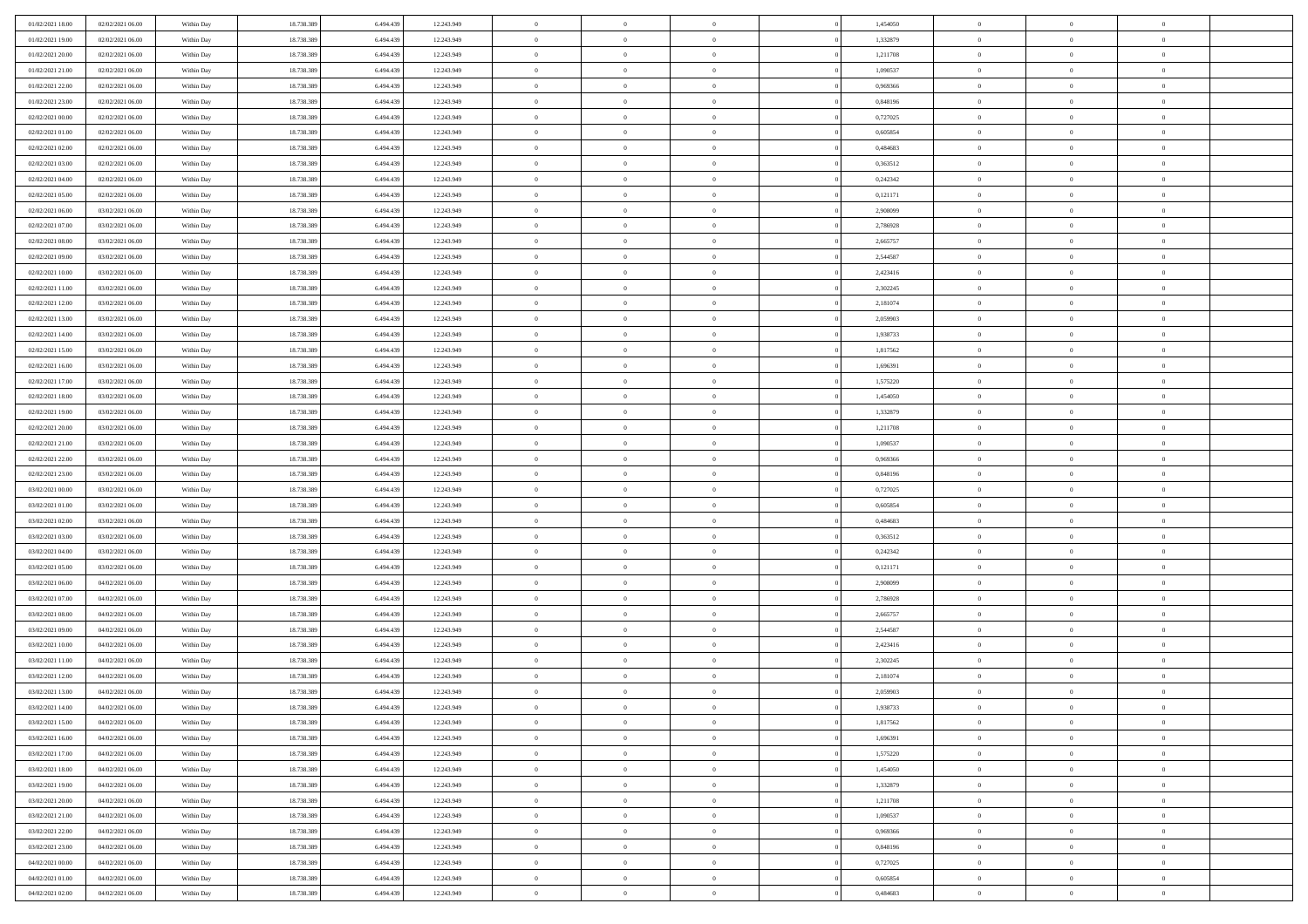| | | | | | | | | | | | | | | |
|---|---|---|---|---|---|---|---|---|---|---|---|---|---|---|
| 01/02/2021 18:00 | 02/02/2021 06:00 | Within Day | 18.738.389 | 6.494.439 | 12.243.949 | 0 | 0 | 0 | | 1,454050 | 0 | 0 | 0 | |
| 01/02/2021 19:00 | 02/02/2021 06:00 | Within Day | 18.738.389 | 6.494.439 | 12.243.949 | 0 | 0 | 0 | | 1,332879 | 0 | 0 | 0 | |
| 01/02/2021 20:00 | 02/02/2021 06:00 | Within Day | 18.738.389 | 6.494.439 | 12.243.949 | 0 | 0 | 0 | | 1,211708 | 0 | 0 | 0 | |
| 01/02/2021 21:00 | 02/02/2021 06:00 | Within Day | 18.738.389 | 6.494.439 | 12.243.949 | 0 | 0 | 0 | | 1,090537 | 0 | 0 | 0 | |
| 01/02/2021 22:00 | 02/02/2021 06:00 | Within Day | 18.738.389 | 6.494.439 | 12.243.949 | 0 | 0 | 0 | | 0,969366 | 0 | 0 | 0 | |
| 01/02/2021 23:00 | 02/02/2021 06:00 | Within Day | 18.738.389 | 6.494.439 | 12.243.949 | 0 | 0 | 0 | | 0,848196 | 0 | 0 | 0 | |
| 02/02/2021 00:00 | 02/02/2021 06:00 | Within Day | 18.738.389 | 6.494.439 | 12.243.949 | 0 | 0 | 0 | | 0,727025 | 0 | 0 | 0 | |
| 02/02/2021 01:00 | 02/02/2021 06:00 | Within Day | 18.738.389 | 6.494.439 | 12.243.949 | 0 | 0 | 0 | | 0,605854 | 0 | 0 | 0 | |
| 02/02/2021 02:00 | 02/02/2021 06:00 | Within Day | 18.738.389 | 6.494.439 | 12.243.949 | 0 | 0 | 0 | | 0,484683 | 0 | 0 | 0 | |
| 02/02/2021 03:00 | 02/02/2021 06:00 | Within Day | 18.738.389 | 6.494.439 | 12.243.949 | 0 | 0 | 0 | | 0,363512 | 0 | 0 | 0 | |
| 02/02/2021 04:00 | 02/02/2021 06:00 | Within Day | 18.738.389 | 6.494.439 | 12.243.949 | 0 | 0 | 0 | | 0,242342 | 0 | 0 | 0 | |
| 02/02/2021 05:00 | 02/02/2021 06:00 | Within Day | 18.738.389 | 6.494.439 | 12.243.949 | 0 | 0 | 0 | | 0,121171 | 0 | 0 | 0 | |
| 02/02/2021 06:00 | 03/02/2021 06:00 | Within Day | 18.738.389 | 6.494.439 | 12.243.949 | 0 | 0 | 0 | | 2,908099 | 0 | 0 | 0 | |
| 02/02/2021 07:00 | 03/02/2021 06:00 | Within Day | 18.738.389 | 6.494.439 | 12.243.949 | 0 | 0 | 0 | | 2,786928 | 0 | 0 | 0 | |
| 02/02/2021 08:00 | 03/02/2021 06:00 | Within Day | 18.738.389 | 6.494.439 | 12.243.949 | 0 | 0 | 0 | | 2,665757 | 0 | 0 | 0 | |
| 02/02/2021 09:00 | 03/02/2021 06:00 | Within Day | 18.738.389 | 6.494.439 | 12.243.949 | 0 | 0 | 0 | | 2,544587 | 0 | 0 | 0 | |
| 02/02/2021 10:00 | 03/02/2021 06:00 | Within Day | 18.738.389 | 6.494.439 | 12.243.949 | 0 | 0 | 0 | | 2,423416 | 0 | 0 | 0 | |
| 02/02/2021 11:00 | 03/02/2021 06:00 | Within Day | 18.738.389 | 6.494.439 | 12.243.949 | 0 | 0 | 0 | | 2,302245 | 0 | 0 | 0 | |
| 02/02/2021 12:00 | 03/02/2021 06:00 | Within Day | 18.738.389 | 6.494.439 | 12.243.949 | 0 | 0 | 0 | | 2,181074 | 0 | 0 | 0 | |
| 02/02/2021 13:00 | 03/02/2021 06:00 | Within Day | 18.738.389 | 6.494.439 | 12.243.949 | 0 | 0 | 0 | | 2,059903 | 0 | 0 | 0 | |
| 02/02/2021 14:00 | 03/02/2021 06:00 | Within Day | 18.738.389 | 6.494.439 | 12.243.949 | 0 | 0 | 0 | | 1,938733 | 0 | 0 | 0 | |
| 02/02/2021 15:00 | 03/02/2021 06:00 | Within Day | 18.738.389 | 6.494.439 | 12.243.949 | 0 | 0 | 0 | | 1,817562 | 0 | 0 | 0 | |
| 02/02/2021 16:00 | 03/02/2021 06:00 | Within Day | 18.738.389 | 6.494.439 | 12.243.949 | 0 | 0 | 0 | | 1,696391 | 0 | 0 | 0 | |
| 02/02/2021 17:00 | 03/02/2021 06:00 | Within Day | 18.738.389 | 6.494.439 | 12.243.949 | 0 | 0 | 0 | | 1,575220 | 0 | 0 | 0 | |
| 02/02/2021 18:00 | 03/02/2021 06:00 | Within Day | 18.738.389 | 6.494.439 | 12.243.949 | 0 | 0 | 0 | | 1,454050 | 0 | 0 | 0 | |
| 02/02/2021 19:00 | 03/02/2021 06:00 | Within Day | 18.738.389 | 6.494.439 | 12.243.949 | 0 | 0 | 0 | | 1,332879 | 0 | 0 | 0 | |
| 02/02/2021 20:00 | 03/02/2021 06:00 | Within Day | 18.738.389 | 6.494.439 | 12.243.949 | 0 | 0 | 0 | | 1,211708 | 0 | 0 | 0 | |
| 02/02/2021 21:00 | 03/02/2021 06:00 | Within Day | 18.738.389 | 6.494.439 | 12.243.949 | 0 | 0 | 0 | | 1,090537 | 0 | 0 | 0 | |
| 02/02/2021 22:00 | 03/02/2021 06:00 | Within Day | 18.738.389 | 6.494.439 | 12.243.949 | 0 | 0 | 0 | | 0,969366 | 0 | 0 | 0 | |
| 02/02/2021 23:00 | 03/02/2021 06:00 | Within Day | 18.738.389 | 6.494.439 | 12.243.949 | 0 | 0 | 0 | | 0,848196 | 0 | 0 | 0 | |
| 03/02/2021 00:00 | 03/02/2021 06:00 | Within Day | 18.738.389 | 6.494.439 | 12.243.949 | 0 | 0 | 0 | | 0,727025 | 0 | 0 | 0 | |
| 03/02/2021 01:00 | 03/02/2021 06:00 | Within Day | 18.738.389 | 6.494.439 | 12.243.949 | 0 | 0 | 0 | | 0,605854 | 0 | 0 | 0 | |
| 03/02/2021 02:00 | 03/02/2021 06:00 | Within Day | 18.738.389 | 6.494.439 | 12.243.949 | 0 | 0 | 0 | | 0,484683 | 0 | 0 | 0 | |
| 03/02/2021 03:00 | 03/02/2021 06:00 | Within Day | 18.738.389 | 6.494.439 | 12.243.949 | 0 | 0 | 0 | | 0,363512 | 0 | 0 | 0 | |
| 03/02/2021 04:00 | 03/02/2021 06:00 | Within Day | 18.738.389 | 6.494.439 | 12.243.949 | 0 | 0 | 0 | | 0,242342 | 0 | 0 | 0 | |
| 03/02/2021 05:00 | 03/02/2021 06:00 | Within Day | 18.738.389 | 6.494.439 | 12.243.949 | 0 | 0 | 0 | | 0,121171 | 0 | 0 | 0 | |
| 03/02/2021 06:00 | 04/02/2021 06:00 | Within Day | 18.738.389 | 6.494.439 | 12.243.949 | 0 | 0 | 0 | | 2,908099 | 0 | 0 | 0 | |
| 03/02/2021 07:00 | 04/02/2021 06:00 | Within Day | 18.738.389 | 6.494.439 | 12.243.949 | 0 | 0 | 0 | | 2,786928 | 0 | 0 | 0 | |
| 03/02/2021 08:00 | 04/02/2021 06:00 | Within Day | 18.738.389 | 6.494.439 | 12.243.949 | 0 | 0 | 0 | | 2,665757 | 0 | 0 | 0 | |
| 03/02/2021 09:00 | 04/02/2021 06:00 | Within Day | 18.738.389 | 6.494.439 | 12.243.949 | 0 | 0 | 0 | | 2,544587 | 0 | 0 | 0 | |
| 03/02/2021 10:00 | 04/02/2021 06:00 | Within Day | 18.738.389 | 6.494.439 | 12.243.949 | 0 | 0 | 0 | | 2,423416 | 0 | 0 | 0 | |
| 03/02/2021 11:00 | 04/02/2021 06:00 | Within Day | 18.738.389 | 6.494.439 | 12.243.949 | 0 | 0 | 0 | | 2,302245 | 0 | 0 | 0 | |
| 03/02/2021 12:00 | 04/02/2021 06:00 | Within Day | 18.738.389 | 6.494.439 | 12.243.949 | 0 | 0 | 0 | | 2,181074 | 0 | 0 | 0 | |
| 03/02/2021 13:00 | 04/02/2021 06:00 | Within Day | 18.738.389 | 6.494.439 | 12.243.949 | 0 | 0 | 0 | | 2,059903 | 0 | 0 | 0 | |
| 03/02/2021 14:00 | 04/02/2021 06:00 | Within Day | 18.738.389 | 6.494.439 | 12.243.949 | 0 | 0 | 0 | | 1,938733 | 0 | 0 | 0 | |
| 03/02/2021 15:00 | 04/02/2021 06:00 | Within Day | 18.738.389 | 6.494.439 | 12.243.949 | 0 | 0 | 0 | | 1,817562 | 0 | 0 | 0 | |
| 03/02/2021 16:00 | 04/02/2021 06:00 | Within Day | 18.738.389 | 6.494.439 | 12.243.949 | 0 | 0 | 0 | | 1,696391 | 0 | 0 | 0 | |
| 03/02/2021 17:00 | 04/02/2021 06:00 | Within Day | 18.738.389 | 6.494.439 | 12.243.949 | 0 | 0 | 0 | | 1,575220 | 0 | 0 | 0 | |
| 03/02/2021 18:00 | 04/02/2021 06:00 | Within Day | 18.738.389 | 6.494.439 | 12.243.949 | 0 | 0 | 0 | | 1,454050 | 0 | 0 | 0 | |
| 03/02/2021 19:00 | 04/02/2021 06:00 | Within Day | 18.738.389 | 6.494.439 | 12.243.949 | 0 | 0 | 0 | | 1,332879 | 0 | 0 | 0 | |
| 03/02/2021 20:00 | 04/02/2021 06:00 | Within Day | 18.738.389 | 6.494.439 | 12.243.949 | 0 | 0 | 0 | | 1,211708 | 0 | 0 | 0 | |
| 03/02/2021 21:00 | 04/02/2021 06:00 | Within Day | 18.738.389 | 6.494.439 | 12.243.949 | 0 | 0 | 0 | | 1,090537 | 0 | 0 | 0 | |
| 03/02/2021 22:00 | 04/02/2021 06:00 | Within Day | 18.738.389 | 6.494.439 | 12.243.949 | 0 | 0 | 0 | | 0,969366 | 0 | 0 | 0 | |
| 03/02/2021 23:00 | 04/02/2021 06:00 | Within Day | 18.738.389 | 6.494.439 | 12.243.949 | 0 | 0 | 0 | | 0,848196 | 0 | 0 | 0 | |
| 04/02/2021 00:00 | 04/02/2021 06:00 | Within Day | 18.738.389 | 6.494.439 | 12.243.949 | 0 | 0 | 0 | | 0,727025 | 0 | 0 | 0 | |
| 04/02/2021 01:00 | 04/02/2021 06:00 | Within Day | 18.738.389 | 6.494.439 | 12.243.949 | 0 | 0 | 0 | | 0,605854 | 0 | 0 | 0 | |
| 04/02/2021 02:00 | 04/02/2021 06:00 | Within Day | 18.738.389 | 6.494.439 | 12.243.949 | 0 | 0 | 0 | | 0,484683 | 0 | 0 | 0 | |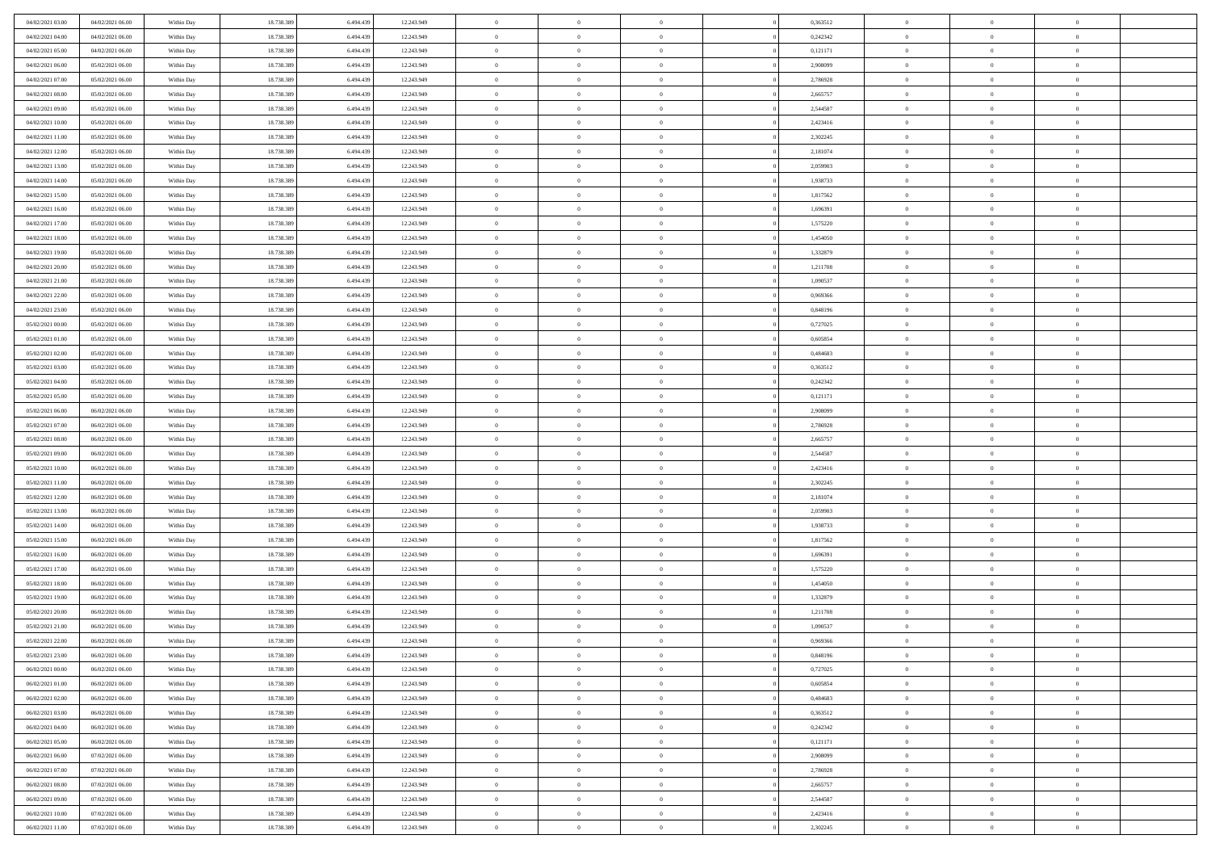| | | | | | | | | | | | | | | |
|---|---|---|---|---|---|---|---|---|---|---|---|---|---|---|
| 04/02/2021 03:00 | 04/02/2021 06:00 | Within Day | 18.738.389 | 6.494.439 | 12.243.949 | 0 | 0 | 0 | | 0,363512 | 0 | 0 | 0 | |
| 04/02/2021 04:00 | 04/02/2021 06:00 | Within Day | 18.738.389 | 6.494.439 | 12.243.949 | 0 | 0 | 0 | | 0,242342 | 0 | 0 | 0 | |
| 04/02/2021 05:00 | 04/02/2021 06:00 | Within Day | 18.738.389 | 6.494.439 | 12.243.949 | 0 | 0 | 0 | | 0,121171 | 0 | 0 | 0 | |
| 04/02/2021 06:00 | 05/02/2021 06:00 | Within Day | 18.738.389 | 6.494.439 | 12.243.949 | 0 | 0 | 0 | | 2,908099 | 0 | 0 | 0 | |
| 04/02/2021 07:00 | 05/02/2021 06:00 | Within Day | 18.738.389 | 6.494.439 | 12.243.949 | 0 | 0 | 0 | | 2,786928 | 0 | 0 | 0 | |
| 04/02/2021 08:00 | 05/02/2021 06:00 | Within Day | 18.738.389 | 6.494.439 | 12.243.949 | 0 | 0 | 0 | | 2,665757 | 0 | 0 | 0 | |
| 04/02/2021 09:00 | 05/02/2021 06:00 | Within Day | 18.738.389 | 6.494.439 | 12.243.949 | 0 | 0 | 0 | | 2,544587 | 0 | 0 | 0 | |
| 04/02/2021 10:00 | 05/02/2021 06:00 | Within Day | 18.738.389 | 6.494.439 | 12.243.949 | 0 | 0 | 0 | | 2,423416 | 0 | 0 | 0 | |
| 04/02/2021 11:00 | 05/02/2021 06:00 | Within Day | 18.738.389 | 6.494.439 | 12.243.949 | 0 | 0 | 0 | | 2,302245 | 0 | 0 | 0 | |
| 04/02/2021 12:00 | 05/02/2021 06:00 | Within Day | 18.738.389 | 6.494.439 | 12.243.949 | 0 | 0 | 0 | | 2,181074 | 0 | 0 | 0 | |
| 04/02/2021 13:00 | 05/02/2021 06:00 | Within Day | 18.738.389 | 6.494.439 | 12.243.949 | 0 | 0 | 0 | | 2,059903 | 0 | 0 | 0 | |
| 04/02/2021 14:00 | 05/02/2021 06:00 | Within Day | 18.738.389 | 6.494.439 | 12.243.949 | 0 | 0 | 0 | | 1,938733 | 0 | 0 | 0 | |
| 04/02/2021 15:00 | 05/02/2021 06:00 | Within Day | 18.738.389 | 6.494.439 | 12.243.949 | 0 | 0 | 0 | | 1,817562 | 0 | 0 | 0 | |
| 04/02/2021 16:00 | 05/02/2021 06:00 | Within Day | 18.738.389 | 6.494.439 | 12.243.949 | 0 | 0 | 0 | | 1,696391 | 0 | 0 | 0 | |
| 04/02/2021 17:00 | 05/02/2021 06:00 | Within Day | 18.738.389 | 6.494.439 | 12.243.949 | 0 | 0 | 0 | | 1,575220 | 0 | 0 | 0 | |
| 04/02/2021 18:00 | 05/02/2021 06:00 | Within Day | 18.738.389 | 6.494.439 | 12.243.949 | 0 | 0 | 0 | | 1,454050 | 0 | 0 | 0 | |
| 04/02/2021 19:00 | 05/02/2021 06:00 | Within Day | 18.738.389 | 6.494.439 | 12.243.949 | 0 | 0 | 0 | | 1,332879 | 0 | 0 | 0 | |
| 04/02/2021 20:00 | 05/02/2021 06:00 | Within Day | 18.738.389 | 6.494.439 | 12.243.949 | 0 | 0 | 0 | | 1,211708 | 0 | 0 | 0 | |
| 04/02/2021 21:00 | 05/02/2021 06:00 | Within Day | 18.738.389 | 6.494.439 | 12.243.949 | 0 | 0 | 0 | | 1,090537 | 0 | 0 | 0 | |
| 04/02/2021 22:00 | 05/02/2021 06:00 | Within Day | 18.738.389 | 6.494.439 | 12.243.949 | 0 | 0 | 0 | | 0,969366 | 0 | 0 | 0 | |
| 04/02/2021 23:00 | 05/02/2021 06:00 | Within Day | 18.738.389 | 6.494.439 | 12.243.949 | 0 | 0 | 0 | | 0,848196 | 0 | 0 | 0 | |
| 05/02/2021 00:00 | 05/02/2021 06:00 | Within Day | 18.738.389 | 6.494.439 | 12.243.949 | 0 | 0 | 0 | | 0,727025 | 0 | 0 | 0 | |
| 05/02/2021 01:00 | 05/02/2021 06:00 | Within Day | 18.738.389 | 6.494.439 | 12.243.949 | 0 | 0 | 0 | | 0,605854 | 0 | 0 | 0 | |
| 05/02/2021 02:00 | 05/02/2021 06:00 | Within Day | 18.738.389 | 6.494.439 | 12.243.949 | 0 | 0 | 0 | | 0,484683 | 0 | 0 | 0 | |
| 05/02/2021 03:00 | 05/02/2021 06:00 | Within Day | 18.738.389 | 6.494.439 | 12.243.949 | 0 | 0 | 0 | | 0,363512 | 0 | 0 | 0 | |
| 05/02/2021 04:00 | 05/02/2021 06:00 | Within Day | 18.738.389 | 6.494.439 | 12.243.949 | 0 | 0 | 0 | | 0,242342 | 0 | 0 | 0 | |
| 05/02/2021 05:00 | 05/02/2021 06:00 | Within Day | 18.738.389 | 6.494.439 | 12.243.949 | 0 | 0 | 0 | | 0,121171 | 0 | 0 | 0 | |
| 05/02/2021 06:00 | 06/02/2021 06:00 | Within Day | 18.738.389 | 6.494.439 | 12.243.949 | 0 | 0 | 0 | | 2,908099 | 0 | 0 | 0 | |
| 05/02/2021 07:00 | 06/02/2021 06:00 | Within Day | 18.738.389 | 6.494.439 | 12.243.949 | 0 | 0 | 0 | | 2,786928 | 0 | 0 | 0 | |
| 05/02/2021 08:00 | 06/02/2021 06:00 | Within Day | 18.738.389 | 6.494.439 | 12.243.949 | 0 | 0 | 0 | | 2,665757 | 0 | 0 | 0 | |
| 05/02/2021 09:00 | 06/02/2021 06:00 | Within Day | 18.738.389 | 6.494.439 | 12.243.949 | 0 | 0 | 0 | | 2,544587 | 0 | 0 | 0 | |
| 05/02/2021 10:00 | 06/02/2021 06:00 | Within Day | 18.738.389 | 6.494.439 | 12.243.949 | 0 | 0 | 0 | | 2,423416 | 0 | 0 | 0 | |
| 05/02/2021 11:00 | 06/02/2021 06:00 | Within Day | 18.738.389 | 6.494.439 | 12.243.949 | 0 | 0 | 0 | | 2,302245 | 0 | 0 | 0 | |
| 05/02/2021 12:00 | 06/02/2021 06:00 | Within Day | 18.738.389 | 6.494.439 | 12.243.949 | 0 | 0 | 0 | | 2,181074 | 0 | 0 | 0 | |
| 05/02/2021 13:00 | 06/02/2021 06:00 | Within Day | 18.738.389 | 6.494.439 | 12.243.949 | 0 | 0 | 0 | | 2,059903 | 0 | 0 | 0 | |
| 05/02/2021 14:00 | 06/02/2021 06:00 | Within Day | 18.738.389 | 6.494.439 | 12.243.949 | 0 | 0 | 0 | | 1,938733 | 0 | 0 | 0 | |
| 05/02/2021 15:00 | 06/02/2021 06:00 | Within Day | 18.738.389 | 6.494.439 | 12.243.949 | 0 | 0 | 0 | | 1,817562 | 0 | 0 | 0 | |
| 05/02/2021 16:00 | 06/02/2021 06:00 | Within Day | 18.738.389 | 6.494.439 | 12.243.949 | 0 | 0 | 0 | | 1,696391 | 0 | 0 | 0 | |
| 05/02/2021 17:00 | 06/02/2021 06:00 | Within Day | 18.738.389 | 6.494.439 | 12.243.949 | 0 | 0 | 0 | | 1,575220 | 0 | 0 | 0 | |
| 05/02/2021 18:00 | 06/02/2021 06:00 | Within Day | 18.738.389 | 6.494.439 | 12.243.949 | 0 | 0 | 0 | | 1,454050 | 0 | 0 | 0 | |
| 05/02/2021 19:00 | 06/02/2021 06:00 | Within Day | 18.738.389 | 6.494.439 | 12.243.949 | 0 | 0 | 0 | | 1,332879 | 0 | 0 | 0 | |
| 05/02/2021 20:00 | 06/02/2021 06:00 | Within Day | 18.738.389 | 6.494.439 | 12.243.949 | 0 | 0 | 0 | | 1,211708 | 0 | 0 | 0 | |
| 05/02/2021 21:00 | 06/02/2021 06:00 | Within Day | 18.738.389 | 6.494.439 | 12.243.949 | 0 | 0 | 0 | | 1,090537 | 0 | 0 | 0 | |
| 05/02/2021 22:00 | 06/02/2021 06:00 | Within Day | 18.738.389 | 6.494.439 | 12.243.949 | 0 | 0 | 0 | | 0,969366 | 0 | 0 | 0 | |
| 05/02/2021 23:00 | 06/02/2021 06:00 | Within Day | 18.738.389 | 6.494.439 | 12.243.949 | 0 | 0 | 0 | | 0,848196 | 0 | 0 | 0 | |
| 06/02/2021 00:00 | 06/02/2021 06:00 | Within Day | 18.738.389 | 6.494.439 | 12.243.949 | 0 | 0 | 0 | | 0,727025 | 0 | 0 | 0 | |
| 06/02/2021 01:00 | 06/02/2021 06:00 | Within Day | 18.738.389 | 6.494.439 | 12.243.949 | 0 | 0 | 0 | | 0,605854 | 0 | 0 | 0 | |
| 06/02/2021 02:00 | 06/02/2021 06:00 | Within Day | 18.738.389 | 6.494.439 | 12.243.949 | 0 | 0 | 0 | | 0,484683 | 0 | 0 | 0 | |
| 06/02/2021 03:00 | 06/02/2021 06:00 | Within Day | 18.738.389 | 6.494.439 | 12.243.949 | 0 | 0 | 0 | | 0,363512 | 0 | 0 | 0 | |
| 06/02/2021 04:00 | 06/02/2021 06:00 | Within Day | 18.738.389 | 6.494.439 | 12.243.949 | 0 | 0 | 0 | | 0,242342 | 0 | 0 | 0 | |
| 06/02/2021 05:00 | 06/02/2021 06:00 | Within Day | 18.738.389 | 6.494.439 | 12.243.949 | 0 | 0 | 0 | | 0,121171 | 0 | 0 | 0 | |
| 06/02/2021 06:00 | 07/02/2021 06:00 | Within Day | 18.738.389 | 6.494.439 | 12.243.949 | 0 | 0 | 0 | | 2,908099 | 0 | 0 | 0 | |
| 06/02/2021 07:00 | 07/02/2021 06:00 | Within Day | 18.738.389 | 6.494.439 | 12.243.949 | 0 | 0 | 0 | | 2,786928 | 0 | 0 | 0 | |
| 06/02/2021 08:00 | 07/02/2021 06:00 | Within Day | 18.738.389 | 6.494.439 | 12.243.949 | 0 | 0 | 0 | | 2,665757 | 0 | 0 | 0 | |
| 06/02/2021 09:00 | 07/02/2021 06:00 | Within Day | 18.738.389 | 6.494.439 | 12.243.949 | 0 | 0 | 0 | | 2,544587 | 0 | 0 | 0 | |
| 06/02/2021 10:00 | 07/02/2021 06:00 | Within Day | 18.738.389 | 6.494.439 | 12.243.949 | 0 | 0 | 0 | | 2,423416 | 0 | 0 | 0 | |
| 06/02/2021 11:00 | 07/02/2021 06:00 | Within Day | 18.738.389 | 6.494.439 | 12.243.949 | 0 | 0 | 0 | | 2,302245 | 0 | 0 | 0 | |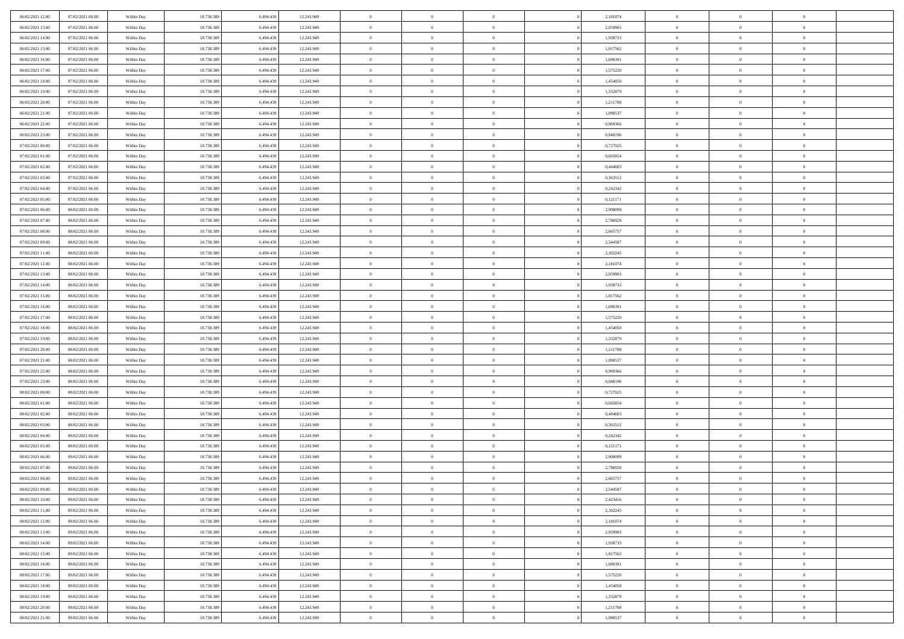| | | | | | | | | | | | | | | |
|---|---|---|---|---|---|---|---|---|---|---|---|---|---|---|
| 06/02/2021 12:00 | 07/02/2021 06:00 | Within Day | 18.738.389 | 6.494.439 | 12.243.949 | 0 | 0 | 0 | | 2,181074 | 0 | 0 | 0 | |
| 06/02/2021 13:00 | 07/02/2021 06:00 | Within Day | 18.738.389 | 6.494.439 | 12.243.949 | 0 | 0 | 0 | | 2,059903 | 0 | 0 | 0 | |
| 06/02/2021 14:00 | 07/02/2021 06:00 | Within Day | 18.738.389 | 6.494.439 | 12.243.949 | 0 | 0 | 0 | | 1,938733 | 0 | 0 | 0 | |
| 06/02/2021 15:00 | 07/02/2021 06:00 | Within Day | 18.738.389 | 6.494.439 | 12.243.949 | 0 | 0 | 0 | | 1,817562 | 0 | 0 | 0 | |
| 06/02/2021 16:00 | 07/02/2021 06:00 | Within Day | 18.738.389 | 6.494.439 | 12.243.949 | 0 | 0 | 0 | | 1,696391 | 0 | 0 | 0 | |
| 06/02/2021 17:00 | 07/02/2021 06:00 | Within Day | 18.738.389 | 6.494.439 | 12.243.949 | 0 | 0 | 0 | | 1,575220 | 0 | 0 | 0 | |
| 06/02/2021 18:00 | 07/02/2021 06:00 | Within Day | 18.738.389 | 6.494.439 | 12.243.949 | 0 | 0 | 0 | | 1,454050 | 0 | 0 | 0 | |
| 06/02/2021 19:00 | 07/02/2021 06:00 | Within Day | 18.738.389 | 6.494.439 | 12.243.949 | 0 | 0 | 0 | | 1,332879 | 0 | 0 | 0 | |
| 06/02/2021 20:00 | 07/02/2021 06:00 | Within Day | 18.738.389 | 6.494.439 | 12.243.949 | 0 | 0 | 0 | | 1,211708 | 0 | 0 | 0 | |
| 06/02/2021 21:00 | 07/02/2021 06:00 | Within Day | 18.738.389 | 6.494.439 | 12.243.949 | 0 | 0 | 0 | | 1,090537 | 0 | 0 | 0 | |
| 06/02/2021 22:00 | 07/02/2021 06:00 | Within Day | 18.738.389 | 6.494.439 | 12.243.949 | 0 | 0 | 0 | | 0,969366 | 0 | 0 | 0 | |
| 06/02/2021 23:00 | 07/02/2021 06:00 | Within Day | 18.738.389 | 6.494.439 | 12.243.949 | 0 | 0 | 0 | | 0,848196 | 0 | 0 | 0 | |
| 07/02/2021 00:00 | 07/02/2021 06:00 | Within Day | 18.738.389 | 6.494.439 | 12.243.949 | 0 | 0 | 0 | | 0,727025 | 0 | 0 | 0 | |
| 07/02/2021 01:00 | 07/02/2021 06:00 | Within Day | 18.738.389 | 6.494.439 | 12.243.949 | 0 | 0 | 0 | | 0,605854 | 0 | 0 | 0 | |
| 07/02/2021 02:00 | 07/02/2021 06:00 | Within Day | 18.738.389 | 6.494.439 | 12.243.949 | 0 | 0 | 0 | | 0,484683 | 0 | 0 | 0 | |
| 07/02/2021 03:00 | 07/02/2021 06:00 | Within Day | 18.738.389 | 6.494.439 | 12.243.949 | 0 | 0 | 0 | | 0,363512 | 0 | 0 | 0 | |
| 07/02/2021 04:00 | 07/02/2021 06:00 | Within Day | 18.738.389 | 6.494.439 | 12.243.949 | 0 | 0 | 0 | | 0,242342 | 0 | 0 | 0 | |
| 07/02/2021 05:00 | 07/02/2021 06:00 | Within Day | 18.738.389 | 6.494.439 | 12.243.949 | 0 | 0 | 0 | | 0,121171 | 0 | 0 | 0 | |
| 07/02/2021 06:00 | 08/02/2021 06:00 | Within Day | 18.738.389 | 6.494.439 | 12.243.949 | 0 | 0 | 0 | | 2,908099 | 0 | 0 | 0 | |
| 07/02/2021 07:00 | 08/02/2021 06:00 | Within Day | 18.738.389 | 6.494.439 | 12.243.949 | 0 | 0 | 0 | | 2,786928 | 0 | 0 | 0 | |
| 07/02/2021 08:00 | 08/02/2021 06:00 | Within Day | 18.738.389 | 6.494.439 | 12.243.949 | 0 | 0 | 0 | | 2,665757 | 0 | 0 | 0 | |
| 07/02/2021 09:00 | 08/02/2021 06:00 | Within Day | 18.738.389 | 6.494.439 | 12.243.949 | 0 | 0 | 0 | | 2,544587 | 0 | 0 | 0 | |
| 07/02/2021 11:00 | 08/02/2021 06:00 | Within Day | 18.738.389 | 6.494.439 | 12.243.949 | 0 | 0 | 0 | | 2,302245 | 0 | 0 | 0 | |
| 07/02/2021 12:00 | 08/02/2021 06:00 | Within Day | 18.738.389 | 6.494.439 | 12.243.949 | 0 | 0 | 0 | | 2,181074 | 0 | 0 | 0 | |
| 07/02/2021 13:00 | 08/02/2021 06:00 | Within Day | 18.738.389 | 6.494.439 | 12.243.949 | 0 | 0 | 0 | | 2,059903 | 0 | 0 | 0 | |
| 07/02/2021 14:00 | 08/02/2021 06:00 | Within Day | 18.738.389 | 6.494.439 | 12.243.949 | 0 | 0 | 0 | | 1,938733 | 0 | 0 | 0 | |
| 07/02/2021 15:00 | 08/02/2021 06:00 | Within Day | 18.738.389 | 6.494.439 | 12.243.949 | 0 | 0 | 0 | | 1,817562 | 0 | 0 | 0 | |
| 07/02/2021 16:00 | 08/02/2021 06:00 | Within Day | 18.738.389 | 6.494.439 | 12.243.949 | 0 | 0 | 0 | | 1,696391 | 0 | 0 | 0 | |
| 07/02/2021 17:00 | 08/02/2021 06:00 | Within Day | 18.738.389 | 6.494.439 | 12.243.949 | 0 | 0 | 0 | | 1,575220 | 0 | 0 | 0 | |
| 07/02/2021 18:00 | 08/02/2021 06:00 | Within Day | 18.738.389 | 6.494.439 | 12.243.949 | 0 | 0 | 0 | | 1,454050 | 0 | 0 | 0 | |
| 07/02/2021 19:00 | 08/02/2021 06:00 | Within Day | 18.738.389 | 6.494.439 | 12.243.949 | 0 | 0 | 0 | | 1,332879 | 0 | 0 | 0 | |
| 07/02/2021 20:00 | 08/02/2021 06:00 | Within Day | 18.738.389 | 6.494.439 | 12.243.949 | 0 | 0 | 0 | | 1,211708 | 0 | 0 | 0 | |
| 07/02/2021 21:00 | 08/02/2021 06:00 | Within Day | 18.738.389 | 6.494.439 | 12.243.949 | 0 | 0 | 0 | | 1,090537 | 0 | 0 | 0 | |
| 07/02/2021 22:00 | 08/02/2021 06:00 | Within Day | 18.738.389 | 6.494.439 | 12.243.949 | 0 | 0 | 0 | | 0,969366 | 0 | 0 | 0 | |
| 07/02/2021 23:00 | 08/02/2021 06:00 | Within Day | 18.738.389 | 6.494.439 | 12.243.949 | 0 | 0 | 0 | | 0,848196 | 0 | 0 | 0 | |
| 08/02/2021 00:00 | 08/02/2021 06:00 | Within Day | 18.738.389 | 6.494.439 | 12.243.949 | 0 | 0 | 0 | | 0,727025 | 0 | 0 | 0 | |
| 08/02/2021 01:00 | 08/02/2021 06:00 | Within Day | 18.738.389 | 6.494.439 | 12.243.949 | 0 | 0 | 0 | | 0,605854 | 0 | 0 | 0 | |
| 08/02/2021 02:00 | 08/02/2021 06:00 | Within Day | 18.738.389 | 6.494.439 | 12.243.949 | 0 | 0 | 0 | | 0,484683 | 0 | 0 | 0 | |
| 08/02/2021 03:00 | 08/02/2021 06:00 | Within Day | 18.738.389 | 6.494.439 | 12.243.949 | 0 | 0 | 0 | | 0,363512 | 0 | 0 | 0 | |
| 08/02/2021 04:00 | 08/02/2021 06:00 | Within Day | 18.738.389 | 6.494.439 | 12.243.949 | 0 | 0 | 0 | | 0,242342 | 0 | 0 | 0 | |
| 08/02/2021 05:00 | 08/02/2021 06:00 | Within Day | 18.738.389 | 6.494.439 | 12.243.949 | 0 | 0 | 0 | | 0,121171 | 0 | 0 | 0 | |
| 08/02/2021 06:00 | 09/02/2021 06:00 | Within Day | 18.738.389 | 6.494.439 | 12.243.949 | 0 | 0 | 0 | | 2,908099 | 0 | 0 | 0 | |
| 08/02/2021 07:00 | 09/02/2021 06:00 | Within Day | 18.738.389 | 6.494.439 | 12.243.949 | 0 | 0 | 0 | | 2,786928 | 0 | 0 | 0 | |
| 08/02/2021 08:00 | 09/02/2021 06:00 | Within Day | 18.738.389 | 6.494.439 | 12.243.949 | 0 | 0 | 0 | | 2,665757 | 0 | 0 | 0 | |
| 08/02/2021 09:00 | 09/02/2021 06:00 | Within Day | 18.738.389 | 6.494.439 | 12.243.949 | 0 | 0 | 0 | | 2,544587 | 0 | 0 | 0 | |
| 08/02/2021 10:00 | 09/02/2021 06:00 | Within Day | 18.738.389 | 6.494.439 | 12.243.949 | 0 | 0 | 0 | | 2,423416 | 0 | 0 | 0 | |
| 08/02/2021 11:00 | 09/02/2021 06:00 | Within Day | 18.738.389 | 6.494.439 | 12.243.949 | 0 | 0 | 0 | | 2,302245 | 0 | 0 | 0 | |
| 08/02/2021 12:00 | 09/02/2021 06:00 | Within Day | 18.738.389 | 6.494.439 | 12.243.949 | 0 | 0 | 0 | | 2,181074 | 0 | 0 | 0 | |
| 08/02/2021 13:00 | 09/02/2021 06:00 | Within Day | 18.738.389 | 6.494.439 | 12.243.949 | 0 | 0 | 0 | | 2,059903 | 0 | 0 | 0 | |
| 08/02/2021 14:00 | 09/02/2021 06:00 | Within Day | 18.738.389 | 6.494.439 | 12.243.949 | 0 | 0 | 0 | | 1,938733 | 0 | 0 | 0 | |
| 08/02/2021 15:00 | 09/02/2021 06:00 | Within Day | 18.738.389 | 6.494.439 | 12.243.949 | 0 | 0 | 0 | | 1,817562 | 0 | 0 | 0 | |
| 08/02/2021 16:00 | 09/02/2021 06:00 | Within Day | 18.738.389 | 6.494.439 | 12.243.949 | 0 | 0 | 0 | | 1,696391 | 0 | 0 | 0 | |
| 08/02/2021 17:00 | 09/02/2021 06:00 | Within Day | 18.738.389 | 6.494.439 | 12.243.949 | 0 | 0 | 0 | | 1,575220 | 0 | 0 | 0 | |
| 08/02/2021 18:00 | 09/02/2021 06:00 | Within Day | 18.738.389 | 6.494.439 | 12.243.949 | 0 | 0 | 0 | | 1,454050 | 0 | 0 | 0 | |
| 08/02/2021 19:00 | 09/02/2021 06:00 | Within Day | 18.738.389 | 6.494.439 | 12.243.949 | 0 | 0 | 0 | | 1,332879 | 0 | 0 | 0 | |
| 08/02/2021 20:00 | 09/02/2021 06:00 | Within Day | 18.738.389 | 6.494.439 | 12.243.949 | 0 | 0 | 0 | | 1,211708 | 0 | 0 | 0 | |
| 08/02/2021 21:00 | 09/02/2021 06:00 | Within Day | 18.738.389 | 6.494.439 | 12.243.949 | 0 | 0 | 0 | | 1,090537 | 0 | 0 | 0 | |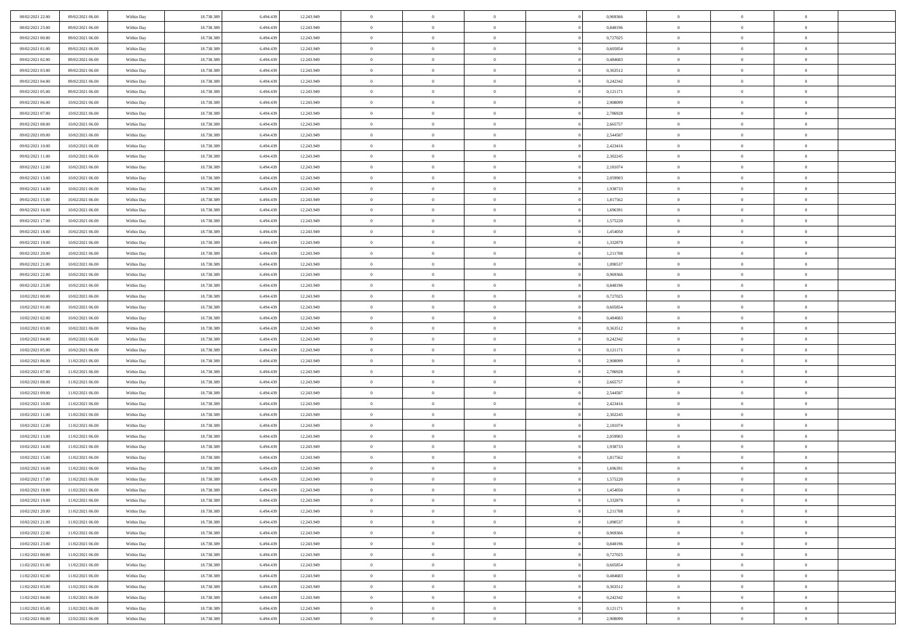| | | | | | | | | | | | | | | |
|---|---|---|---|---|---|---|---|---|---|---|---|---|---|---|
| 08/02/2021 22:00 | 09/02/2021 06:00 | Within Day | 18.738.389 | 6.494.439 | 12.243.949 | 0 | 0 | 0 | | 0,969366 | 0 | 0 | 0 | |
| 08/02/2021 23:00 | 09/02/2021 06:00 | Within Day | 18.738.389 | 6.494.439 | 12.243.949 | 0 | 0 | 0 | | 0,848196 | 0 | 0 | 0 | |
| 09/02/2021 00:00 | 09/02/2021 06:00 | Within Day | 18.738.389 | 6.494.439 | 12.243.949 | 0 | 0 | 0 | | 0,727025 | 0 | 0 | 0 | |
| 09/02/2021 01:00 | 09/02/2021 06:00 | Within Day | 18.738.389 | 6.494.439 | 12.243.949 | 0 | 0 | 0 | | 0,605854 | 0 | 0 | 0 | |
| 09/02/2021 02:00 | 09/02/2021 06:00 | Within Day | 18.738.389 | 6.494.439 | 12.243.949 | 0 | 0 | 0 | | 0,484683 | 0 | 0 | 0 | |
| 09/02/2021 03:00 | 09/02/2021 06:00 | Within Day | 18.738.389 | 6.494.439 | 12.243.949 | 0 | 0 | 0 | | 0,363512 | 0 | 0 | 0 | |
| 09/02/2021 04:00 | 09/02/2021 06:00 | Within Day | 18.738.389 | 6.494.439 | 12.243.949 | 0 | 0 | 0 | | 0,242342 | 0 | 0 | 0 | |
| 09/02/2021 05:00 | 09/02/2021 06:00 | Within Day | 18.738.389 | 6.494.439 | 12.243.949 | 0 | 0 | 0 | | 0,121171 | 0 | 0 | 0 | |
| 09/02/2021 06:00 | 10/02/2021 06:00 | Within Day | 18.738.389 | 6.494.439 | 12.243.949 | 0 | 0 | 0 | | 2,908099 | 0 | 0 | 0 | |
| 09/02/2021 07:00 | 10/02/2021 06:00 | Within Day | 18.738.389 | 6.494.439 | 12.243.949 | 0 | 0 | 0 | | 2,786928 | 0 | 0 | 0 | |
| 09/02/2021 08:00 | 10/02/2021 06:00 | Within Day | 18.738.389 | 6.494.439 | 12.243.949 | 0 | 0 | 0 | | 2,665757 | 0 | 0 | 0 | |
| 09/02/2021 09:00 | 10/02/2021 06:00 | Within Day | 18.738.389 | 6.494.439 | 12.243.949 | 0 | 0 | 0 | | 2,544587 | 0 | 0 | 0 | |
| 09/02/2021 10:00 | 10/02/2021 06:00 | Within Day | 18.738.389 | 6.494.439 | 12.243.949 | 0 | 0 | 0 | | 2,423416 | 0 | 0 | 0 | |
| 09/02/2021 11:00 | 10/02/2021 06:00 | Within Day | 18.738.389 | 6.494.439 | 12.243.949 | 0 | 0 | 0 | | 2,302245 | 0 | 0 | 0 | |
| 09/02/2021 12:00 | 10/02/2021 06:00 | Within Day | 18.738.389 | 6.494.439 | 12.243.949 | 0 | 0 | 0 | | 2,181074 | 0 | 0 | 0 | |
| 09/02/2021 13:00 | 10/02/2021 06:00 | Within Day | 18.738.389 | 6.494.439 | 12.243.949 | 0 | 0 | 0 | | 2,059903 | 0 | 0 | 0 | |
| 09/02/2021 14:00 | 10/02/2021 06:00 | Within Day | 18.738.389 | 6.494.439 | 12.243.949 | 0 | 0 | 0 | | 1,938733 | 0 | 0 | 0 | |
| 09/02/2021 15:00 | 10/02/2021 06:00 | Within Day | 18.738.389 | 6.494.439 | 12.243.949 | 0 | 0 | 0 | | 1,817562 | 0 | 0 | 0 | |
| 09/02/2021 16:00 | 10/02/2021 06:00 | Within Day | 18.738.389 | 6.494.439 | 12.243.949 | 0 | 0 | 0 | | 1,696391 | 0 | 0 | 0 | |
| 09/02/2021 17:00 | 10/02/2021 06:00 | Within Day | 18.738.389 | 6.494.439 | 12.243.949 | 0 | 0 | 0 | | 1,575220 | 0 | 0 | 0 | |
| 09/02/2021 18:00 | 10/02/2021 06:00 | Within Day | 18.738.389 | 6.494.439 | 12.243.949 | 0 | 0 | 0 | | 1,454050 | 0 | 0 | 0 | |
| 09/02/2021 19:00 | 10/02/2021 06:00 | Within Day | 18.738.389 | 6.494.439 | 12.243.949 | 0 | 0 | 0 | | 1,332879 | 0 | 0 | 0 | |
| 09/02/2021 20:00 | 10/02/2021 06:00 | Within Day | 18.738.389 | 6.494.439 | 12.243.949 | 0 | 0 | 0 | | 1,211708 | 0 | 0 | 0 | |
| 09/02/2021 21:00 | 10/02/2021 06:00 | Within Day | 18.738.389 | 6.494.439 | 12.243.949 | 0 | 0 | 0 | | 1,090537 | 0 | 0 | 0 | |
| 09/02/2021 22:00 | 10/02/2021 06:00 | Within Day | 18.738.389 | 6.494.439 | 12.243.949 | 0 | 0 | 0 | | 0,969366 | 0 | 0 | 0 | |
| 09/02/2021 23:00 | 10/02/2021 06:00 | Within Day | 18.738.389 | 6.494.439 | 12.243.949 | 0 | 0 | 0 | | 0,848196 | 0 | 0 | 0 | |
| 10/02/2021 00:00 | 10/02/2021 06:00 | Within Day | 18.738.389 | 6.494.439 | 12.243.949 | 0 | 0 | 0 | | 0,727025 | 0 | 0 | 0 | |
| 10/02/2021 01:00 | 10/02/2021 06:00 | Within Day | 18.738.389 | 6.494.439 | 12.243.949 | 0 | 0 | 0 | | 0,605854 | 0 | 0 | 0 | |
| 10/02/2021 02:00 | 10/02/2021 06:00 | Within Day | 18.738.389 | 6.494.439 | 12.243.949 | 0 | 0 | 0 | | 0,484683 | 0 | 0 | 0 | |
| 10/02/2021 03:00 | 10/02/2021 06:00 | Within Day | 18.738.389 | 6.494.439 | 12.243.949 | 0 | 0 | 0 | | 0,363512 | 0 | 0 | 0 | |
| 10/02/2021 04:00 | 10/02/2021 06:00 | Within Day | 18.738.389 | 6.494.439 | 12.243.949 | 0 | 0 | 0 | | 0,242342 | 0 | 0 | 0 | |
| 10/02/2021 05:00 | 10/02/2021 06:00 | Within Day | 18.738.389 | 6.494.439 | 12.243.949 | 0 | 0 | 0 | | 0,121171 | 0 | 0 | 0 | |
| 10/02/2021 06:00 | 11/02/2021 06:00 | Within Day | 18.738.389 | 6.494.439 | 12.243.949 | 0 | 0 | 0 | | 2,908099 | 0 | 0 | 0 | |
| 10/02/2021 07:00 | 11/02/2021 06:00 | Within Day | 18.738.389 | 6.494.439 | 12.243.949 | 0 | 0 | 0 | | 2,786928 | 0 | 0 | 0 | |
| 10/02/2021 08:00 | 11/02/2021 06:00 | Within Day | 18.738.389 | 6.494.439 | 12.243.949 | 0 | 0 | 0 | | 2,665757 | 0 | 0 | 0 | |
| 10/02/2021 09:00 | 11/02/2021 06:00 | Within Day | 18.738.389 | 6.494.439 | 12.243.949 | 0 | 0 | 0 | | 2,544587 | 0 | 0 | 0 | |
| 10/02/2021 10:00 | 11/02/2021 06:00 | Within Day | 18.738.389 | 6.494.439 | 12.243.949 | 0 | 0 | 0 | | 2,423416 | 0 | 0 | 0 | |
| 10/02/2021 11:00 | 11/02/2021 06:00 | Within Day | 18.738.389 | 6.494.439 | 12.243.949 | 0 | 0 | 0 | | 2,302245 | 0 | 0 | 0 | |
| 10/02/2021 12:00 | 11/02/2021 06:00 | Within Day | 18.738.389 | 6.494.439 | 12.243.949 | 0 | 0 | 0 | | 2,181074 | 0 | 0 | 0 | |
| 10/02/2021 13:00 | 11/02/2021 06:00 | Within Day | 18.738.389 | 6.494.439 | 12.243.949 | 0 | 0 | 0 | | 2,059903 | 0 | 0 | 0 | |
| 10/02/2021 14:00 | 11/02/2021 06:00 | Within Day | 18.738.389 | 6.494.439 | 12.243.949 | 0 | 0 | 0 | | 1,938733 | 0 | 0 | 0 | |
| 10/02/2021 15:00 | 11/02/2021 06:00 | Within Day | 18.738.389 | 6.494.439 | 12.243.949 | 0 | 0 | 0 | | 1,817562 | 0 | 0 | 0 | |
| 10/02/2021 16:00 | 11/02/2021 06:00 | Within Day | 18.738.389 | 6.494.439 | 12.243.949 | 0 | 0 | 0 | | 1,696391 | 0 | 0 | 0 | |
| 10/02/2021 17:00 | 11/02/2021 06:00 | Within Day | 18.738.389 | 6.494.439 | 12.243.949 | 0 | 0 | 0 | | 1,575220 | 0 | 0 | 0 | |
| 10/02/2021 18:00 | 11/02/2021 06:00 | Within Day | 18.738.389 | 6.494.439 | 12.243.949 | 0 | 0 | 0 | | 1,454050 | 0 | 0 | 0 | |
| 10/02/2021 19:00 | 11/02/2021 06:00 | Within Day | 18.738.389 | 6.494.439 | 12.243.949 | 0 | 0 | 0 | | 1,332879 | 0 | 0 | 0 | |
| 10/02/2021 20:00 | 11/02/2021 06:00 | Within Day | 18.738.389 | 6.494.439 | 12.243.949 | 0 | 0 | 0 | | 1,211708 | 0 | 0 | 0 | |
| 10/02/2021 21:00 | 11/02/2021 06:00 | Within Day | 18.738.389 | 6.494.439 | 12.243.949 | 0 | 0 | 0 | | 1,090537 | 0 | 0 | 0 | |
| 10/02/2021 22:00 | 11/02/2021 06:00 | Within Day | 18.738.389 | 6.494.439 | 12.243.949 | 0 | 0 | 0 | | 0,969366 | 0 | 0 | 0 | |
| 10/02/2021 23:00 | 11/02/2021 06:00 | Within Day | 18.738.389 | 6.494.439 | 12.243.949 | 0 | 0 | 0 | | 0,848196 | 0 | 0 | 0 | |
| 11/02/2021 00:00 | 11/02/2021 06:00 | Within Day | 18.738.389 | 6.494.439 | 12.243.949 | 0 | 0 | 0 | | 0,727025 | 0 | 0 | 0 | |
| 11/02/2021 01:00 | 11/02/2021 06:00 | Within Day | 18.738.389 | 6.494.439 | 12.243.949 | 0 | 0 | 0 | | 0,605854 | 0 | 0 | 0 | |
| 11/02/2021 02:00 | 11/02/2021 06:00 | Within Day | 18.738.389 | 6.494.439 | 12.243.949 | 0 | 0 | 0 | | 0,484683 | 0 | 0 | 0 | |
| 11/02/2021 03:00 | 11/02/2021 06:00 | Within Day | 18.738.389 | 6.494.439 | 12.243.949 | 0 | 0 | 0 | | 0,363512 | 0 | 0 | 0 | |
| 11/02/2021 04:00 | 11/02/2021 06:00 | Within Day | 18.738.389 | 6.494.439 | 12.243.949 | 0 | 0 | 0 | | 0,242342 | 0 | 0 | 0 | |
| 11/02/2021 05:00 | 11/02/2021 06:00 | Within Day | 18.738.389 | 6.494.439 | 12.243.949 | 0 | 0 | 0 | | 0,121171 | 0 | 0 | 0 | |
| 11/02/2021 06:00 | 12/02/2021 06:00 | Within Day | 18.738.389 | 6.494.439 | 12.243.949 | 0 | 0 | 0 | | 2,908099 | 0 | 0 | 0 | |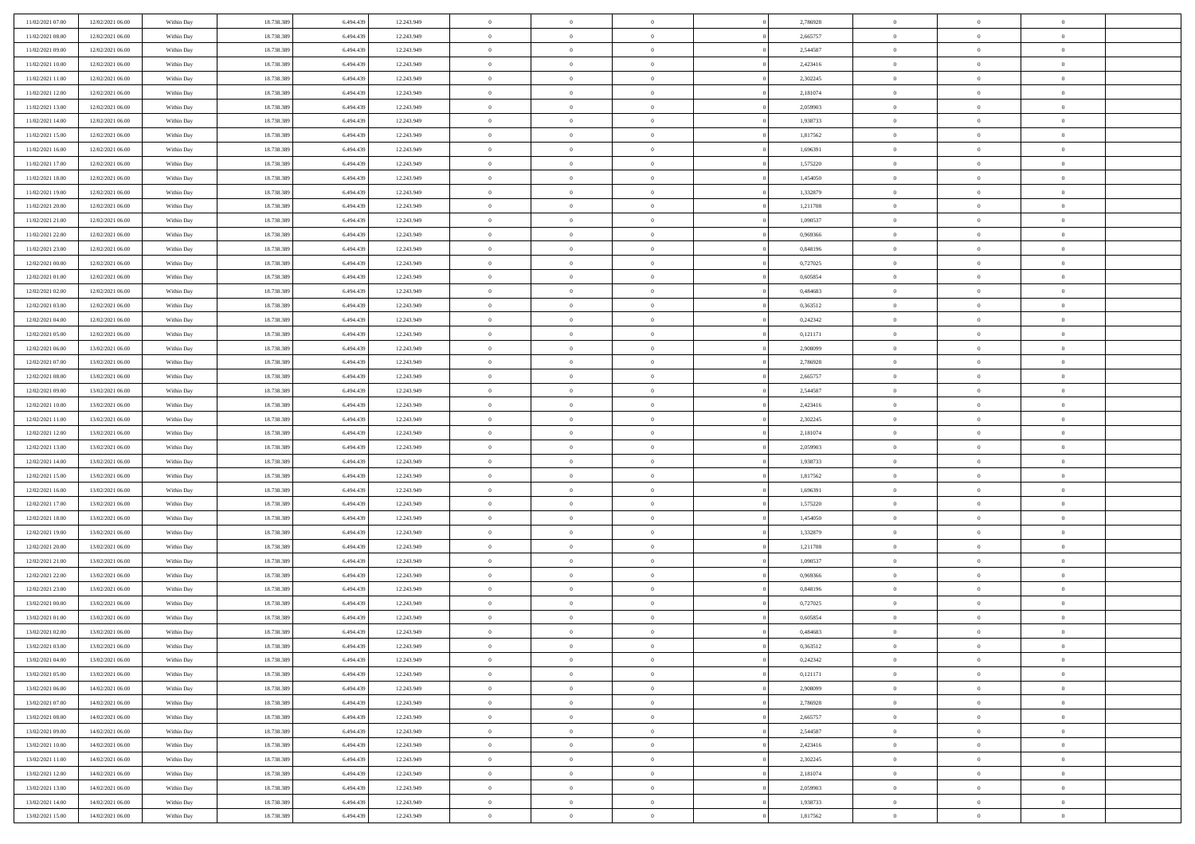| | | | | | | | | | | | | | | |
|---|---|---|---|---|---|---|---|---|---|---|---|---|---|---|
| 11/02/2021 07:00 | 12/02/2021 06:00 | Within Day | 18.738.389 | 6.494.439 | 12.243.949 | 0 | 0 | 0 | | 2,786928 | 0 | 0 | 0 | |
| 11/02/2021 08:00 | 12/02/2021 06:00 | Within Day | 18.738.389 | 6.494.439 | 12.243.949 | 0 | 0 | 0 | | 2,665757 | 0 | 0 | 0 | |
| 11/02/2021 09:00 | 12/02/2021 06:00 | Within Day | 18.738.389 | 6.494.439 | 12.243.949 | 0 | 0 | 0 | | 2,544587 | 0 | 0 | 0 | |
| 11/02/2021 10:00 | 12/02/2021 06:00 | Within Day | 18.738.389 | 6.494.439 | 12.243.949 | 0 | 0 | 0 | | 2,423416 | 0 | 0 | 0 | |
| 11/02/2021 11:00 | 12/02/2021 06:00 | Within Day | 18.738.389 | 6.494.439 | 12.243.949 | 0 | 0 | 0 | | 2,302245 | 0 | 0 | 0 | |
| 11/02/2021 12:00 | 12/02/2021 06:00 | Within Day | 18.738.389 | 6.494.439 | 12.243.949 | 0 | 0 | 0 | | 2,181074 | 0 | 0 | 0 | |
| 11/02/2021 13:00 | 12/02/2021 06:00 | Within Day | 18.738.389 | 6.494.439 | 12.243.949 | 0 | 0 | 0 | | 2,059903 | 0 | 0 | 0 | |
| 11/02/2021 14:00 | 12/02/2021 06:00 | Within Day | 18.738.389 | 6.494.439 | 12.243.949 | 0 | 0 | 0 | | 1,938733 | 0 | 0 | 0 | |
| 11/02/2021 15:00 | 12/02/2021 06:00 | Within Day | 18.738.389 | 6.494.439 | 12.243.949 | 0 | 0 | 0 | | 1,817562 | 0 | 0 | 0 | |
| 11/02/2021 16:00 | 12/02/2021 06:00 | Within Day | 18.738.389 | 6.494.439 | 12.243.949 | 0 | 0 | 0 | | 1,696391 | 0 | 0 | 0 | |
| 11/02/2021 17:00 | 12/02/2021 06:00 | Within Day | 18.738.389 | 6.494.439 | 12.243.949 | 0 | 0 | 0 | | 1,575220 | 0 | 0 | 0 | |
| 11/02/2021 18:00 | 12/02/2021 06:00 | Within Day | 18.738.389 | 6.494.439 | 12.243.949 | 0 | 0 | 0 | | 1,454050 | 0 | 0 | 0 | |
| 11/02/2021 19:00 | 12/02/2021 06:00 | Within Day | 18.738.389 | 6.494.439 | 12.243.949 | 0 | 0 | 0 | | 1,332879 | 0 | 0 | 0 | |
| 11/02/2021 20:00 | 12/02/2021 06:00 | Within Day | 18.738.389 | 6.494.439 | 12.243.949 | 0 | 0 | 0 | | 1,211708 | 0 | 0 | 0 | |
| 11/02/2021 21:00 | 12/02/2021 06:00 | Within Day | 18.738.389 | 6.494.439 | 12.243.949 | 0 | 0 | 0 | | 1,090537 | 0 | 0 | 0 | |
| 11/02/2021 22:00 | 12/02/2021 06:00 | Within Day | 18.738.389 | 6.494.439 | 12.243.949 | 0 | 0 | 0 | | 0,969366 | 0 | 0 | 0 | |
| 11/02/2021 23:00 | 12/02/2021 06:00 | Within Day | 18.738.389 | 6.494.439 | 12.243.949 | 0 | 0 | 0 | | 0,848196 | 0 | 0 | 0 | |
| 12/02/2021 00:00 | 12/02/2021 06:00 | Within Day | 18.738.389 | 6.494.439 | 12.243.949 | 0 | 0 | 0 | | 0,727025 | 0 | 0 | 0 | |
| 12/02/2021 01:00 | 12/02/2021 06:00 | Within Day | 18.738.389 | 6.494.439 | 12.243.949 | 0 | 0 | 0 | | 0,605854 | 0 | 0 | 0 | |
| 12/02/2021 02:00 | 12/02/2021 06:00 | Within Day | 18.738.389 | 6.494.439 | 12.243.949 | 0 | 0 | 0 | | 0,484683 | 0 | 0 | 0 | |
| 12/02/2021 03:00 | 12/02/2021 06:00 | Within Day | 18.738.389 | 6.494.439 | 12.243.949 | 0 | 0 | 0 | | 0,363512 | 0 | 0 | 0 | |
| 12/02/2021 04:00 | 12/02/2021 06:00 | Within Day | 18.738.389 | 6.494.439 | 12.243.949 | 0 | 0 | 0 | | 0,242342 | 0 | 0 | 0 | |
| 12/02/2021 05:00 | 12/02/2021 06:00 | Within Day | 18.738.389 | 6.494.439 | 12.243.949 | 0 | 0 | 0 | | 0,121171 | 0 | 0 | 0 | |
| 12/02/2021 06:00 | 13/02/2021 06:00 | Within Day | 18.738.389 | 6.494.439 | 12.243.949 | 0 | 0 | 0 | | 2,908099 | 0 | 0 | 0 | |
| 12/02/2021 07:00 | 13/02/2021 06:00 | Within Day | 18.738.389 | 6.494.439 | 12.243.949 | 0 | 0 | 0 | | 2,786928 | 0 | 0 | 0 | |
| 12/02/2021 08:00 | 13/02/2021 06:00 | Within Day | 18.738.389 | 6.494.439 | 12.243.949 | 0 | 0 | 0 | | 2,665757 | 0 | 0 | 0 | |
| 12/02/2021 09:00 | 13/02/2021 06:00 | Within Day | 18.738.389 | 6.494.439 | 12.243.949 | 0 | 0 | 0 | | 2,544587 | 0 | 0 | 0 | |
| 12/02/2021 10:00 | 13/02/2021 06:00 | Within Day | 18.738.389 | 6.494.439 | 12.243.949 | 0 | 0 | 0 | | 2,423416 | 0 | 0 | 0 | |
| 12/02/2021 11:00 | 13/02/2021 06:00 | Within Day | 18.738.389 | 6.494.439 | 12.243.949 | 0 | 0 | 0 | | 2,302245 | 0 | 0 | 0 | |
| 12/02/2021 12:00 | 13/02/2021 06:00 | Within Day | 18.738.389 | 6.494.439 | 12.243.949 | 0 | 0 | 0 | | 2,181074 | 0 | 0 | 0 | |
| 12/02/2021 13:00 | 13/02/2021 06:00 | Within Day | 18.738.389 | 6.494.439 | 12.243.949 | 0 | 0 | 0 | | 2,059903 | 0 | 0 | 0 | |
| 12/02/2021 14:00 | 13/02/2021 06:00 | Within Day | 18.738.389 | 6.494.439 | 12.243.949 | 0 | 0 | 0 | | 1,938733 | 0 | 0 | 0 | |
| 12/02/2021 15:00 | 13/02/2021 06:00 | Within Day | 18.738.389 | 6.494.439 | 12.243.949 | 0 | 0 | 0 | | 1,817562 | 0 | 0 | 0 | |
| 12/02/2021 16:00 | 13/02/2021 06:00 | Within Day | 18.738.389 | 6.494.439 | 12.243.949 | 0 | 0 | 0 | | 1,696391 | 0 | 0 | 0 | |
| 12/02/2021 17:00 | 13/02/2021 06:00 | Within Day | 18.738.389 | 6.494.439 | 12.243.949 | 0 | 0 | 0 | | 1,575220 | 0 | 0 | 0 | |
| 12/02/2021 18:00 | 13/02/2021 06:00 | Within Day | 18.738.389 | 6.494.439 | 12.243.949 | 0 | 0 | 0 | | 1,454050 | 0 | 0 | 0 | |
| 12/02/2021 19:00 | 13/02/2021 06:00 | Within Day | 18.738.389 | 6.494.439 | 12.243.949 | 0 | 0 | 0 | | 1,332879 | 0 | 0 | 0 | |
| 12/02/2021 20:00 | 13/02/2021 06:00 | Within Day | 18.738.389 | 6.494.439 | 12.243.949 | 0 | 0 | 0 | | 1,211708 | 0 | 0 | 0 | |
| 12/02/2021 21:00 | 13/02/2021 06:00 | Within Day | 18.738.389 | 6.494.439 | 12.243.949 | 0 | 0 | 0 | | 1,090537 | 0 | 0 | 0 | |
| 12/02/2021 22:00 | 13/02/2021 06:00 | Within Day | 18.738.389 | 6.494.439 | 12.243.949 | 0 | 0 | 0 | | 0,969366 | 0 | 0 | 0 | |
| 12/02/2021 23:00 | 13/02/2021 06:00 | Within Day | 18.738.389 | 6.494.439 | 12.243.949 | 0 | 0 | 0 | | 0,848196 | 0 | 0 | 0 | |
| 13/02/2021 00:00 | 13/02/2021 06:00 | Within Day | 18.738.389 | 6.494.439 | 12.243.949 | 0 | 0 | 0 | | 0,727025 | 0 | 0 | 0 | |
| 13/02/2021 01:00 | 13/02/2021 06:00 | Within Day | 18.738.389 | 6.494.439 | 12.243.949 | 0 | 0 | 0 | | 0,605854 | 0 | 0 | 0 | |
| 13/02/2021 02:00 | 13/02/2021 06:00 | Within Day | 18.738.389 | 6.494.439 | 12.243.949 | 0 | 0 | 0 | | 0,484683 | 0 | 0 | 0 | |
| 13/02/2021 03:00 | 13/02/2021 06:00 | Within Day | 18.738.389 | 6.494.439 | 12.243.949 | 0 | 0 | 0 | | 0,363512 | 0 | 0 | 0 | |
| 13/02/2021 04:00 | 13/02/2021 06:00 | Within Day | 18.738.389 | 6.494.439 | 12.243.949 | 0 | 0 | 0 | | 0,242342 | 0 | 0 | 0 | |
| 13/02/2021 05:00 | 13/02/2021 06:00 | Within Day | 18.738.389 | 6.494.439 | 12.243.949 | 0 | 0 | 0 | | 0,121171 | 0 | 0 | 0 | |
| 13/02/2021 06:00 | 14/02/2021 06:00 | Within Day | 18.738.389 | 6.494.439 | 12.243.949 | 0 | 0 | 0 | | 2,908099 | 0 | 0 | 0 | |
| 13/02/2021 07:00 | 14/02/2021 06:00 | Within Day | 18.738.389 | 6.494.439 | 12.243.949 | 0 | 0 | 0 | | 2,786928 | 0 | 0 | 0 | |
| 13/02/2021 08:00 | 14/02/2021 06:00 | Within Day | 18.738.389 | 6.494.439 | 12.243.949 | 0 | 0 | 0 | | 2,665757 | 0 | 0 | 0 | |
| 13/02/2021 09:00 | 14/02/2021 06:00 | Within Day | 18.738.389 | 6.494.439 | 12.243.949 | 0 | 0 | 0 | | 2,544587 | 0 | 0 | 0 | |
| 13/02/2021 10:00 | 14/02/2021 06:00 | Within Day | 18.738.389 | 6.494.439 | 12.243.949 | 0 | 0 | 0 | | 2,423416 | 0 | 0 | 0 | |
| 13/02/2021 11:00 | 14/02/2021 06:00 | Within Day | 18.738.389 | 6.494.439 | 12.243.949 | 0 | 0 | 0 | | 2,302245 | 0 | 0 | 0 | |
| 13/02/2021 12:00 | 14/02/2021 06:00 | Within Day | 18.738.389 | 6.494.439 | 12.243.949 | 0 | 0 | 0 | | 2,181074 | 0 | 0 | 0 | |
| 13/02/2021 13:00 | 14/02/2021 06:00 | Within Day | 18.738.389 | 6.494.439 | 12.243.949 | 0 | 0 | 0 | | 2,059903 | 0 | 0 | 0 | |
| 13/02/2021 14:00 | 14/02/2021 06:00 | Within Day | 18.738.389 | 6.494.439 | 12.243.949 | 0 | 0 | 0 | | 1,938733 | 0 | 0 | 0 | |
| 13/02/2021 15:00 | 14/02/2021 06:00 | Within Day | 18.738.389 | 6.494.439 | 12.243.949 | 0 | 0 | 0 | | 1,817562 | 0 | 0 | 0 | |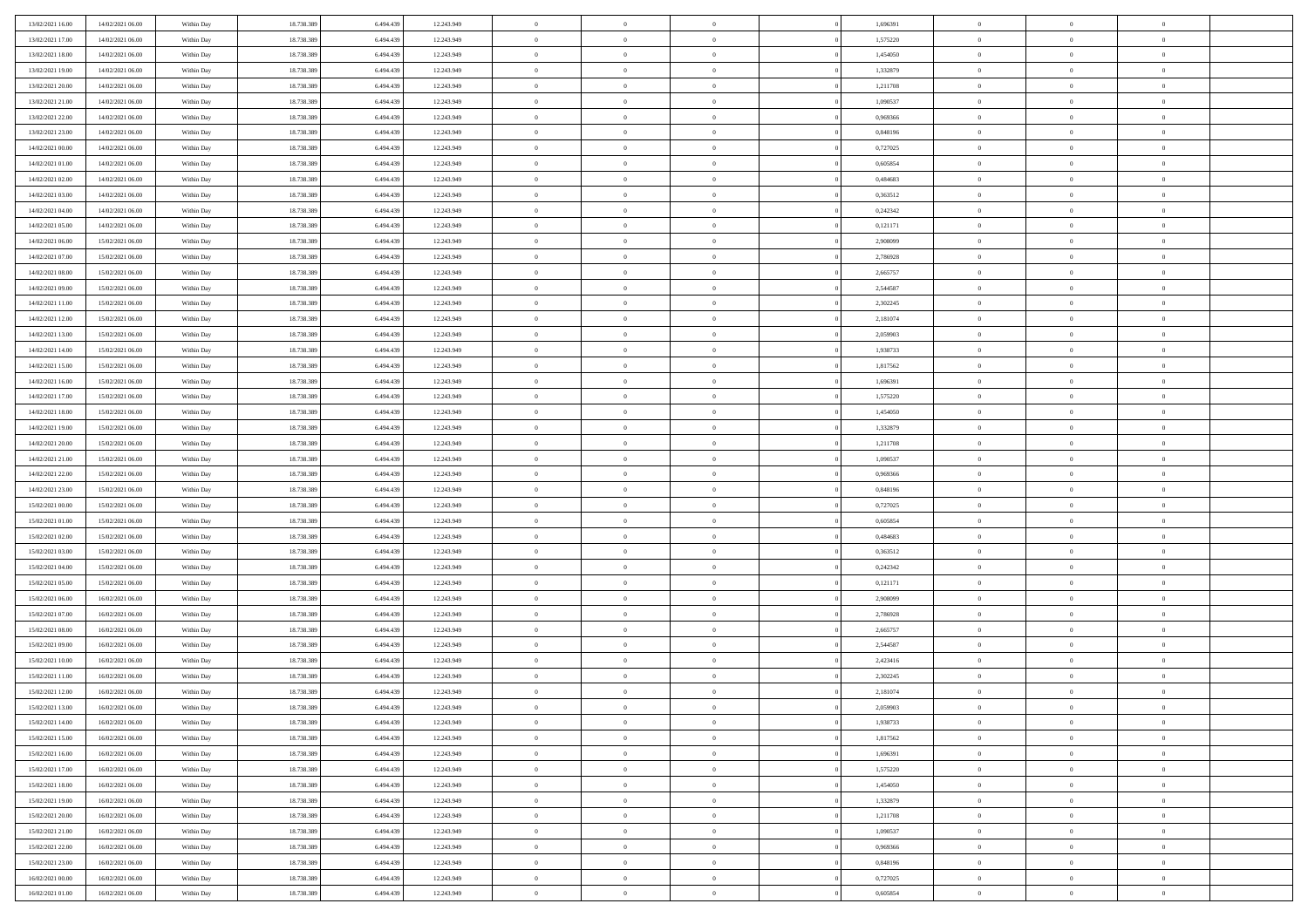| | | | | | | | | | | | | | | |
|---|---|---|---|---|---|---|---|---|---|---|---|---|---|---|
| 13/02/2021 16:00 | 14/02/2021 06:00 | Within Day | 18.738.389 | 6.494.439 | 12.243.949 | 0 | 0 | 0 | | 1,696391 | 0 | 0 | 0 | |
| 13/02/2021 17:00 | 14/02/2021 06:00 | Within Day | 18.738.389 | 6.494.439 | 12.243.949 | 0 | 0 | 0 | | 1,575220 | 0 | 0 | 0 | |
| 13/02/2021 18:00 | 14/02/2021 06:00 | Within Day | 18.738.389 | 6.494.439 | 12.243.949 | 0 | 0 | 0 | | 1,454050 | 0 | 0 | 0 | |
| 13/02/2021 19:00 | 14/02/2021 06:00 | Within Day | 18.738.389 | 6.494.439 | 12.243.949 | 0 | 0 | 0 | | 1,332879 | 0 | 0 | 0 | |
| 13/02/2021 20:00 | 14/02/2021 06:00 | Within Day | 18.738.389 | 6.494.439 | 12.243.949 | 0 | 0 | 0 | | 1,211708 | 0 | 0 | 0 | |
| 13/02/2021 21:00 | 14/02/2021 06:00 | Within Day | 18.738.389 | 6.494.439 | 12.243.949 | 0 | 0 | 0 | | 1,090537 | 0 | 0 | 0 | |
| 13/02/2021 22:00 | 14/02/2021 06:00 | Within Day | 18.738.389 | 6.494.439 | 12.243.949 | 0 | 0 | 0 | | 0,969366 | 0 | 0 | 0 | |
| 13/02/2021 23:00 | 14/02/2021 06:00 | Within Day | 18.738.389 | 6.494.439 | 12.243.949 | 0 | 0 | 0 | | 0,848196 | 0 | 0 | 0 | |
| 14/02/2021 00:00 | 14/02/2021 06:00 | Within Day | 18.738.389 | 6.494.439 | 12.243.949 | 0 | 0 | 0 | | 0,727025 | 0 | 0 | 0 | |
| 14/02/2021 01:00 | 14/02/2021 06:00 | Within Day | 18.738.389 | 6.494.439 | 12.243.949 | 0 | 0 | 0 | | 0,605854 | 0 | 0 | 0 | |
| 14/02/2021 02:00 | 14/02/2021 06:00 | Within Day | 18.738.389 | 6.494.439 | 12.243.949 | 0 | 0 | 0 | | 0,484683 | 0 | 0 | 0 | |
| 14/02/2021 03:00 | 14/02/2021 06:00 | Within Day | 18.738.389 | 6.494.439 | 12.243.949 | 0 | 0 | 0 | | 0,363512 | 0 | 0 | 0 | |
| 14/02/2021 04:00 | 14/02/2021 06:00 | Within Day | 18.738.389 | 6.494.439 | 12.243.949 | 0 | 0 | 0 | | 0,242342 | 0 | 0 | 0 | |
| 14/02/2021 05:00 | 14/02/2021 06:00 | Within Day | 18.738.389 | 6.494.439 | 12.243.949 | 0 | 0 | 0 | | 0,121171 | 0 | 0 | 0 | |
| 14/02/2021 06:00 | 15/02/2021 06:00 | Within Day | 18.738.389 | 6.494.439 | 12.243.949 | 0 | 0 | 0 | | 2,908099 | 0 | 0 | 0 | |
| 14/02/2021 07:00 | 15/02/2021 06:00 | Within Day | 18.738.389 | 6.494.439 | 12.243.949 | 0 | 0 | 0 | | 2,786928 | 0 | 0 | 0 | |
| 14/02/2021 08:00 | 15/02/2021 06:00 | Within Day | 18.738.389 | 6.494.439 | 12.243.949 | 0 | 0 | 0 | | 2,665757 | 0 | 0 | 0 | |
| 14/02/2021 09:00 | 15/02/2021 06:00 | Within Day | 18.738.389 | 6.494.439 | 12.243.949 | 0 | 0 | 0 | | 2,544587 | 0 | 0 | 0 | |
| 14/02/2021 11:00 | 15/02/2021 06:00 | Within Day | 18.738.389 | 6.494.439 | 12.243.949 | 0 | 0 | 0 | | 2,302245 | 0 | 0 | 0 | |
| 14/02/2021 12:00 | 15/02/2021 06:00 | Within Day | 18.738.389 | 6.494.439 | 12.243.949 | 0 | 0 | 0 | | 2,181074 | 0 | 0 | 0 | |
| 14/02/2021 13:00 | 15/02/2021 06:00 | Within Day | 18.738.389 | 6.494.439 | 12.243.949 | 0 | 0 | 0 | | 2,059903 | 0 | 0 | 0 | |
| 14/02/2021 14:00 | 15/02/2021 06:00 | Within Day | 18.738.389 | 6.494.439 | 12.243.949 | 0 | 0 | 0 | | 1,938733 | 0 | 0 | 0 | |
| 14/02/2021 15:00 | 15/02/2021 06:00 | Within Day | 18.738.389 | 6.494.439 | 12.243.949 | 0 | 0 | 0 | | 1,817562 | 0 | 0 | 0 | |
| 14/02/2021 16:00 | 15/02/2021 06:00 | Within Day | 18.738.389 | 6.494.439 | 12.243.949 | 0 | 0 | 0 | | 1,696391 | 0 | 0 | 0 | |
| 14/02/2021 17:00 | 15/02/2021 06:00 | Within Day | 18.738.389 | 6.494.439 | 12.243.949 | 0 | 0 | 0 | | 1,575220 | 0 | 0 | 0 | |
| 14/02/2021 18:00 | 15/02/2021 06:00 | Within Day | 18.738.389 | 6.494.439 | 12.243.949 | 0 | 0 | 0 | | 1,454050 | 0 | 0 | 0 | |
| 14/02/2021 19:00 | 15/02/2021 06:00 | Within Day | 18.738.389 | 6.494.439 | 12.243.949 | 0 | 0 | 0 | | 1,332879 | 0 | 0 | 0 | |
| 14/02/2021 20:00 | 15/02/2021 06:00 | Within Day | 18.738.389 | 6.494.439 | 12.243.949 | 0 | 0 | 0 | | 1,211708 | 0 | 0 | 0 | |
| 14/02/2021 21:00 | 15/02/2021 06:00 | Within Day | 18.738.389 | 6.494.439 | 12.243.949 | 0 | 0 | 0 | | 1,090537 | 0 | 0 | 0 | |
| 14/02/2021 22:00 | 15/02/2021 06:00 | Within Day | 18.738.389 | 6.494.439 | 12.243.949 | 0 | 0 | 0 | | 0,969366 | 0 | 0 | 0 | |
| 14/02/2021 23:00 | 15/02/2021 06:00 | Within Day | 18.738.389 | 6.494.439 | 12.243.949 | 0 | 0 | 0 | | 0,848196 | 0 | 0 | 0 | |
| 15/02/2021 00:00 | 15/02/2021 06:00 | Within Day | 18.738.389 | 6.494.439 | 12.243.949 | 0 | 0 | 0 | | 0,727025 | 0 | 0 | 0 | |
| 15/02/2021 01:00 | 15/02/2021 06:00 | Within Day | 18.738.389 | 6.494.439 | 12.243.949 | 0 | 0 | 0 | | 0,605854 | 0 | 0 | 0 | |
| 15/02/2021 02:00 | 15/02/2021 06:00 | Within Day | 18.738.389 | 6.494.439 | 12.243.949 | 0 | 0 | 0 | | 0,484683 | 0 | 0 | 0 | |
| 15/02/2021 03:00 | 15/02/2021 06:00 | Within Day | 18.738.389 | 6.494.439 | 12.243.949 | 0 | 0 | 0 | | 0,363512 | 0 | 0 | 0 | |
| 15/02/2021 04:00 | 15/02/2021 06:00 | Within Day | 18.738.389 | 6.494.439 | 12.243.949 | 0 | 0 | 0 | | 0,242342 | 0 | 0 | 0 | |
| 15/02/2021 05:00 | 15/02/2021 06:00 | Within Day | 18.738.389 | 6.494.439 | 12.243.949 | 0 | 0 | 0 | | 0,121171 | 0 | 0 | 0 | |
| 15/02/2021 06:00 | 16/02/2021 06:00 | Within Day | 18.738.389 | 6.494.439 | 12.243.949 | 0 | 0 | 0 | | 2,908099 | 0 | 0 | 0 | |
| 15/02/2021 07:00 | 16/02/2021 06:00 | Within Day | 18.738.389 | 6.494.439 | 12.243.949 | 0 | 0 | 0 | | 2,786928 | 0 | 0 | 0 | |
| 15/02/2021 08:00 | 16/02/2021 06:00 | Within Day | 18.738.389 | 6.494.439 | 12.243.949 | 0 | 0 | 0 | | 2,665757 | 0 | 0 | 0 | |
| 15/02/2021 09:00 | 16/02/2021 06:00 | Within Day | 18.738.389 | 6.494.439 | 12.243.949 | 0 | 0 | 0 | | 2,544587 | 0 | 0 | 0 | |
| 15/02/2021 10:00 | 16/02/2021 06:00 | Within Day | 18.738.389 | 6.494.439 | 12.243.949 | 0 | 0 | 0 | | 2,423416 | 0 | 0 | 0 | |
| 15/02/2021 11:00 | 16/02/2021 06:00 | Within Day | 18.738.389 | 6.494.439 | 12.243.949 | 0 | 0 | 0 | | 2,302245 | 0 | 0 | 0 | |
| 15/02/2021 12:00 | 16/02/2021 06:00 | Within Day | 18.738.389 | 6.494.439 | 12.243.949 | 0 | 0 | 0 | | 2,181074 | 0 | 0 | 0 | |
| 15/02/2021 13:00 | 16/02/2021 06:00 | Within Day | 18.738.389 | 6.494.439 | 12.243.949 | 0 | 0 | 0 | | 2,059903 | 0 | 0 | 0 | |
| 15/02/2021 14:00 | 16/02/2021 06:00 | Within Day | 18.738.389 | 6.494.439 | 12.243.949 | 0 | 0 | 0 | | 1,938733 | 0 | 0 | 0 | |
| 15/02/2021 15:00 | 16/02/2021 06:00 | Within Day | 18.738.389 | 6.494.439 | 12.243.949 | 0 | 0 | 0 | | 1,817562 | 0 | 0 | 0 | |
| 15/02/2021 16:00 | 16/02/2021 06:00 | Within Day | 18.738.389 | 6.494.439 | 12.243.949 | 0 | 0 | 0 | | 1,696391 | 0 | 0 | 0 | |
| 15/02/2021 17:00 | 16/02/2021 06:00 | Within Day | 18.738.389 | 6.494.439 | 12.243.949 | 0 | 0 | 0 | | 1,575220 | 0 | 0 | 0 | |
| 15/02/2021 18:00 | 16/02/2021 06:00 | Within Day | 18.738.389 | 6.494.439 | 12.243.949 | 0 | 0 | 0 | | 1,454050 | 0 | 0 | 0 | |
| 15/02/2021 19:00 | 16/02/2021 06:00 | Within Day | 18.738.389 | 6.494.439 | 12.243.949 | 0 | 0 | 0 | | 1,332879 | 0 | 0 | 0 | |
| 15/02/2021 20:00 | 16/02/2021 06:00 | Within Day | 18.738.389 | 6.494.439 | 12.243.949 | 0 | 0 | 0 | | 1,211708 | 0 | 0 | 0 | |
| 15/02/2021 21:00 | 16/02/2021 06:00 | Within Day | 18.738.389 | 6.494.439 | 12.243.949 | 0 | 0 | 0 | | 1,090537 | 0 | 0 | 0 | |
| 15/02/2021 22:00 | 16/02/2021 06:00 | Within Day | 18.738.389 | 6.494.439 | 12.243.949 | 0 | 0 | 0 | | 0,969366 | 0 | 0 | 0 | |
| 15/02/2021 23:00 | 16/02/2021 06:00 | Within Day | 18.738.389 | 6.494.439 | 12.243.949 | 0 | 0 | 0 | | 0,848196 | 0 | 0 | 0 | |
| 16/02/2021 00:00 | 16/02/2021 06:00 | Within Day | 18.738.389 | 6.494.439 | 12.243.949 | 0 | 0 | 0 | | 0,727025 | 0 | 0 | 0 | |
| 16/02/2021 01:00 | 16/02/2021 06:00 | Within Day | 18.738.389 | 6.494.439 | 12.243.949 | 0 | 0 | 0 | | 0,605854 | 0 | 0 | 0 | |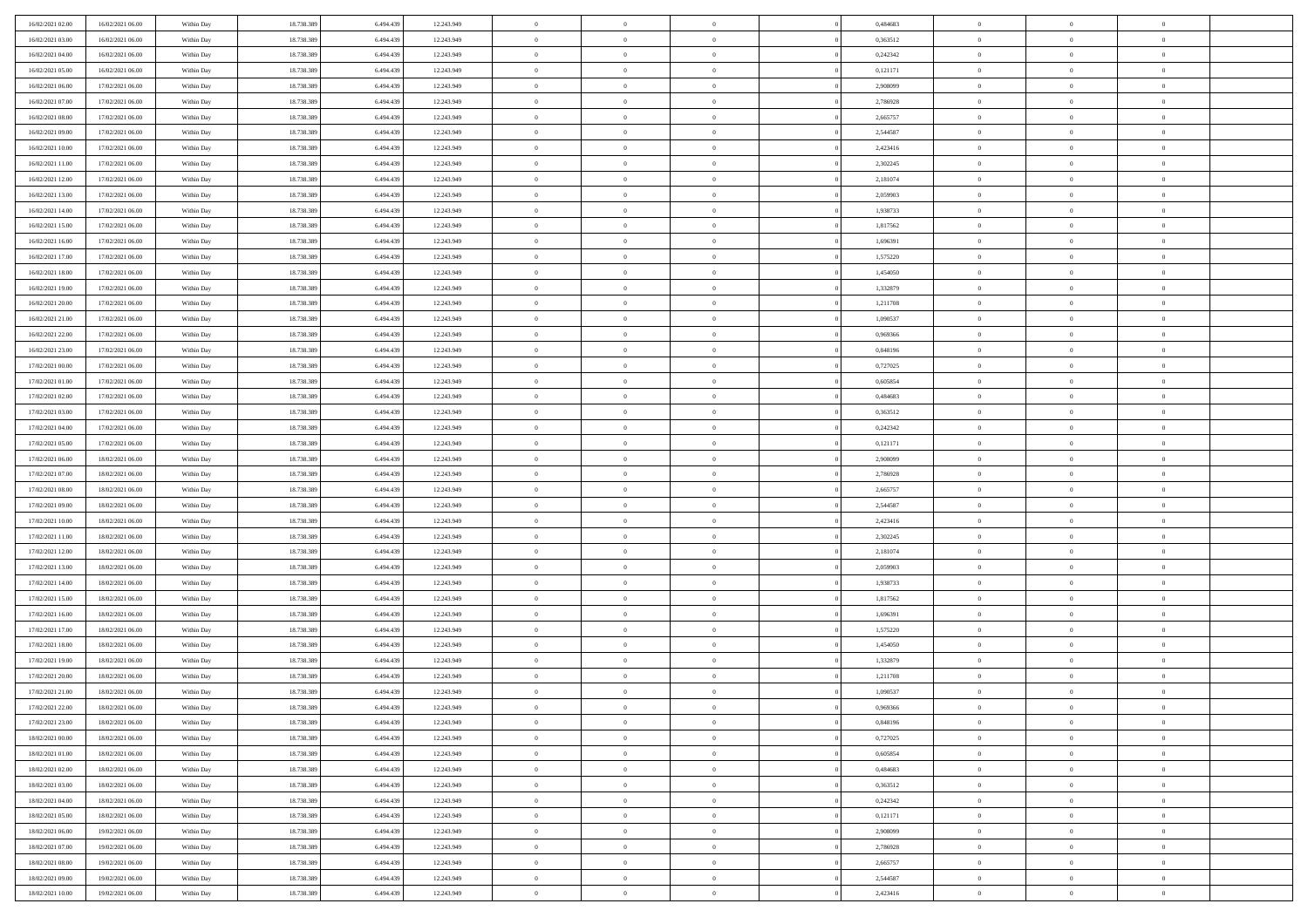| | | | | | | | | | | | | | | |
|---|---|---|---|---|---|---|---|---|---|---|---|---|---|---|
| 16/02/2021 02:00 | 16/02/2021 06:00 | Within Day | 18.738.389 | 6.494.439 | 12.243.949 | 0 | 0 | 0 | | 0,484683 | 0 | 0 | 0 | |
| 16/02/2021 03:00 | 16/02/2021 06:00 | Within Day | 18.738.389 | 6.494.439 | 12.243.949 | 0 | 0 | 0 | | 0,363512 | 0 | 0 | 0 | |
| 16/02/2021 04:00 | 16/02/2021 06:00 | Within Day | 18.738.389 | 6.494.439 | 12.243.949 | 0 | 0 | 0 | | 0,242342 | 0 | 0 | 0 | |
| 16/02/2021 05:00 | 16/02/2021 06:00 | Within Day | 18.738.389 | 6.494.439 | 12.243.949 | 0 | 0 | 0 | | 0,121171 | 0 | 0 | 0 | |
| 16/02/2021 06:00 | 17/02/2021 06:00 | Within Day | 18.738.389 | 6.494.439 | 12.243.949 | 0 | 0 | 0 | | 2,908099 | 0 | 0 | 0 | |
| 16/02/2021 07:00 | 17/02/2021 06:00 | Within Day | 18.738.389 | 6.494.439 | 12.243.949 | 0 | 0 | 0 | | 2,786928 | 0 | 0 | 0 | |
| 16/02/2021 08:00 | 17/02/2021 06:00 | Within Day | 18.738.389 | 6.494.439 | 12.243.949 | 0 | 0 | 0 | | 2,665757 | 0 | 0 | 0 | |
| 16/02/2021 09:00 | 17/02/2021 06:00 | Within Day | 18.738.389 | 6.494.439 | 12.243.949 | 0 | 0 | 0 | | 2,544587 | 0 | 0 | 0 | |
| 16/02/2021 10:00 | 17/02/2021 06:00 | Within Day | 18.738.389 | 6.494.439 | 12.243.949 | 0 | 0 | 0 | | 2,423416 | 0 | 0 | 0 | |
| 16/02/2021 11:00 | 17/02/2021 06:00 | Within Day | 18.738.389 | 6.494.439 | 12.243.949 | 0 | 0 | 0 | | 2,302245 | 0 | 0 | 0 | |
| 16/02/2021 12:00 | 17/02/2021 06:00 | Within Day | 18.738.389 | 6.494.439 | 12.243.949 | 0 | 0 | 0 | | 2,181074 | 0 | 0 | 0 | |
| 16/02/2021 13:00 | 17/02/2021 06:00 | Within Day | 18.738.389 | 6.494.439 | 12.243.949 | 0 | 0 | 0 | | 2,059903 | 0 | 0 | 0 | |
| 16/02/2021 14:00 | 17/02/2021 06:00 | Within Day | 18.738.389 | 6.494.439 | 12.243.949 | 0 | 0 | 0 | | 1,938733 | 0 | 0 | 0 | |
| 16/02/2021 15:00 | 17/02/2021 06:00 | Within Day | 18.738.389 | 6.494.439 | 12.243.949 | 0 | 0 | 0 | | 1,817562 | 0 | 0 | 0 | |
| 16/02/2021 16:00 | 17/02/2021 06:00 | Within Day | 18.738.389 | 6.494.439 | 12.243.949 | 0 | 0 | 0 | | 1,696391 | 0 | 0 | 0 | |
| 16/02/2021 17:00 | 17/02/2021 06:00 | Within Day | 18.738.389 | 6.494.439 | 12.243.949 | 0 | 0 | 0 | | 1,575220 | 0 | 0 | 0 | |
| 16/02/2021 18:00 | 17/02/2021 06:00 | Within Day | 18.738.389 | 6.494.439 | 12.243.949 | 0 | 0 | 0 | | 1,454050 | 0 | 0 | 0 | |
| 16/02/2021 19:00 | 17/02/2021 06:00 | Within Day | 18.738.389 | 6.494.439 | 12.243.949 | 0 | 0 | 0 | | 1,332879 | 0 | 0 | 0 | |
| 16/02/2021 20:00 | 17/02/2021 06:00 | Within Day | 18.738.389 | 6.494.439 | 12.243.949 | 0 | 0 | 0 | | 1,211708 | 0 | 0 | 0 | |
| 16/02/2021 21:00 | 17/02/2021 06:00 | Within Day | 18.738.389 | 6.494.439 | 12.243.949 | 0 | 0 | 0 | | 1,090537 | 0 | 0 | 0 | |
| 16/02/2021 22:00 | 17/02/2021 06:00 | Within Day | 18.738.389 | 6.494.439 | 12.243.949 | 0 | 0 | 0 | | 0,969366 | 0 | 0 | 0 | |
| 16/02/2021 23:00 | 17/02/2021 06:00 | Within Day | 18.738.389 | 6.494.439 | 12.243.949 | 0 | 0 | 0 | | 0,848196 | 0 | 0 | 0 | |
| 17/02/2021 00:00 | 17/02/2021 06:00 | Within Day | 18.738.389 | 6.494.439 | 12.243.949 | 0 | 0 | 0 | | 0,727025 | 0 | 0 | 0 | |
| 17/02/2021 01:00 | 17/02/2021 06:00 | Within Day | 18.738.389 | 6.494.439 | 12.243.949 | 0 | 0 | 0 | | 0,605854 | 0 | 0 | 0 | |
| 17/02/2021 02:00 | 17/02/2021 06:00 | Within Day | 18.738.389 | 6.494.439 | 12.243.949 | 0 | 0 | 0 | | 0,484683 | 0 | 0 | 0 | |
| 17/02/2021 03:00 | 17/02/2021 06:00 | Within Day | 18.738.389 | 6.494.439 | 12.243.949 | 0 | 0 | 0 | | 0,363512 | 0 | 0 | 0 | |
| 17/02/2021 04:00 | 17/02/2021 06:00 | Within Day | 18.738.389 | 6.494.439 | 12.243.949 | 0 | 0 | 0 | | 0,242342 | 0 | 0 | 0 | |
| 17/02/2021 05:00 | 17/02/2021 06:00 | Within Day | 18.738.389 | 6.494.439 | 12.243.949 | 0 | 0 | 0 | | 0,121171 | 0 | 0 | 0 | |
| 17/02/2021 06:00 | 18/02/2021 06:00 | Within Day | 18.738.389 | 6.494.439 | 12.243.949 | 0 | 0 | 0 | | 2,908099 | 0 | 0 | 0 | |
| 17/02/2021 07:00 | 18/02/2021 06:00 | Within Day | 18.738.389 | 6.494.439 | 12.243.949 | 0 | 0 | 0 | | 2,786928 | 0 | 0 | 0 | |
| 17/02/2021 08:00 | 18/02/2021 06:00 | Within Day | 18.738.389 | 6.494.439 | 12.243.949 | 0 | 0 | 0 | | 2,665757 | 0 | 0 | 0 | |
| 17/02/2021 09:00 | 18/02/2021 06:00 | Within Day | 18.738.389 | 6.494.439 | 12.243.949 | 0 | 0 | 0 | | 2,544587 | 0 | 0 | 0 | |
| 17/02/2021 10:00 | 18/02/2021 06:00 | Within Day | 18.738.389 | 6.494.439 | 12.243.949 | 0 | 0 | 0 | | 2,423416 | 0 | 0 | 0 | |
| 17/02/2021 11:00 | 18/02/2021 06:00 | Within Day | 18.738.389 | 6.494.439 | 12.243.949 | 0 | 0 | 0 | | 2,302245 | 0 | 0 | 0 | |
| 17/02/2021 12:00 | 18/02/2021 06:00 | Within Day | 18.738.389 | 6.494.439 | 12.243.949 | 0 | 0 | 0 | | 2,181074 | 0 | 0 | 0 | |
| 17/02/2021 13:00 | 18/02/2021 06:00 | Within Day | 18.738.389 | 6.494.439 | 12.243.949 | 0 | 0 | 0 | | 2,059903 | 0 | 0 | 0 | |
| 17/02/2021 14:00 | 18/02/2021 06:00 | Within Day | 18.738.389 | 6.494.439 | 12.243.949 | 0 | 0 | 0 | | 1,938733 | 0 | 0 | 0 | |
| 17/02/2021 15:00 | 18/02/2021 06:00 | Within Day | 18.738.389 | 6.494.439 | 12.243.949 | 0 | 0 | 0 | | 1,817562 | 0 | 0 | 0 | |
| 17/02/2021 16:00 | 18/02/2021 06:00 | Within Day | 18.738.389 | 6.494.439 | 12.243.949 | 0 | 0 | 0 | | 1,696391 | 0 | 0 | 0 | |
| 17/02/2021 17:00 | 18/02/2021 06:00 | Within Day | 18.738.389 | 6.494.439 | 12.243.949 | 0 | 0 | 0 | | 1,575220 | 0 | 0 | 0 | |
| 17/02/2021 18:00 | 18/02/2021 06:00 | Within Day | 18.738.389 | 6.494.439 | 12.243.949 | 0 | 0 | 0 | | 1,454050 | 0 | 0 | 0 | |
| 17/02/2021 19:00 | 18/02/2021 06:00 | Within Day | 18.738.389 | 6.494.439 | 12.243.949 | 0 | 0 | 0 | | 1,332879 | 0 | 0 | 0 | |
| 17/02/2021 20:00 | 18/02/2021 06:00 | Within Day | 18.738.389 | 6.494.439 | 12.243.949 | 0 | 0 | 0 | | 1,211708 | 0 | 0 | 0 | |
| 17/02/2021 21:00 | 18/02/2021 06:00 | Within Day | 18.738.389 | 6.494.439 | 12.243.949 | 0 | 0 | 0 | | 1,090537 | 0 | 0 | 0 | |
| 17/02/2021 22:00 | 18/02/2021 06:00 | Within Day | 18.738.389 | 6.494.439 | 12.243.949 | 0 | 0 | 0 | | 0,969366 | 0 | 0 | 0 | |
| 17/02/2021 23:00 | 18/02/2021 06:00 | Within Day | 18.738.389 | 6.494.439 | 12.243.949 | 0 | 0 | 0 | | 0,848196 | 0 | 0 | 0 | |
| 18/02/2021 00:00 | 18/02/2021 06:00 | Within Day | 18.738.389 | 6.494.439 | 12.243.949 | 0 | 0 | 0 | | 0,727025 | 0 | 0 | 0 | |
| 18/02/2021 01:00 | 18/02/2021 06:00 | Within Day | 18.738.389 | 6.494.439 | 12.243.949 | 0 | 0 | 0 | | 0,605854 | 0 | 0 | 0 | |
| 18/02/2021 02:00 | 18/02/2021 06:00 | Within Day | 18.738.389 | 6.494.439 | 12.243.949 | 0 | 0 | 0 | | 0,484683 | 0 | 0 | 0 | |
| 18/02/2021 03:00 | 18/02/2021 06:00 | Within Day | 18.738.389 | 6.494.439 | 12.243.949 | 0 | 0 | 0 | | 0,363512 | 0 | 0 | 0 | |
| 18/02/2021 04:00 | 18/02/2021 06:00 | Within Day | 18.738.389 | 6.494.439 | 12.243.949 | 0 | 0 | 0 | | 0,242342 | 0 | 0 | 0 | |
| 18/02/2021 05:00 | 18/02/2021 06:00 | Within Day | 18.738.389 | 6.494.439 | 12.243.949 | 0 | 0 | 0 | | 0,121171 | 0 | 0 | 0 | |
| 18/02/2021 06:00 | 19/02/2021 06:00 | Within Day | 18.738.389 | 6.494.439 | 12.243.949 | 0 | 0 | 0 | | 2,908099 | 0 | 0 | 0 | |
| 18/02/2021 07:00 | 19/02/2021 06:00 | Within Day | 18.738.389 | 6.494.439 | 12.243.949 | 0 | 0 | 0 | | 2,786928 | 0 | 0 | 0 | |
| 18/02/2021 08:00 | 19/02/2021 06:00 | Within Day | 18.738.389 | 6.494.439 | 12.243.949 | 0 | 0 | 0 | | 2,665757 | 0 | 0 | 0 | |
| 18/02/2021 09:00 | 19/02/2021 06:00 | Within Day | 18.738.389 | 6.494.439 | 12.243.949 | 0 | 0 | 0 | | 2,544587 | 0 | 0 | 0 | |
| 18/02/2021 10:00 | 19/02/2021 06:00 | Within Day | 18.738.389 | 6.494.439 | 12.243.949 | 0 | 0 | 0 | | 2,423416 | 0 | 0 | 0 | |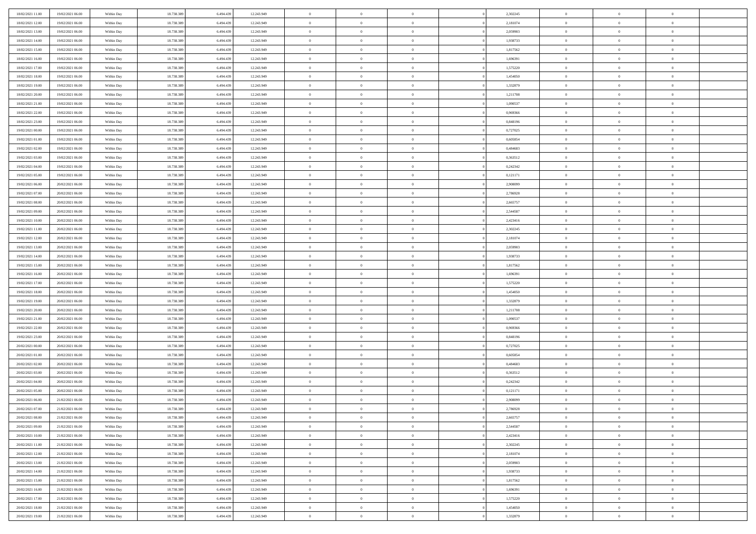| | | | | | | | | | | | | | | |
|---|---|---|---|---|---|---|---|---|---|---|---|---|---|---|
| 18/02/2021 11:00 | 19/02/2021 06:00 | Within Day | 18.738.389 | 6.494.439 | 12.243.949 | 0 | 0 | 0 | | 2,302245 | 0 | 0 | 0 | |
| 18/02/2021 12:00 | 19/02/2021 06:00 | Within Day | 18.738.389 | 6.494.439 | 12.243.949 | 0 | 0 | 0 | | 2,181074 | 0 | 0 | 0 | |
| 18/02/2021 13:00 | 19/02/2021 06:00 | Within Day | 18.738.389 | 6.494.439 | 12.243.949 | 0 | 0 | 0 | | 2,059903 | 0 | 0 | 0 | |
| 18/02/2021 14:00 | 19/02/2021 06:00 | Within Day | 18.738.389 | 6.494.439 | 12.243.949 | 0 | 0 | 0 | | 1,938733 | 0 | 0 | 0 | |
| 18/02/2021 15:00 | 19/02/2021 06:00 | Within Day | 18.738.389 | 6.494.439 | 12.243.949 | 0 | 0 | 0 | | 1,817562 | 0 | 0 | 0 | |
| 18/02/2021 16:00 | 19/02/2021 06:00 | Within Day | 18.738.389 | 6.494.439 | 12.243.949 | 0 | 0 | 0 | | 1,696391 | 0 | 0 | 0 | |
| 18/02/2021 17:00 | 19/02/2021 06:00 | Within Day | 18.738.389 | 6.494.439 | 12.243.949 | 0 | 0 | 0 | | 1,575220 | 0 | 0 | 0 | |
| 18/02/2021 18:00 | 19/02/2021 06:00 | Within Day | 18.738.389 | 6.494.439 | 12.243.949 | 0 | 0 | 0 | | 1,454050 | 0 | 0 | 0 | |
| 18/02/2021 19:00 | 19/02/2021 06:00 | Within Day | 18.738.389 | 6.494.439 | 12.243.949 | 0 | 0 | 0 | | 1,332879 | 0 | 0 | 0 | |
| 18/02/2021 20:00 | 19/02/2021 06:00 | Within Day | 18.738.389 | 6.494.439 | 12.243.949 | 0 | 0 | 0 | | 1,211708 | 0 | 0 | 0 | |
| 18/02/2021 21:00 | 19/02/2021 06:00 | Within Day | 18.738.389 | 6.494.439 | 12.243.949 | 0 | 0 | 0 | | 1,090537 | 0 | 0 | 0 | |
| 18/02/2021 22:00 | 19/02/2021 06:00 | Within Day | 18.738.389 | 6.494.439 | 12.243.949 | 0 | 0 | 0 | | 0,969366 | 0 | 0 | 0 | |
| 18/02/2021 23:00 | 19/02/2021 06:00 | Within Day | 18.738.389 | 6.494.439 | 12.243.949 | 0 | 0 | 0 | | 0,848196 | 0 | 0 | 0 | |
| 19/02/2021 00:00 | 19/02/2021 06:00 | Within Day | 18.738.389 | 6.494.439 | 12.243.949 | 0 | 0 | 0 | | 0,727025 | 0 | 0 | 0 | |
| 19/02/2021 01:00 | 19/02/2021 06:00 | Within Day | 18.738.389 | 6.494.439 | 12.243.949 | 0 | 0 | 0 | | 0,605854 | 0 | 0 | 0 | |
| 19/02/2021 02:00 | 19/02/2021 06:00 | Within Day | 18.738.389 | 6.494.439 | 12.243.949 | 0 | 0 | 0 | | 0,484683 | 0 | 0 | 0 | |
| 19/02/2021 03:00 | 19/02/2021 06:00 | Within Day | 18.738.389 | 6.494.439 | 12.243.949 | 0 | 0 | 0 | | 0,363512 | 0 | 0 | 0 | |
| 19/02/2021 04:00 | 19/02/2021 06:00 | Within Day | 18.738.389 | 6.494.439 | 12.243.949 | 0 | 0 | 0 | | 0,242342 | 0 | 0 | 0 | |
| 19/02/2021 05:00 | 19/02/2021 06:00 | Within Day | 18.738.389 | 6.494.439 | 12.243.949 | 0 | 0 | 0 | | 0,121171 | 0 | 0 | 0 | |
| 19/02/2021 06:00 | 20/02/2021 06:00 | Within Day | 18.738.389 | 6.494.439 | 12.243.949 | 0 | 0 | 0 | | 2,908099 | 0 | 0 | 0 | |
| 19/02/2021 07:00 | 20/02/2021 06:00 | Within Day | 18.738.389 | 6.494.439 | 12.243.949 | 0 | 0 | 0 | | 2,786928 | 0 | 0 | 0 | |
| 19/02/2021 08:00 | 20/02/2021 06:00 | Within Day | 18.738.389 | 6.494.439 | 12.243.949 | 0 | 0 | 0 | | 2,665757 | 0 | 0 | 0 | |
| 19/02/2021 09:00 | 20/02/2021 06:00 | Within Day | 18.738.389 | 6.494.439 | 12.243.949 | 0 | 0 | 0 | | 2,544587 | 0 | 0 | 0 | |
| 19/02/2021 10:00 | 20/02/2021 06:00 | Within Day | 18.738.389 | 6.494.439 | 12.243.949 | 0 | 0 | 0 | | 2,423416 | 0 | 0 | 0 | |
| 19/02/2021 11:00 | 20/02/2021 06:00 | Within Day | 18.738.389 | 6.494.439 | 12.243.949 | 0 | 0 | 0 | | 2,302245 | 0 | 0 | 0 | |
| 19/02/2021 12:00 | 20/02/2021 06:00 | Within Day | 18.738.389 | 6.494.439 | 12.243.949 | 0 | 0 | 0 | | 2,181074 | 0 | 0 | 0 | |
| 19/02/2021 13:00 | 20/02/2021 06:00 | Within Day | 18.738.389 | 6.494.439 | 12.243.949 | 0 | 0 | 0 | | 2,059903 | 0 | 0 | 0 | |
| 19/02/2021 14:00 | 20/02/2021 06:00 | Within Day | 18.738.389 | 6.494.439 | 12.243.949 | 0 | 0 | 0 | | 1,938733 | 0 | 0 | 0 | |
| 19/02/2021 15:00 | 20/02/2021 06:00 | Within Day | 18.738.389 | 6.494.439 | 12.243.949 | 0 | 0 | 0 | | 1,817562 | 0 | 0 | 0 | |
| 19/02/2021 16:00 | 20/02/2021 06:00 | Within Day | 18.738.389 | 6.494.439 | 12.243.949 | 0 | 0 | 0 | | 1,696391 | 0 | 0 | 0 | |
| 19/02/2021 17:00 | 20/02/2021 06:00 | Within Day | 18.738.389 | 6.494.439 | 12.243.949 | 0 | 0 | 0 | | 1,575220 | 0 | 0 | 0 | |
| 19/02/2021 18:00 | 20/02/2021 06:00 | Within Day | 18.738.389 | 6.494.439 | 12.243.949 | 0 | 0 | 0 | | 1,454050 | 0 | 0 | 0 | |
| 19/02/2021 19:00 | 20/02/2021 06:00 | Within Day | 18.738.389 | 6.494.439 | 12.243.949 | 0 | 0 | 0 | | 1,332879 | 0 | 0 | 0 | |
| 19/02/2021 20:00 | 20/02/2021 06:00 | Within Day | 18.738.389 | 6.494.439 | 12.243.949 | 0 | 0 | 0 | | 1,211708 | 0 | 0 | 0 | |
| 19/02/2021 21:00 | 20/02/2021 06:00 | Within Day | 18.738.389 | 6.494.439 | 12.243.949 | 0 | 0 | 0 | | 1,090537 | 0 | 0 | 0 | |
| 19/02/2021 22:00 | 20/02/2021 06:00 | Within Day | 18.738.389 | 6.494.439 | 12.243.949 | 0 | 0 | 0 | | 0,969366 | 0 | 0 | 0 | |
| 19/02/2021 23:00 | 20/02/2021 06:00 | Within Day | 18.738.389 | 6.494.439 | 12.243.949 | 0 | 0 | 0 | | 0,848196 | 0 | 0 | 0 | |
| 20/02/2021 00:00 | 20/02/2021 06:00 | Within Day | 18.738.389 | 6.494.439 | 12.243.949 | 0 | 0 | 0 | | 0,727025 | 0 | 0 | 0 | |
| 20/02/2021 01:00 | 20/02/2021 06:00 | Within Day | 18.738.389 | 6.494.439 | 12.243.949 | 0 | 0 | 0 | | 0,605854 | 0 | 0 | 0 | |
| 20/02/2021 02:00 | 20/02/2021 06:00 | Within Day | 18.738.389 | 6.494.439 | 12.243.949 | 0 | 0 | 0 | | 0,484683 | 0 | 0 | 0 | |
| 20/02/2021 03:00 | 20/02/2021 06:00 | Within Day | 18.738.389 | 6.494.439 | 12.243.949 | 0 | 0 | 0 | | 0,363512 | 0 | 0 | 0 | |
| 20/02/2021 04:00 | 20/02/2021 06:00 | Within Day | 18.738.389 | 6.494.439 | 12.243.949 | 0 | 0 | 0 | | 0,242342 | 0 | 0 | 0 | |
| 20/02/2021 05:00 | 20/02/2021 06:00 | Within Day | 18.738.389 | 6.494.439 | 12.243.949 | 0 | 0 | 0 | | 0,121171 | 0 | 0 | 0 | |
| 20/02/2021 06:00 | 21/02/2021 06:00 | Within Day | 18.738.389 | 6.494.439 | 12.243.949 | 0 | 0 | 0 | | 2,908099 | 0 | 0 | 0 | |
| 20/02/2021 07:00 | 21/02/2021 06:00 | Within Day | 18.738.389 | 6.494.439 | 12.243.949 | 0 | 0 | 0 | | 2,786928 | 0 | 0 | 0 | |
| 20/02/2021 08:00 | 21/02/2021 06:00 | Within Day | 18.738.389 | 6.494.439 | 12.243.949 | 0 | 0 | 0 | | 2,665757 | 0 | 0 | 0 | |
| 20/02/2021 09:00 | 21/02/2021 06:00 | Within Day | 18.738.389 | 6.494.439 | 12.243.949 | 0 | 0 | 0 | | 2,544587 | 0 | 0 | 0 | |
| 20/02/2021 10:00 | 21/02/2021 06:00 | Within Day | 18.738.389 | 6.494.439 | 12.243.949 | 0 | 0 | 0 | | 2,423416 | 0 | 0 | 0 | |
| 20/02/2021 11:00 | 21/02/2021 06:00 | Within Day | 18.738.389 | 6.494.439 | 12.243.949 | 0 | 0 | 0 | | 2,302245 | 0 | 0 | 0 | |
| 20/02/2021 12:00 | 21/02/2021 06:00 | Within Day | 18.738.389 | 6.494.439 | 12.243.949 | 0 | 0 | 0 | | 2,181074 | 0 | 0 | 0 | |
| 20/02/2021 13:00 | 21/02/2021 06:00 | Within Day | 18.738.389 | 6.494.439 | 12.243.949 | 0 | 0 | 0 | | 2,059903 | 0 | 0 | 0 | |
| 20/02/2021 14:00 | 21/02/2021 06:00 | Within Day | 18.738.389 | 6.494.439 | 12.243.949 | 0 | 0 | 0 | | 1,938733 | 0 | 0 | 0 | |
| 20/02/2021 15:00 | 21/02/2021 06:00 | Within Day | 18.738.389 | 6.494.439 | 12.243.949 | 0 | 0 | 0 | | 1,817562 | 0 | 0 | 0 | |
| 20/02/2021 16:00 | 21/02/2021 06:00 | Within Day | 18.738.389 | 6.494.439 | 12.243.949 | 0 | 0 | 0 | | 1,696391 | 0 | 0 | 0 | |
| 20/02/2021 17:00 | 21/02/2021 06:00 | Within Day | 18.738.389 | 6.494.439 | 12.243.949 | 0 | 0 | 0 | | 1,575220 | 0 | 0 | 0 | |
| 20/02/2021 18:00 | 21/02/2021 06:00 | Within Day | 18.738.389 | 6.494.439 | 12.243.949 | 0 | 0 | 0 | | 1,454050 | 0 | 0 | 0 | |
| 20/02/2021 19:00 | 21/02/2021 06:00 | Within Day | 18.738.389 | 6.494.439 | 12.243.949 | 0 | 0 | 0 | | 1,332879 | 0 | 0 | 0 | |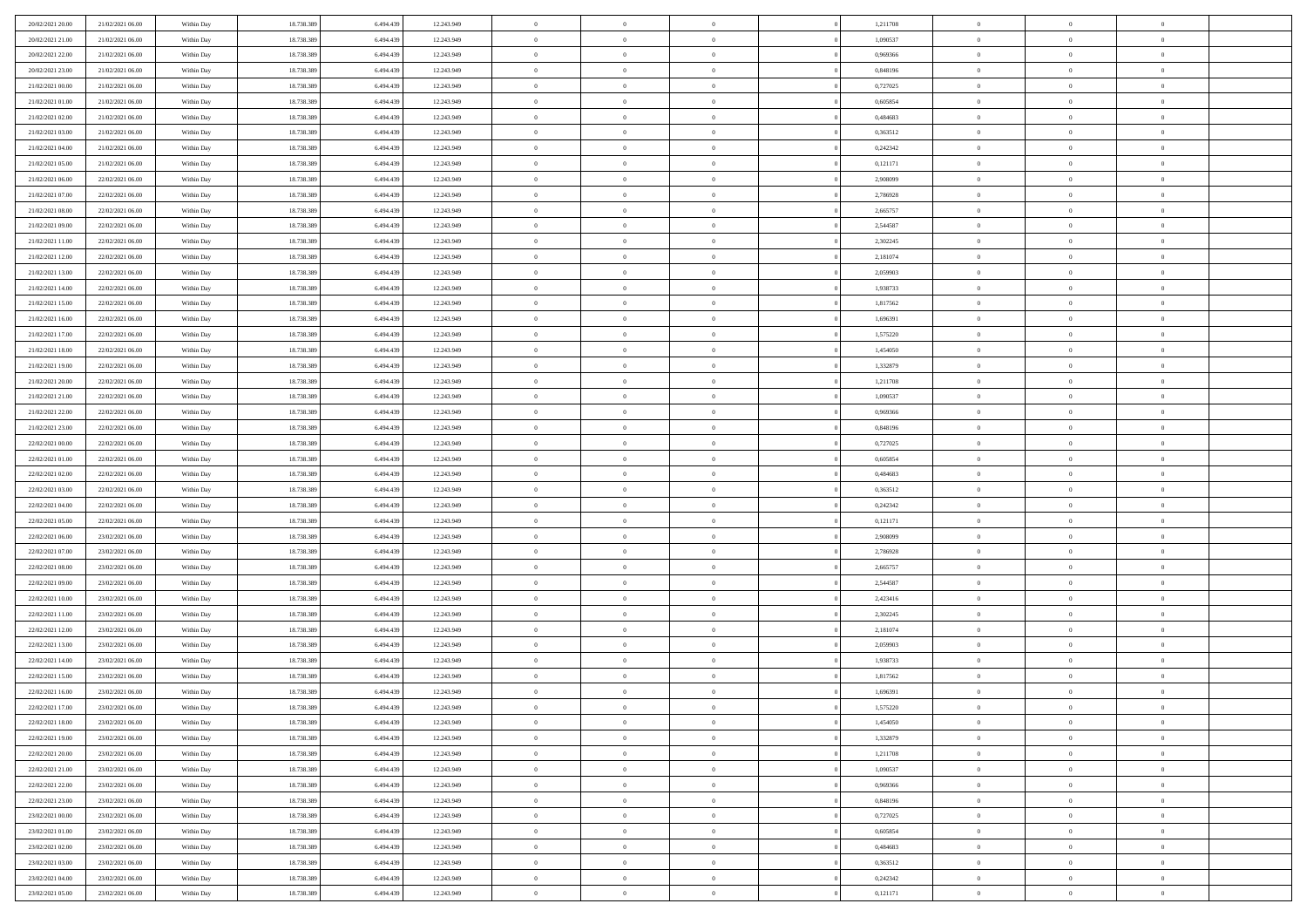| | | | | | | | | | | | | | | |
|---|---|---|---|---|---|---|---|---|---|---|---|---|---|---|
| 20/02/2021 20:00 | 21/02/2021 06:00 | Within Day | 18.738.389 | 6.494.439 | 12.243.949 | 0 | 0 | 0 | | 1,211708 | 0 | 0 | 0 | |
| 20/02/2021 21:00 | 21/02/2021 06:00 | Within Day | 18.738.389 | 6.494.439 | 12.243.949 | 0 | 0 | 0 | | 1,090537 | 0 | 0 | 0 | |
| 20/02/2021 22:00 | 21/02/2021 06:00 | Within Day | 18.738.389 | 6.494.439 | 12.243.949 | 0 | 0 | 0 | | 0,969366 | 0 | 0 | 0 | |
| 20/02/2021 23:00 | 21/02/2021 06:00 | Within Day | 18.738.389 | 6.494.439 | 12.243.949 | 0 | 0 | 0 | | 0,848196 | 0 | 0 | 0 | |
| 21/02/2021 00:00 | 21/02/2021 06:00 | Within Day | 18.738.389 | 6.494.439 | 12.243.949 | 0 | 0 | 0 | | 0,727025 | 0 | 0 | 0 | |
| 21/02/2021 01:00 | 21/02/2021 06:00 | Within Day | 18.738.389 | 6.494.439 | 12.243.949 | 0 | 0 | 0 | | 0,605854 | 0 | 0 | 0 | |
| 21/02/2021 02:00 | 21/02/2021 06:00 | Within Day | 18.738.389 | 6.494.439 | 12.243.949 | 0 | 0 | 0 | | 0,484683 | 0 | 0 | 0 | |
| 21/02/2021 03:00 | 21/02/2021 06:00 | Within Day | 18.738.389 | 6.494.439 | 12.243.949 | 0 | 0 | 0 | | 0,363512 | 0 | 0 | 0 | |
| 21/02/2021 04:00 | 21/02/2021 06:00 | Within Day | 18.738.389 | 6.494.439 | 12.243.949 | 0 | 0 | 0 | | 0,242342 | 0 | 0 | 0 | |
| 21/02/2021 05:00 | 21/02/2021 06:00 | Within Day | 18.738.389 | 6.494.439 | 12.243.949 | 0 | 0 | 0 | | 0,121171 | 0 | 0 | 0 | |
| 21/02/2021 06:00 | 22/02/2021 06:00 | Within Day | 18.738.389 | 6.494.439 | 12.243.949 | 0 | 0 | 0 | | 2,908099 | 0 | 0 | 0 | |
| 21/02/2021 07:00 | 22/02/2021 06:00 | Within Day | 18.738.389 | 6.494.439 | 12.243.949 | 0 | 0 | 0 | | 2,786928 | 0 | 0 | 0 | |
| 21/02/2021 08:00 | 22/02/2021 06:00 | Within Day | 18.738.389 | 6.494.439 | 12.243.949 | 0 | 0 | 0 | | 2,665757 | 0 | 0 | 0 | |
| 21/02/2021 09:00 | 22/02/2021 06:00 | Within Day | 18.738.389 | 6.494.439 | 12.243.949 | 0 | 0 | 0 | | 2,544587 | 0 | 0 | 0 | |
| 21/02/2021 11:00 | 22/02/2021 06:00 | Within Day | 18.738.389 | 6.494.439 | 12.243.949 | 0 | 0 | 0 | | 2,302245 | 0 | 0 | 0 | |
| 21/02/2021 12:00 | 22/02/2021 06:00 | Within Day | 18.738.389 | 6.494.439 | 12.243.949 | 0 | 0 | 0 | | 2,181074 | 0 | 0 | 0 | |
| 21/02/2021 13:00 | 22/02/2021 06:00 | Within Day | 18.738.389 | 6.494.439 | 12.243.949 | 0 | 0 | 0 | | 2,059903 | 0 | 0 | 0 | |
| 21/02/2021 14:00 | 22/02/2021 06:00 | Within Day | 18.738.389 | 6.494.439 | 12.243.949 | 0 | 0 | 0 | | 1,938733 | 0 | 0 | 0 | |
| 21/02/2021 15:00 | 22/02/2021 06:00 | Within Day | 18.738.389 | 6.494.439 | 12.243.949 | 0 | 0 | 0 | | 1,817562 | 0 | 0 | 0 | |
| 21/02/2021 16:00 | 22/02/2021 06:00 | Within Day | 18.738.389 | 6.494.439 | 12.243.949 | 0 | 0 | 0 | | 1,696391 | 0 | 0 | 0 | |
| 21/02/2021 17:00 | 22/02/2021 06:00 | Within Day | 18.738.389 | 6.494.439 | 12.243.949 | 0 | 0 | 0 | | 1,575220 | 0 | 0 | 0 | |
| 21/02/2021 18:00 | 22/02/2021 06:00 | Within Day | 18.738.389 | 6.494.439 | 12.243.949 | 0 | 0 | 0 | | 1,454050 | 0 | 0 | 0 | |
| 21/02/2021 19:00 | 22/02/2021 06:00 | Within Day | 18.738.389 | 6.494.439 | 12.243.949 | 0 | 0 | 0 | | 1,332879 | 0 | 0 | 0 | |
| 21/02/2021 20:00 | 22/02/2021 06:00 | Within Day | 18.738.389 | 6.494.439 | 12.243.949 | 0 | 0 | 0 | | 1,211708 | 0 | 0 | 0 | |
| 21/02/2021 21:00 | 22/02/2021 06:00 | Within Day | 18.738.389 | 6.494.439 | 12.243.949 | 0 | 0 | 0 | | 1,090537 | 0 | 0 | 0 | |
| 21/02/2021 22:00 | 22/02/2021 06:00 | Within Day | 18.738.389 | 6.494.439 | 12.243.949 | 0 | 0 | 0 | | 0,969366 | 0 | 0 | 0 | |
| 21/02/2021 23:00 | 22/02/2021 06:00 | Within Day | 18.738.389 | 6.494.439 | 12.243.949 | 0 | 0 | 0 | | 0,848196 | 0 | 0 | 0 | |
| 22/02/2021 00:00 | 22/02/2021 06:00 | Within Day | 18.738.389 | 6.494.439 | 12.243.949 | 0 | 0 | 0 | | 0,727025 | 0 | 0 | 0 | |
| 22/02/2021 01:00 | 22/02/2021 06:00 | Within Day | 18.738.389 | 6.494.439 | 12.243.949 | 0 | 0 | 0 | | 0,605854 | 0 | 0 | 0 | |
| 22/02/2021 02:00 | 22/02/2021 06:00 | Within Day | 18.738.389 | 6.494.439 | 12.243.949 | 0 | 0 | 0 | | 0,484683 | 0 | 0 | 0 | |
| 22/02/2021 03:00 | 22/02/2021 06:00 | Within Day | 18.738.389 | 6.494.439 | 12.243.949 | 0 | 0 | 0 | | 0,363512 | 0 | 0 | 0 | |
| 22/02/2021 04:00 | 22/02/2021 06:00 | Within Day | 18.738.389 | 6.494.439 | 12.243.949 | 0 | 0 | 0 | | 0,242342 | 0 | 0 | 0 | |
| 22/02/2021 05:00 | 22/02/2021 06:00 | Within Day | 18.738.389 | 6.494.439 | 12.243.949 | 0 | 0 | 0 | | 0,121171 | 0 | 0 | 0 | |
| 22/02/2021 06:00 | 23/02/2021 06:00 | Within Day | 18.738.389 | 6.494.439 | 12.243.949 | 0 | 0 | 0 | | 2,908099 | 0 | 0 | 0 | |
| 22/02/2021 07:00 | 23/02/2021 06:00 | Within Day | 18.738.389 | 6.494.439 | 12.243.949 | 0 | 0 | 0 | | 2,786928 | 0 | 0 | 0 | |
| 22/02/2021 08:00 | 23/02/2021 06:00 | Within Day | 18.738.389 | 6.494.439 | 12.243.949 | 0 | 0 | 0 | | 2,665757 | 0 | 0 | 0 | |
| 22/02/2021 09:00 | 23/02/2021 06:00 | Within Day | 18.738.389 | 6.494.439 | 12.243.949 | 0 | 0 | 0 | | 2,544587 | 0 | 0 | 0 | |
| 22/02/2021 10:00 | 23/02/2021 06:00 | Within Day | 18.738.389 | 6.494.439 | 12.243.949 | 0 | 0 | 0 | | 2,423416 | 0 | 0 | 0 | |
| 22/02/2021 11:00 | 23/02/2021 06:00 | Within Day | 18.738.389 | 6.494.439 | 12.243.949 | 0 | 0 | 0 | | 2,302245 | 0 | 0 | 0 | |
| 22/02/2021 12:00 | 23/02/2021 06:00 | Within Day | 18.738.389 | 6.494.439 | 12.243.949 | 0 | 0 | 0 | | 2,181074 | 0 | 0 | 0 | |
| 22/02/2021 13:00 | 23/02/2021 06:00 | Within Day | 18.738.389 | 6.494.439 | 12.243.949 | 0 | 0 | 0 | | 2,059903 | 0 | 0 | 0 | |
| 22/02/2021 14:00 | 23/02/2021 06:00 | Within Day | 18.738.389 | 6.494.439 | 12.243.949 | 0 | 0 | 0 | | 1,938733 | 0 | 0 | 0 | |
| 22/02/2021 15:00 | 23/02/2021 06:00 | Within Day | 18.738.389 | 6.494.439 | 12.243.949 | 0 | 0 | 0 | | 1,817562 | 0 | 0 | 0 | |
| 22/02/2021 16:00 | 23/02/2021 06:00 | Within Day | 18.738.389 | 6.494.439 | 12.243.949 | 0 | 0 | 0 | | 1,696391 | 0 | 0 | 0 | |
| 22/02/2021 17:00 | 23/02/2021 06:00 | Within Day | 18.738.389 | 6.494.439 | 12.243.949 | 0 | 0 | 0 | | 1,575220 | 0 | 0 | 0 | |
| 22/02/2021 18:00 | 23/02/2021 06:00 | Within Day | 18.738.389 | 6.494.439 | 12.243.949 | 0 | 0 | 0 | | 1,454050 | 0 | 0 | 0 | |
| 22/02/2021 19:00 | 23/02/2021 06:00 | Within Day | 18.738.389 | 6.494.439 | 12.243.949 | 0 | 0 | 0 | | 1,332879 | 0 | 0 | 0 | |
| 22/02/2021 20:00 | 23/02/2021 06:00 | Within Day | 18.738.389 | 6.494.439 | 12.243.949 | 0 | 0 | 0 | | 1,211708 | 0 | 0 | 0 | |
| 22/02/2021 21:00 | 23/02/2021 06:00 | Within Day | 18.738.389 | 6.494.439 | 12.243.949 | 0 | 0 | 0 | | 1,090537 | 0 | 0 | 0 | |
| 22/02/2021 22:00 | 23/02/2021 06:00 | Within Day | 18.738.389 | 6.494.439 | 12.243.949 | 0 | 0 | 0 | | 0,969366 | 0 | 0 | 0 | |
| 22/02/2021 23:00 | 23/02/2021 06:00 | Within Day | 18.738.389 | 6.494.439 | 12.243.949 | 0 | 0 | 0 | | 0,848196 | 0 | 0 | 0 | |
| 23/02/2021 00:00 | 23/02/2021 06:00 | Within Day | 18.738.389 | 6.494.439 | 12.243.949 | 0 | 0 | 0 | | 0,727025 | 0 | 0 | 0 | |
| 23/02/2021 01:00 | 23/02/2021 06:00 | Within Day | 18.738.389 | 6.494.439 | 12.243.949 | 0 | 0 | 0 | | 0,605854 | 0 | 0 | 0 | |
| 23/02/2021 02:00 | 23/02/2021 06:00 | Within Day | 18.738.389 | 6.494.439 | 12.243.949 | 0 | 0 | 0 | | 0,484683 | 0 | 0 | 0 | |
| 23/02/2021 03:00 | 23/02/2021 06:00 | Within Day | 18.738.389 | 6.494.439 | 12.243.949 | 0 | 0 | 0 | | 0,363512 | 0 | 0 | 0 | |
| 23/02/2021 04:00 | 23/02/2021 06:00 | Within Day | 18.738.389 | 6.494.439 | 12.243.949 | 0 | 0 | 0 | | 0,242342 | 0 | 0 | 0 | |
| 23/02/2021 05:00 | 23/02/2021 06:00 | Within Day | 18.738.389 | 6.494.439 | 12.243.949 | 0 | 0 | 0 | | 0,121171 | 0 | 0 | 0 | |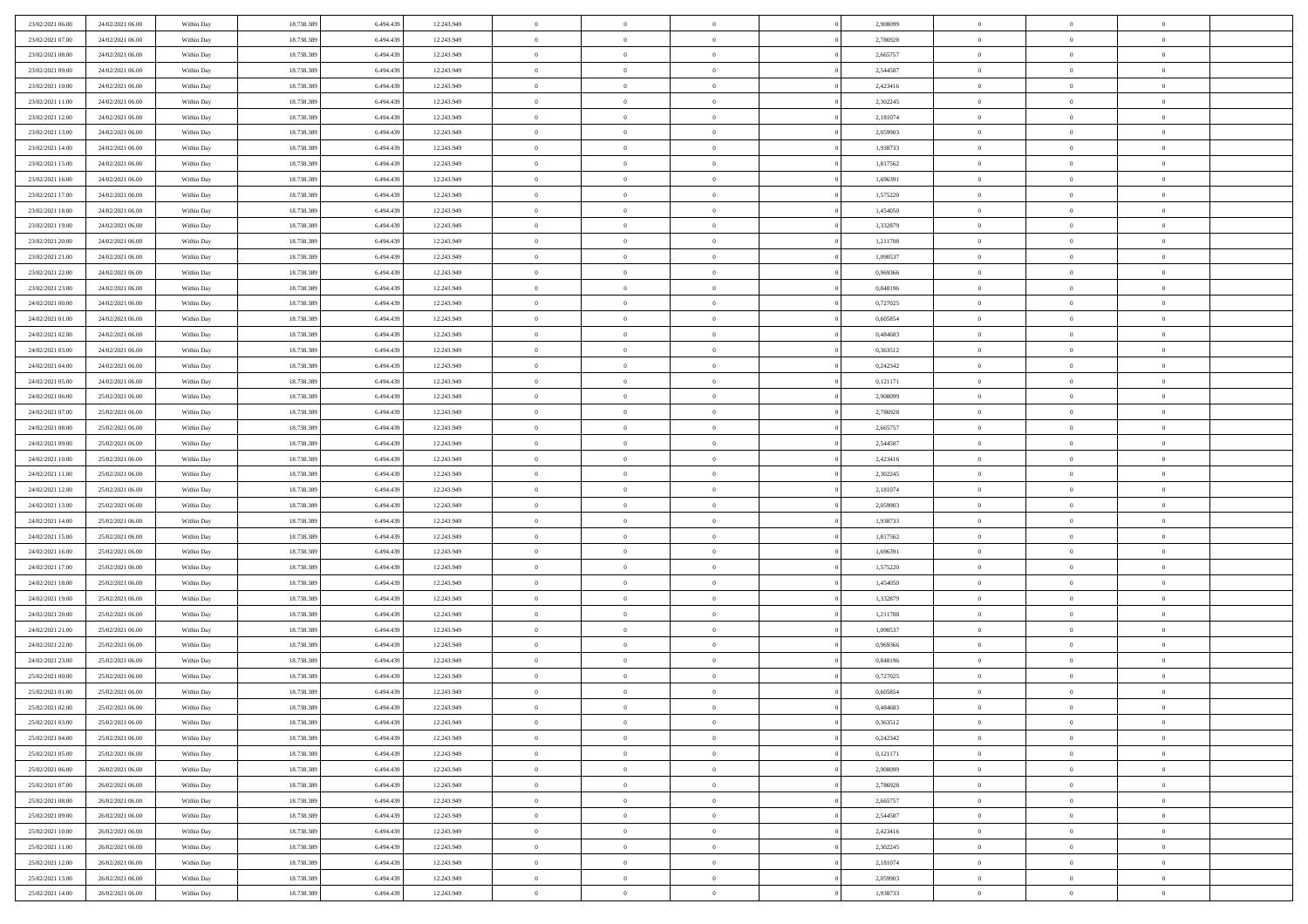| | | | | | | | | | | | | | | |
|---|---|---|---|---|---|---|---|---|---|---|---|---|---|---|
| 23/02/2021 06:00 | 24/02/2021 06:00 | Within Day | 18.738.389 | 6.494.439 | 12.243.949 | 0 | 0 | 0 | | 2,908099 | 0 | 0 | 0 | |
| 23/02/2021 07:00 | 24/02/2021 06:00 | Within Day | 18.738.389 | 6.494.439 | 12.243.949 | 0 | 0 | 0 | | 2,786928 | 0 | 0 | 0 | |
| 23/02/2021 08:00 | 24/02/2021 06:00 | Within Day | 18.738.389 | 6.494.439 | 12.243.949 | 0 | 0 | 0 | | 2,665757 | 0 | 0 | 0 | |
| 23/02/2021 09:00 | 24/02/2021 06:00 | Within Day | 18.738.389 | 6.494.439 | 12.243.949 | 0 | 0 | 0 | | 2,544587 | 0 | 0 | 0 | |
| 23/02/2021 10:00 | 24/02/2021 06:00 | Within Day | 18.738.389 | 6.494.439 | 12.243.949 | 0 | 0 | 0 | | 2,423416 | 0 | 0 | 0 | |
| 23/02/2021 11:00 | 24/02/2021 06:00 | Within Day | 18.738.389 | 6.494.439 | 12.243.949 | 0 | 0 | 0 | | 2,302245 | 0 | 0 | 0 | |
| 23/02/2021 12:00 | 24/02/2021 06:00 | Within Day | 18.738.389 | 6.494.439 | 12.243.949 | 0 | 0 | 0 | | 2,181074 | 0 | 0 | 0 | |
| 23/02/2021 13:00 | 24/02/2021 06:00 | Within Day | 18.738.389 | 6.494.439 | 12.243.949 | 0 | 0 | 0 | | 2,059903 | 0 | 0 | 0 | |
| 23/02/2021 14:00 | 24/02/2021 06:00 | Within Day | 18.738.389 | 6.494.439 | 12.243.949 | 0 | 0 | 0 | | 1,938733 | 0 | 0 | 0 | |
| 23/02/2021 15:00 | 24/02/2021 06:00 | Within Day | 18.738.389 | 6.494.439 | 12.243.949 | 0 | 0 | 0 | | 1,817562 | 0 | 0 | 0 | |
| 23/02/2021 16:00 | 24/02/2021 06:00 | Within Day | 18.738.389 | 6.494.439 | 12.243.949 | 0 | 0 | 0 | | 1,696391 | 0 | 0 | 0 | |
| 23/02/2021 17:00 | 24/02/2021 06:00 | Within Day | 18.738.389 | 6.494.439 | 12.243.949 | 0 | 0 | 0 | | 1,575220 | 0 | 0 | 0 | |
| 23/02/2021 18:00 | 24/02/2021 06:00 | Within Day | 18.738.389 | 6.494.439 | 12.243.949 | 0 | 0 | 0 | | 1,454050 | 0 | 0 | 0 | |
| 23/02/2021 19:00 | 24/02/2021 06:00 | Within Day | 18.738.389 | 6.494.439 | 12.243.949 | 0 | 0 | 0 | | 1,332879 | 0 | 0 | 0 | |
| 23/02/2021 20:00 | 24/02/2021 06:00 | Within Day | 18.738.389 | 6.494.439 | 12.243.949 | 0 | 0 | 0 | | 1,211708 | 0 | 0 | 0 | |
| 23/02/2021 21:00 | 24/02/2021 06:00 | Within Day | 18.738.389 | 6.494.439 | 12.243.949 | 0 | 0 | 0 | | 1,090537 | 0 | 0 | 0 | |
| 23/02/2021 22:00 | 24/02/2021 06:00 | Within Day | 18.738.389 | 6.494.439 | 12.243.949 | 0 | 0 | 0 | | 0,969366 | 0 | 0 | 0 | |
| 23/02/2021 23:00 | 24/02/2021 06:00 | Within Day | 18.738.389 | 6.494.439 | 12.243.949 | 0 | 0 | 0 | | 0,848196 | 0 | 0 | 0 | |
| 24/02/2021 00:00 | 24/02/2021 06:00 | Within Day | 18.738.389 | 6.494.439 | 12.243.949 | 0 | 0 | 0 | | 0,727025 | 0 | 0 | 0 | |
| 24/02/2021 01:00 | 24/02/2021 06:00 | Within Day | 18.738.389 | 6.494.439 | 12.243.949 | 0 | 0 | 0 | | 0,605854 | 0 | 0 | 0 | |
| 24/02/2021 02:00 | 24/02/2021 06:00 | Within Day | 18.738.389 | 6.494.439 | 12.243.949 | 0 | 0 | 0 | | 0,484683 | 0 | 0 | 0 | |
| 24/02/2021 03:00 | 24/02/2021 06:00 | Within Day | 18.738.389 | 6.494.439 | 12.243.949 | 0 | 0 | 0 | | 0,363512 | 0 | 0 | 0 | |
| 24/02/2021 04:00 | 24/02/2021 06:00 | Within Day | 18.738.389 | 6.494.439 | 12.243.949 | 0 | 0 | 0 | | 0,242342 | 0 | 0 | 0 | |
| 24/02/2021 05:00 | 24/02/2021 06:00 | Within Day | 18.738.389 | 6.494.439 | 12.243.949 | 0 | 0 | 0 | | 0,121171 | 0 | 0 | 0 | |
| 24/02/2021 06:00 | 25/02/2021 06:00 | Within Day | 18.738.389 | 6.494.439 | 12.243.949 | 0 | 0 | 0 | | 2,908099 | 0 | 0 | 0 | |
| 24/02/2021 07:00 | 25/02/2021 06:00 | Within Day | 18.738.389 | 6.494.439 | 12.243.949 | 0 | 0 | 0 | | 2,786928 | 0 | 0 | 0 | |
| 24/02/2021 08:00 | 25/02/2021 06:00 | Within Day | 18.738.389 | 6.494.439 | 12.243.949 | 0 | 0 | 0 | | 2,665757 | 0 | 0 | 0 | |
| 24/02/2021 09:00 | 25/02/2021 06:00 | Within Day | 18.738.389 | 6.494.439 | 12.243.949 | 0 | 0 | 0 | | 2,544587 | 0 | 0 | 0 | |
| 24/02/2021 10:00 | 25/02/2021 06:00 | Within Day | 18.738.389 | 6.494.439 | 12.243.949 | 0 | 0 | 0 | | 2,423416 | 0 | 0 | 0 | |
| 24/02/2021 11:00 | 25/02/2021 06:00 | Within Day | 18.738.389 | 6.494.439 | 12.243.949 | 0 | 0 | 0 | | 2,302245 | 0 | 0 | 0 | |
| 24/02/2021 12:00 | 25/02/2021 06:00 | Within Day | 18.738.389 | 6.494.439 | 12.243.949 | 0 | 0 | 0 | | 2,181074 | 0 | 0 | 0 | |
| 24/02/2021 13:00 | 25/02/2021 06:00 | Within Day | 18.738.389 | 6.494.439 | 12.243.949 | 0 | 0 | 0 | | 2,059903 | 0 | 0 | 0 | |
| 24/02/2021 14:00 | 25/02/2021 06:00 | Within Day | 18.738.389 | 6.494.439 | 12.243.949 | 0 | 0 | 0 | | 1,938733 | 0 | 0 | 0 | |
| 24/02/2021 15:00 | 25/02/2021 06:00 | Within Day | 18.738.389 | 6.494.439 | 12.243.949 | 0 | 0 | 0 | | 1,817562 | 0 | 0 | 0 | |
| 24/02/2021 16:00 | 25/02/2021 06:00 | Within Day | 18.738.389 | 6.494.439 | 12.243.949 | 0 | 0 | 0 | | 1,696391 | 0 | 0 | 0 | |
| 24/02/2021 17:00 | 25/02/2021 06:00 | Within Day | 18.738.389 | 6.494.439 | 12.243.949 | 0 | 0 | 0 | | 1,575220 | 0 | 0 | 0 | |
| 24/02/2021 18:00 | 25/02/2021 06:00 | Within Day | 18.738.389 | 6.494.439 | 12.243.949 | 0 | 0 | 0 | | 1,454050 | 0 | 0 | 0 | |
| 24/02/2021 19:00 | 25/02/2021 06:00 | Within Day | 18.738.389 | 6.494.439 | 12.243.949 | 0 | 0 | 0 | | 1,332879 | 0 | 0 | 0 | |
| 24/02/2021 20:00 | 25/02/2021 06:00 | Within Day | 18.738.389 | 6.494.439 | 12.243.949 | 0 | 0 | 0 | | 1,211708 | 0 | 0 | 0 | |
| 24/02/2021 21:00 | 25/02/2021 06:00 | Within Day | 18.738.389 | 6.494.439 | 12.243.949 | 0 | 0 | 0 | | 1,090537 | 0 | 0 | 0 | |
| 24/02/2021 22:00 | 25/02/2021 06:00 | Within Day | 18.738.389 | 6.494.439 | 12.243.949 | 0 | 0 | 0 | | 0,969366 | 0 | 0 | 0 | |
| 24/02/2021 23:00 | 25/02/2021 06:00 | Within Day | 18.738.389 | 6.494.439 | 12.243.949 | 0 | 0 | 0 | | 0,848196 | 0 | 0 | 0 | |
| 25/02/2021 00:00 | 25/02/2021 06:00 | Within Day | 18.738.389 | 6.494.439 | 12.243.949 | 0 | 0 | 0 | | 0,727025 | 0 | 0 | 0 | |
| 25/02/2021 01:00 | 25/02/2021 06:00 | Within Day | 18.738.389 | 6.494.439 | 12.243.949 | 0 | 0 | 0 | | 0,605854 | 0 | 0 | 0 | |
| 25/02/2021 02:00 | 25/02/2021 06:00 | Within Day | 18.738.389 | 6.494.439 | 12.243.949 | 0 | 0 | 0 | | 0,484683 | 0 | 0 | 0 | |
| 25/02/2021 03:00 | 25/02/2021 06:00 | Within Day | 18.738.389 | 6.494.439 | 12.243.949 | 0 | 0 | 0 | | 0,363512 | 0 | 0 | 0 | |
| 25/02/2021 04:00 | 25/02/2021 06:00 | Within Day | 18.738.389 | 6.494.439 | 12.243.949 | 0 | 0 | 0 | | 0,242342 | 0 | 0 | 0 | |
| 25/02/2021 05:00 | 25/02/2021 06:00 | Within Day | 18.738.389 | 6.494.439 | 12.243.949 | 0 | 0 | 0 | | 0,121171 | 0 | 0 | 0 | |
| 25/02/2021 06:00 | 26/02/2021 06:00 | Within Day | 18.738.389 | 6.494.439 | 12.243.949 | 0 | 0 | 0 | | 2,908099 | 0 | 0 | 0 | |
| 25/02/2021 07:00 | 26/02/2021 06:00 | Within Day | 18.738.389 | 6.494.439 | 12.243.949 | 0 | 0 | 0 | | 2,786928 | 0 | 0 | 0 | |
| 25/02/2021 08:00 | 26/02/2021 06:00 | Within Day | 18.738.389 | 6.494.439 | 12.243.949 | 0 | 0 | 0 | | 2,665757 | 0 | 0 | 0 | |
| 25/02/2021 09:00 | 26/02/2021 06:00 | Within Day | 18.738.389 | 6.494.439 | 12.243.949 | 0 | 0 | 0 | | 2,544587 | 0 | 0 | 0 | |
| 25/02/2021 10:00 | 26/02/2021 06:00 | Within Day | 18.738.389 | 6.494.439 | 12.243.949 | 0 | 0 | 0 | | 2,423416 | 0 | 0 | 0 | |
| 25/02/2021 11:00 | 26/02/2021 06:00 | Within Day | 18.738.389 | 6.494.439 | 12.243.949 | 0 | 0 | 0 | | 2,302245 | 0 | 0 | 0 | |
| 25/02/2021 12:00 | 26/02/2021 06:00 | Within Day | 18.738.389 | 6.494.439 | 12.243.949 | 0 | 0 | 0 | | 2,181074 | 0 | 0 | 0 | |
| 25/02/2021 13:00 | 26/02/2021 06:00 | Within Day | 18.738.389 | 6.494.439 | 12.243.949 | 0 | 0 | 0 | | 2,059903 | 0 | 0 | 0 | |
| 25/02/2021 14:00 | 26/02/2021 06:00 | Within Day | 18.738.389 | 6.494.439 | 12.243.949 | 0 | 0 | 0 | | 1,938733 | 0 | 0 | 0 | |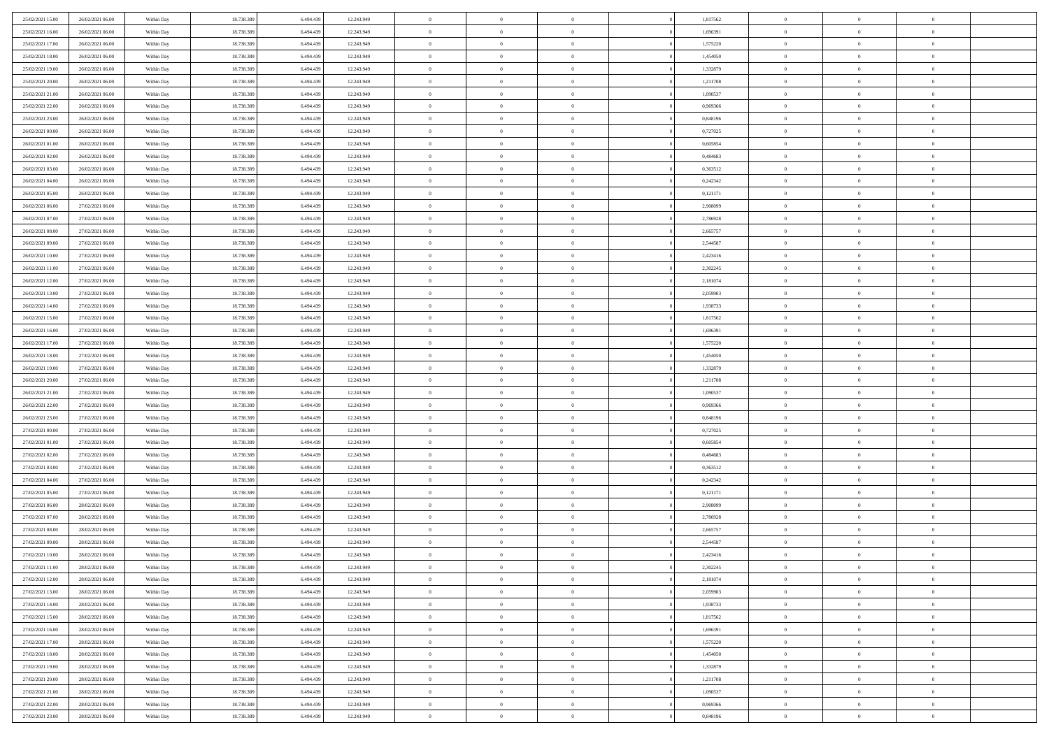| | | | | | | | | | | | | | | |
|---|---|---|---|---|---|---|---|---|---|---|---|---|---|---|
| 25/02/2021 15:00 | 26/02/2021 06:00 | Within Day | 18.738.389 | 6.494.439 | 12.243.949 | 0 | 0 | 0 | | 1,817562 | 0 | 0 | 0 | |
| 25/02/2021 16:00 | 26/02/2021 06:00 | Within Day | 18.738.389 | 6.494.439 | 12.243.949 | 0 | 0 | 0 | | 1,696391 | 0 | 0 | 0 | |
| 25/02/2021 17:00 | 26/02/2021 06:00 | Within Day | 18.738.389 | 6.494.439 | 12.243.949 | 0 | 0 | 0 | | 1,575220 | 0 | 0 | 0 | |
| 25/02/2021 18:00 | 26/02/2021 06:00 | Within Day | 18.738.389 | 6.494.439 | 12.243.949 | 0 | 0 | 0 | | 1,454050 | 0 | 0 | 0 | |
| 25/02/2021 19:00 | 26/02/2021 06:00 | Within Day | 18.738.389 | 6.494.439 | 12.243.949 | 0 | 0 | 0 | | 1,332879 | 0 | 0 | 0 | |
| 25/02/2021 20:00 | 26/02/2021 06:00 | Within Day | 18.738.389 | 6.494.439 | 12.243.949 | 0 | 0 | 0 | | 1,211708 | 0 | 0 | 0 | |
| 25/02/2021 21:00 | 26/02/2021 06:00 | Within Day | 18.738.389 | 6.494.439 | 12.243.949 | 0 | 0 | 0 | | 1,090537 | 0 | 0 | 0 | |
| 25/02/2021 22:00 | 26/02/2021 06:00 | Within Day | 18.738.389 | 6.494.439 | 12.243.949 | 0 | 0 | 0 | | 0,969366 | 0 | 0 | 0 | |
| 25/02/2021 23:00 | 26/02/2021 06:00 | Within Day | 18.738.389 | 6.494.439 | 12.243.949 | 0 | 0 | 0 | | 0,848196 | 0 | 0 | 0 | |
| 26/02/2021 00:00 | 26/02/2021 06:00 | Within Day | 18.738.389 | 6.494.439 | 12.243.949 | 0 | 0 | 0 | | 0,727025 | 0 | 0 | 0 | |
| 26/02/2021 01:00 | 26/02/2021 06:00 | Within Day | 18.738.389 | 6.494.439 | 12.243.949 | 0 | 0 | 0 | | 0,605854 | 0 | 0 | 0 | |
| 26/02/2021 02:00 | 26/02/2021 06:00 | Within Day | 18.738.389 | 6.494.439 | 12.243.949 | 0 | 0 | 0 | | 0,484683 | 0 | 0 | 0 | |
| 26/02/2021 03:00 | 26/02/2021 06:00 | Within Day | 18.738.389 | 6.494.439 | 12.243.949 | 0 | 0 | 0 | | 0,363512 | 0 | 0 | 0 | |
| 26/02/2021 04:00 | 26/02/2021 06:00 | Within Day | 18.738.389 | 6.494.439 | 12.243.949 | 0 | 0 | 0 | | 0,242342 | 0 | 0 | 0 | |
| 26/02/2021 05:00 | 26/02/2021 06:00 | Within Day | 18.738.389 | 6.494.439 | 12.243.949 | 0 | 0 | 0 | | 0,121171 | 0 | 0 | 0 | |
| 26/02/2021 06:00 | 27/02/2021 06:00 | Within Day | 18.738.389 | 6.494.439 | 12.243.949 | 0 | 0 | 0 | | 2,908099 | 0 | 0 | 0 | |
| 26/02/2021 07:00 | 27/02/2021 06:00 | Within Day | 18.738.389 | 6.494.439 | 12.243.949 | 0 | 0 | 0 | | 2,786928 | 0 | 0 | 0 | |
| 26/02/2021 08:00 | 27/02/2021 06:00 | Within Day | 18.738.389 | 6.494.439 | 12.243.949 | 0 | 0 | 0 | | 2,665757 | 0 | 0 | 0 | |
| 26/02/2021 09:00 | 27/02/2021 06:00 | Within Day | 18.738.389 | 6.494.439 | 12.243.949 | 0 | 0 | 0 | | 2,544587 | 0 | 0 | 0 | |
| 26/02/2021 10:00 | 27/02/2021 06:00 | Within Day | 18.738.389 | 6.494.439 | 12.243.949 | 0 | 0 | 0 | | 2,423416 | 0 | 0 | 0 | |
| 26/02/2021 11:00 | 27/02/2021 06:00 | Within Day | 18.738.389 | 6.494.439 | 12.243.949 | 0 | 0 | 0 | | 2,302245 | 0 | 0 | 0 | |
| 26/02/2021 12:00 | 27/02/2021 06:00 | Within Day | 18.738.389 | 6.494.439 | 12.243.949 | 0 | 0 | 0 | | 2,181074 | 0 | 0 | 0 | |
| 26/02/2021 13:00 | 27/02/2021 06:00 | Within Day | 18.738.389 | 6.494.439 | 12.243.949 | 0 | 0 | 0 | | 2,059903 | 0 | 0 | 0 | |
| 26/02/2021 14:00 | 27/02/2021 06:00 | Within Day | 18.738.389 | 6.494.439 | 12.243.949 | 0 | 0 | 0 | | 1,938733 | 0 | 0 | 0 | |
| 26/02/2021 15:00 | 27/02/2021 06:00 | Within Day | 18.738.389 | 6.494.439 | 12.243.949 | 0 | 0 | 0 | | 1,817562 | 0 | 0 | 0 | |
| 26/02/2021 16:00 | 27/02/2021 06:00 | Within Day | 18.738.389 | 6.494.439 | 12.243.949 | 0 | 0 | 0 | | 1,696391 | 0 | 0 | 0 | |
| 26/02/2021 17:00 | 27/02/2021 06:00 | Within Day | 18.738.389 | 6.494.439 | 12.243.949 | 0 | 0 | 0 | | 1,575220 | 0 | 0 | 0 | |
| 26/02/2021 18:00 | 27/02/2021 06:00 | Within Day | 18.738.389 | 6.494.439 | 12.243.949 | 0 | 0 | 0 | | 1,454050 | 0 | 0 | 0 | |
| 26/02/2021 19:00 | 27/02/2021 06:00 | Within Day | 18.738.389 | 6.494.439 | 12.243.949 | 0 | 0 | 0 | | 1,332879 | 0 | 0 | 0 | |
| 26/02/2021 20:00 | 27/02/2021 06:00 | Within Day | 18.738.389 | 6.494.439 | 12.243.949 | 0 | 0 | 0 | | 1,211708 | 0 | 0 | 0 | |
| 26/02/2021 21:00 | 27/02/2021 06:00 | Within Day | 18.738.389 | 6.494.439 | 12.243.949 | 0 | 0 | 0 | | 1,090537 | 0 | 0 | 0 | |
| 26/02/2021 22:00 | 27/02/2021 06:00 | Within Day | 18.738.389 | 6.494.439 | 12.243.949 | 0 | 0 | 0 | | 0,969366 | 0 | 0 | 0 | |
| 26/02/2021 23:00 | 27/02/2021 06:00 | Within Day | 18.738.389 | 6.494.439 | 12.243.949 | 0 | 0 | 0 | | 0,848196 | 0 | 0 | 0 | |
| 27/02/2021 00:00 | 27/02/2021 06:00 | Within Day | 18.738.389 | 6.494.439 | 12.243.949 | 0 | 0 | 0 | | 0,727025 | 0 | 0 | 0 | |
| 27/02/2021 01:00 | 27/02/2021 06:00 | Within Day | 18.738.389 | 6.494.439 | 12.243.949 | 0 | 0 | 0 | | 0,605854 | 0 | 0 | 0 | |
| 27/02/2021 02:00 | 27/02/2021 06:00 | Within Day | 18.738.389 | 6.494.439 | 12.243.949 | 0 | 0 | 0 | | 0,484683 | 0 | 0 | 0 | |
| 27/02/2021 03:00 | 27/02/2021 06:00 | Within Day | 18.738.389 | 6.494.439 | 12.243.949 | 0 | 0 | 0 | | 0,363512 | 0 | 0 | 0 | |
| 27/02/2021 04:00 | 27/02/2021 06:00 | Within Day | 18.738.389 | 6.494.439 | 12.243.949 | 0 | 0 | 0 | | 0,242342 | 0 | 0 | 0 | |
| 27/02/2021 05:00 | 27/02/2021 06:00 | Within Day | 18.738.389 | 6.494.439 | 12.243.949 | 0 | 0 | 0 | | 0,121171 | 0 | 0 | 0 | |
| 27/02/2021 06:00 | 28/02/2021 06:00 | Within Day | 18.738.389 | 6.494.439 | 12.243.949 | 0 | 0 | 0 | | 2,908099 | 0 | 0 | 0 | |
| 27/02/2021 07:00 | 28/02/2021 06:00 | Within Day | 18.738.389 | 6.494.439 | 12.243.949 | 0 | 0 | 0 | | 2,786928 | 0 | 0 | 0 | |
| 27/02/2021 08:00 | 28/02/2021 06:00 | Within Day | 18.738.389 | 6.494.439 | 12.243.949 | 0 | 0 | 0 | | 2,665757 | 0 | 0 | 0 | |
| 27/02/2021 09:00 | 28/02/2021 06:00 | Within Day | 18.738.389 | 6.494.439 | 12.243.949 | 0 | 0 | 0 | | 2,544587 | 0 | 0 | 0 | |
| 27/02/2021 10:00 | 28/02/2021 06:00 | Within Day | 18.738.389 | 6.494.439 | 12.243.949 | 0 | 0 | 0 | | 2,423416 | 0 | 0 | 0 | |
| 27/02/2021 11:00 | 28/02/2021 06:00 | Within Day | 18.738.389 | 6.494.439 | 12.243.949 | 0 | 0 | 0 | | 2,302245 | 0 | 0 | 0 | |
| 27/02/2021 12:00 | 28/02/2021 06:00 | Within Day | 18.738.389 | 6.494.439 | 12.243.949 | 0 | 0 | 0 | | 2,181074 | 0 | 0 | 0 | |
| 27/02/2021 13:00 | 28/02/2021 06:00 | Within Day | 18.738.389 | 6.494.439 | 12.243.949 | 0 | 0 | 0 | | 2,059903 | 0 | 0 | 0 | |
| 27/02/2021 14:00 | 28/02/2021 06:00 | Within Day | 18.738.389 | 6.494.439 | 12.243.949 | 0 | 0 | 0 | | 1,938733 | 0 | 0 | 0 | |
| 27/02/2021 15:00 | 28/02/2021 06:00 | Within Day | 18.738.389 | 6.494.439 | 12.243.949 | 0 | 0 | 0 | | 1,817562 | 0 | 0 | 0 | |
| 27/02/2021 16:00 | 28/02/2021 06:00 | Within Day | 18.738.389 | 6.494.439 | 12.243.949 | 0 | 0 | 0 | | 1,696391 | 0 | 0 | 0 | |
| 27/02/2021 17:00 | 28/02/2021 06:00 | Within Day | 18.738.389 | 6.494.439 | 12.243.949 | 0 | 0 | 0 | | 1,575220 | 0 | 0 | 0 | |
| 27/02/2021 18:00 | 28/02/2021 06:00 | Within Day | 18.738.389 | 6.494.439 | 12.243.949 | 0 | 0 | 0 | | 1,454050 | 0 | 0 | 0 | |
| 27/02/2021 19:00 | 28/02/2021 06:00 | Within Day | 18.738.389 | 6.494.439 | 12.243.949 | 0 | 0 | 0 | | 1,332879 | 0 | 0 | 0 | |
| 27/02/2021 20:00 | 28/02/2021 06:00 | Within Day | 18.738.389 | 6.494.439 | 12.243.949 | 0 | 0 | 0 | | 1,211708 | 0 | 0 | 0 | |
| 27/02/2021 21:00 | 28/02/2021 06:00 | Within Day | 18.738.389 | 6.494.439 | 12.243.949 | 0 | 0 | 0 | | 1,090537 | 0 | 0 | 0 | |
| 27/02/2021 22:00 | 28/02/2021 06:00 | Within Day | 18.738.389 | 6.494.439 | 12.243.949 | 0 | 0 | 0 | | 0,969366 | 0 | 0 | 0 | |
| 27/02/2021 23:00 | 28/02/2021 06:00 | Within Day | 18.738.389 | 6.494.439 | 12.243.949 | 0 | 0 | 0 | | 0,848196 | 0 | 0 | 0 | |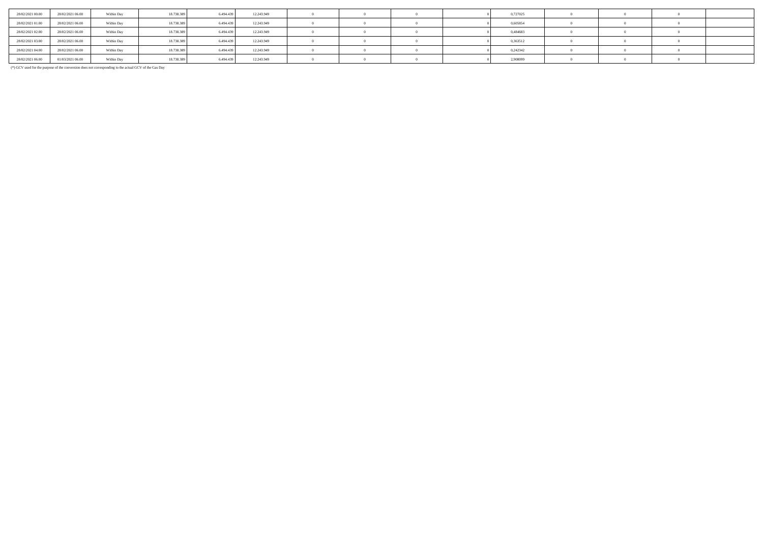| | | | | | | | | | | | | | | | |
|---|---|---|---|---|---|---|---|---|---|---|---|---|---|---|---|
| 28/02/2021 00.00 | 28/02/2021 06.00 | Within Day | 18.738.389 | 6.494.439 | 12.243.949 | 0 | 0 | 0 | 0 | 0,727025 | 0 | 0 | 0 | |
| 28/02/2021 01.00 | 28/02/2021 06.00 | Within Day | 18.738.389 | 6.494.439 | 12.243.949 | 0 | 0 | 0 | 0 | 0,605854 | 0 | 0 | 0 | |
| 28/02/2021 02.00 | 28/02/2021 06.00 | Within Day | 18.738.389 | 6.494.439 | 12.243.949 | 0 | 0 | 0 | 0 | 0,484683 | 0 | 0 | 0 | |
| 28/02/2021 03.00 | 28/02/2021 06.00 | Within Day | 18.738.389 | 6.494.439 | 12.243.949 | 0 | 0 | 0 | 0 | 0,363512 | 0 | 0 | 0 | |
| 28/02/2021 04.00 | 28/02/2021 06.00 | Within Day | 18.738.389 | 6.494.439 | 12.243.949 | 0 | 0 | 0 | 0 | 0,242342 | 0 | 0 | 0 | |
| 28/02/2021 06.00 | 01/03/2021 06.00 | Within Day | 18.738.389 | 6.494.439 | 12.243.949 | 0 | 0 | 0 | 0 | 2,908099 | 0 | 0 | 0 | |

(*) GCV used for the purpose of the conversion does not corresponding to the actual GCV of the Gas Day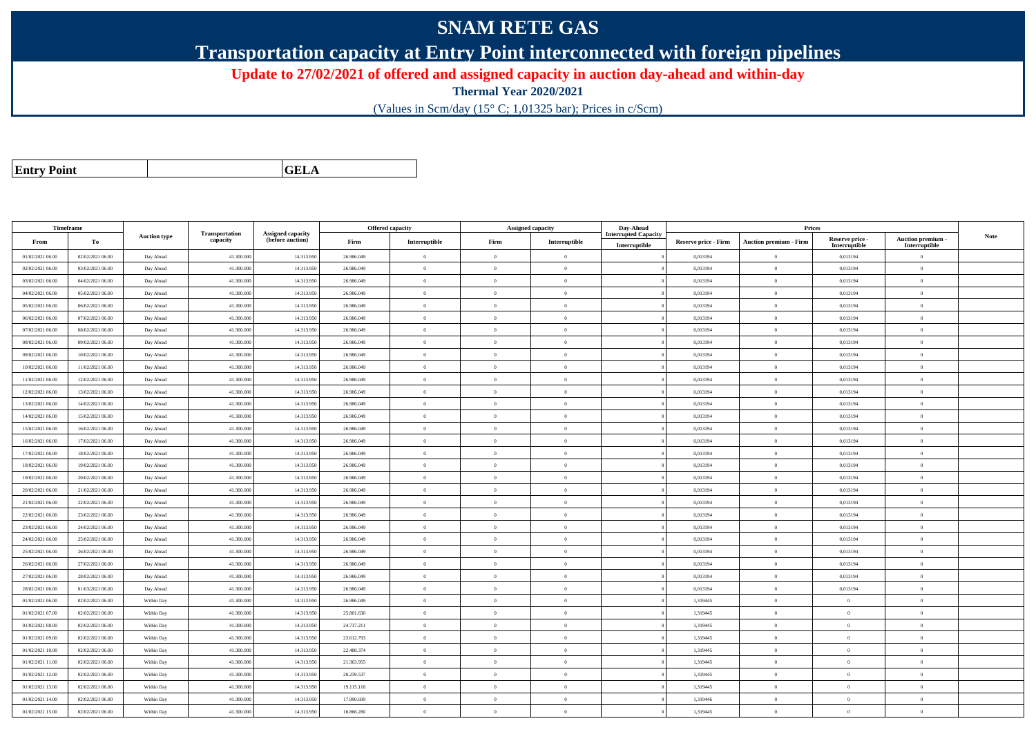# SNAM RETE GAS

## Transportation capacity at Entry Point interconnected with foreign pipelines

### Update to 27/02/2021 of offered and assigned capacity in auction day-ahead and within-day

**Thermal Year 2020/2021**

(Values in Scm/day (15° C; 1,01325 bar); Prices in c/Scm)

| **Entry Point** | | **GELA** |
|---|---|---|

| Timeframe | | Auction type | Transportation capacity | Assigned capacity (before auction) | Offered capacity | | Assigned capacity | | Day-Ahead Interrupted Capacity | Prices | | | | Note |
|---|---|---|---|---|---|---|---|---|---|---|---|---|---|---|
| From | To | | | | Firm | Interruptible | Firm | Interruptible | Interruptible | Reserve price - Firm | Auction premium - Firm | Reserve price - Interruptible | Auction premium - Interruptible | |
| 01/02/2021 06.00 | 02/02/2021 06.00 | Day Ahead | 41.300.000 | 14.313.950 | 26.986.049 | 0 | 0 | 0 | 0 | 0,013194 | 0 | 0,013194 | 0 | |
| 02/02/2021 06.00 | 03/02/2021 06.00 | Day Ahead | 41.300.000 | 14.313.950 | 26.986.049 | 0 | 0 | 0 | 0 | 0,013194 | 0 | 0,013194 | 0 | |
| 03/02/2021 06.00 | 04/02/2021 06.00 | Day Ahead | 41.300.000 | 14.313.950 | 26.986.049 | 0 | 0 | 0 | 0 | 0,013194 | 0 | 0,013194 | 0 | |
| 04/02/2021 06.00 | 05/02/2021 06.00 | Day Ahead | 41.300.000 | 14.313.950 | 26.986.049 | 0 | 0 | 0 | 0 | 0,013194 | 0 | 0,013194 | 0 | |
| 05/02/2021 06.00 | 06/02/2021 06.00 | Day Ahead | 41.300.000 | 14.313.950 | 26.986.049 | 0 | 0 | 0 | 0 | 0,013194 | 0 | 0,013194 | 0 | |
| 06/02/2021 06.00 | 07/02/2021 06.00 | Day Ahead | 41.300.000 | 14.313.950 | 26.986.049 | 0 | 0 | 0 | 0 | 0,013194 | 0 | 0,013194 | 0 | |
| 07/02/2021 06.00 | 08/02/2021 06.00 | Day Ahead | 41.300.000 | 14.313.950 | 26.986.049 | 0 | 0 | 0 | 0 | 0,013194 | 0 | 0,013194 | 0 | |
| 08/02/2021 06.00 | 09/02/2021 06.00 | Day Ahead | 41.300.000 | 14.313.950 | 26.986.049 | 0 | 0 | 0 | 0 | 0,013194 | 0 | 0,013194 | 0 | |
| 09/02/2021 06.00 | 10/02/2021 06.00 | Day Ahead | 41.300.000 | 14.313.950 | 26.986.049 | 0 | 0 | 0 | 0 | 0,013194 | 0 | 0,013194 | 0 | |
| 10/02/2021 06.00 | 11/02/2021 06.00 | Day Ahead | 41.300.000 | 14.313.950 | 26.986.049 | 0 | 0 | 0 | 0 | 0,013194 | 0 | 0,013194 | 0 | |
| 11/02/2021 06.00 | 12/02/2021 06.00 | Day Ahead | 41.300.000 | 14.313.950 | 26.986.049 | 0 | 0 | 0 | 0 | 0,013194 | 0 | 0,013194 | 0 | |
| 12/02/2021 06.00 | 13/02/2021 06.00 | Day Ahead | 41.300.000 | 14.313.950 | 26.986.049 | 0 | 0 | 0 | 0 | 0,013194 | 0 | 0,013194 | 0 | |
| 13/02/2021 06.00 | 14/02/2021 06.00 | Day Ahead | 41.300.000 | 14.313.950 | 26.986.049 | 0 | 0 | 0 | 0 | 0,013194 | 0 | 0,013194 | 0 | |
| 14/02/2021 06.00 | 15/02/2021 06.00 | Day Ahead | 41.300.000 | 14.313.950 | 26.986.049 | 0 | 0 | 0 | 0 | 0,013194 | 0 | 0,013194 | 0 | |
| 15/02/2021 06.00 | 16/02/2021 06.00 | Day Ahead | 41.300.000 | 14.313.950 | 26.986.049 | 0 | 0 | 0 | 0 | 0,013194 | 0 | 0,013194 | 0 | |
| 16/02/2021 06.00 | 17/02/2021 06.00 | Day Ahead | 41.300.000 | 14.313.950 | 26.986.049 | 0 | 0 | 0 | 0 | 0,013194 | 0 | 0,013194 | 0 | |
| 17/02/2021 06.00 | 18/02/2021 06.00 | Day Ahead | 41.300.000 | 14.313.950 | 26.986.049 | 0 | 0 | 0 | 0 | 0,013194 | 0 | 0,013194 | 0 | |
| 18/02/2021 06.00 | 19/02/2021 06.00 | Day Ahead | 41.300.000 | 14.313.950 | 26.986.049 | 0 | 0 | 0 | 0 | 0,013194 | 0 | 0,013194 | 0 | |
| 19/02/2021 06.00 | 20/02/2021 06.00 | Day Ahead | 41.300.000 | 14.313.950 | 26.986.049 | 0 | 0 | 0 | 0 | 0,013194 | 0 | 0,013194 | 0 | |
| 20/02/2021 06.00 | 21/02/2021 06.00 | Day Ahead | 41.300.000 | 14.313.950 | 26.986.049 | 0 | 0 | 0 | 0 | 0,013194 | 0 | 0,013194 | 0 | |
| 21/02/2021 06.00 | 22/02/2021 06.00 | Day Ahead | 41.300.000 | 14.313.950 | 26.986.049 | 0 | 0 | 0 | 0 | 0,013194 | 0 | 0,013194 | 0 | |
| 22/02/2021 06.00 | 23/02/2021 06.00 | Day Ahead | 41.300.000 | 14.313.950 | 26.986.049 | 0 | 0 | 0 | 0 | 0,013194 | 0 | 0,013194 | 0 | |
| 23/02/2021 06.00 | 24/02/2021 06.00 | Day Ahead | 41.300.000 | 14.313.950 | 26.986.049 | 0 | 0 | 0 | 0 | 0,013194 | 0 | 0,013194 | 0 | |
| 24/02/2021 06.00 | 25/02/2021 06.00 | Day Ahead | 41.300.000 | 14.313.950 | 26.986.049 | 0 | 0 | 0 | 0 | 0,013194 | 0 | 0,013194 | 0 | |
| 25/02/2021 06.00 | 26/02/2021 06.00 | Day Ahead | 41.300.000 | 14.313.950 | 26.986.049 | 0 | 0 | 0 | 0 | 0,013194 | 0 | 0,013194 | 0 | |
| 26/02/2021 06.00 | 27/02/2021 06.00 | Day Ahead | 41.300.000 | 14.313.950 | 26.986.049 | 0 | 0 | 0 | 0 | 0,013194 | 0 | 0,013194 | 0 | |
| 27/02/2021 06.00 | 28/02/2021 06.00 | Day Ahead | 41.300.000 | 14.313.950 | 26.986.049 | 0 | 0 | 0 | 0 | 0,013194 | 0 | 0,013194 | 0 | |
| 28/02/2021 06.00 | 01/03/2021 06.00 | Day Ahead | 41.300.000 | 14.313.950 | 26.986.049 | 0 | 0 | 0 | 0 | 0,013194 | 0 | 0,013194 | 0 | |
| 01/02/2021 06.00 | 02/02/2021 06.00 | Within Day | 41.300.000 | 14.313.950 | 26.986.049 | 0 | 0 | 0 | 0 | 1,319445 | 0 | 0 | 0 | |
| 01/02/2021 07.00 | 02/02/2021 06.00 | Within Day | 41.300.000 | 14.313.950 | 25.861.630 | 0 | 0 | 0 | 0 | 1,319445 | 0 | 0 | 0 | |
| 01/02/2021 08.00 | 02/02/2021 06.00 | Within Day | 41.300.000 | 14.313.950 | 24.737.211 | 0 | 0 | 0 | 0 | 1,319445 | 0 | 0 | 0 | |
| 01/02/2021 09.00 | 02/02/2021 06.00 | Within Day | 41.300.000 | 14.313.950 | 23.612.793 | 0 | 0 | 0 | 0 | 1,319445 | 0 | 0 | 0 | |
| 01/02/2021 10.00 | 02/02/2021 06.00 | Within Day | 41.300.000 | 14.313.950 | 22.488.374 | 0 | 0 | 0 | 0 | 1,319445 | 0 | 0 | 0 | |
| 01/02/2021 11.00 | 02/02/2021 06.00 | Within Day | 41.300.000 | 14.313.950 | 21.363.955 | 0 | 0 | 0 | 0 | 1,319445 | 0 | 0 | 0 | |
| 01/02/2021 12.00 | 02/02/2021 06.00 | Within Day | 41.300.000 | 14.313.950 | 20.239.537 | 0 | 0 | 0 | 0 | 1,319445 | 0 | 0 | 0 | |
| 01/02/2021 13.00 | 02/02/2021 06.00 | Within Day | 41.300.000 | 14.313.950 | 19.115.118 | 0 | 0 | 0 | 0 | 1,319445 | 0 | 0 | 0 | |
| 01/02/2021 14.00 | 02/02/2021 06.00 | Within Day | 41.300.000 | 14.313.950 | 17.990.699 | 0 | 0 | 0 | 0 | 1,319446 | 0 | 0 | 0 | |
| 01/02/2021 15.00 | 02/02/2021 06.00 | Within Day | 41.300.000 | 14.313.950 | 16.866.280 | 0 | 0 | 0 | 0 | 1,319445 | 0 | 0 | 0 | |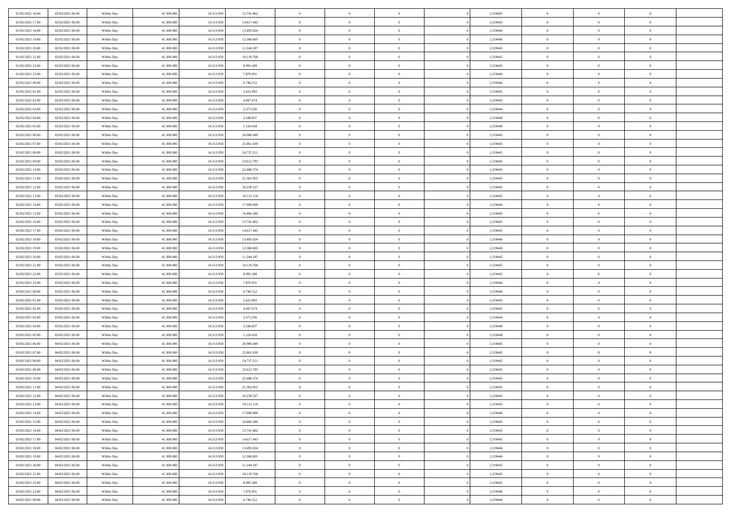| | | | | | | | | | | | | | | |
|---|---|---|---|---|---|---|---|---|---|---|---|---|---|---|
| 01/02/2021 16:00 | 02/02/2021 06:00 | Within Day | 41.300.000 | 14.313.950 | 15.741.862 | 0 | 0 | 0 | | 1,319445 | 0 | 0 | 0 | |
| 01/02/2021 17:00 | 02/02/2021 06:00 | Within Day | 41.300.000 | 14.313.950 | 14.617.443 | 0 | 0 | 0 | | 1,319445 | 0 | 0 | 0 | |
| 01/02/2021 18:00 | 02/02/2021 06:00 | Within Day | 41.300.000 | 14.313.950 | 13.493.024 | 0 | 0 | 0 | | 1,319446 | 0 | 0 | 0 | |
| 01/02/2021 19:00 | 02/02/2021 06:00 | Within Day | 41.300.000 | 14.313.950 | 12.368.605 | 0 | 0 | 0 | | 1,319446 | 0 | 0 | 0 | |
| 01/02/2021 20:00 | 02/02/2021 06:00 | Within Day | 41.300.000 | 14.313.950 | 11.244.187 | 0 | 0 | 0 | | 1,319445 | 0 | 0 | 0 | |
| 01/02/2021 21:00 | 02/02/2021 06:00 | Within Day | 41.300.000 | 14.313.950 | 10.119.768 | 0 | 0 | 0 | | 1,319445 | 0 | 0 | 0 | |
| 01/02/2021 22:00 | 02/02/2021 06:00 | Within Day | 41.300.000 | 14.313.950 | 8.995.349 | 0 | 0 | 0 | | 1,319445 | 0 | 0 | 0 | |
| 01/02/2021 23:00 | 02/02/2021 06:00 | Within Day | 41.300.000 | 14.313.950 | 7.870.931 | 0 | 0 | 0 | | 1,319446 | 0 | 0 | 0 | |
| 02/02/2021 00:00 | 02/02/2021 06:00 | Within Day | 41.300.000 | 14.313.950 | 6.746.512 | 0 | 0 | 0 | | 1,319446 | 0 | 0 | 0 | |
| 02/02/2021 01:00 | 02/02/2021 06:00 | Within Day | 41.300.000 | 14.313.950 | 5.622.093 | 0 | 0 | 0 | | 1,319445 | 0 | 0 | 0 | |
| 02/02/2021 02:00 | 02/02/2021 06:00 | Within Day | 41.300.000 | 14.313.950 | 4.497.674 | 0 | 0 | 0 | | 1,319445 | 0 | 0 | 0 | |
| 02/02/2021 03:00 | 02/02/2021 06:00 | Within Day | 41.300.000 | 14.313.950 | 3.373.256 | 0 | 0 | 0 | | 1,319444 | 0 | 0 | 0 | |
| 02/02/2021 04:00 | 02/02/2021 06:00 | Within Day | 41.300.000 | 14.313.950 | 2.248.837 | 0 | 0 | 0 | | 1,319448 | 0 | 0 | 0 | |
| 02/02/2021 05:00 | 02/02/2021 06:00 | Within Day | 41.300.000 | 14.313.950 | 1.124.418 | 0 | 0 | 0 | | 1,319448 | 0 | 0 | 0 | |
| 02/02/2021 06:00 | 03/02/2021 06:00 | Within Day | 41.300.000 | 14.313.950 | 26.986.049 | 0 | 0 | 0 | | 1,319445 | 0 | 0 | 0 | |
| 02/02/2021 07:00 | 03/02/2021 06:00 | Within Day | 41.300.000 | 14.313.950 | 25.861.630 | 0 | 0 | 0 | | 1,319445 | 0 | 0 | 0 | |
| 02/02/2021 08:00 | 03/02/2021 06:00 | Within Day | 41.300.000 | 14.313.950 | 24.737.211 | 0 | 0 | 0 | | 1,319445 | 0 | 0 | 0 | |
| 02/02/2021 09:00 | 03/02/2021 06:00 | Within Day | 41.300.000 | 14.313.950 | 23.612.793 | 0 | 0 | 0 | | 1,319445 | 0 | 0 | 0 | |
| 02/02/2021 10:00 | 03/02/2021 06:00 | Within Day | 41.300.000 | 14.313.950 | 22.488.374 | 0 | 0 | 0 | | 1,319445 | 0 | 0 | 0 | |
| 02/02/2021 11:00 | 03/02/2021 06:00 | Within Day | 41.300.000 | 14.313.950 | 21.363.955 | 0 | 0 | 0 | | 1,319445 | 0 | 0 | 0 | |
| 02/02/2021 12:00 | 03/02/2021 06:00 | Within Day | 41.300.000 | 14.313.950 | 20.239.537 | 0 | 0 | 0 | | 1,319445 | 0 | 0 | 0 | |
| 02/02/2021 13:00 | 03/02/2021 06:00 | Within Day | 41.300.000 | 14.313.950 | 19.115.118 | 0 | 0 | 0 | | 1,319445 | 0 | 0 | 0 | |
| 02/02/2021 14:00 | 03/02/2021 06:00 | Within Day | 41.300.000 | 14.313.950 | 17.990.699 | 0 | 0 | 0 | | 1,319446 | 0 | 0 | 0 | |
| 02/02/2021 15:00 | 03/02/2021 06:00 | Within Day | 41.300.000 | 14.313.950 | 16.866.280 | 0 | 0 | 0 | | 1,319445 | 0 | 0 | 0 | |
| 02/02/2021 16:00 | 03/02/2021 06:00 | Within Day | 41.300.000 | 14.313.950 | 15.741.862 | 0 | 0 | 0 | | 1,319445 | 0 | 0 | 0 | |
| 02/02/2021 17:00 | 03/02/2021 06:00 | Within Day | 41.300.000 | 14.313.950 | 14.617.443 | 0 | 0 | 0 | | 1,319445 | 0 | 0 | 0 | |
| 02/02/2021 18:00 | 03/02/2021 06:00 | Within Day | 41.300.000 | 14.313.950 | 13.493.024 | 0 | 0 | 0 | | 1,319446 | 0 | 0 | 0 | |
| 02/02/2021 19:00 | 03/02/2021 06:00 | Within Day | 41.300.000 | 14.313.950 | 12.368.605 | 0 | 0 | 0 | | 1,319446 | 0 | 0 | 0 | |
| 02/02/2021 20:00 | 03/02/2021 06:00 | Within Day | 41.300.000 | 14.313.950 | 11.244.187 | 0 | 0 | 0 | | 1,319445 | 0 | 0 | 0 | |
| 02/02/2021 21:00 | 03/02/2021 06:00 | Within Day | 41.300.000 | 14.313.950 | 10.119.768 | 0 | 0 | 0 | | 1,319445 | 0 | 0 | 0 | |
| 02/02/2021 22:00 | 03/02/2021 06:00 | Within Day | 41.300.000 | 14.313.950 | 8.995.349 | 0 | 0 | 0 | | 1,319445 | 0 | 0 | 0 | |
| 02/02/2021 23:00 | 03/02/2021 06:00 | Within Day | 41.300.000 | 14.313.950 | 7.870.931 | 0 | 0 | 0 | | 1,319446 | 0 | 0 | 0 | |
| 03/02/2021 00:00 | 03/02/2021 06:00 | Within Day | 41.300.000 | 14.313.950 | 6.746.512 | 0 | 0 | 0 | | 1,319446 | 0 | 0 | 0 | |
| 03/02/2021 01:00 | 03/02/2021 06:00 | Within Day | 41.300.000 | 14.313.950 | 5.622.093 | 0 | 0 | 0 | | 1,319445 | 0 | 0 | 0 | |
| 03/02/2021 02:00 | 03/02/2021 06:00 | Within Day | 41.300.000 | 14.313.950 | 4.497.674 | 0 | 0 | 0 | | 1,319445 | 0 | 0 | 0 | |
| 03/02/2021 03:00 | 03/02/2021 06:00 | Within Day | 41.300.000 | 14.313.950 | 3.373.256 | 0 | 0 | 0 | | 1,319444 | 0 | 0 | 0 | |
| 03/02/2021 04:00 | 03/02/2021 06:00 | Within Day | 41.300.000 | 14.313.950 | 2.248.837 | 0 | 0 | 0 | | 1,319448 | 0 | 0 | 0 | |
| 03/02/2021 05:00 | 03/02/2021 06:00 | Within Day | 41.300.000 | 14.313.950 | 1.124.418 | 0 | 0 | 0 | | 1,319448 | 0 | 0 | 0 | |
| 03/02/2021 06:00 | 04/02/2021 06:00 | Within Day | 41.300.000 | 14.313.950 | 26.986.049 | 0 | 0 | 0 | | 1,319445 | 0 | 0 | 0 | |
| 03/02/2021 07:00 | 04/02/2021 06:00 | Within Day | 41.300.000 | 14.313.950 | 25.861.630 | 0 | 0 | 0 | | 1,319445 | 0 | 0 | 0 | |
| 03/02/2021 08:00 | 04/02/2021 06:00 | Within Day | 41.300.000 | 14.313.950 | 24.737.211 | 0 | 0 | 0 | | 1,319445 | 0 | 0 | 0 | |
| 03/02/2021 09:00 | 04/02/2021 06:00 | Within Day | 41.300.000 | 14.313.950 | 23.612.793 | 0 | 0 | 0 | | 1,319445 | 0 | 0 | 0 | |
| 03/02/2021 10:00 | 04/02/2021 06:00 | Within Day | 41.300.000 | 14.313.950 | 22.488.374 | 0 | 0 | 0 | | 1,319445 | 0 | 0 | 0 | |
| 03/02/2021 11:00 | 04/02/2021 06:00 | Within Day | 41.300.000 | 14.313.950 | 21.363.955 | 0 | 0 | 0 | | 1,319445 | 0 | 0 | 0 | |
| 03/02/2021 12:00 | 04/02/2021 06:00 | Within Day | 41.300.000 | 14.313.950 | 20.239.537 | 0 | 0 | 0 | | 1,319445 | 0 | 0 | 0 | |
| 03/02/2021 13:00 | 04/02/2021 06:00 | Within Day | 41.300.000 | 14.313.950 | 19.115.118 | 0 | 0 | 0 | | 1,319445 | 0 | 0 | 0 | |
| 03/02/2021 14:00 | 04/02/2021 06:00 | Within Day | 41.300.000 | 14.313.950 | 17.990.699 | 0 | 0 | 0 | | 1,319446 | 0 | 0 | 0 | |
| 03/02/2021 15:00 | 04/02/2021 06:00 | Within Day | 41.300.000 | 14.313.950 | 16.866.280 | 0 | 0 | 0 | | 1,319445 | 0 | 0 | 0 | |
| 03/02/2021 16:00 | 04/02/2021 06:00 | Within Day | 41.300.000 | 14.313.950 | 15.741.862 | 0 | 0 | 0 | | 1,319445 | 0 | 0 | 0 | |
| 03/02/2021 17:00 | 04/02/2021 06:00 | Within Day | 41.300.000 | 14.313.950 | 14.617.443 | 0 | 0 | 0 | | 1,319445 | 0 | 0 | 0 | |
| 03/02/2021 18:00 | 04/02/2021 06:00 | Within Day | 41.300.000 | 14.313.950 | 13.493.024 | 0 | 0 | 0 | | 1,319446 | 0 | 0 | 0 | |
| 03/02/2021 19:00 | 04/02/2021 06:00 | Within Day | 41.300.000 | 14.313.950 | 12.368.605 | 0 | 0 | 0 | | 1,319446 | 0 | 0 | 0 | |
| 03/02/2021 20:00 | 04/02/2021 06:00 | Within Day | 41.300.000 | 14.313.950 | 11.244.187 | 0 | 0 | 0 | | 1,319445 | 0 | 0 | 0 | |
| 03/02/2021 21:00 | 04/02/2021 06:00 | Within Day | 41.300.000 | 14.313.950 | 10.119.768 | 0 | 0 | 0 | | 1,319445 | 0 | 0 | 0 | |
| 03/02/2021 22:00 | 04/02/2021 06:00 | Within Day | 41.300.000 | 14.313.950 | 8.995.349 | 0 | 0 | 0 | | 1,319445 | 0 | 0 | 0 | |
| 03/02/2021 23:00 | 04/02/2021 06:00 | Within Day | 41.300.000 | 14.313.950 | 7.870.931 | 0 | 0 | 0 | | 1,319446 | 0 | 0 | 0 | |
| 04/02/2021 00:00 | 04/02/2021 06:00 | Within Day | 41.300.000 | 14.313.950 | 6.746.512 | 0 | 0 | 0 | | 1,319446 | 0 | 0 | 0 | |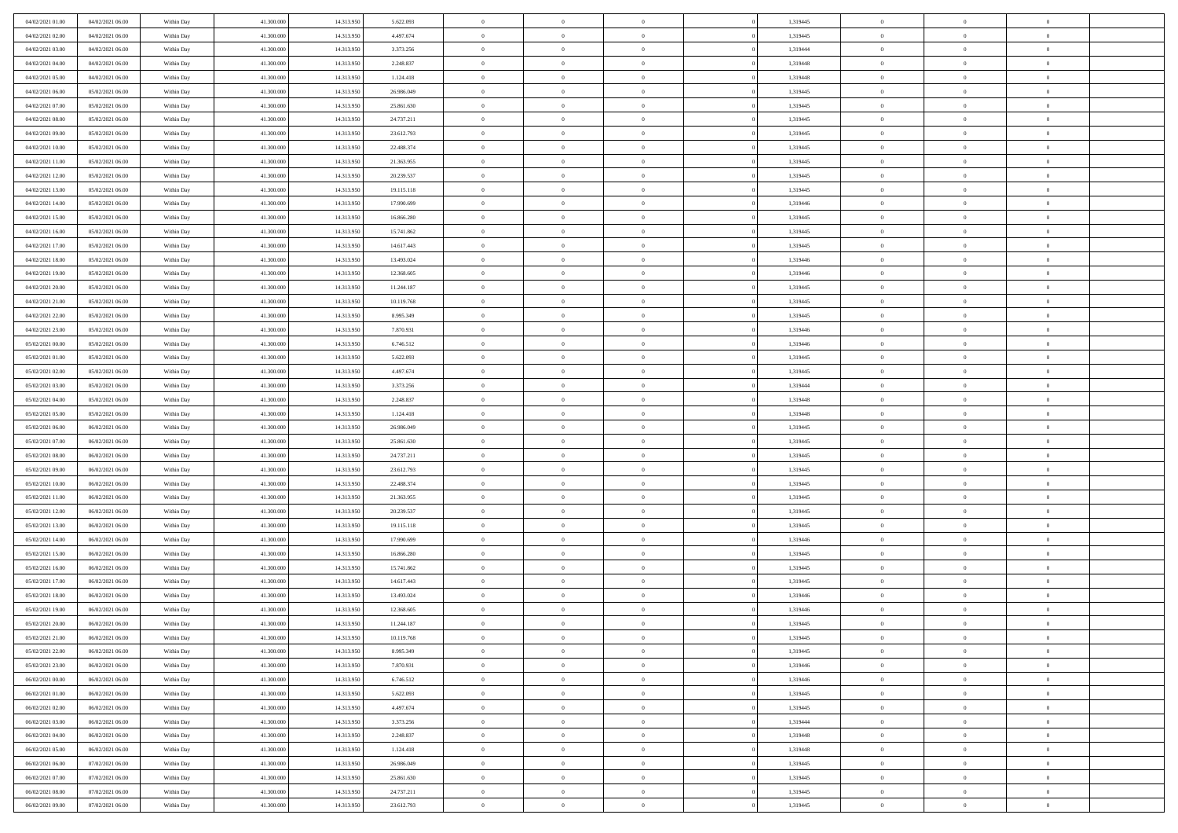| | | | | | | | | | | | | | | |
|---|---|---|---|---|---|---|---|---|---|---|---|---|---|---|
| 04/02/2021 01:00 | 04/02/2021 06:00 | Within Day | 41.300.000 | 14.313.950 | 5.622.093 | 0 | 0 | 0 | | 1,319445 | 0 | 0 | 0 | |
| 04/02/2021 02:00 | 04/02/2021 06:00 | Within Day | 41.300.000 | 14.313.950 | 4.497.674 | 0 | 0 | 0 | | 1,319445 | 0 | 0 | 0 | |
| 04/02/2021 03:00 | 04/02/2021 06:00 | Within Day | 41.300.000 | 14.313.950 | 3.373.256 | 0 | 0 | 0 | | 1,319444 | 0 | 0 | 0 | |
| 04/02/2021 04:00 | 04/02/2021 06:00 | Within Day | 41.300.000 | 14.313.950 | 2.248.837 | 0 | 0 | 0 | | 1,319448 | 0 | 0 | 0 | |
| 04/02/2021 05:00 | 04/02/2021 06:00 | Within Day | 41.300.000 | 14.313.950 | 1.124.418 | 0 | 0 | 0 | | 1,319448 | 0 | 0 | 0 | |
| 04/02/2021 06:00 | 05/02/2021 06:00 | Within Day | 41.300.000 | 14.313.950 | 26.986.049 | 0 | 0 | 0 | | 1,319445 | 0 | 0 | 0 | |
| 04/02/2021 07:00 | 05/02/2021 06:00 | Within Day | 41.300.000 | 14.313.950 | 25.861.630 | 0 | 0 | 0 | | 1,319445 | 0 | 0 | 0 | |
| 04/02/2021 08:00 | 05/02/2021 06:00 | Within Day | 41.300.000 | 14.313.950 | 24.737.211 | 0 | 0 | 0 | | 1,319445 | 0 | 0 | 0 | |
| 04/02/2021 09:00 | 05/02/2021 06:00 | Within Day | 41.300.000 | 14.313.950 | 23.612.793 | 0 | 0 | 0 | | 1,319445 | 0 | 0 | 0 | |
| 04/02/2021 10:00 | 05/02/2021 06:00 | Within Day | 41.300.000 | 14.313.950 | 22.488.374 | 0 | 0 | 0 | | 1,319445 | 0 | 0 | 0 | |
| 04/02/2021 11:00 | 05/02/2021 06:00 | Within Day | 41.300.000 | 14.313.950 | 21.363.955 | 0 | 0 | 0 | | 1,319445 | 0 | 0 | 0 | |
| 04/02/2021 12:00 | 05/02/2021 06:00 | Within Day | 41.300.000 | 14.313.950 | 20.239.537 | 0 | 0 | 0 | | 1,319445 | 0 | 0 | 0 | |
| 04/02/2021 13:00 | 05/02/2021 06:00 | Within Day | 41.300.000 | 14.313.950 | 19.115.118 | 0 | 0 | 0 | | 1,319445 | 0 | 0 | 0 | |
| 04/02/2021 14:00 | 05/02/2021 06:00 | Within Day | 41.300.000 | 14.313.950 | 17.990.699 | 0 | 0 | 0 | | 1,319446 | 0 | 0 | 0 | |
| 04/02/2021 15:00 | 05/02/2021 06:00 | Within Day | 41.300.000 | 14.313.950 | 16.866.280 | 0 | 0 | 0 | | 1,319445 | 0 | 0 | 0 | |
| 04/02/2021 16:00 | 05/02/2021 06:00 | Within Day | 41.300.000 | 14.313.950 | 15.741.862 | 0 | 0 | 0 | | 1,319445 | 0 | 0 | 0 | |
| 04/02/2021 17:00 | 05/02/2021 06:00 | Within Day | 41.300.000 | 14.313.950 | 14.617.443 | 0 | 0 | 0 | | 1,319445 | 0 | 0 | 0 | |
| 04/02/2021 18:00 | 05/02/2021 06:00 | Within Day | 41.300.000 | 14.313.950 | 13.493.024 | 0 | 0 | 0 | | 1,319446 | 0 | 0 | 0 | |
| 04/02/2021 19:00 | 05/02/2021 06:00 | Within Day | 41.300.000 | 14.313.950 | 12.368.605 | 0 | 0 | 0 | | 1,319446 | 0 | 0 | 0 | |
| 04/02/2021 20:00 | 05/02/2021 06:00 | Within Day | 41.300.000 | 14.313.950 | 11.244.187 | 0 | 0 | 0 | | 1,319445 | 0 | 0 | 0 | |
| 04/02/2021 21:00 | 05/02/2021 06:00 | Within Day | 41.300.000 | 14.313.950 | 10.119.768 | 0 | 0 | 0 | | 1,319445 | 0 | 0 | 0 | |
| 04/02/2021 22:00 | 05/02/2021 06:00 | Within Day | 41.300.000 | 14.313.950 | 8.995.349 | 0 | 0 | 0 | | 1,319445 | 0 | 0 | 0 | |
| 04/02/2021 23:00 | 05/02/2021 06:00 | Within Day | 41.300.000 | 14.313.950 | 7.870.931 | 0 | 0 | 0 | | 1,319446 | 0 | 0 | 0 | |
| 05/02/2021 00:00 | 05/02/2021 06:00 | Within Day | 41.300.000 | 14.313.950 | 6.746.512 | 0 | 0 | 0 | | 1,319446 | 0 | 0 | 0 | |
| 05/02/2021 01:00 | 05/02/2021 06:00 | Within Day | 41.300.000 | 14.313.950 | 5.622.093 | 0 | 0 | 0 | | 1,319445 | 0 | 0 | 0 | |
| 05/02/2021 02:00 | 05/02/2021 06:00 | Within Day | 41.300.000 | 14.313.950 | 4.497.674 | 0 | 0 | 0 | | 1,319445 | 0 | 0 | 0 | |
| 05/02/2021 03:00 | 05/02/2021 06:00 | Within Day | 41.300.000 | 14.313.950 | 3.373.256 | 0 | 0 | 0 | | 1,319444 | 0 | 0 | 0 | |
| 05/02/2021 04:00 | 05/02/2021 06:00 | Within Day | 41.300.000 | 14.313.950 | 2.248.837 | 0 | 0 | 0 | | 1,319448 | 0 | 0 | 0 | |
| 05/02/2021 05:00 | 05/02/2021 06:00 | Within Day | 41.300.000 | 14.313.950 | 1.124.418 | 0 | 0 | 0 | | 1,319448 | 0 | 0 | 0 | |
| 05/02/2021 06:00 | 06/02/2021 06:00 | Within Day | 41.300.000 | 14.313.950 | 26.986.049 | 0 | 0 | 0 | | 1,319445 | 0 | 0 | 0 | |
| 05/02/2021 07:00 | 06/02/2021 06:00 | Within Day | 41.300.000 | 14.313.950 | 25.861.630 | 0 | 0 | 0 | | 1,319445 | 0 | 0 | 0 | |
| 05/02/2021 08:00 | 06/02/2021 06:00 | Within Day | 41.300.000 | 14.313.950 | 24.737.211 | 0 | 0 | 0 | | 1,319445 | 0 | 0 | 0 | |
| 05/02/2021 09:00 | 06/02/2021 06:00 | Within Day | 41.300.000 | 14.313.950 | 23.612.793 | 0 | 0 | 0 | | 1,319445 | 0 | 0 | 0 | |
| 05/02/2021 10:00 | 06/02/2021 06:00 | Within Day | 41.300.000 | 14.313.950 | 22.488.374 | 0 | 0 | 0 | | 1,319445 | 0 | 0 | 0 | |
| 05/02/2021 11:00 | 06/02/2021 06:00 | Within Day | 41.300.000 | 14.313.950 | 21.363.955 | 0 | 0 | 0 | | 1,319445 | 0 | 0 | 0 | |
| 05/02/2021 12:00 | 06/02/2021 06:00 | Within Day | 41.300.000 | 14.313.950 | 20.239.537 | 0 | 0 | 0 | | 1,319445 | 0 | 0 | 0 | |
| 05/02/2021 13:00 | 06/02/2021 06:00 | Within Day | 41.300.000 | 14.313.950 | 19.115.118 | 0 | 0 | 0 | | 1,319445 | 0 | 0 | 0 | |
| 05/02/2021 14:00 | 06/02/2021 06:00 | Within Day | 41.300.000 | 14.313.950 | 17.990.699 | 0 | 0 | 0 | | 1,319446 | 0 | 0 | 0 | |
| 05/02/2021 15:00 | 06/02/2021 06:00 | Within Day | 41.300.000 | 14.313.950 | 16.866.280 | 0 | 0 | 0 | | 1,319445 | 0 | 0 | 0 | |
| 05/02/2021 16:00 | 06/02/2021 06:00 | Within Day | 41.300.000 | 14.313.950 | 15.741.862 | 0 | 0 | 0 | | 1,319445 | 0 | 0 | 0 | |
| 05/02/2021 17:00 | 06/02/2021 06:00 | Within Day | 41.300.000 | 14.313.950 | 14.617.443 | 0 | 0 | 0 | | 1,319445 | 0 | 0 | 0 | |
| 05/02/2021 18:00 | 06/02/2021 06:00 | Within Day | 41.300.000 | 14.313.950 | 13.493.024 | 0 | 0 | 0 | | 1,319446 | 0 | 0 | 0 | |
| 05/02/2021 19:00 | 06/02/2021 06:00 | Within Day | 41.300.000 | 14.313.950 | 12.368.605 | 0 | 0 | 0 | | 1,319446 | 0 | 0 | 0 | |
| 05/02/2021 20:00 | 06/02/2021 06:00 | Within Day | 41.300.000 | 14.313.950 | 11.244.187 | 0 | 0 | 0 | | 1,319445 | 0 | 0 | 0 | |
| 05/02/2021 21:00 | 06/02/2021 06:00 | Within Day | 41.300.000 | 14.313.950 | 10.119.768 | 0 | 0 | 0 | | 1,319445 | 0 | 0 | 0 | |
| 05/02/2021 22:00 | 06/02/2021 06:00 | Within Day | 41.300.000 | 14.313.950 | 8.995.349 | 0 | 0 | 0 | | 1,319445 | 0 | 0 | 0 | |
| 05/02/2021 23:00 | 06/02/2021 06:00 | Within Day | 41.300.000 | 14.313.950 | 7.870.931 | 0 | 0 | 0 | | 1,319446 | 0 | 0 | 0 | |
| 06/02/2021 00:00 | 06/02/2021 06:00 | Within Day | 41.300.000 | 14.313.950 | 6.746.512 | 0 | 0 | 0 | | 1,319446 | 0 | 0 | 0 | |
| 06/02/2021 01:00 | 06/02/2021 06:00 | Within Day | 41.300.000 | 14.313.950 | 5.622.093 | 0 | 0 | 0 | | 1,319445 | 0 | 0 | 0 | |
| 06/02/2021 02:00 | 06/02/2021 06:00 | Within Day | 41.300.000 | 14.313.950 | 4.497.674 | 0 | 0 | 0 | | 1,319445 | 0 | 0 | 0 | |
| 06/02/2021 03:00 | 06/02/2021 06:00 | Within Day | 41.300.000 | 14.313.950 | 3.373.256 | 0 | 0 | 0 | | 1,319444 | 0 | 0 | 0 | |
| 06/02/2021 04:00 | 06/02/2021 06:00 | Within Day | 41.300.000 | 14.313.950 | 2.248.837 | 0 | 0 | 0 | | 1,319448 | 0 | 0 | 0 | |
| 06/02/2021 05:00 | 06/02/2021 06:00 | Within Day | 41.300.000 | 14.313.950 | 1.124.418 | 0 | 0 | 0 | | 1,319448 | 0 | 0 | 0 | |
| 06/02/2021 06:00 | 07/02/2021 06:00 | Within Day | 41.300.000 | 14.313.950 | 26.986.049 | 0 | 0 | 0 | | 1,319445 | 0 | 0 | 0 | |
| 06/02/2021 07:00 | 07/02/2021 06:00 | Within Day | 41.300.000 | 14.313.950 | 25.861.630 | 0 | 0 | 0 | | 1,319445 | 0 | 0 | 0 | |
| 06/02/2021 08:00 | 07/02/2021 06:00 | Within Day | 41.300.000 | 14.313.950 | 24.737.211 | 0 | 0 | 0 | | 1,319445 | 0 | 0 | 0 | |
| 06/02/2021 09:00 | 07/02/2021 06:00 | Within Day | 41.300.000 | 14.313.950 | 23.612.793 | 0 | 0 | 0 | | 1,319445 | 0 | 0 | 0 | |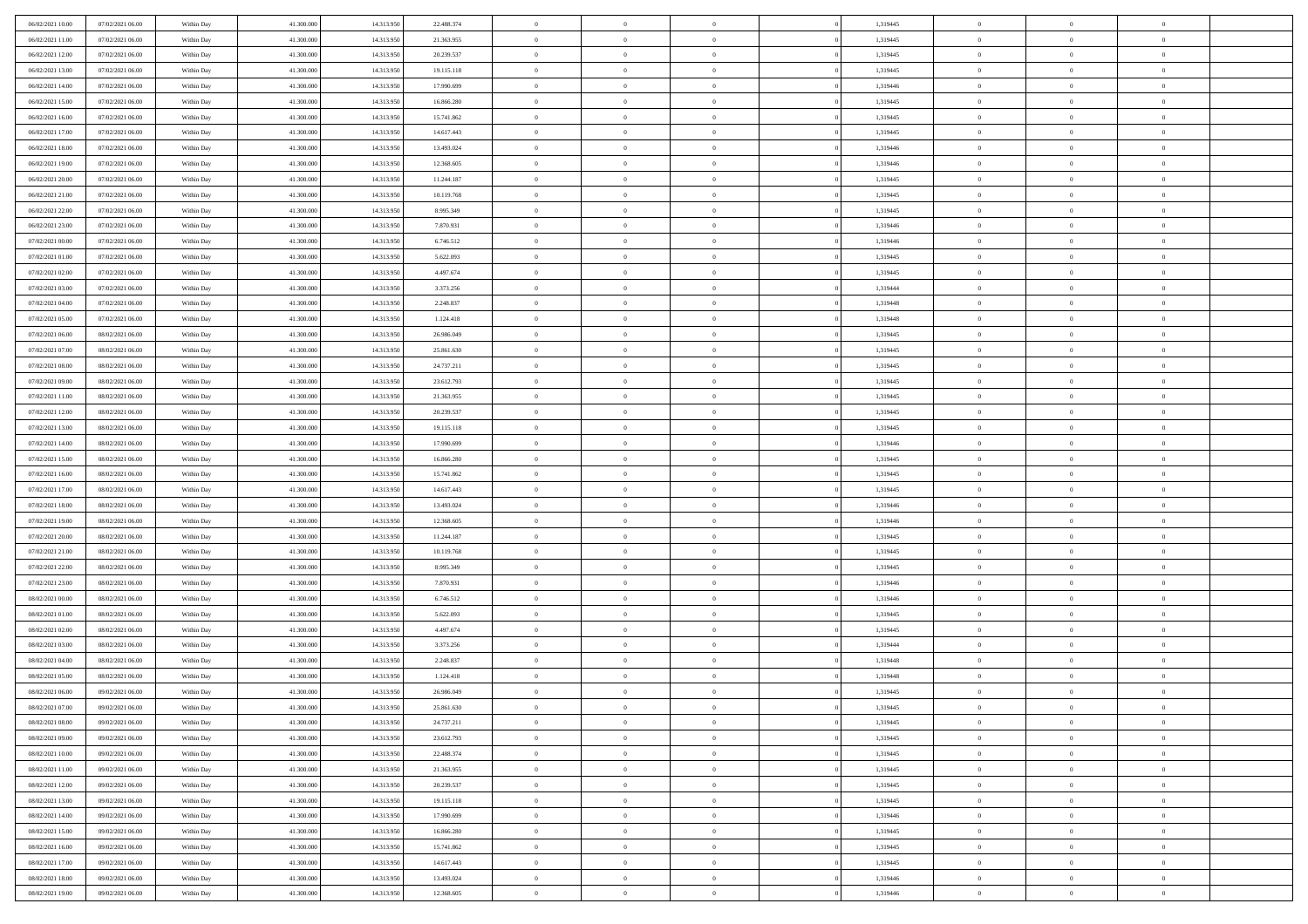| | | | | | | | | | | | | | | |
|---|---|---|---|---|---|---|---|---|---|---|---|---|---|---|
| 06/02/2021 10:00 | 07/02/2021 06:00 | Within Day | 41.300.000 | 14.313.950 | 22.488.374 | 0 | 0 | 0 | | 1,319445 | 0 | 0 | 0 | |
| 06/02/2021 11:00 | 07/02/2021 06:00 | Within Day | 41.300.000 | 14.313.950 | 21.363.955 | 0 | 0 | 0 | | 1,319445 | 0 | 0 | 0 | |
| 06/02/2021 12:00 | 07/02/2021 06:00 | Within Day | 41.300.000 | 14.313.950 | 20.239.537 | 0 | 0 | 0 | | 1,319445 | 0 | 0 | 0 | |
| 06/02/2021 13:00 | 07/02/2021 06:00 | Within Day | 41.300.000 | 14.313.950 | 19.115.118 | 0 | 0 | 0 | | 1,319445 | 0 | 0 | 0 | |
| 06/02/2021 14:00 | 07/02/2021 06:00 | Within Day | 41.300.000 | 14.313.950 | 17.990.699 | 0 | 0 | 0 | | 1,319446 | 0 | 0 | 0 | |
| 06/02/2021 15:00 | 07/02/2021 06:00 | Within Day | 41.300.000 | 14.313.950 | 16.866.280 | 0 | 0 | 0 | | 1,319445 | 0 | 0 | 0 | |
| 06/02/2021 16:00 | 07/02/2021 06:00 | Within Day | 41.300.000 | 14.313.950 | 15.741.862 | 0 | 0 | 0 | | 1,319445 | 0 | 0 | 0 | |
| 06/02/2021 17:00 | 07/02/2021 06:00 | Within Day | 41.300.000 | 14.313.950 | 14.617.443 | 0 | 0 | 0 | | 1,319445 | 0 | 0 | 0 | |
| 06/02/2021 18:00 | 07/02/2021 06:00 | Within Day | 41.300.000 | 14.313.950 | 13.493.024 | 0 | 0 | 0 | | 1,319446 | 0 | 0 | 0 | |
| 06/02/2021 19:00 | 07/02/2021 06:00 | Within Day | 41.300.000 | 14.313.950 | 12.368.605 | 0 | 0 | 0 | | 1,319446 | 0 | 0 | 0 | |
| 06/02/2021 20:00 | 07/02/2021 06:00 | Within Day | 41.300.000 | 14.313.950 | 11.244.187 | 0 | 0 | 0 | | 1,319445 | 0 | 0 | 0 | |
| 06/02/2021 21:00 | 07/02/2021 06:00 | Within Day | 41.300.000 | 14.313.950 | 10.119.768 | 0 | 0 | 0 | | 1,319445 | 0 | 0 | 0 | |
| 06/02/2021 22:00 | 07/02/2021 06:00 | Within Day | 41.300.000 | 14.313.950 | 8.995.349 | 0 | 0 | 0 | | 1,319445 | 0 | 0 | 0 | |
| 06/02/2021 23:00 | 07/02/2021 06:00 | Within Day | 41.300.000 | 14.313.950 | 7.870.931 | 0 | 0 | 0 | | 1,319446 | 0 | 0 | 0 | |
| 07/02/2021 00:00 | 07/02/2021 06:00 | Within Day | 41.300.000 | 14.313.950 | 6.746.512 | 0 | 0 | 0 | | 1,319446 | 0 | 0 | 0 | |
| 07/02/2021 01:00 | 07/02/2021 06:00 | Within Day | 41.300.000 | 14.313.950 | 5.622.093 | 0 | 0 | 0 | | 1,319445 | 0 | 0 | 0 | |
| 07/02/2021 02:00 | 07/02/2021 06:00 | Within Day | 41.300.000 | 14.313.950 | 4.497.674 | 0 | 0 | 0 | | 1,319445 | 0 | 0 | 0 | |
| 07/02/2021 03:00 | 07/02/2021 06:00 | Within Day | 41.300.000 | 14.313.950 | 3.373.256 | 0 | 0 | 0 | | 1,319444 | 0 | 0 | 0 | |
| 07/02/2021 04:00 | 07/02/2021 06:00 | Within Day | 41.300.000 | 14.313.950 | 2.248.837 | 0 | 0 | 0 | | 1,319448 | 0 | 0 | 0 | |
| 07/02/2021 05:00 | 07/02/2021 06:00 | Within Day | 41.300.000 | 14.313.950 | 1.124.418 | 0 | 0 | 0 | | 1,319448 | 0 | 0 | 0 | |
| 07/02/2021 06:00 | 08/02/2021 06:00 | Within Day | 41.300.000 | 14.313.950 | 26.986.049 | 0 | 0 | 0 | | 1,319445 | 0 | 0 | 0 | |
| 07/02/2021 07:00 | 08/02/2021 06:00 | Within Day | 41.300.000 | 14.313.950 | 25.861.630 | 0 | 0 | 0 | | 1,319445 | 0 | 0 | 0 | |
| 07/02/2021 08:00 | 08/02/2021 06:00 | Within Day | 41.300.000 | 14.313.950 | 24.737.211 | 0 | 0 | 0 | | 1,319445 | 0 | 0 | 0 | |
| 07/02/2021 09:00 | 08/02/2021 06:00 | Within Day | 41.300.000 | 14.313.950 | 23.612.793 | 0 | 0 | 0 | | 1,319445 | 0 | 0 | 0 | |
| 07/02/2021 11:00 | 08/02/2021 06:00 | Within Day | 41.300.000 | 14.313.950 | 21.363.955 | 0 | 0 | 0 | | 1,319445 | 0 | 0 | 0 | |
| 07/02/2021 12:00 | 08/02/2021 06:00 | Within Day | 41.300.000 | 14.313.950 | 20.239.537 | 0 | 0 | 0 | | 1,319445 | 0 | 0 | 0 | |
| 07/02/2021 13:00 | 08/02/2021 06:00 | Within Day | 41.300.000 | 14.313.950 | 19.115.118 | 0 | 0 | 0 | | 1,319445 | 0 | 0 | 0 | |
| 07/02/2021 14:00 | 08/02/2021 06:00 | Within Day | 41.300.000 | 14.313.950 | 17.990.699 | 0 | 0 | 0 | | 1,319446 | 0 | 0 | 0 | |
| 07/02/2021 15:00 | 08/02/2021 06:00 | Within Day | 41.300.000 | 14.313.950 | 16.866.280 | 0 | 0 | 0 | | 1,319445 | 0 | 0 | 0 | |
| 07/02/2021 16:00 | 08/02/2021 06:00 | Within Day | 41.300.000 | 14.313.950 | 15.741.862 | 0 | 0 | 0 | | 1,319445 | 0 | 0 | 0 | |
| 07/02/2021 17:00 | 08/02/2021 06:00 | Within Day | 41.300.000 | 14.313.950 | 14.617.443 | 0 | 0 | 0 | | 1,319445 | 0 | 0 | 0 | |
| 07/02/2021 18:00 | 08/02/2021 06:00 | Within Day | 41.300.000 | 14.313.950 | 13.493.024 | 0 | 0 | 0 | | 1,319446 | 0 | 0 | 0 | |
| 07/02/2021 19:00 | 08/02/2021 06:00 | Within Day | 41.300.000 | 14.313.950 | 12.368.605 | 0 | 0 | 0 | | 1,319446 | 0 | 0 | 0 | |
| 07/02/2021 20:00 | 08/02/2021 06:00 | Within Day | 41.300.000 | 14.313.950 | 11.244.187 | 0 | 0 | 0 | | 1,319445 | 0 | 0 | 0 | |
| 07/02/2021 21:00 | 08/02/2021 06:00 | Within Day | 41.300.000 | 14.313.950 | 10.119.768 | 0 | 0 | 0 | | 1,319445 | 0 | 0 | 0 | |
| 07/02/2021 22:00 | 08/02/2021 06:00 | Within Day | 41.300.000 | 14.313.950 | 8.995.349 | 0 | 0 | 0 | | 1,319445 | 0 | 0 | 0 | |
| 07/02/2021 23:00 | 08/02/2021 06:00 | Within Day | 41.300.000 | 14.313.950 | 7.870.931 | 0 | 0 | 0 | | 1,319446 | 0 | 0 | 0 | |
| 08/02/2021 00:00 | 08/02/2021 06:00 | Within Day | 41.300.000 | 14.313.950 | 6.746.512 | 0 | 0 | 0 | | 1,319446 | 0 | 0 | 0 | |
| 08/02/2021 01:00 | 08/02/2021 06:00 | Within Day | 41.300.000 | 14.313.950 | 5.622.093 | 0 | 0 | 0 | | 1,319445 | 0 | 0 | 0 | |
| 08/02/2021 02:00 | 08/02/2021 06:00 | Within Day | 41.300.000 | 14.313.950 | 4.497.674 | 0 | 0 | 0 | | 1,319445 | 0 | 0 | 0 | |
| 08/02/2021 03:00 | 08/02/2021 06:00 | Within Day | 41.300.000 | 14.313.950 | 3.373.256 | 0 | 0 | 0 | | 1,319444 | 0 | 0 | 0 | |
| 08/02/2021 04:00 | 08/02/2021 06:00 | Within Day | 41.300.000 | 14.313.950 | 2.248.837 | 0 | 0 | 0 | | 1,319448 | 0 | 0 | 0 | |
| 08/02/2021 05:00 | 08/02/2021 06:00 | Within Day | 41.300.000 | 14.313.950 | 1.124.418 | 0 | 0 | 0 | | 1,319448 | 0 | 0 | 0 | |
| 08/02/2021 06:00 | 09/02/2021 06:00 | Within Day | 41.300.000 | 14.313.950 | 26.986.049 | 0 | 0 | 0 | | 1,319445 | 0 | 0 | 0 | |
| 08/02/2021 07:00 | 09/02/2021 06:00 | Within Day | 41.300.000 | 14.313.950 | 25.861.630 | 0 | 0 | 0 | | 1,319445 | 0 | 0 | 0 | |
| 08/02/2021 08:00 | 09/02/2021 06:00 | Within Day | 41.300.000 | 14.313.950 | 24.737.211 | 0 | 0 | 0 | | 1,319445 | 0 | 0 | 0 | |
| 08/02/2021 09:00 | 09/02/2021 06:00 | Within Day | 41.300.000 | 14.313.950 | 23.612.793 | 0 | 0 | 0 | | 1,319445 | 0 | 0 | 0 | |
| 08/02/2021 10:00 | 09/02/2021 06:00 | Within Day | 41.300.000 | 14.313.950 | 22.488.374 | 0 | 0 | 0 | | 1,319445 | 0 | 0 | 0 | |
| 08/02/2021 11:00 | 09/02/2021 06:00 | Within Day | 41.300.000 | 14.313.950 | 21.363.955 | 0 | 0 | 0 | | 1,319445 | 0 | 0 | 0 | |
| 08/02/2021 12:00 | 09/02/2021 06:00 | Within Day | 41.300.000 | 14.313.950 | 20.239.537 | 0 | 0 | 0 | | 1,319445 | 0 | 0 | 0 | |
| 08/02/2021 13:00 | 09/02/2021 06:00 | Within Day | 41.300.000 | 14.313.950 | 19.115.118 | 0 | 0 | 0 | | 1,319445 | 0 | 0 | 0 | |
| 08/02/2021 14:00 | 09/02/2021 06:00 | Within Day | 41.300.000 | 14.313.950 | 17.990.699 | 0 | 0 | 0 | | 1,319446 | 0 | 0 | 0 | |
| 08/02/2021 15:00 | 09/02/2021 06:00 | Within Day | 41.300.000 | 14.313.950 | 16.866.280 | 0 | 0 | 0 | | 1,319445 | 0 | 0 | 0 | |
| 08/02/2021 16:00 | 09/02/2021 06:00 | Within Day | 41.300.000 | 14.313.950 | 15.741.862 | 0 | 0 | 0 | | 1,319445 | 0 | 0 | 0 | |
| 08/02/2021 17:00 | 09/02/2021 06:00 | Within Day | 41.300.000 | 14.313.950 | 14.617.443 | 0 | 0 | 0 | | 1,319445 | 0 | 0 | 0 | |
| 08/02/2021 18:00 | 09/02/2021 06:00 | Within Day | 41.300.000 | 14.313.950 | 13.493.024 | 0 | 0 | 0 | | 1,319446 | 0 | 0 | 0 | |
| 08/02/2021 19:00 | 09/02/2021 06:00 | Within Day | 41.300.000 | 14.313.950 | 12.368.605 | 0 | 0 | 0 | | 1,319446 | 0 | 0 | 0 | |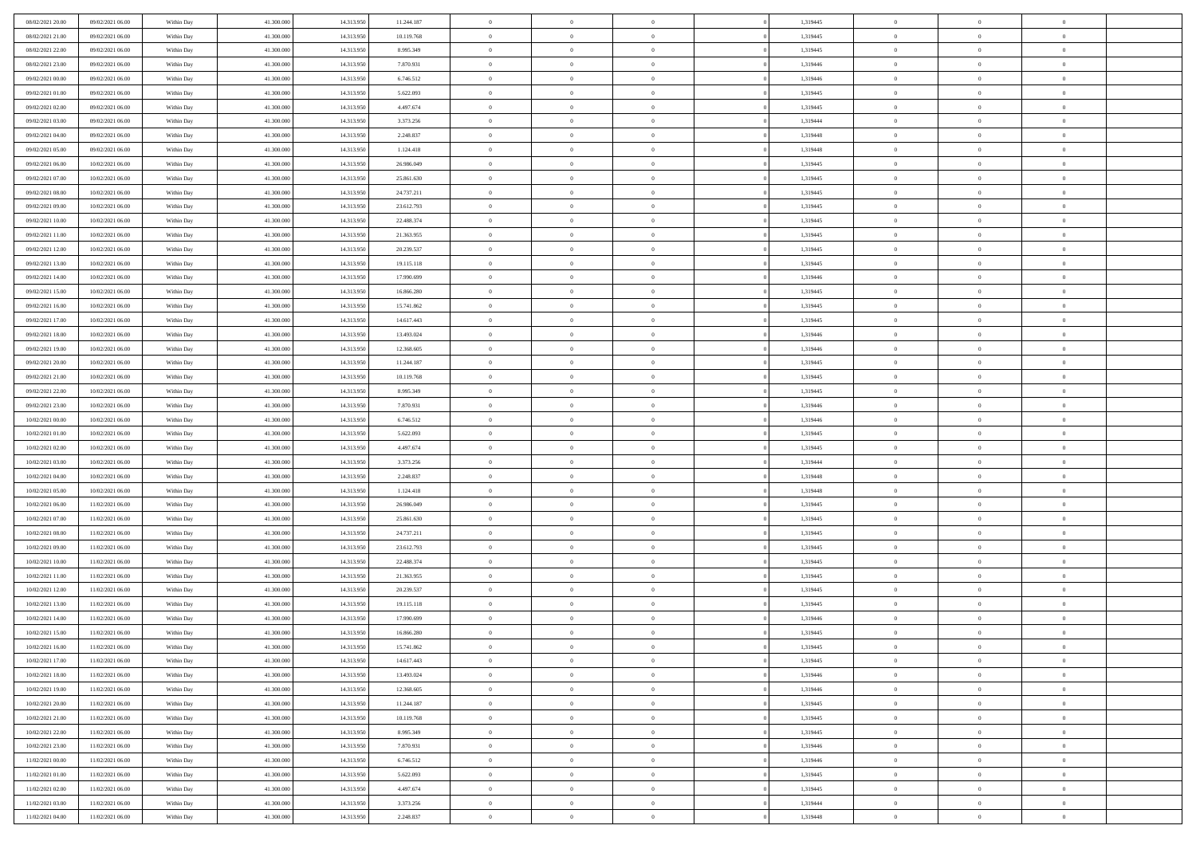| | | | | | | | | | | | | | | |
|---|---|---|---|---|---|---|---|---|---|---|---|---|---|---|
| 08/02/2021 20:00 | 09/02/2021 06:00 | Within Day | 41.300.000 | 14.313.950 | 11.244.187 | 0 | 0 | 0 | | 1,319445 | 0 | 0 | 0 | |
| 08/02/2021 21:00 | 09/02/2021 06:00 | Within Day | 41.300.000 | 14.313.950 | 10.119.768 | 0 | 0 | 0 | | 1,319445 | 0 | 0 | 0 | |
| 08/02/2021 22:00 | 09/02/2021 06:00 | Within Day | 41.300.000 | 14.313.950 | 8.995.349 | 0 | 0 | 0 | | 1,319445 | 0 | 0 | 0 | |
| 08/02/2021 23:00 | 09/02/2021 06:00 | Within Day | 41.300.000 | 14.313.950 | 7.870.931 | 0 | 0 | 0 | | 1,319446 | 0 | 0 | 0 | |
| 09/02/2021 00:00 | 09/02/2021 06:00 | Within Day | 41.300.000 | 14.313.950 | 6.746.512 | 0 | 0 | 0 | | 1,319446 | 0 | 0 | 0 | |
| 09/02/2021 01:00 | 09/02/2021 06:00 | Within Day | 41.300.000 | 14.313.950 | 5.622.093 | 0 | 0 | 0 | | 1,319445 | 0 | 0 | 0 | |
| 09/02/2021 02:00 | 09/02/2021 06:00 | Within Day | 41.300.000 | 14.313.950 | 4.497.674 | 0 | 0 | 0 | | 1,319445 | 0 | 0 | 0 | |
| 09/02/2021 03:00 | 09/02/2021 06:00 | Within Day | 41.300.000 | 14.313.950 | 3.373.256 | 0 | 0 | 0 | | 1,319444 | 0 | 0 | 0 | |
| 09/02/2021 04:00 | 09/02/2021 06:00 | Within Day | 41.300.000 | 14.313.950 | 2.248.837 | 0 | 0 | 0 | | 1,319448 | 0 | 0 | 0 | |
| 09/02/2021 05:00 | 09/02/2021 06:00 | Within Day | 41.300.000 | 14.313.950 | 1.124.418 | 0 | 0 | 0 | | 1,319448 | 0 | 0 | 0 | |
| 09/02/2021 06:00 | 10/02/2021 06:00 | Within Day | 41.300.000 | 14.313.950 | 26.986.049 | 0 | 0 | 0 | | 1,319445 | 0 | 0 | 0 | |
| 09/02/2021 07:00 | 10/02/2021 06:00 | Within Day | 41.300.000 | 14.313.950 | 25.861.630 | 0 | 0 | 0 | | 1,319445 | 0 | 0 | 0 | |
| 09/02/2021 08:00 | 10/02/2021 06:00 | Within Day | 41.300.000 | 14.313.950 | 24.737.211 | 0 | 0 | 0 | | 1,319445 | 0 | 0 | 0 | |
| 09/02/2021 09:00 | 10/02/2021 06:00 | Within Day | 41.300.000 | 14.313.950 | 23.612.793 | 0 | 0 | 0 | | 1,319445 | 0 | 0 | 0 | |
| 09/02/2021 10:00 | 10/02/2021 06:00 | Within Day | 41.300.000 | 14.313.950 | 22.488.374 | 0 | 0 | 0 | | 1,319445 | 0 | 0 | 0 | |
| 09/02/2021 11:00 | 10/02/2021 06:00 | Within Day | 41.300.000 | 14.313.950 | 21.363.955 | 0 | 0 | 0 | | 1,319445 | 0 | 0 | 0 | |
| 09/02/2021 12:00 | 10/02/2021 06:00 | Within Day | 41.300.000 | 14.313.950 | 20.239.537 | 0 | 0 | 0 | | 1,319445 | 0 | 0 | 0 | |
| 09/02/2021 13:00 | 10/02/2021 06:00 | Within Day | 41.300.000 | 14.313.950 | 19.115.118 | 0 | 0 | 0 | | 1,319445 | 0 | 0 | 0 | |
| 09/02/2021 14:00 | 10/02/2021 06:00 | Within Day | 41.300.000 | 14.313.950 | 17.990.699 | 0 | 0 | 0 | | 1,319446 | 0 | 0 | 0 | |
| 09/02/2021 15:00 | 10/02/2021 06:00 | Within Day | 41.300.000 | 14.313.950 | 16.866.280 | 0 | 0 | 0 | | 1,319445 | 0 | 0 | 0 | |
| 09/02/2021 16:00 | 10/02/2021 06:00 | Within Day | 41.300.000 | 14.313.950 | 15.741.862 | 0 | 0 | 0 | | 1,319445 | 0 | 0 | 0 | |
| 09/02/2021 17:00 | 10/02/2021 06:00 | Within Day | 41.300.000 | 14.313.950 | 14.617.443 | 0 | 0 | 0 | | 1,319445 | 0 | 0 | 0 | |
| 09/02/2021 18:00 | 10/02/2021 06:00 | Within Day | 41.300.000 | 14.313.950 | 13.493.024 | 0 | 0 | 0 | | 1,319446 | 0 | 0 | 0 | |
| 09/02/2021 19:00 | 10/02/2021 06:00 | Within Day | 41.300.000 | 14.313.950 | 12.368.605 | 0 | 0 | 0 | | 1,319446 | 0 | 0 | 0 | |
| 09/02/2021 20:00 | 10/02/2021 06:00 | Within Day | 41.300.000 | 14.313.950 | 11.244.187 | 0 | 0 | 0 | | 1,319445 | 0 | 0 | 0 | |
| 09/02/2021 21:00 | 10/02/2021 06:00 | Within Day | 41.300.000 | 14.313.950 | 10.119.768 | 0 | 0 | 0 | | 1,319445 | 0 | 0 | 0 | |
| 09/02/2021 22:00 | 10/02/2021 06:00 | Within Day | 41.300.000 | 14.313.950 | 8.995.349 | 0 | 0 | 0 | | 1,319445 | 0 | 0 | 0 | |
| 09/02/2021 23:00 | 10/02/2021 06:00 | Within Day | 41.300.000 | 14.313.950 | 7.870.931 | 0 | 0 | 0 | | 1,319446 | 0 | 0 | 0 | |
| 10/02/2021 00:00 | 10/02/2021 06:00 | Within Day | 41.300.000 | 14.313.950 | 6.746.512 | 0 | 0 | 0 | | 1,319446 | 0 | 0 | 0 | |
| 10/02/2021 01:00 | 10/02/2021 06:00 | Within Day | 41.300.000 | 14.313.950 | 5.622.093 | 0 | 0 | 0 | | 1,319445 | 0 | 0 | 0 | |
| 10/02/2021 02:00 | 10/02/2021 06:00 | Within Day | 41.300.000 | 14.313.950 | 4.497.674 | 0 | 0 | 0 | | 1,319445 | 0 | 0 | 0 | |
| 10/02/2021 03:00 | 10/02/2021 06:00 | Within Day | 41.300.000 | 14.313.950 | 3.373.256 | 0 | 0 | 0 | | 1,319444 | 0 | 0 | 0 | |
| 10/02/2021 04:00 | 10/02/2021 06:00 | Within Day | 41.300.000 | 14.313.950 | 2.248.837 | 0 | 0 | 0 | | 1,319448 | 0 | 0 | 0 | |
| 10/02/2021 05:00 | 10/02/2021 06:00 | Within Day | 41.300.000 | 14.313.950 | 1.124.418 | 0 | 0 | 0 | | 1,319448 | 0 | 0 | 0 | |
| 10/02/2021 06:00 | 11/02/2021 06:00 | Within Day | 41.300.000 | 14.313.950 | 26.986.049 | 0 | 0 | 0 | | 1,319445 | 0 | 0 | 0 | |
| 10/02/2021 07:00 | 11/02/2021 06:00 | Within Day | 41.300.000 | 14.313.950 | 25.861.630 | 0 | 0 | 0 | | 1,319445 | 0 | 0 | 0 | |
| 10/02/2021 08:00 | 11/02/2021 06:00 | Within Day | 41.300.000 | 14.313.950 | 24.737.211 | 0 | 0 | 0 | | 1,319445 | 0 | 0 | 0 | |
| 10/02/2021 09:00 | 11/02/2021 06:00 | Within Day | 41.300.000 | 14.313.950 | 23.612.793 | 0 | 0 | 0 | | 1,319445 | 0 | 0 | 0 | |
| 10/02/2021 10:00 | 11/02/2021 06:00 | Within Day | 41.300.000 | 14.313.950 | 22.488.374 | 0 | 0 | 0 | | 1,319445 | 0 | 0 | 0 | |
| 10/02/2021 11:00 | 11/02/2021 06:00 | Within Day | 41.300.000 | 14.313.950 | 21.363.955 | 0 | 0 | 0 | | 1,319445 | 0 | 0 | 0 | |
| 10/02/2021 12:00 | 11/02/2021 06:00 | Within Day | 41.300.000 | 14.313.950 | 20.239.537 | 0 | 0 | 0 | | 1,319445 | 0 | 0 | 0 | |
| 10/02/2021 13:00 | 11/02/2021 06:00 | Within Day | 41.300.000 | 14.313.950 | 19.115.118 | 0 | 0 | 0 | | 1,319445 | 0 | 0 | 0 | |
| 10/02/2021 14:00 | 11/02/2021 06:00 | Within Day | 41.300.000 | 14.313.950 | 17.990.699 | 0 | 0 | 0 | | 1,319446 | 0 | 0 | 0 | |
| 10/02/2021 15:00 | 11/02/2021 06:00 | Within Day | 41.300.000 | 14.313.950 | 16.866.280 | 0 | 0 | 0 | | 1,319445 | 0 | 0 | 0 | |
| 10/02/2021 16:00 | 11/02/2021 06:00 | Within Day | 41.300.000 | 14.313.950 | 15.741.862 | 0 | 0 | 0 | | 1,319445 | 0 | 0 | 0 | |
| 10/02/2021 17:00 | 11/02/2021 06:00 | Within Day | 41.300.000 | 14.313.950 | 14.617.443 | 0 | 0 | 0 | | 1,319445 | 0 | 0 | 0 | |
| 10/02/2021 18:00 | 11/02/2021 06:00 | Within Day | 41.300.000 | 14.313.950 | 13.493.024 | 0 | 0 | 0 | | 1,319446 | 0 | 0 | 0 | |
| 10/02/2021 19:00 | 11/02/2021 06:00 | Within Day | 41.300.000 | 14.313.950 | 12.368.605 | 0 | 0 | 0 | | 1,319446 | 0 | 0 | 0 | |
| 10/02/2021 20:00 | 11/02/2021 06:00 | Within Day | 41.300.000 | 14.313.950 | 11.244.187 | 0 | 0 | 0 | | 1,319445 | 0 | 0 | 0 | |
| 10/02/2021 21:00 | 11/02/2021 06:00 | Within Day | 41.300.000 | 14.313.950 | 10.119.768 | 0 | 0 | 0 | | 1,319445 | 0 | 0 | 0 | |
| 10/02/2021 22:00 | 11/02/2021 06:00 | Within Day | 41.300.000 | 14.313.950 | 8.995.349 | 0 | 0 | 0 | | 1,319445 | 0 | 0 | 0 | |
| 10/02/2021 23:00 | 11/02/2021 06:00 | Within Day | 41.300.000 | 14.313.950 | 7.870.931 | 0 | 0 | 0 | | 1,319446 | 0 | 0 | 0 | |
| 11/02/2021 00:00 | 11/02/2021 06:00 | Within Day | 41.300.000 | 14.313.950 | 6.746.512 | 0 | 0 | 0 | | 1,319446 | 0 | 0 | 0 | |
| 11/02/2021 01:00 | 11/02/2021 06:00 | Within Day | 41.300.000 | 14.313.950 | 5.622.093 | 0 | 0 | 0 | | 1,319445 | 0 | 0 | 0 | |
| 11/02/2021 02:00 | 11/02/2021 06:00 | Within Day | 41.300.000 | 14.313.950 | 4.497.674 | 0 | 0 | 0 | | 1,319445 | 0 | 0 | 0 | |
| 11/02/2021 03:00 | 11/02/2021 06:00 | Within Day | 41.300.000 | 14.313.950 | 3.373.256 | 0 | 0 | 0 | | 1,319444 | 0 | 0 | 0 | |
| 11/02/2021 04:00 | 11/02/2021 06:00 | Within Day | 41.300.000 | 14.313.950 | 2.248.837 | 0 | 0 | 0 | | 1,319448 | 0 | 0 | 0 | |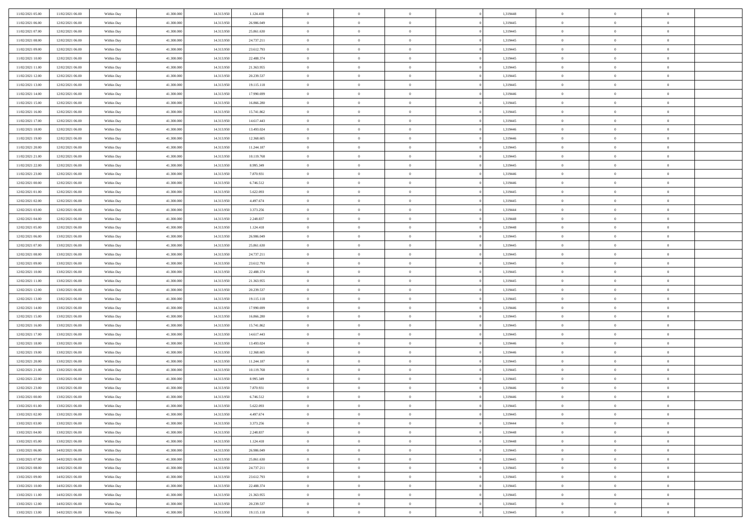| | | | | | | | | | | | | | | |
|---|---|---|---|---|---|---|---|---|---|---|---|---|---|---|
| 11/02/2021 05.00 | 11/02/2021 06.00 | Within Day | 41.300.000 | 14.313.950 | 1.124.418 | 0 | 0 | 0 | | 1,319448 | 0 | 0 | 0 | |
| 11/02/2021 06.00 | 12/02/2021 06.00 | Within Day | 41.300.000 | 14.313.950 | 26.986.049 | 0 | 0 | 0 | | 1,319445 | 0 | 0 | 0 | |
| 11/02/2021 07.00 | 12/02/2021 06.00 | Within Day | 41.300.000 | 14.313.950 | 25.861.630 | 0 | 0 | 0 | | 1,319445 | 0 | 0 | 0 | |
| 11/02/2021 08.00 | 12/02/2021 06.00 | Within Day | 41.300.000 | 14.313.950 | 24.737.211 | 0 | 0 | 0 | | 1,319445 | 0 | 0 | 0 | |
| 11/02/2021 09.00 | 12/02/2021 06.00 | Within Day | 41.300.000 | 14.313.950 | 23.612.793 | 0 | 0 | 0 | | 1,319445 | 0 | 0 | 0 | |
| 11/02/2021 10.00 | 12/02/2021 06.00 | Within Day | 41.300.000 | 14.313.950 | 22.488.374 | 0 | 0 | 0 | | 1,319445 | 0 | 0 | 0 | |
| 11/02/2021 11.00 | 12/02/2021 06.00 | Within Day | 41.300.000 | 14.313.950 | 21.363.955 | 0 | 0 | 0 | | 1,319445 | 0 | 0 | 0 | |
| 11/02/2021 12.00 | 12/02/2021 06.00 | Within Day | 41.300.000 | 14.313.950 | 20.239.537 | 0 | 0 | 0 | | 1,319445 | 0 | 0 | 0 | |
| 11/02/2021 13.00 | 12/02/2021 06.00 | Within Day | 41.300.000 | 14.313.950 | 19.115.118 | 0 | 0 | 0 | | 1,319445 | 0 | 0 | 0 | |
| 11/02/2021 14.00 | 12/02/2021 06.00 | Within Day | 41.300.000 | 14.313.950 | 17.990.699 | 0 | 0 | 0 | | 1,319446 | 0 | 0 | 0 | |
| 11/02/2021 15.00 | 12/02/2021 06.00 | Within Day | 41.300.000 | 14.313.950 | 16.866.280 | 0 | 0 | 0 | | 1,319445 | 0 | 0 | 0 | |
| 11/02/2021 16.00 | 12/02/2021 06.00 | Within Day | 41.300.000 | 14.313.950 | 15.741.862 | 0 | 0 | 0 | | 1,319445 | 0 | 0 | 0 | |
| 11/02/2021 17.00 | 12/02/2021 06.00 | Within Day | 41.300.000 | 14.313.950 | 14.617.443 | 0 | 0 | 0 | | 1,319445 | 0 | 0 | 0 | |
| 11/02/2021 18.00 | 12/02/2021 06.00 | Within Day | 41.300.000 | 14.313.950 | 13.493.024 | 0 | 0 | 0 | | 1,319446 | 0 | 0 | 0 | |
| 11/02/2021 19.00 | 12/02/2021 06.00 | Within Day | 41.300.000 | 14.313.950 | 12.368.605 | 0 | 0 | 0 | | 1,319446 | 0 | 0 | 0 | |
| 11/02/2021 20.00 | 12/02/2021 06.00 | Within Day | 41.300.000 | 14.313.950 | 11.244.187 | 0 | 0 | 0 | | 1,319445 | 0 | 0 | 0 | |
| 11/02/2021 21.00 | 12/02/2021 06.00 | Within Day | 41.300.000 | 14.313.950 | 10.119.768 | 0 | 0 | 0 | | 1,319445 | 0 | 0 | 0 | |
| 11/02/2021 22.00 | 12/02/2021 06.00 | Within Day | 41.300.000 | 14.313.950 | 8.995.349 | 0 | 0 | 0 | | 1,319445 | 0 | 0 | 0 | |
| 11/02/2021 23.00 | 12/02/2021 06.00 | Within Day | 41.300.000 | 14.313.950 | 7.870.931 | 0 | 0 | 0 | | 1,319446 | 0 | 0 | 0 | |
| 12/02/2021 00.00 | 12/02/2021 06.00 | Within Day | 41.300.000 | 14.313.950 | 6.746.512 | 0 | 0 | 0 | | 1,319446 | 0 | 0 | 0 | |
| 12/02/2021 01.00 | 12/02/2021 06.00 | Within Day | 41.300.000 | 14.313.950 | 5.622.093 | 0 | 0 | 0 | | 1,319445 | 0 | 0 | 0 | |
| 12/02/2021 02.00 | 12/02/2021 06.00 | Within Day | 41.300.000 | 14.313.950 | 4.497.674 | 0 | 0 | 0 | | 1,319445 | 0 | 0 | 0 | |
| 12/02/2021 03.00 | 12/02/2021 06.00 | Within Day | 41.300.000 | 14.313.950 | 3.373.256 | 0 | 0 | 0 | | 1,319444 | 0 | 0 | 0 | |
| 12/02/2021 04.00 | 12/02/2021 06.00 | Within Day | 41.300.000 | 14.313.950 | 2.248.837 | 0 | 0 | 0 | | 1,319448 | 0 | 0 | 0 | |
| 12/02/2021 05.00 | 12/02/2021 06.00 | Within Day | 41.300.000 | 14.313.950 | 1.124.418 | 0 | 0 | 0 | | 1,319448 | 0 | 0 | 0 | |
| 12/02/2021 06.00 | 13/02/2021 06.00 | Within Day | 41.300.000 | 14.313.950 | 26.986.049 | 0 | 0 | 0 | | 1,319445 | 0 | 0 | 0 | |
| 12/02/2021 07.00 | 13/02/2021 06.00 | Within Day | 41.300.000 | 14.313.950 | 25.861.630 | 0 | 0 | 0 | | 1,319445 | 0 | 0 | 0 | |
| 12/02/2021 08.00 | 13/02/2021 06.00 | Within Day | 41.300.000 | 14.313.950 | 24.737.211 | 0 | 0 | 0 | | 1,319445 | 0 | 0 | 0 | |
| 12/02/2021 09.00 | 13/02/2021 06.00 | Within Day | 41.300.000 | 14.313.950 | 23.612.793 | 0 | 0 | 0 | | 1,319445 | 0 | 0 | 0 | |
| 12/02/2021 10.00 | 13/02/2021 06.00 | Within Day | 41.300.000 | 14.313.950 | 22.488.374 | 0 | 0 | 0 | | 1,319445 | 0 | 0 | 0 | |
| 12/02/2021 11.00 | 13/02/2021 06.00 | Within Day | 41.300.000 | 14.313.950 | 21.363.955 | 0 | 0 | 0 | | 1,319445 | 0 | 0 | 0 | |
| 12/02/2021 12.00 | 13/02/2021 06.00 | Within Day | 41.300.000 | 14.313.950 | 20.239.537 | 0 | 0 | 0 | | 1,319445 | 0 | 0 | 0 | |
| 12/02/2021 13.00 | 13/02/2021 06.00 | Within Day | 41.300.000 | 14.313.950 | 19.115.118 | 0 | 0 | 0 | | 1,319445 | 0 | 0 | 0 | |
| 12/02/2021 14.00 | 13/02/2021 06.00 | Within Day | 41.300.000 | 14.313.950 | 17.990.699 | 0 | 0 | 0 | | 1,319446 | 0 | 0 | 0 | |
| 12/02/2021 15.00 | 13/02/2021 06.00 | Within Day | 41.300.000 | 14.313.950 | 16.866.280 | 0 | 0 | 0 | | 1,319445 | 0 | 0 | 0 | |
| 12/02/2021 16.00 | 13/02/2021 06.00 | Within Day | 41.300.000 | 14.313.950 | 15.741.862 | 0 | 0 | 0 | | 1,319445 | 0 | 0 | 0 | |
| 12/02/2021 17.00 | 13/02/2021 06.00 | Within Day | 41.300.000 | 14.313.950 | 14.617.443 | 0 | 0 | 0 | | 1,319445 | 0 | 0 | 0 | |
| 12/02/2021 18.00 | 13/02/2021 06.00 | Within Day | 41.300.000 | 14.313.950 | 13.493.024 | 0 | 0 | 0 | | 1,319446 | 0 | 0 | 0 | |
| 12/02/2021 19.00 | 13/02/2021 06.00 | Within Day | 41.300.000 | 14.313.950 | 12.368.605 | 0 | 0 | 0 | | 1,319446 | 0 | 0 | 0 | |
| 12/02/2021 20.00 | 13/02/2021 06.00 | Within Day | 41.300.000 | 14.313.950 | 11.244.187 | 0 | 0 | 0 | | 1,319445 | 0 | 0 | 0 | |
| 12/02/2021 21.00 | 13/02/2021 06.00 | Within Day | 41.300.000 | 14.313.950 | 10.119.768 | 0 | 0 | 0 | | 1,319445 | 0 | 0 | 0 | |
| 12/02/2021 22.00 | 13/02/2021 06.00 | Within Day | 41.300.000 | 14.313.950 | 8.995.349 | 0 | 0 | 0 | | 1,319445 | 0 | 0 | 0 | |
| 12/02/2021 23.00 | 13/02/2021 06.00 | Within Day | 41.300.000 | 14.313.950 | 7.870.931 | 0 | 0 | 0 | | 1,319446 | 0 | 0 | 0 | |
| 13/02/2021 00.00 | 13/02/2021 06.00 | Within Day | 41.300.000 | 14.313.950 | 6.746.512 | 0 | 0 | 0 | | 1,319446 | 0 | 0 | 0 | |
| 13/02/2021 01.00 | 13/02/2021 06.00 | Within Day | 41.300.000 | 14.313.950 | 5.622.093 | 0 | 0 | 0 | | 1,319445 | 0 | 0 | 0 | |
| 13/02/2021 02.00 | 13/02/2021 06.00 | Within Day | 41.300.000 | 14.313.950 | 4.497.674 | 0 | 0 | 0 | | 1,319445 | 0 | 0 | 0 | |
| 13/02/2021 03.00 | 13/02/2021 06.00 | Within Day | 41.300.000 | 14.313.950 | 3.373.256 | 0 | 0 | 0 | | 1,319444 | 0 | 0 | 0 | |
| 13/02/2021 04.00 | 13/02/2021 06.00 | Within Day | 41.300.000 | 14.313.950 | 2.248.837 | 0 | 0 | 0 | | 1,319448 | 0 | 0 | 0 | |
| 13/02/2021 05.00 | 13/02/2021 06.00 | Within Day | 41.300.000 | 14.313.950 | 1.124.418 | 0 | 0 | 0 | | 1,319448 | 0 | 0 | 0 | |
| 13/02/2021 06.00 | 14/02/2021 06.00 | Within Day | 41.300.000 | 14.313.950 | 26.986.049 | 0 | 0 | 0 | | 1,319445 | 0 | 0 | 0 | |
| 13/02/2021 07.00 | 14/02/2021 06.00 | Within Day | 41.300.000 | 14.313.950 | 25.861.630 | 0 | 0 | 0 | | 1,319445 | 0 | 0 | 0 | |
| 13/02/2021 08.00 | 14/02/2021 06.00 | Within Day | 41.300.000 | 14.313.950 | 24.737.211 | 0 | 0 | 0 | | 1,319445 | 0 | 0 | 0 | |
| 13/02/2021 09.00 | 14/02/2021 06.00 | Within Day | 41.300.000 | 14.313.950 | 23.612.793 | 0 | 0 | 0 | | 1,319445 | 0 | 0 | 0 | |
| 13/02/2021 10.00 | 14/02/2021 06.00 | Within Day | 41.300.000 | 14.313.950 | 22.488.374 | 0 | 0 | 0 | | 1,319445 | 0 | 0 | 0 | |
| 13/02/2021 11.00 | 14/02/2021 06.00 | Within Day | 41.300.000 | 14.313.950 | 21.363.955 | 0 | 0 | 0 | | 1,319445 | 0 | 0 | 0 | |
| 13/02/2021 12.00 | 14/02/2021 06.00 | Within Day | 41.300.000 | 14.313.950 | 20.239.537 | 0 | 0 | 0 | | 1,319445 | 0 | 0 | 0 | |
| 13/02/2021 13.00 | 14/02/2021 06.00 | Within Day | 41.300.000 | 14.313.950 | 19.115.118 | 0 | 0 | 0 | | 1,319445 | 0 | 0 | 0 | |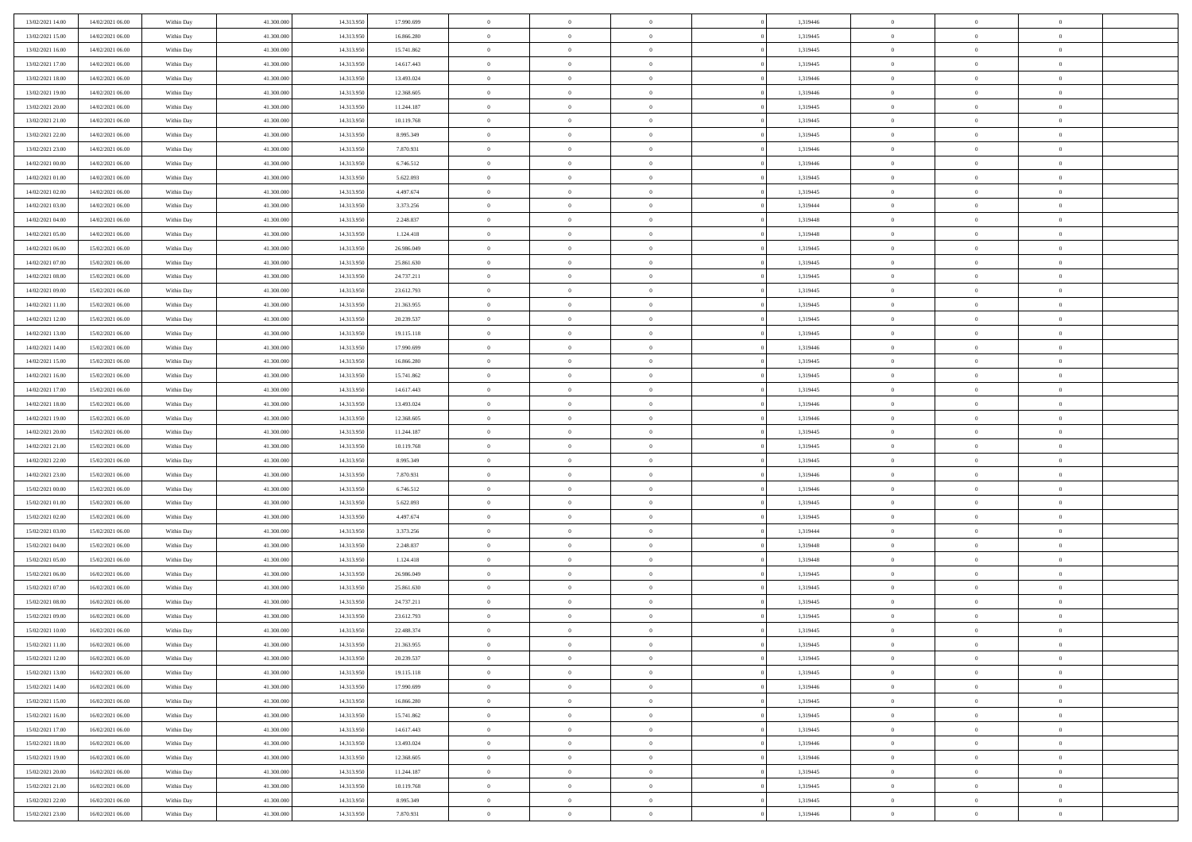| | | | | | | | | | | | | | | |
|---|---|---|---|---|---|---|---|---|---|---|---|---|---|---|
| 13/02/2021 14:00 | 14/02/2021 06:00 | Within Day | 41.300.000 | 14.313.950 | 17.990.699 | 0 | 0 | 0 | | 1,319446 | 0 | 0 | 0 | |
| 13/02/2021 15:00 | 14/02/2021 06:00 | Within Day | 41.300.000 | 14.313.950 | 16.866.280 | 0 | 0 | 0 | | 1,319445 | 0 | 0 | 0 | |
| 13/02/2021 16:00 | 14/02/2021 06:00 | Within Day | 41.300.000 | 14.313.950 | 15.741.862 | 0 | 0 | 0 | | 1,319445 | 0 | 0 | 0 | |
| 13/02/2021 17:00 | 14/02/2021 06:00 | Within Day | 41.300.000 | 14.313.950 | 14.617.443 | 0 | 0 | 0 | | 1,319445 | 0 | 0 | 0 | |
| 13/02/2021 18:00 | 14/02/2021 06:00 | Within Day | 41.300.000 | 14.313.950 | 13.493.024 | 0 | 0 | 0 | | 1,319446 | 0 | 0 | 0 | |
| 13/02/2021 19:00 | 14/02/2021 06:00 | Within Day | 41.300.000 | 14.313.950 | 12.368.605 | 0 | 0 | 0 | | 1,319446 | 0 | 0 | 0 | |
| 13/02/2021 20:00 | 14/02/2021 06:00 | Within Day | 41.300.000 | 14.313.950 | 11.244.187 | 0 | 0 | 0 | | 1,319445 | 0 | 0 | 0 | |
| 13/02/2021 21:00 | 14/02/2021 06:00 | Within Day | 41.300.000 | 14.313.950 | 10.119.768 | 0 | 0 | 0 | | 1,319445 | 0 | 0 | 0 | |
| 13/02/2021 22:00 | 14/02/2021 06:00 | Within Day | 41.300.000 | 14.313.950 | 8.995.349 | 0 | 0 | 0 | | 1,319445 | 0 | 0 | 0 | |
| 13/02/2021 23:00 | 14/02/2021 06:00 | Within Day | 41.300.000 | 14.313.950 | 7.870.931 | 0 | 0 | 0 | | 1,319446 | 0 | 0 | 0 | |
| 14/02/2021 00:00 | 14/02/2021 06:00 | Within Day | 41.300.000 | 14.313.950 | 6.746.512 | 0 | 0 | 0 | | 1,319446 | 0 | 0 | 0 | |
| 14/02/2021 01:00 | 14/02/2021 06:00 | Within Day | 41.300.000 | 14.313.950 | 5.622.093 | 0 | 0 | 0 | | 1,319445 | 0 | 0 | 0 | |
| 14/02/2021 02:00 | 14/02/2021 06:00 | Within Day | 41.300.000 | 14.313.950 | 4.497.674 | 0 | 0 | 0 | | 1,319445 | 0 | 0 | 0 | |
| 14/02/2021 03:00 | 14/02/2021 06:00 | Within Day | 41.300.000 | 14.313.950 | 3.373.256 | 0 | 0 | 0 | | 1,319444 | 0 | 0 | 0 | |
| 14/02/2021 04:00 | 14/02/2021 06:00 | Within Day | 41.300.000 | 14.313.950 | 2.248.837 | 0 | 0 | 0 | | 1,319448 | 0 | 0 | 0 | |
| 14/02/2021 05:00 | 14/02/2021 06:00 | Within Day | 41.300.000 | 14.313.950 | 1.124.418 | 0 | 0 | 0 | | 1,319448 | 0 | 0 | 0 | |
| 14/02/2021 06:00 | 15/02/2021 06:00 | Within Day | 41.300.000 | 14.313.950 | 26.986.049 | 0 | 0 | 0 | | 1,319445 | 0 | 0 | 0 | |
| 14/02/2021 07:00 | 15/02/2021 06:00 | Within Day | 41.300.000 | 14.313.950 | 25.861.630 | 0 | 0 | 0 | | 1,319445 | 0 | 0 | 0 | |
| 14/02/2021 08:00 | 15/02/2021 06:00 | Within Day | 41.300.000 | 14.313.950 | 24.737.211 | 0 | 0 | 0 | | 1,319445 | 0 | 0 | 0 | |
| 14/02/2021 09:00 | 15/02/2021 06:00 | Within Day | 41.300.000 | 14.313.950 | 23.612.793 | 0 | 0 | 0 | | 1,319445 | 0 | 0 | 0 | |
| 14/02/2021 11:00 | 15/02/2021 06:00 | Within Day | 41.300.000 | 14.313.950 | 21.363.955 | 0 | 0 | 0 | | 1,319445 | 0 | 0 | 0 | |
| 14/02/2021 12:00 | 15/02/2021 06:00 | Within Day | 41.300.000 | 14.313.950 | 20.239.537 | 0 | 0 | 0 | | 1,319445 | 0 | 0 | 0 | |
| 14/02/2021 13:00 | 15/02/2021 06:00 | Within Day | 41.300.000 | 14.313.950 | 19.115.118 | 0 | 0 | 0 | | 1,319445 | 0 | 0 | 0 | |
| 14/02/2021 14:00 | 15/02/2021 06:00 | Within Day | 41.300.000 | 14.313.950 | 17.990.699 | 0 | 0 | 0 | | 1,319446 | 0 | 0 | 0 | |
| 14/02/2021 15:00 | 15/02/2021 06:00 | Within Day | 41.300.000 | 14.313.950 | 16.866.280 | 0 | 0 | 0 | | 1,319445 | 0 | 0 | 0 | |
| 14/02/2021 16:00 | 15/02/2021 06:00 | Within Day | 41.300.000 | 14.313.950 | 15.741.862 | 0 | 0 | 0 | | 1,319445 | 0 | 0 | 0 | |
| 14/02/2021 17:00 | 15/02/2021 06:00 | Within Day | 41.300.000 | 14.313.950 | 14.617.443 | 0 | 0 | 0 | | 1,319445 | 0 | 0 | 0 | |
| 14/02/2021 18:00 | 15/02/2021 06:00 | Within Day | 41.300.000 | 14.313.950 | 13.493.024 | 0 | 0 | 0 | | 1,319446 | 0 | 0 | 0 | |
| 14/02/2021 19:00 | 15/02/2021 06:00 | Within Day | 41.300.000 | 14.313.950 | 12.368.605 | 0 | 0 | 0 | | 1,319446 | 0 | 0 | 0 | |
| 14/02/2021 20:00 | 15/02/2021 06:00 | Within Day | 41.300.000 | 14.313.950 | 11.244.187 | 0 | 0 | 0 | | 1,319445 | 0 | 0 | 0 | |
| 14/02/2021 21:00 | 15/02/2021 06:00 | Within Day | 41.300.000 | 14.313.950 | 10.119.768 | 0 | 0 | 0 | | 1,319445 | 0 | 0 | 0 | |
| 14/02/2021 22:00 | 15/02/2021 06:00 | Within Day | 41.300.000 | 14.313.950 | 8.995.349 | 0 | 0 | 0 | | 1,319445 | 0 | 0 | 0 | |
| 14/02/2021 23:00 | 15/02/2021 06:00 | Within Day | 41.300.000 | 14.313.950 | 7.870.931 | 0 | 0 | 0 | | 1,319446 | 0 | 0 | 0 | |
| 15/02/2021 00:00 | 15/02/2021 06:00 | Within Day | 41.300.000 | 14.313.950 | 6.746.512 | 0 | 0 | 0 | | 1,319446 | 0 | 0 | 0 | |
| 15/02/2021 01:00 | 15/02/2021 06:00 | Within Day | 41.300.000 | 14.313.950 | 5.622.093 | 0 | 0 | 0 | | 1,319445 | 0 | 0 | 0 | |
| 15/02/2021 02:00 | 15/02/2021 06:00 | Within Day | 41.300.000 | 14.313.950 | 4.497.674 | 0 | 0 | 0 | | 1,319445 | 0 | 0 | 0 | |
| 15/02/2021 03:00 | 15/02/2021 06:00 | Within Day | 41.300.000 | 14.313.950 | 3.373.256 | 0 | 0 | 0 | | 1,319444 | 0 | 0 | 0 | |
| 15/02/2021 04:00 | 15/02/2021 06:00 | Within Day | 41.300.000 | 14.313.950 | 2.248.837 | 0 | 0 | 0 | | 1,319448 | 0 | 0 | 0 | |
| 15/02/2021 05:00 | 15/02/2021 06:00 | Within Day | 41.300.000 | 14.313.950 | 1.124.418 | 0 | 0 | 0 | | 1,319448 | 0 | 0 | 0 | |
| 15/02/2021 06:00 | 16/02/2021 06:00 | Within Day | 41.300.000 | 14.313.950 | 26.986.049 | 0 | 0 | 0 | | 1,319445 | 0 | 0 | 0 | |
| 15/02/2021 07:00 | 16/02/2021 06:00 | Within Day | 41.300.000 | 14.313.950 | 25.861.630 | 0 | 0 | 0 | | 1,319445 | 0 | 0 | 0 | |
| 15/02/2021 08:00 | 16/02/2021 06:00 | Within Day | 41.300.000 | 14.313.950 | 24.737.211 | 0 | 0 | 0 | | 1,319445 | 0 | 0 | 0 | |
| 15/02/2021 09:00 | 16/02/2021 06:00 | Within Day | 41.300.000 | 14.313.950 | 23.612.793 | 0 | 0 | 0 | | 1,319445 | 0 | 0 | 0 | |
| 15/02/2021 10:00 | 16/02/2021 06:00 | Within Day | 41.300.000 | 14.313.950 | 22.488.374 | 0 | 0 | 0 | | 1,319445 | 0 | 0 | 0 | |
| 15/02/2021 11:00 | 16/02/2021 06:00 | Within Day | 41.300.000 | 14.313.950 | 21.363.955 | 0 | 0 | 0 | | 1,319445 | 0 | 0 | 0 | |
| 15/02/2021 12:00 | 16/02/2021 06:00 | Within Day | 41.300.000 | 14.313.950 | 20.239.537 | 0 | 0 | 0 | | 1,319445 | 0 | 0 | 0 | |
| 15/02/2021 13:00 | 16/02/2021 06:00 | Within Day | 41.300.000 | 14.313.950 | 19.115.118 | 0 | 0 | 0 | | 1,319445 | 0 | 0 | 0 | |
| 15/02/2021 14:00 | 16/02/2021 06:00 | Within Day | 41.300.000 | 14.313.950 | 17.990.699 | 0 | 0 | 0 | | 1,319446 | 0 | 0 | 0 | |
| 15/02/2021 15:00 | 16/02/2021 06:00 | Within Day | 41.300.000 | 14.313.950 | 16.866.280 | 0 | 0 | 0 | | 1,319445 | 0 | 0 | 0 | |
| 15/02/2021 16:00 | 16/02/2021 06:00 | Within Day | 41.300.000 | 14.313.950 | 15.741.862 | 0 | 0 | 0 | | 1,319445 | 0 | 0 | 0 | |
| 15/02/2021 17:00 | 16/02/2021 06:00 | Within Day | 41.300.000 | 14.313.950 | 14.617.443 | 0 | 0 | 0 | | 1,319445 | 0 | 0 | 0 | |
| 15/02/2021 18:00 | 16/02/2021 06:00 | Within Day | 41.300.000 | 14.313.950 | 13.493.024 | 0 | 0 | 0 | | 1,319446 | 0 | 0 | 0 | |
| 15/02/2021 19:00 | 16/02/2021 06:00 | Within Day | 41.300.000 | 14.313.950 | 12.368.605 | 0 | 0 | 0 | | 1,319446 | 0 | 0 | 0 | |
| 15/02/2021 20:00 | 16/02/2021 06:00 | Within Day | 41.300.000 | 14.313.950 | 11.244.187 | 0 | 0 | 0 | | 1,319445 | 0 | 0 | 0 | |
| 15/02/2021 21:00 | 16/02/2021 06:00 | Within Day | 41.300.000 | 14.313.950 | 10.119.768 | 0 | 0 | 0 | | 1,319445 | 0 | 0 | 0 | |
| 15/02/2021 22:00 | 16/02/2021 06:00 | Within Day | 41.300.000 | 14.313.950 | 8.995.349 | 0 | 0 | 0 | | 1,319445 | 0 | 0 | 0 | |
| 15/02/2021 23:00 | 16/02/2021 06:00 | Within Day | 41.300.000 | 14.313.950 | 7.870.931 | 0 | 0 | 0 | | 1,319446 | 0 | 0 | 0 | |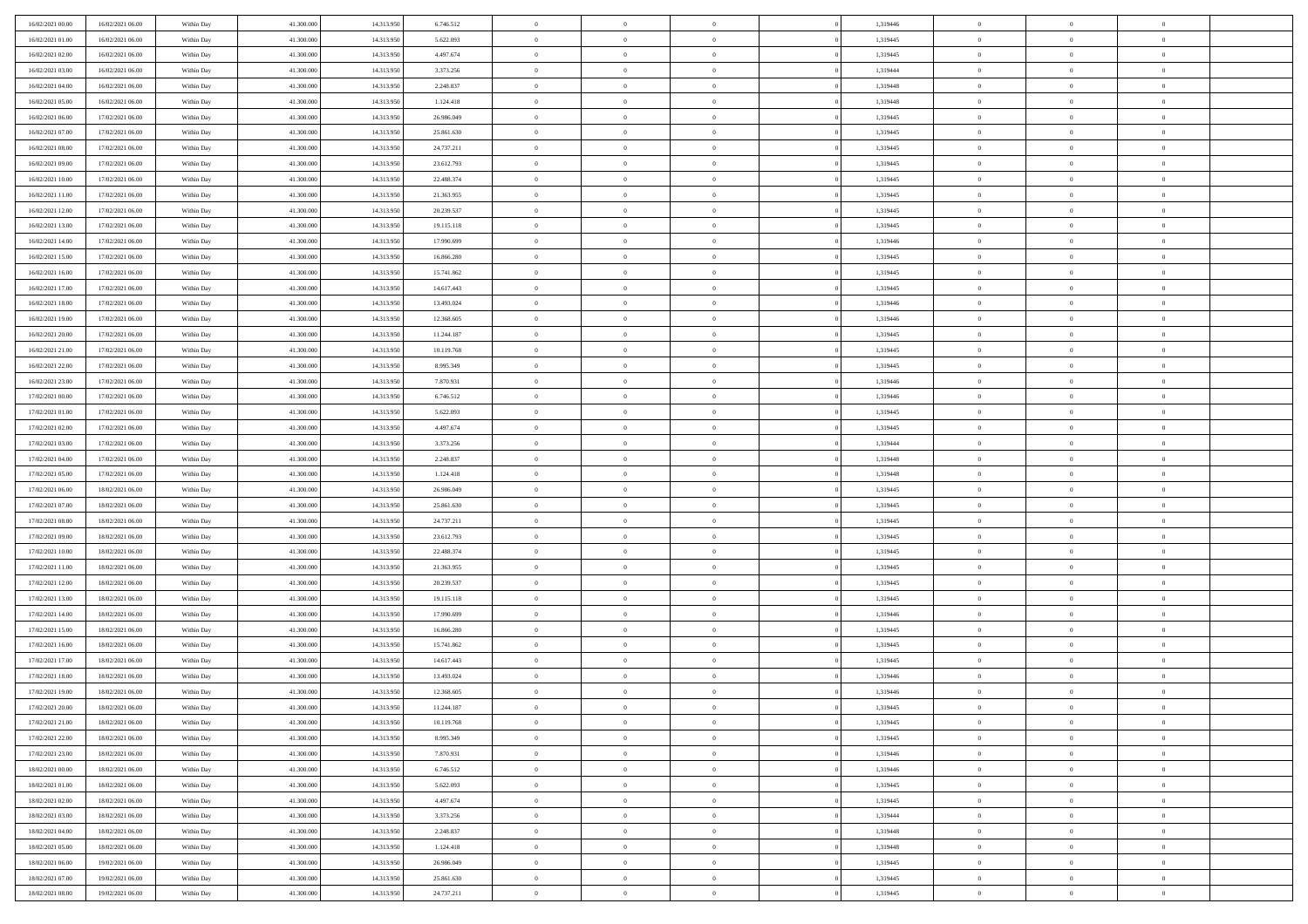| | | | | | | | | | | | | | | |
|---|---|---|---|---|---|---|---|---|---|---|---|---|---|---|
| 16/02/2021 00:00 | 16/02/2021 06:00 | Within Day | 41.300.000 | 14.313.950 | 6.746.512 | 0 | 0 | 0 | | 1,319446 | 0 | 0 | 0 | |
| 16/02/2021 01:00 | 16/02/2021 06:00 | Within Day | 41.300.000 | 14.313.950 | 5.622.093 | 0 | 0 | 0 | | 1,319445 | 0 | 0 | 0 | |
| 16/02/2021 02:00 | 16/02/2021 06:00 | Within Day | 41.300.000 | 14.313.950 | 4.497.674 | 0 | 0 | 0 | | 1,319445 | 0 | 0 | 0 | |
| 16/02/2021 03:00 | 16/02/2021 06:00 | Within Day | 41.300.000 | 14.313.950 | 3.373.256 | 0 | 0 | 0 | | 1,319444 | 0 | 0 | 0 | |
| 16/02/2021 04:00 | 16/02/2021 06:00 | Within Day | 41.300.000 | 14.313.950 | 2.248.837 | 0 | 0 | 0 | | 1,319448 | 0 | 0 | 0 | |
| 16/02/2021 05:00 | 16/02/2021 06:00 | Within Day | 41.300.000 | 14.313.950 | 1.124.418 | 0 | 0 | 0 | | 1,319448 | 0 | 0 | 0 | |
| 16/02/2021 06:00 | 17/02/2021 06:00 | Within Day | 41.300.000 | 14.313.950 | 26.986.049 | 0 | 0 | 0 | | 1,319445 | 0 | 0 | 0 | |
| 16/02/2021 07:00 | 17/02/2021 06:00 | Within Day | 41.300.000 | 14.313.950 | 25.861.630 | 0 | 0 | 0 | | 1,319445 | 0 | 0 | 0 | |
| 16/02/2021 08:00 | 17/02/2021 06:00 | Within Day | 41.300.000 | 14.313.950 | 24.737.211 | 0 | 0 | 0 | | 1,319445 | 0 | 0 | 0 | |
| 16/02/2021 09:00 | 17/02/2021 06:00 | Within Day | 41.300.000 | 14.313.950 | 23.612.793 | 0 | 0 | 0 | | 1,319445 | 0 | 0 | 0 | |
| 16/02/2021 10:00 | 17/02/2021 06:00 | Within Day | 41.300.000 | 14.313.950 | 22.488.374 | 0 | 0 | 0 | | 1,319445 | 0 | 0 | 0 | |
| 16/02/2021 11:00 | 17/02/2021 06:00 | Within Day | 41.300.000 | 14.313.950 | 21.363.955 | 0 | 0 | 0 | | 1,319445 | 0 | 0 | 0 | |
| 16/02/2021 12:00 | 17/02/2021 06:00 | Within Day | 41.300.000 | 14.313.950 | 20.239.537 | 0 | 0 | 0 | | 1,319445 | 0 | 0 | 0 | |
| 16/02/2021 13:00 | 17/02/2021 06:00 | Within Day | 41.300.000 | 14.313.950 | 19.115.118 | 0 | 0 | 0 | | 1,319445 | 0 | 0 | 0 | |
| 16/02/2021 14:00 | 17/02/2021 06:00 | Within Day | 41.300.000 | 14.313.950 | 17.990.699 | 0 | 0 | 0 | | 1,319446 | 0 | 0 | 0 | |
| 16/02/2021 15:00 | 17/02/2021 06:00 | Within Day | 41.300.000 | 14.313.950 | 16.866.280 | 0 | 0 | 0 | | 1,319445 | 0 | 0 | 0 | |
| 16/02/2021 16:00 | 17/02/2021 06:00 | Within Day | 41.300.000 | 14.313.950 | 15.741.862 | 0 | 0 | 0 | | 1,319445 | 0 | 0 | 0 | |
| 16/02/2021 17:00 | 17/02/2021 06:00 | Within Day | 41.300.000 | 14.313.950 | 14.617.443 | 0 | 0 | 0 | | 1,319445 | 0 | 0 | 0 | |
| 16/02/2021 18:00 | 17/02/2021 06:00 | Within Day | 41.300.000 | 14.313.950 | 13.493.024 | 0 | 0 | 0 | | 1,319446 | 0 | 0 | 0 | |
| 16/02/2021 19:00 | 17/02/2021 06:00 | Within Day | 41.300.000 | 14.313.950 | 12.368.605 | 0 | 0 | 0 | | 1,319446 | 0 | 0 | 0 | |
| 16/02/2021 20:00 | 17/02/2021 06:00 | Within Day | 41.300.000 | 14.313.950 | 11.244.187 | 0 | 0 | 0 | | 1,319445 | 0 | 0 | 0 | |
| 16/02/2021 21:00 | 17/02/2021 06:00 | Within Day | 41.300.000 | 14.313.950 | 10.119.768 | 0 | 0 | 0 | | 1,319445 | 0 | 0 | 0 | |
| 16/02/2021 22:00 | 17/02/2021 06:00 | Within Day | 41.300.000 | 14.313.950 | 8.995.349 | 0 | 0 | 0 | | 1,319445 | 0 | 0 | 0 | |
| 16/02/2021 23:00 | 17/02/2021 06:00 | Within Day | 41.300.000 | 14.313.950 | 7.870.931 | 0 | 0 | 0 | | 1,319446 | 0 | 0 | 0 | |
| 17/02/2021 00:00 | 17/02/2021 06:00 | Within Day | 41.300.000 | 14.313.950 | 6.746.512 | 0 | 0 | 0 | | 1,319446 | 0 | 0 | 0 | |
| 17/02/2021 01:00 | 17/02/2021 06:00 | Within Day | 41.300.000 | 14.313.950 | 5.622.093 | 0 | 0 | 0 | | 1,319445 | 0 | 0 | 0 | |
| 17/02/2021 02:00 | 17/02/2021 06:00 | Within Day | 41.300.000 | 14.313.950 | 4.497.674 | 0 | 0 | 0 | | 1,319445 | 0 | 0 | 0 | |
| 17/02/2021 03:00 | 17/02/2021 06:00 | Within Day | 41.300.000 | 14.313.950 | 3.373.256 | 0 | 0 | 0 | | 1,319444 | 0 | 0 | 0 | |
| 17/02/2021 04:00 | 17/02/2021 06:00 | Within Day | 41.300.000 | 14.313.950 | 2.248.837 | 0 | 0 | 0 | | 1,319448 | 0 | 0 | 0 | |
| 17/02/2021 05:00 | 17/02/2021 06:00 | Within Day | 41.300.000 | 14.313.950 | 1.124.418 | 0 | 0 | 0 | | 1,319448 | 0 | 0 | 0 | |
| 17/02/2021 06:00 | 18/02/2021 06:00 | Within Day | 41.300.000 | 14.313.950 | 26.986.049 | 0 | 0 | 0 | | 1,319445 | 0 | 0 | 0 | |
| 17/02/2021 07:00 | 18/02/2021 06:00 | Within Day | 41.300.000 | 14.313.950 | 25.861.630 | 0 | 0 | 0 | | 1,319445 | 0 | 0 | 0 | |
| 17/02/2021 08:00 | 18/02/2021 06:00 | Within Day | 41.300.000 | 14.313.950 | 24.737.211 | 0 | 0 | 0 | | 1,319445 | 0 | 0 | 0 | |
| 17/02/2021 09:00 | 18/02/2021 06:00 | Within Day | 41.300.000 | 14.313.950 | 23.612.793 | 0 | 0 | 0 | | 1,319445 | 0 | 0 | 0 | |
| 17/02/2021 10:00 | 18/02/2021 06:00 | Within Day | 41.300.000 | 14.313.950 | 22.488.374 | 0 | 0 | 0 | | 1,319445 | 0 | 0 | 0 | |
| 17/02/2021 11:00 | 18/02/2021 06:00 | Within Day | 41.300.000 | 14.313.950 | 21.363.955 | 0 | 0 | 0 | | 1,319445 | 0 | 0 | 0 | |
| 17/02/2021 12:00 | 18/02/2021 06:00 | Within Day | 41.300.000 | 14.313.950 | 20.239.537 | 0 | 0 | 0 | | 1,319445 | 0 | 0 | 0 | |
| 17/02/2021 13:00 | 18/02/2021 06:00 | Within Day | 41.300.000 | 14.313.950 | 19.115.118 | 0 | 0 | 0 | | 1,319445 | 0 | 0 | 0 | |
| 17/02/2021 14:00 | 18/02/2021 06:00 | Within Day | 41.300.000 | 14.313.950 | 17.990.699 | 0 | 0 | 0 | | 1,319446 | 0 | 0 | 0 | |
| 17/02/2021 15:00 | 18/02/2021 06:00 | Within Day | 41.300.000 | 14.313.950 | 16.866.280 | 0 | 0 | 0 | | 1,319445 | 0 | 0 | 0 | |
| 17/02/2021 16:00 | 18/02/2021 06:00 | Within Day | 41.300.000 | 14.313.950 | 15.741.862 | 0 | 0 | 0 | | 1,319445 | 0 | 0 | 0 | |
| 17/02/2021 17:00 | 18/02/2021 06:00 | Within Day | 41.300.000 | 14.313.950 | 14.617.443 | 0 | 0 | 0 | | 1,319445 | 0 | 0 | 0 | |
| 17/02/2021 18:00 | 18/02/2021 06:00 | Within Day | 41.300.000 | 14.313.950 | 13.493.024 | 0 | 0 | 0 | | 1,319446 | 0 | 0 | 0 | |
| 17/02/2021 19:00 | 18/02/2021 06:00 | Within Day | 41.300.000 | 14.313.950 | 12.368.605 | 0 | 0 | 0 | | 1,319446 | 0 | 0 | 0 | |
| 17/02/2021 20:00 | 18/02/2021 06:00 | Within Day | 41.300.000 | 14.313.950 | 11.244.187 | 0 | 0 | 0 | | 1,319445 | 0 | 0 | 0 | |
| 17/02/2021 21:00 | 18/02/2021 06:00 | Within Day | 41.300.000 | 14.313.950 | 10.119.768 | 0 | 0 | 0 | | 1,319445 | 0 | 0 | 0 | |
| 17/02/2021 22:00 | 18/02/2021 06:00 | Within Day | 41.300.000 | 14.313.950 | 8.995.349 | 0 | 0 | 0 | | 1,319445 | 0 | 0 | 0 | |
| 17/02/2021 23:00 | 18/02/2021 06:00 | Within Day | 41.300.000 | 14.313.950 | 7.870.931 | 0 | 0 | 0 | | 1,319446 | 0 | 0 | 0 | |
| 18/02/2021 00:00 | 18/02/2021 06:00 | Within Day | 41.300.000 | 14.313.950 | 6.746.512 | 0 | 0 | 0 | | 1,319446 | 0 | 0 | 0 | |
| 18/02/2021 01:00 | 18/02/2021 06:00 | Within Day | 41.300.000 | 14.313.950 | 5.622.093 | 0 | 0 | 0 | | 1,319445 | 0 | 0 | 0 | |
| 18/02/2021 02:00 | 18/02/2021 06:00 | Within Day | 41.300.000 | 14.313.950 | 4.497.674 | 0 | 0 | 0 | | 1,319445 | 0 | 0 | 0 | |
| 18/02/2021 03:00 | 18/02/2021 06:00 | Within Day | 41.300.000 | 14.313.950 | 3.373.256 | 0 | 0 | 0 | | 1,319444 | 0 | 0 | 0 | |
| 18/02/2021 04:00 | 18/02/2021 06:00 | Within Day | 41.300.000 | 14.313.950 | 2.248.837 | 0 | 0 | 0 | | 1,319448 | 0 | 0 | 0 | |
| 18/02/2021 05:00 | 18/02/2021 06:00 | Within Day | 41.300.000 | 14.313.950 | 1.124.418 | 0 | 0 | 0 | | 1,319448 | 0 | 0 | 0 | |
| 18/02/2021 06:00 | 19/02/2021 06:00 | Within Day | 41.300.000 | 14.313.950 | 26.986.049 | 0 | 0 | 0 | | 1,319445 | 0 | 0 | 0 | |
| 18/02/2021 07:00 | 19/02/2021 06:00 | Within Day | 41.300.000 | 14.313.950 | 25.861.630 | 0 | 0 | 0 | | 1,319445 | 0 | 0 | 0 | |
| 18/02/2021 08:00 | 19/02/2021 06:00 | Within Day | 41.300.000 | 14.313.950 | 24.737.211 | 0 | 0 | 0 | | 1,319445 | 0 | 0 | 0 | |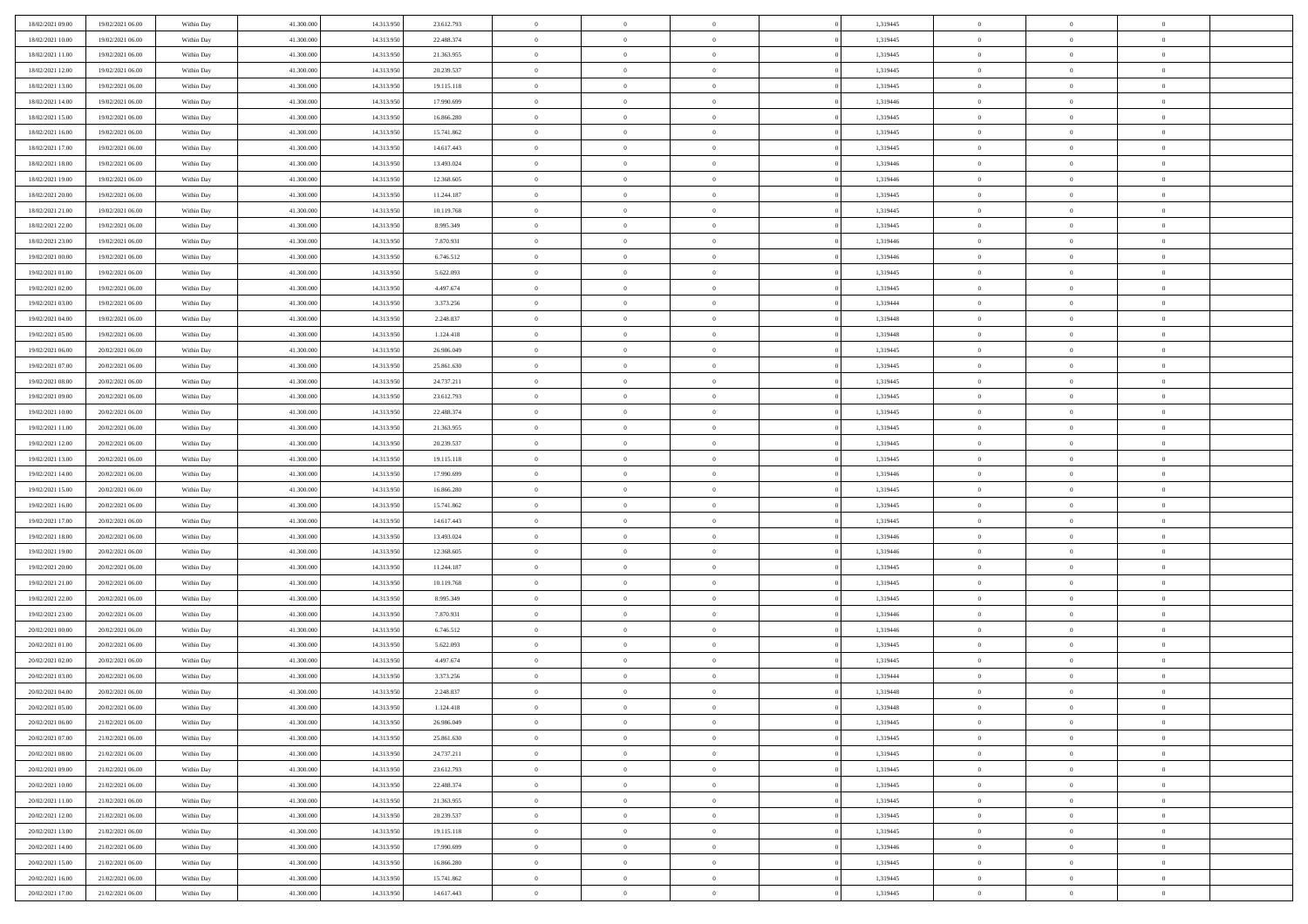| | | | | | | | | | | | | | | |
|---|---|---|---|---|---|---|---|---|---|---|---|---|---|---|
| 18/02/2021 09:00 | 19/02/2021 06:00 | Within Day | 41.300.000 | 14.313.950 | 23.612.793 | 0 | 0 | 0 | | 1,319445 | 0 | 0 | 0 | |
| 18/02/2021 10:00 | 19/02/2021 06:00 | Within Day | 41.300.000 | 14.313.950 | 22.488.374 | 0 | 0 | 0 | | 1,319445 | 0 | 0 | 0 | |
| 18/02/2021 11:00 | 19/02/2021 06:00 | Within Day | 41.300.000 | 14.313.950 | 21.363.955 | 0 | 0 | 0 | | 1,319445 | 0 | 0 | 0 | |
| 18/02/2021 12:00 | 19/02/2021 06:00 | Within Day | 41.300.000 | 14.313.950 | 20.239.537 | 0 | 0 | 0 | | 1,319445 | 0 | 0 | 0 | |
| 18/02/2021 13:00 | 19/02/2021 06:00 | Within Day | 41.300.000 | 14.313.950 | 19.115.118 | 0 | 0 | 0 | | 1,319445 | 0 | 0 | 0 | |
| 18/02/2021 14:00 | 19/02/2021 06:00 | Within Day | 41.300.000 | 14.313.950 | 17.990.699 | 0 | 0 | 0 | | 1,319446 | 0 | 0 | 0 | |
| 18/02/2021 15:00 | 19/02/2021 06:00 | Within Day | 41.300.000 | 14.313.950 | 16.866.280 | 0 | 0 | 0 | | 1,319445 | 0 | 0 | 0 | |
| 18/02/2021 16:00 | 19/02/2021 06:00 | Within Day | 41.300.000 | 14.313.950 | 15.741.862 | 0 | 0 | 0 | | 1,319445 | 0 | 0 | 0 | |
| 18/02/2021 17:00 | 19/02/2021 06:00 | Within Day | 41.300.000 | 14.313.950 | 14.617.443 | 0 | 0 | 0 | | 1,319445 | 0 | 0 | 0 | |
| 18/02/2021 18:00 | 19/02/2021 06:00 | Within Day | 41.300.000 | 14.313.950 | 13.493.024 | 0 | 0 | 0 | | 1,319446 | 0 | 0 | 0 | |
| 18/02/2021 19:00 | 19/02/2021 06:00 | Within Day | 41.300.000 | 14.313.950 | 12.368.605 | 0 | 0 | 0 | | 1,319446 | 0 | 0 | 0 | |
| 18/02/2021 20:00 | 19/02/2021 06:00 | Within Day | 41.300.000 | 14.313.950 | 11.244.187 | 0 | 0 | 0 | | 1,319445 | 0 | 0 | 0 | |
| 18/02/2021 21:00 | 19/02/2021 06:00 | Within Day | 41.300.000 | 14.313.950 | 10.119.768 | 0 | 0 | 0 | | 1,319445 | 0 | 0 | 0 | |
| 18/02/2021 22:00 | 19/02/2021 06:00 | Within Day | 41.300.000 | 14.313.950 | 8.995.349 | 0 | 0 | 0 | | 1,319445 | 0 | 0 | 0 | |
| 18/02/2021 23:00 | 19/02/2021 06:00 | Within Day | 41.300.000 | 14.313.950 | 7.870.931 | 0 | 0 | 0 | | 1,319446 | 0 | 0 | 0 | |
| 19/02/2021 00:00 | 19/02/2021 06:00 | Within Day | 41.300.000 | 14.313.950 | 6.746.512 | 0 | 0 | 0 | | 1,319446 | 0 | 0 | 0 | |
| 19/02/2021 01:00 | 19/02/2021 06:00 | Within Day | 41.300.000 | 14.313.950 | 5.622.093 | 0 | 0 | 0 | | 1,319445 | 0 | 0 | 0 | |
| 19/02/2021 02:00 | 19/02/2021 06:00 | Within Day | 41.300.000 | 14.313.950 | 4.497.674 | 0 | 0 | 0 | | 1,319445 | 0 | 0 | 0 | |
| 19/02/2021 03:00 | 19/02/2021 06:00 | Within Day | 41.300.000 | 14.313.950 | 3.373.256 | 0 | 0 | 0 | | 1,319444 | 0 | 0 | 0 | |
| 19/02/2021 04:00 | 19/02/2021 06:00 | Within Day | 41.300.000 | 14.313.950 | 2.248.837 | 0 | 0 | 0 | | 1,319448 | 0 | 0 | 0 | |
| 19/02/2021 05:00 | 19/02/2021 06:00 | Within Day | 41.300.000 | 14.313.950 | 1.124.418 | 0 | 0 | 0 | | 1,319448 | 0 | 0 | 0 | |
| 19/02/2021 06:00 | 20/02/2021 06:00 | Within Day | 41.300.000 | 14.313.950 | 26.986.049 | 0 | 0 | 0 | | 1,319445 | 0 | 0 | 0 | |
| 19/02/2021 07:00 | 20/02/2021 06:00 | Within Day | 41.300.000 | 14.313.950 | 25.861.630 | 0 | 0 | 0 | | 1,319445 | 0 | 0 | 0 | |
| 19/02/2021 08:00 | 20/02/2021 06:00 | Within Day | 41.300.000 | 14.313.950 | 24.737.211 | 0 | 0 | 0 | | 1,319445 | 0 | 0 | 0 | |
| 19/02/2021 09:00 | 20/02/2021 06:00 | Within Day | 41.300.000 | 14.313.950 | 23.612.793 | 0 | 0 | 0 | | 1,319445 | 0 | 0 | 0 | |
| 19/02/2021 10:00 | 20/02/2021 06:00 | Within Day | 41.300.000 | 14.313.950 | 22.488.374 | 0 | 0 | 0 | | 1,319445 | 0 | 0 | 0 | |
| 19/02/2021 11:00 | 20/02/2021 06:00 | Within Day | 41.300.000 | 14.313.950 | 21.363.955 | 0 | 0 | 0 | | 1,319445 | 0 | 0 | 0 | |
| 19/02/2021 12:00 | 20/02/2021 06:00 | Within Day | 41.300.000 | 14.313.950 | 20.239.537 | 0 | 0 | 0 | | 1,319445 | 0 | 0 | 0 | |
| 19/02/2021 13:00 | 20/02/2021 06:00 | Within Day | 41.300.000 | 14.313.950 | 19.115.118 | 0 | 0 | 0 | | 1,319445 | 0 | 0 | 0 | |
| 19/02/2021 14:00 | 20/02/2021 06:00 | Within Day | 41.300.000 | 14.313.950 | 17.990.699 | 0 | 0 | 0 | | 1,319446 | 0 | 0 | 0 | |
| 19/02/2021 15:00 | 20/02/2021 06:00 | Within Day | 41.300.000 | 14.313.950 | 16.866.280 | 0 | 0 | 0 | | 1,319445 | 0 | 0 | 0 | |
| 19/02/2021 16:00 | 20/02/2021 06:00 | Within Day | 41.300.000 | 14.313.950 | 15.741.862 | 0 | 0 | 0 | | 1,319445 | 0 | 0 | 0 | |
| 19/02/2021 17:00 | 20/02/2021 06:00 | Within Day | 41.300.000 | 14.313.950 | 14.617.443 | 0 | 0 | 0 | | 1,319445 | 0 | 0 | 0 | |
| 19/02/2021 18:00 | 20/02/2021 06:00 | Within Day | 41.300.000 | 14.313.950 | 13.493.024 | 0 | 0 | 0 | | 1,319446 | 0 | 0 | 0 | |
| 19/02/2021 19:00 | 20/02/2021 06:00 | Within Day | 41.300.000 | 14.313.950 | 12.368.605 | 0 | 0 | 0 | | 1,319446 | 0 | 0 | 0 | |
| 19/02/2021 20:00 | 20/02/2021 06:00 | Within Day | 41.300.000 | 14.313.950 | 11.244.187 | 0 | 0 | 0 | | 1,319445 | 0 | 0 | 0 | |
| 19/02/2021 21:00 | 20/02/2021 06:00 | Within Day | 41.300.000 | 14.313.950 | 10.119.768 | 0 | 0 | 0 | | 1,319445 | 0 | 0 | 0 | |
| 19/02/2021 22:00 | 20/02/2021 06:00 | Within Day | 41.300.000 | 14.313.950 | 8.995.349 | 0 | 0 | 0 | | 1,319445 | 0 | 0 | 0 | |
| 19/02/2021 23:00 | 20/02/2021 06:00 | Within Day | 41.300.000 | 14.313.950 | 7.870.931 | 0 | 0 | 0 | | 1,319446 | 0 | 0 | 0 | |
| 20/02/2021 00:00 | 20/02/2021 06:00 | Within Day | 41.300.000 | 14.313.950 | 6.746.512 | 0 | 0 | 0 | | 1,319446 | 0 | 0 | 0 | |
| 20/02/2021 01:00 | 20/02/2021 06:00 | Within Day | 41.300.000 | 14.313.950 | 5.622.093 | 0 | 0 | 0 | | 1,319445 | 0 | 0 | 0 | |
| 20/02/2021 02:00 | 20/02/2021 06:00 | Within Day | 41.300.000 | 14.313.950 | 4.497.674 | 0 | 0 | 0 | | 1,319445 | 0 | 0 | 0 | |
| 20/02/2021 03:00 | 20/02/2021 06:00 | Within Day | 41.300.000 | 14.313.950 | 3.373.256 | 0 | 0 | 0 | | 1,319444 | 0 | 0 | 0 | |
| 20/02/2021 04:00 | 20/02/2021 06:00 | Within Day | 41.300.000 | 14.313.950 | 2.248.837 | 0 | 0 | 0 | | 1,319448 | 0 | 0 | 0 | |
| 20/02/2021 05:00 | 20/02/2021 06:00 | Within Day | 41.300.000 | 14.313.950 | 1.124.418 | 0 | 0 | 0 | | 1,319448 | 0 | 0 | 0 | |
| 20/02/2021 06:00 | 21/02/2021 06:00 | Within Day | 41.300.000 | 14.313.950 | 26.986.049 | 0 | 0 | 0 | | 1,319445 | 0 | 0 | 0 | |
| 20/02/2021 07:00 | 21/02/2021 06:00 | Within Day | 41.300.000 | 14.313.950 | 25.861.630 | 0 | 0 | 0 | | 1,319445 | 0 | 0 | 0 | |
| 20/02/2021 08:00 | 21/02/2021 06:00 | Within Day | 41.300.000 | 14.313.950 | 24.737.211 | 0 | 0 | 0 | | 1,319445 | 0 | 0 | 0 | |
| 20/02/2021 09:00 | 21/02/2021 06:00 | Within Day | 41.300.000 | 14.313.950 | 23.612.793 | 0 | 0 | 0 | | 1,319445 | 0 | 0 | 0 | |
| 20/02/2021 10:00 | 21/02/2021 06:00 | Within Day | 41.300.000 | 14.313.950 | 22.488.374 | 0 | 0 | 0 | | 1,319445 | 0 | 0 | 0 | |
| 20/02/2021 11:00 | 21/02/2021 06:00 | Within Day | 41.300.000 | 14.313.950 | 21.363.955 | 0 | 0 | 0 | | 1,319445 | 0 | 0 | 0 | |
| 20/02/2021 12:00 | 21/02/2021 06:00 | Within Day | 41.300.000 | 14.313.950 | 20.239.537 | 0 | 0 | 0 | | 1,319445 | 0 | 0 | 0 | |
| 20/02/2021 13:00 | 21/02/2021 06:00 | Within Day | 41.300.000 | 14.313.950 | 19.115.118 | 0 | 0 | 0 | | 1,319445 | 0 | 0 | 0 | |
| 20/02/2021 14:00 | 21/02/2021 06:00 | Within Day | 41.300.000 | 14.313.950 | 17.990.699 | 0 | 0 | 0 | | 1,319446 | 0 | 0 | 0 | |
| 20/02/2021 15:00 | 21/02/2021 06:00 | Within Day | 41.300.000 | 14.313.950 | 16.866.280 | 0 | 0 | 0 | | 1,319445 | 0 | 0 | 0 | |
| 20/02/2021 16:00 | 21/02/2021 06:00 | Within Day | 41.300.000 | 14.313.950 | 15.741.862 | 0 | 0 | 0 | | 1,319445 | 0 | 0 | 0 | |
| 20/02/2021 17:00 | 21/02/2021 06:00 | Within Day | 41.300.000 | 14.313.950 | 14.617.443 | 0 | 0 | 0 | | 1,319445 | 0 | 0 | 0 | |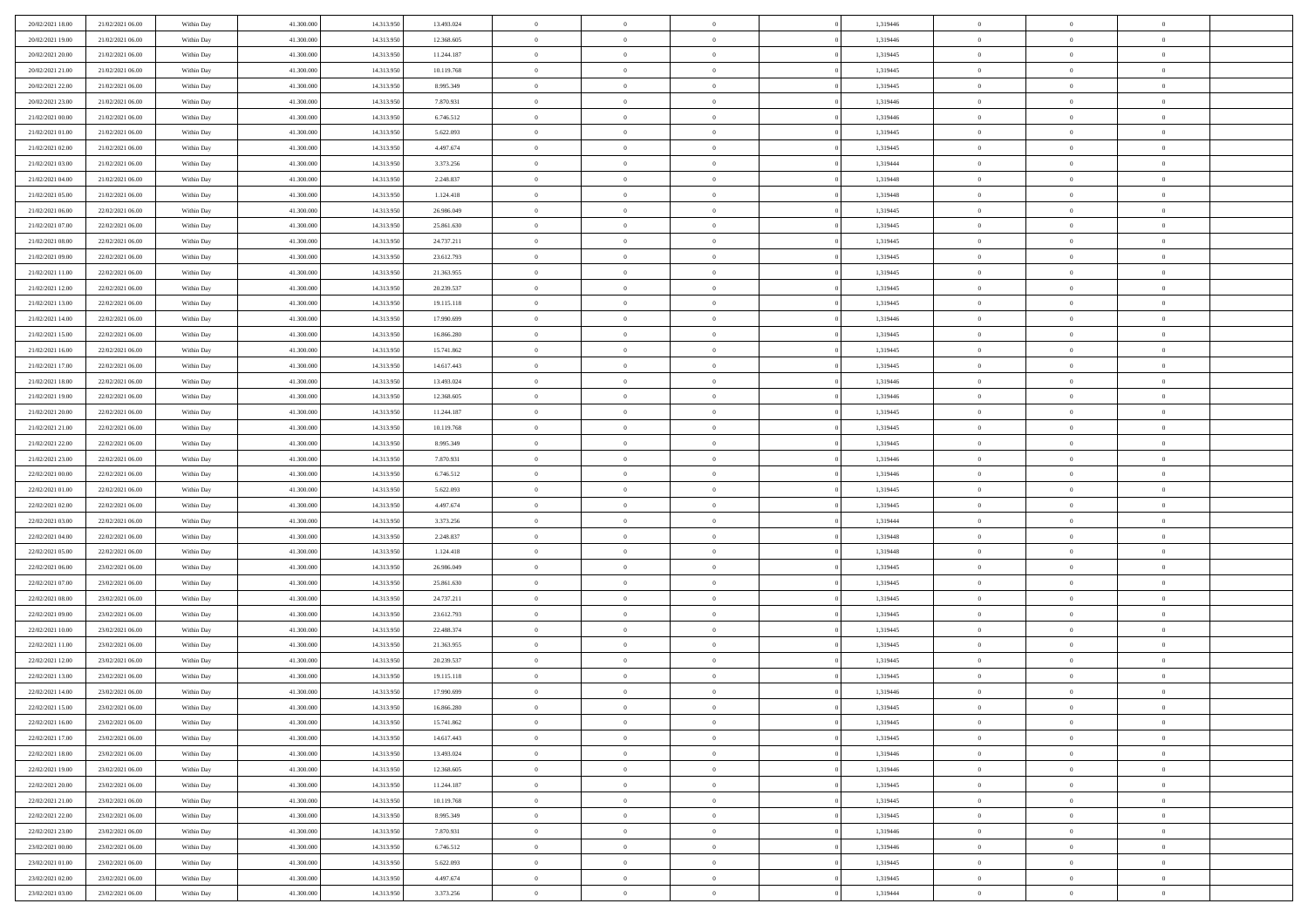| | | | | | | | | | | | | | | |
|---|---|---|---|---|---|---|---|---|---|---|---|---|---|---|
| 20/02/2021 18:00 | 21/02/2021 06:00 | Within Day | 41.300.000 | 14.313.950 | 13.493.024 | 0 | 0 | 0 | | 1,319446 | 0 | 0 | 0 | |
| 20/02/2021 19:00 | 21/02/2021 06:00 | Within Day | 41.300.000 | 14.313.950 | 12.368.605 | 0 | 0 | 0 | | 1,319446 | 0 | 0 | 0 | |
| 20/02/2021 20:00 | 21/02/2021 06:00 | Within Day | 41.300.000 | 14.313.950 | 11.244.187 | 0 | 0 | 0 | | 1,319445 | 0 | 0 | 0 | |
| 20/02/2021 21:00 | 21/02/2021 06:00 | Within Day | 41.300.000 | 14.313.950 | 10.119.768 | 0 | 0 | 0 | | 1,319445 | 0 | 0 | 0 | |
| 20/02/2021 22:00 | 21/02/2021 06:00 | Within Day | 41.300.000 | 14.313.950 | 8.995.349 | 0 | 0 | 0 | | 1,319445 | 0 | 0 | 0 | |
| 20/02/2021 23:00 | 21/02/2021 06:00 | Within Day | 41.300.000 | 14.313.950 | 7.870.931 | 0 | 0 | 0 | | 1,319446 | 0 | 0 | 0 | |
| 21/02/2021 00:00 | 21/02/2021 06:00 | Within Day | 41.300.000 | 14.313.950 | 6.746.512 | 0 | 0 | 0 | | 1,319446 | 0 | 0 | 0 | |
| 21/02/2021 01:00 | 21/02/2021 06:00 | Within Day | 41.300.000 | 14.313.950 | 5.622.093 | 0 | 0 | 0 | | 1,319445 | 0 | 0 | 0 | |
| 21/02/2021 02:00 | 21/02/2021 06:00 | Within Day | 41.300.000 | 14.313.950 | 4.497.674 | 0 | 0 | 0 | | 1,319445 | 0 | 0 | 0 | |
| 21/02/2021 03:00 | 21/02/2021 06:00 | Within Day | 41.300.000 | 14.313.950 | 3.373.256 | 0 | 0 | 0 | | 1,319444 | 0 | 0 | 0 | |
| 21/02/2021 04:00 | 21/02/2021 06:00 | Within Day | 41.300.000 | 14.313.950 | 2.248.837 | 0 | 0 | 0 | | 1,319448 | 0 | 0 | 0 | |
| 21/02/2021 05:00 | 21/02/2021 06:00 | Within Day | 41.300.000 | 14.313.950 | 1.124.418 | 0 | 0 | 0 | | 1,319448 | 0 | 0 | 0 | |
| 21/02/2021 06:00 | 22/02/2021 06:00 | Within Day | 41.300.000 | 14.313.950 | 26.986.049 | 0 | 0 | 0 | | 1,319445 | 0 | 0 | 0 | |
| 21/02/2021 07:00 | 22/02/2021 06:00 | Within Day | 41.300.000 | 14.313.950 | 25.861.630 | 0 | 0 | 0 | | 1,319445 | 0 | 0 | 0 | |
| 21/02/2021 08:00 | 22/02/2021 06:00 | Within Day | 41.300.000 | 14.313.950 | 24.737.211 | 0 | 0 | 0 | | 1,319445 | 0 | 0 | 0 | |
| 21/02/2021 09:00 | 22/02/2021 06:00 | Within Day | 41.300.000 | 14.313.950 | 23.612.793 | 0 | 0 | 0 | | 1,319445 | 0 | 0 | 0 | |
| 21/02/2021 11:00 | 22/02/2021 06:00 | Within Day | 41.300.000 | 14.313.950 | 21.363.955 | 0 | 0 | 0 | | 1,319445 | 0 | 0 | 0 | |
| 21/02/2021 12:00 | 22/02/2021 06:00 | Within Day | 41.300.000 | 14.313.950 | 20.239.537 | 0 | 0 | 0 | | 1,319445 | 0 | 0 | 0 | |
| 21/02/2021 13:00 | 22/02/2021 06:00 | Within Day | 41.300.000 | 14.313.950 | 19.115.118 | 0 | 0 | 0 | | 1,319445 | 0 | 0 | 0 | |
| 21/02/2021 14:00 | 22/02/2021 06:00 | Within Day | 41.300.000 | 14.313.950 | 17.990.699 | 0 | 0 | 0 | | 1,319446 | 0 | 0 | 0 | |
| 21/02/2021 15:00 | 22/02/2021 06:00 | Within Day | 41.300.000 | 14.313.950 | 16.866.280 | 0 | 0 | 0 | | 1,319445 | 0 | 0 | 0 | |
| 21/02/2021 16:00 | 22/02/2021 06:00 | Within Day | 41.300.000 | 14.313.950 | 15.741.862 | 0 | 0 | 0 | | 1,319445 | 0 | 0 | 0 | |
| 21/02/2021 17:00 | 22/02/2021 06:00 | Within Day | 41.300.000 | 14.313.950 | 14.617.443 | 0 | 0 | 0 | | 1,319445 | 0 | 0 | 0 | |
| 21/02/2021 18:00 | 22/02/2021 06:00 | Within Day | 41.300.000 | 14.313.950 | 13.493.024 | 0 | 0 | 0 | | 1,319446 | 0 | 0 | 0 | |
| 21/02/2021 19:00 | 22/02/2021 06:00 | Within Day | 41.300.000 | 14.313.950 | 12.368.605 | 0 | 0 | 0 | | 1,319446 | 0 | 0 | 0 | |
| 21/02/2021 20:00 | 22/02/2021 06:00 | Within Day | 41.300.000 | 14.313.950 | 11.244.187 | 0 | 0 | 0 | | 1,319445 | 0 | 0 | 0 | |
| 21/02/2021 21:00 | 22/02/2021 06:00 | Within Day | 41.300.000 | 14.313.950 | 10.119.768 | 0 | 0 | 0 | | 1,319445 | 0 | 0 | 0 | |
| 21/02/2021 22:00 | 22/02/2021 06:00 | Within Day | 41.300.000 | 14.313.950 | 8.995.349 | 0 | 0 | 0 | | 1,319445 | 0 | 0 | 0 | |
| 21/02/2021 23:00 | 22/02/2021 06:00 | Within Day | 41.300.000 | 14.313.950 | 7.870.931 | 0 | 0 | 0 | | 1,319446 | 0 | 0 | 0 | |
| 22/02/2021 00:00 | 22/02/2021 06:00 | Within Day | 41.300.000 | 14.313.950 | 6.746.512 | 0 | 0 | 0 | | 1,319446 | 0 | 0 | 0 | |
| 22/02/2021 01:00 | 22/02/2021 06:00 | Within Day | 41.300.000 | 14.313.950 | 5.622.093 | 0 | 0 | 0 | | 1,319445 | 0 | 0 | 0 | |
| 22/02/2021 02:00 | 22/02/2021 06:00 | Within Day | 41.300.000 | 14.313.950 | 4.497.674 | 0 | 0 | 0 | | 1,319445 | 0 | 0 | 0 | |
| 22/02/2021 03:00 | 22/02/2021 06:00 | Within Day | 41.300.000 | 14.313.950 | 3.373.256 | 0 | 0 | 0 | | 1,319444 | 0 | 0 | 0 | |
| 22/02/2021 04:00 | 22/02/2021 06:00 | Within Day | 41.300.000 | 14.313.950 | 2.248.837 | 0 | 0 | 0 | | 1,319448 | 0 | 0 | 0 | |
| 22/02/2021 05:00 | 22/02/2021 06:00 | Within Day | 41.300.000 | 14.313.950 | 1.124.418 | 0 | 0 | 0 | | 1,319448 | 0 | 0 | 0 | |
| 22/02/2021 06:00 | 23/02/2021 06:00 | Within Day | 41.300.000 | 14.313.950 | 26.986.049 | 0 | 0 | 0 | | 1,319445 | 0 | 0 | 0 | |
| 22/02/2021 07:00 | 23/02/2021 06:00 | Within Day | 41.300.000 | 14.313.950 | 25.861.630 | 0 | 0 | 0 | | 1,319445 | 0 | 0 | 0 | |
| 22/02/2021 08:00 | 23/02/2021 06:00 | Within Day | 41.300.000 | 14.313.950 | 24.737.211 | 0 | 0 | 0 | | 1,319445 | 0 | 0 | 0 | |
| 22/02/2021 09:00 | 23/02/2021 06:00 | Within Day | 41.300.000 | 14.313.950 | 23.612.793 | 0 | 0 | 0 | | 1,319445 | 0 | 0 | 0 | |
| 22/02/2021 10:00 | 23/02/2021 06:00 | Within Day | 41.300.000 | 14.313.950 | 22.488.374 | 0 | 0 | 0 | | 1,319445 | 0 | 0 | 0 | |
| 22/02/2021 11:00 | 23/02/2021 06:00 | Within Day | 41.300.000 | 14.313.950 | 21.363.955 | 0 | 0 | 0 | | 1,319445 | 0 | 0 | 0 | |
| 22/02/2021 12:00 | 23/02/2021 06:00 | Within Day | 41.300.000 | 14.313.950 | 20.239.537 | 0 | 0 | 0 | | 1,319445 | 0 | 0 | 0 | |
| 22/02/2021 13:00 | 23/02/2021 06:00 | Within Day | 41.300.000 | 14.313.950 | 19.115.118 | 0 | 0 | 0 | | 1,319445 | 0 | 0 | 0 | |
| 22/02/2021 14:00 | 23/02/2021 06:00 | Within Day | 41.300.000 | 14.313.950 | 17.990.699 | 0 | 0 | 0 | | 1,319446 | 0 | 0 | 0 | |
| 22/02/2021 15:00 | 23/02/2021 06:00 | Within Day | 41.300.000 | 14.313.950 | 16.866.280 | 0 | 0 | 0 | | 1,319445 | 0 | 0 | 0 | |
| 22/02/2021 16:00 | 23/02/2021 06:00 | Within Day | 41.300.000 | 14.313.950 | 15.741.862 | 0 | 0 | 0 | | 1,319445 | 0 | 0 | 0 | |
| 22/02/2021 17:00 | 23/02/2021 06:00 | Within Day | 41.300.000 | 14.313.950 | 14.617.443 | 0 | 0 | 0 | | 1,319445 | 0 | 0 | 0 | |
| 22/02/2021 18:00 | 23/02/2021 06:00 | Within Day | 41.300.000 | 14.313.950 | 13.493.024 | 0 | 0 | 0 | | 1,319446 | 0 | 0 | 0 | |
| 22/02/2021 19:00 | 23/02/2021 06:00 | Within Day | 41.300.000 | 14.313.950 | 12.368.605 | 0 | 0 | 0 | | 1,319446 | 0 | 0 | 0 | |
| 22/02/2021 20:00 | 23/02/2021 06:00 | Within Day | 41.300.000 | 14.313.950 | 11.244.187 | 0 | 0 | 0 | | 1,319445 | 0 | 0 | 0 | |
| 22/02/2021 21:00 | 23/02/2021 06:00 | Within Day | 41.300.000 | 14.313.950 | 10.119.768 | 0 | 0 | 0 | | 1,319445 | 0 | 0 | 0 | |
| 22/02/2021 22:00 | 23/02/2021 06:00 | Within Day | 41.300.000 | 14.313.950 | 8.995.349 | 0 | 0 | 0 | | 1,319445 | 0 | 0 | 0 | |
| 22/02/2021 23:00 | 23/02/2021 06:00 | Within Day | 41.300.000 | 14.313.950 | 7.870.931 | 0 | 0 | 0 | | 1,319446 | 0 | 0 | 0 | |
| 23/02/2021 00:00 | 23/02/2021 06:00 | Within Day | 41.300.000 | 14.313.950 | 6.746.512 | 0 | 0 | 0 | | 1,319446 | 0 | 0 | 0 | |
| 23/02/2021 01:00 | 23/02/2021 06:00 | Within Day | 41.300.000 | 14.313.950 | 5.622.093 | 0 | 0 | 0 | | 1,319445 | 0 | 0 | 0 | |
| 23/02/2021 02:00 | 23/02/2021 06:00 | Within Day | 41.300.000 | 14.313.950 | 4.497.674 | 0 | 0 | 0 | | 1,319445 | 0 | 0 | 0 | |
| 23/02/2021 03:00 | 23/02/2021 06:00 | Within Day | 41.300.000 | 14.313.950 | 3.373.256 | 0 | 0 | 0 | | 1,319444 | 0 | 0 | 0 | |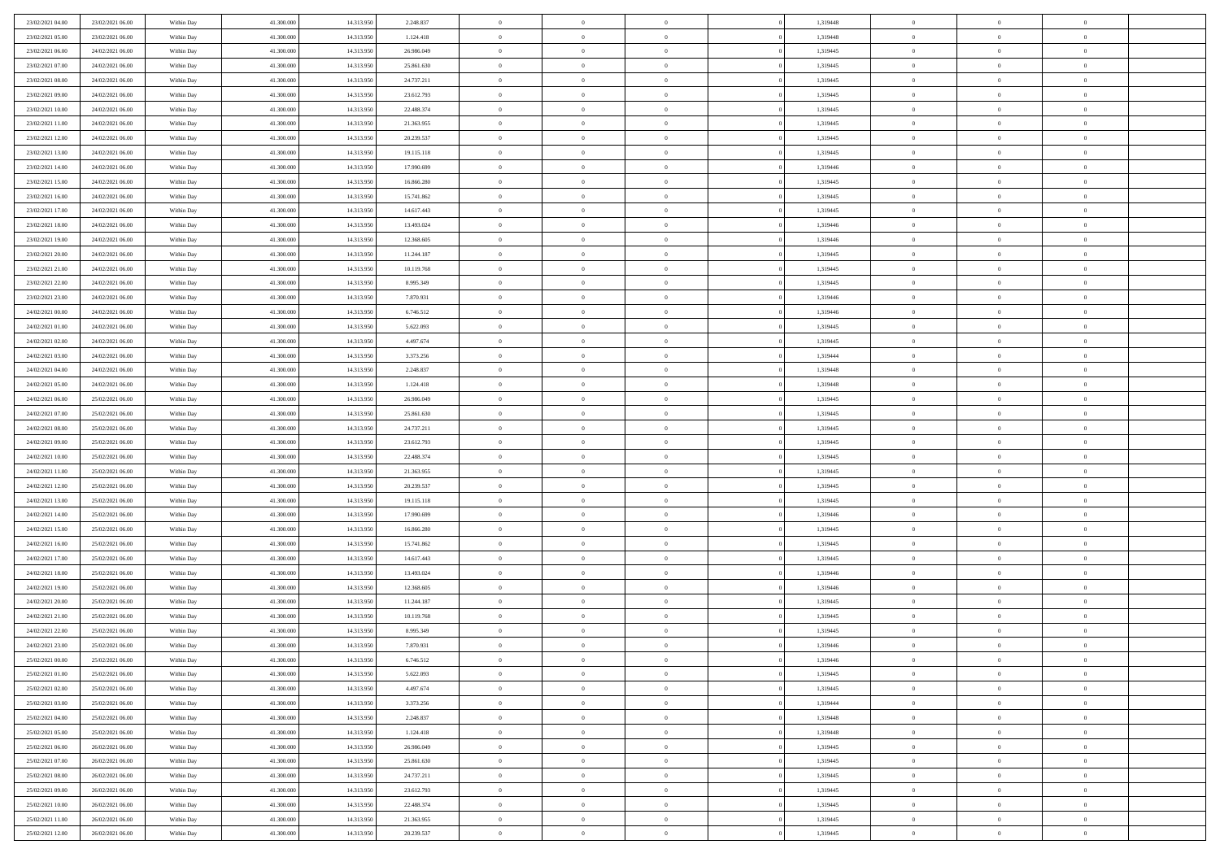| | | | | | | | | | | | | | | |
|---|---|---|---|---|---|---|---|---|---|---|---|---|---|---|
| 23/02/2021 04:00 | 23/02/2021 06:00 | Within Day | 41.300.000 | 14.313.950 | 2.248.837 | 0 | 0 | 0 | | 1,319448 | 0 | 0 | 0 | |
| 23/02/2021 05:00 | 23/02/2021 06:00 | Within Day | 41.300.000 | 14.313.950 | 1.124.418 | 0 | 0 | 0 | | 1,319448 | 0 | 0 | 0 | |
| 23/02/2021 06:00 | 24/02/2021 06:00 | Within Day | 41.300.000 | 14.313.950 | 26.986.049 | 0 | 0 | 0 | | 1,319445 | 0 | 0 | 0 | |
| 23/02/2021 07:00 | 24/02/2021 06:00 | Within Day | 41.300.000 | 14.313.950 | 25.861.630 | 0 | 0 | 0 | | 1,319445 | 0 | 0 | 0 | |
| 23/02/2021 08:00 | 24/02/2021 06:00 | Within Day | 41.300.000 | 14.313.950 | 24.737.211 | 0 | 0 | 0 | | 1,319445 | 0 | 0 | 0 | |
| 23/02/2021 09:00 | 24/02/2021 06:00 | Within Day | 41.300.000 | 14.313.950 | 23.612.793 | 0 | 0 | 0 | | 1,319445 | 0 | 0 | 0 | |
| 23/02/2021 10:00 | 24/02/2021 06:00 | Within Day | 41.300.000 | 14.313.950 | 22.488.374 | 0 | 0 | 0 | | 1,319445 | 0 | 0 | 0 | |
| 23/02/2021 11:00 | 24/02/2021 06:00 | Within Day | 41.300.000 | 14.313.950 | 21.363.955 | 0 | 0 | 0 | | 1,319445 | 0 | 0 | 0 | |
| 23/02/2021 12:00 | 24/02/2021 06:00 | Within Day | 41.300.000 | 14.313.950 | 20.239.537 | 0 | 0 | 0 | | 1,319445 | 0 | 0 | 0 | |
| 23/02/2021 13:00 | 24/02/2021 06:00 | Within Day | 41.300.000 | 14.313.950 | 19.115.118 | 0 | 0 | 0 | | 1,319445 | 0 | 0 | 0 | |
| 23/02/2021 14:00 | 24/02/2021 06:00 | Within Day | 41.300.000 | 14.313.950 | 17.990.699 | 0 | 0 | 0 | | 1,319446 | 0 | 0 | 0 | |
| 23/02/2021 15:00 | 24/02/2021 06:00 | Within Day | 41.300.000 | 14.313.950 | 16.866.280 | 0 | 0 | 0 | | 1,319445 | 0 | 0 | 0 | |
| 23/02/2021 16:00 | 24/02/2021 06:00 | Within Day | 41.300.000 | 14.313.950 | 15.741.862 | 0 | 0 | 0 | | 1,319445 | 0 | 0 | 0 | |
| 23/02/2021 17:00 | 24/02/2021 06:00 | Within Day | 41.300.000 | 14.313.950 | 14.617.443 | 0 | 0 | 0 | | 1,319445 | 0 | 0 | 0 | |
| 23/02/2021 18:00 | 24/02/2021 06:00 | Within Day | 41.300.000 | 14.313.950 | 13.493.024 | 0 | 0 | 0 | | 1,319446 | 0 | 0 | 0 | |
| 23/02/2021 19:00 | 24/02/2021 06:00 | Within Day | 41.300.000 | 14.313.950 | 12.368.605 | 0 | 0 | 0 | | 1,319446 | 0 | 0 | 0 | |
| 23/02/2021 20:00 | 24/02/2021 06:00 | Within Day | 41.300.000 | 14.313.950 | 11.244.187 | 0 | 0 | 0 | | 1,319445 | 0 | 0 | 0 | |
| 23/02/2021 21:00 | 24/02/2021 06:00 | Within Day | 41.300.000 | 14.313.950 | 10.119.768 | 0 | 0 | 0 | | 1,319445 | 0 | 0 | 0 | |
| 23/02/2021 22:00 | 24/02/2021 06:00 | Within Day | 41.300.000 | 14.313.950 | 8.995.349 | 0 | 0 | 0 | | 1,319445 | 0 | 0 | 0 | |
| 23/02/2021 23:00 | 24/02/2021 06:00 | Within Day | 41.300.000 | 14.313.950 | 7.870.931 | 0 | 0 | 0 | | 1,319446 | 0 | 0 | 0 | |
| 24/02/2021 00:00 | 24/02/2021 06:00 | Within Day | 41.300.000 | 14.313.950 | 6.746.512 | 0 | 0 | 0 | | 1,319446 | 0 | 0 | 0 | |
| 24/02/2021 01:00 | 24/02/2021 06:00 | Within Day | 41.300.000 | 14.313.950 | 5.622.093 | 0 | 0 | 0 | | 1,319445 | 0 | 0 | 0 | |
| 24/02/2021 02:00 | 24/02/2021 06:00 | Within Day | 41.300.000 | 14.313.950 | 4.497.674 | 0 | 0 | 0 | | 1,319445 | 0 | 0 | 0 | |
| 24/02/2021 03:00 | 24/02/2021 06:00 | Within Day | 41.300.000 | 14.313.950 | 3.373.256 | 0 | 0 | 0 | | 1,319444 | 0 | 0 | 0 | |
| 24/02/2021 04:00 | 24/02/2021 06:00 | Within Day | 41.300.000 | 14.313.950 | 2.248.837 | 0 | 0 | 0 | | 1,319448 | 0 | 0 | 0 | |
| 24/02/2021 05:00 | 24/02/2021 06:00 | Within Day | 41.300.000 | 14.313.950 | 1.124.418 | 0 | 0 | 0 | | 1,319448 | 0 | 0 | 0 | |
| 24/02/2021 06:00 | 25/02/2021 06:00 | Within Day | 41.300.000 | 14.313.950 | 26.986.049 | 0 | 0 | 0 | | 1,319445 | 0 | 0 | 0 | |
| 24/02/2021 07:00 | 25/02/2021 06:00 | Within Day | 41.300.000 | 14.313.950 | 25.861.630 | 0 | 0 | 0 | | 1,319445 | 0 | 0 | 0 | |
| 24/02/2021 08:00 | 25/02/2021 06:00 | Within Day | 41.300.000 | 14.313.950 | 24.737.211 | 0 | 0 | 0 | | 1,319445 | 0 | 0 | 0 | |
| 24/02/2021 09:00 | 25/02/2021 06:00 | Within Day | 41.300.000 | 14.313.950 | 23.612.793 | 0 | 0 | 0 | | 1,319445 | 0 | 0 | 0 | |
| 24/02/2021 10:00 | 25/02/2021 06:00 | Within Day | 41.300.000 | 14.313.950 | 22.488.374 | 0 | 0 | 0 | | 1,319445 | 0 | 0 | 0 | |
| 24/02/2021 11:00 | 25/02/2021 06:00 | Within Day | 41.300.000 | 14.313.950 | 21.363.955 | 0 | 0 | 0 | | 1,319445 | 0 | 0 | 0 | |
| 24/02/2021 12:00 | 25/02/2021 06:00 | Within Day | 41.300.000 | 14.313.950 | 20.239.537 | 0 | 0 | 0 | | 1,319445 | 0 | 0 | 0 | |
| 24/02/2021 13:00 | 25/02/2021 06:00 | Within Day | 41.300.000 | 14.313.950 | 19.115.118 | 0 | 0 | 0 | | 1,319445 | 0 | 0 | 0 | |
| 24/02/2021 14:00 | 25/02/2021 06:00 | Within Day | 41.300.000 | 14.313.950 | 17.990.699 | 0 | 0 | 0 | | 1,319446 | 0 | 0 | 0 | |
| 24/02/2021 15:00 | 25/02/2021 06:00 | Within Day | 41.300.000 | 14.313.950 | 16.866.280 | 0 | 0 | 0 | | 1,319445 | 0 | 0 | 0 | |
| 24/02/2021 16:00 | 25/02/2021 06:00 | Within Day | 41.300.000 | 14.313.950 | 15.741.862 | 0 | 0 | 0 | | 1,319445 | 0 | 0 | 0 | |
| 24/02/2021 17:00 | 25/02/2021 06:00 | Within Day | 41.300.000 | 14.313.950 | 14.617.443 | 0 | 0 | 0 | | 1,319445 | 0 | 0 | 0 | |
| 24/02/2021 18:00 | 25/02/2021 06:00 | Within Day | 41.300.000 | 14.313.950 | 13.493.024 | 0 | 0 | 0 | | 1,319446 | 0 | 0 | 0 | |
| 24/02/2021 19:00 | 25/02/2021 06:00 | Within Day | 41.300.000 | 14.313.950 | 12.368.605 | 0 | 0 | 0 | | 1,319446 | 0 | 0 | 0 | |
| 24/02/2021 20:00 | 25/02/2021 06:00 | Within Day | 41.300.000 | 14.313.950 | 11.244.187 | 0 | 0 | 0 | | 1,319445 | 0 | 0 | 0 | |
| 24/02/2021 21:00 | 25/02/2021 06:00 | Within Day | 41.300.000 | 14.313.950 | 10.119.768 | 0 | 0 | 0 | | 1,319445 | 0 | 0 | 0 | |
| 24/02/2021 22:00 | 25/02/2021 06:00 | Within Day | 41.300.000 | 14.313.950 | 8.995.349 | 0 | 0 | 0 | | 1,319445 | 0 | 0 | 0 | |
| 24/02/2021 23:00 | 25/02/2021 06:00 | Within Day | 41.300.000 | 14.313.950 | 7.870.931 | 0 | 0 | 0 | | 1,319446 | 0 | 0 | 0 | |
| 25/02/2021 00:00 | 25/02/2021 06:00 | Within Day | 41.300.000 | 14.313.950 | 6.746.512 | 0 | 0 | 0 | | 1,319446 | 0 | 0 | 0 | |
| 25/02/2021 01:00 | 25/02/2021 06:00 | Within Day | 41.300.000 | 14.313.950 | 5.622.093 | 0 | 0 | 0 | | 1,319445 | 0 | 0 | 0 | |
| 25/02/2021 02:00 | 25/02/2021 06:00 | Within Day | 41.300.000 | 14.313.950 | 4.497.674 | 0 | 0 | 0 | | 1,319445 | 0 | 0 | 0 | |
| 25/02/2021 03:00 | 25/02/2021 06:00 | Within Day | 41.300.000 | 14.313.950 | 3.373.256 | 0 | 0 | 0 | | 1,319444 | 0 | 0 | 0 | |
| 25/02/2021 04:00 | 25/02/2021 06:00 | Within Day | 41.300.000 | 14.313.950 | 2.248.837 | 0 | 0 | 0 | | 1,319448 | 0 | 0 | 0 | |
| 25/02/2021 05:00 | 25/02/2021 06:00 | Within Day | 41.300.000 | 14.313.950 | 1.124.418 | 0 | 0 | 0 | | 1,319448 | 0 | 0 | 0 | |
| 25/02/2021 06:00 | 26/02/2021 06:00 | Within Day | 41.300.000 | 14.313.950 | 26.986.049 | 0 | 0 | 0 | | 1,319445 | 0 | 0 | 0 | |
| 25/02/2021 07:00 | 26/02/2021 06:00 | Within Day | 41.300.000 | 14.313.950 | 25.861.630 | 0 | 0 | 0 | | 1,319445 | 0 | 0 | 0 | |
| 25/02/2021 08:00 | 26/02/2021 06:00 | Within Day | 41.300.000 | 14.313.950 | 24.737.211 | 0 | 0 | 0 | | 1,319445 | 0 | 0 | 0 | |
| 25/02/2021 09:00 | 26/02/2021 06:00 | Within Day | 41.300.000 | 14.313.950 | 23.612.793 | 0 | 0 | 0 | | 1,319445 | 0 | 0 | 0 | |
| 25/02/2021 10:00 | 26/02/2021 06:00 | Within Day | 41.300.000 | 14.313.950 | 22.488.374 | 0 | 0 | 0 | | 1,319445 | 0 | 0 | 0 | |
| 25/02/2021 11:00 | 26/02/2021 06:00 | Within Day | 41.300.000 | 14.313.950 | 21.363.955 | 0 | 0 | 0 | | 1,319445 | 0 | 0 | 0 | |
| 25/02/2021 12:00 | 26/02/2021 06:00 | Within Day | 41.300.000 | 14.313.950 | 20.239.537 | 0 | 0 | 0 | | 1,319445 | 0 | 0 | 0 | |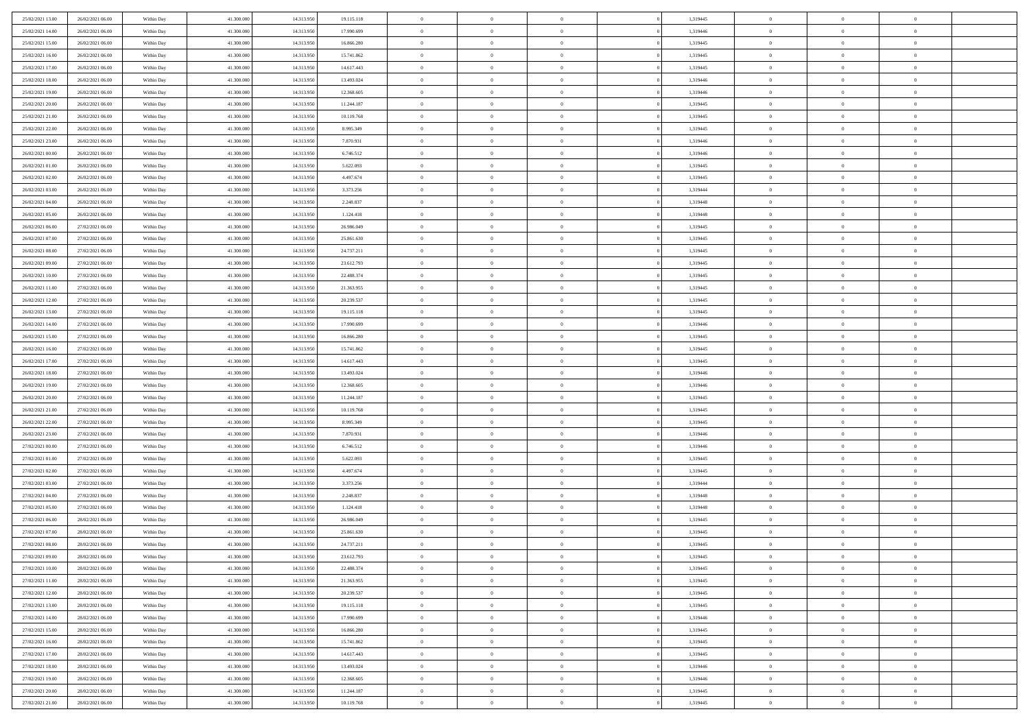| | | | | | | | | | | | | | | |
|---|---|---|---|---|---|---|---|---|---|---|---|---|---|---|
| 25/02/2021 13:00 | 26/02/2021 06:00 | Within Day | 41.300.000 | 14.313.950 | 19.115.118 | 0 | 0 | 0 | 0 | 1,319445 | 0 | 0 | 0 | |
| 25/02/2021 14:00 | 26/02/2021 06:00 | Within Day | 41.300.000 | 14.313.950 | 17.990.699 | 0 | 0 | 0 | 0 | 1,319446 | 0 | 0 | 0 | |
| 25/02/2021 15:00 | 26/02/2021 06:00 | Within Day | 41.300.000 | 14.313.950 | 16.866.280 | 0 | 0 | 0 | 0 | 1,319445 | 0 | 0 | 0 | |
| 25/02/2021 16:00 | 26/02/2021 06:00 | Within Day | 41.300.000 | 14.313.950 | 15.741.862 | 0 | 0 | 0 | 0 | 1,319445 | 0 | 0 | 0 | |
| 25/02/2021 17:00 | 26/02/2021 06:00 | Within Day | 41.300.000 | 14.313.950 | 14.617.443 | 0 | 0 | 0 | 0 | 1,319445 | 0 | 0 | 0 | |
| 25/02/2021 18:00 | 26/02/2021 06:00 | Within Day | 41.300.000 | 14.313.950 | 13.493.024 | 0 | 0 | 0 | 0 | 1,319446 | 0 | 0 | 0 | |
| 25/02/2021 19:00 | 26/02/2021 06:00 | Within Day | 41.300.000 | 14.313.950 | 12.368.605 | 0 | 0 | 0 | 0 | 1,319446 | 0 | 0 | 0 | |
| 25/02/2021 20:00 | 26/02/2021 06:00 | Within Day | 41.300.000 | 14.313.950 | 11.244.187 | 0 | 0 | 0 | 0 | 1,319445 | 0 | 0 | 0 | |
| 25/02/2021 21:00 | 26/02/2021 06:00 | Within Day | 41.300.000 | 14.313.950 | 10.119.768 | 0 | 0 | 0 | 0 | 1,319445 | 0 | 0 | 0 | |
| 25/02/2021 22:00 | 26/02/2021 06:00 | Within Day | 41.300.000 | 14.313.950 | 8.995.349 | 0 | 0 | 0 | 0 | 1,319445 | 0 | 0 | 0 | |
| 25/02/2021 23:00 | 26/02/2021 06:00 | Within Day | 41.300.000 | 14.313.950 | 7.870.931 | 0 | 0 | 0 | 0 | 1,319446 | 0 | 0 | 0 | |
| 26/02/2021 00:00 | 26/02/2021 06:00 | Within Day | 41.300.000 | 14.313.950 | 6.746.512 | 0 | 0 | 0 | 0 | 1,319446 | 0 | 0 | 0 | |
| 26/02/2021 01:00 | 26/02/2021 06:00 | Within Day | 41.300.000 | 14.313.950 | 5.622.093 | 0 | 0 | 0 | 0 | 1,319445 | 0 | 0 | 0 | |
| 26/02/2021 02:00 | 26/02/2021 06:00 | Within Day | 41.300.000 | 14.313.950 | 4.497.674 | 0 | 0 | 0 | 0 | 1,319445 | 0 | 0 | 0 | |
| 26/02/2021 03:00 | 26/02/2021 06:00 | Within Day | 41.300.000 | 14.313.950 | 3.373.256 | 0 | 0 | 0 | 0 | 1,319444 | 0 | 0 | 0 | |
| 26/02/2021 04:00 | 26/02/2021 06:00 | Within Day | 41.300.000 | 14.313.950 | 2.248.837 | 0 | 0 | 0 | 0 | 1,319448 | 0 | 0 | 0 | |
| 26/02/2021 05:00 | 26/02/2021 06:00 | Within Day | 41.300.000 | 14.313.950 | 1.124.418 | 0 | 0 | 0 | 0 | 1,319448 | 0 | 0 | 0 | |
| 26/02/2021 06:00 | 27/02/2021 06:00 | Within Day | 41.300.000 | 14.313.950 | 26.986.049 | 0 | 0 | 0 | 0 | 1,319445 | 0 | 0 | 0 | |
| 26/02/2021 07:00 | 27/02/2021 06:00 | Within Day | 41.300.000 | 14.313.950 | 25.861.630 | 0 | 0 | 0 | 0 | 1,319445 | 0 | 0 | 0 | |
| 26/02/2021 08:00 | 27/02/2021 06:00 | Within Day | 41.300.000 | 14.313.950 | 24.737.211 | 0 | 0 | 0 | 0 | 1,319445 | 0 | 0 | 0 | |
| 26/02/2021 09:00 | 27/02/2021 06:00 | Within Day | 41.300.000 | 14.313.950 | 23.612.793 | 0 | 0 | 0 | 0 | 1,319445 | 0 | 0 | 0 | |
| 26/02/2021 10:00 | 27/02/2021 06:00 | Within Day | 41.300.000 | 14.313.950 | 22.488.374 | 0 | 0 | 0 | 0 | 1,319445 | 0 | 0 | 0 | |
| 26/02/2021 11:00 | 27/02/2021 06:00 | Within Day | 41.300.000 | 14.313.950 | 21.363.955 | 0 | 0 | 0 | 0 | 1,319445 | 0 | 0 | 0 | |
| 26/02/2021 12:00 | 27/02/2021 06:00 | Within Day | 41.300.000 | 14.313.950 | 20.239.537 | 0 | 0 | 0 | 0 | 1,319445 | 0 | 0 | 0 | |
| 26/02/2021 13:00 | 27/02/2021 06:00 | Within Day | 41.300.000 | 14.313.950 | 19.115.118 | 0 | 0 | 0 | 0 | 1,319445 | 0 | 0 | 0 | |
| 26/02/2021 14:00 | 27/02/2021 06:00 | Within Day | 41.300.000 | 14.313.950 | 17.990.699 | 0 | 0 | 0 | 0 | 1,319446 | 0 | 0 | 0 | |
| 26/02/2021 15:00 | 27/02/2021 06:00 | Within Day | 41.300.000 | 14.313.950 | 16.866.280 | 0 | 0 | 0 | 0 | 1,319445 | 0 | 0 | 0 | |
| 26/02/2021 16:00 | 27/02/2021 06:00 | Within Day | 41.300.000 | 14.313.950 | 15.741.862 | 0 | 0 | 0 | 0 | 1,319445 | 0 | 0 | 0 | |
| 26/02/2021 17:00 | 27/02/2021 06:00 | Within Day | 41.300.000 | 14.313.950 | 14.617.443 | 0 | 0 | 0 | 0 | 1,319445 | 0 | 0 | 0 | |
| 26/02/2021 18:00 | 27/02/2021 06:00 | Within Day | 41.300.000 | 14.313.950 | 13.493.024 | 0 | 0 | 0 | 0 | 1,319446 | 0 | 0 | 0 | |
| 26/02/2021 19:00 | 27/02/2021 06:00 | Within Day | 41.300.000 | 14.313.950 | 12.368.605 | 0 | 0 | 0 | 0 | 1,319446 | 0 | 0 | 0 | |
| 26/02/2021 20:00 | 27/02/2021 06:00 | Within Day | 41.300.000 | 14.313.950 | 11.244.187 | 0 | 0 | 0 | 0 | 1,319445 | 0 | 0 | 0 | |
| 26/02/2021 21:00 | 27/02/2021 06:00 | Within Day | 41.300.000 | 14.313.950 | 10.119.768 | 0 | 0 | 0 | 0 | 1,319445 | 0 | 0 | 0 | |
| 26/02/2021 22:00 | 27/02/2021 06:00 | Within Day | 41.300.000 | 14.313.950 | 8.995.349 | 0 | 0 | 0 | 0 | 1,319445 | 0 | 0 | 0 | |
| 26/02/2021 23:00 | 27/02/2021 06:00 | Within Day | 41.300.000 | 14.313.950 | 7.870.931 | 0 | 0 | 0 | 0 | 1,319446 | 0 | 0 | 0 | |
| 27/02/2021 00:00 | 27/02/2021 06:00 | Within Day | 41.300.000 | 14.313.950 | 6.746.512 | 0 | 0 | 0 | 0 | 1,319446 | 0 | 0 | 0 | |
| 27/02/2021 01:00 | 27/02/2021 06:00 | Within Day | 41.300.000 | 14.313.950 | 5.622.093 | 0 | 0 | 0 | 0 | 1,319445 | 0 | 0 | 0 | |
| 27/02/2021 02:00 | 27/02/2021 06:00 | Within Day | 41.300.000 | 14.313.950 | 4.497.674 | 0 | 0 | 0 | 0 | 1,319445 | 0 | 0 | 0 | |
| 27/02/2021 03:00 | 27/02/2021 06:00 | Within Day | 41.300.000 | 14.313.950 | 3.373.256 | 0 | 0 | 0 | 0 | 1,319444 | 0 | 0 | 0 | |
| 27/02/2021 04:00 | 27/02/2021 06:00 | Within Day | 41.300.000 | 14.313.950 | 2.248.837 | 0 | 0 | 0 | 0 | 1,319448 | 0 | 0 | 0 | |
| 27/02/2021 05:00 | 27/02/2021 06:00 | Within Day | 41.300.000 | 14.313.950 | 1.124.418 | 0 | 0 | 0 | 0 | 1,319448 | 0 | 0 | 0 | |
| 27/02/2021 06:00 | 28/02/2021 06:00 | Within Day | 41.300.000 | 14.313.950 | 26.986.049 | 0 | 0 | 0 | 0 | 1,319445 | 0 | 0 | 0 | |
| 27/02/2021 07:00 | 28/02/2021 06:00 | Within Day | 41.300.000 | 14.313.950 | 25.861.630 | 0 | 0 | 0 | 0 | 1,319445 | 0 | 0 | 0 | |
| 27/02/2021 08:00 | 28/02/2021 06:00 | Within Day | 41.300.000 | 14.313.950 | 24.737.211 | 0 | 0 | 0 | 0 | 1,319445 | 0 | 0 | 0 | |
| 27/02/2021 09:00 | 28/02/2021 06:00 | Within Day | 41.300.000 | 14.313.950 | 23.612.793 | 0 | 0 | 0 | 0 | 1,319445 | 0 | 0 | 0 | |
| 27/02/2021 10:00 | 28/02/2021 06:00 | Within Day | 41.300.000 | 14.313.950 | 22.488.374 | 0 | 0 | 0 | 0 | 1,319445 | 0 | 0 | 0 | |
| 27/02/2021 11:00 | 28/02/2021 06:00 | Within Day | 41.300.000 | 14.313.950 | 21.363.955 | 0 | 0 | 0 | 0 | 1,319445 | 0 | 0 | 0 | |
| 27/02/2021 12:00 | 28/02/2021 06:00 | Within Day | 41.300.000 | 14.313.950 | 20.239.537 | 0 | 0 | 0 | 0 | 1,319445 | 0 | 0 | 0 | |
| 27/02/2021 13:00 | 28/02/2021 06:00 | Within Day | 41.300.000 | 14.313.950 | 19.115.118 | 0 | 0 | 0 | 0 | 1,319445 | 0 | 0 | 0 | |
| 27/02/2021 14:00 | 28/02/2021 06:00 | Within Day | 41.300.000 | 14.313.950 | 17.990.699 | 0 | 0 | 0 | 0 | 1,319446 | 0 | 0 | 0 | |
| 27/02/2021 15:00 | 28/02/2021 06:00 | Within Day | 41.300.000 | 14.313.950 | 16.866.280 | 0 | 0 | 0 | 0 | 1,319445 | 0 | 0 | 0 | |
| 27/02/2021 16:00 | 28/02/2021 06:00 | Within Day | 41.300.000 | 14.313.950 | 15.741.862 | 0 | 0 | 0 | 0 | 1,319445 | 0 | 0 | 0 | |
| 27/02/2021 17:00 | 28/02/2021 06:00 | Within Day | 41.300.000 | 14.313.950 | 14.617.443 | 0 | 0 | 0 | 0 | 1,319445 | 0 | 0 | 0 | |
| 27/02/2021 18:00 | 28/02/2021 06:00 | Within Day | 41.300.000 | 14.313.950 | 13.493.024 | 0 | 0 | 0 | 0 | 1,319446 | 0 | 0 | 0 | |
| 27/02/2021 19:00 | 28/02/2021 06:00 | Within Day | 41.300.000 | 14.313.950 | 12.368.605 | 0 | 0 | 0 | 0 | 1,319446 | 0 | 0 | 0 | |
| 27/02/2021 20:00 | 28/02/2021 06:00 | Within Day | 41.300.000 | 14.313.950 | 11.244.187 | 0 | 0 | 0 | 0 | 1,319445 | 0 | 0 | 0 | |
| 27/02/2021 21:00 | 28/02/2021 06:00 | Within Day | 41.300.000 | 14.313.950 | 10.119.768 | 0 | 0 | 0 | 0 | 1,319445 | 0 | 0 | 0 | |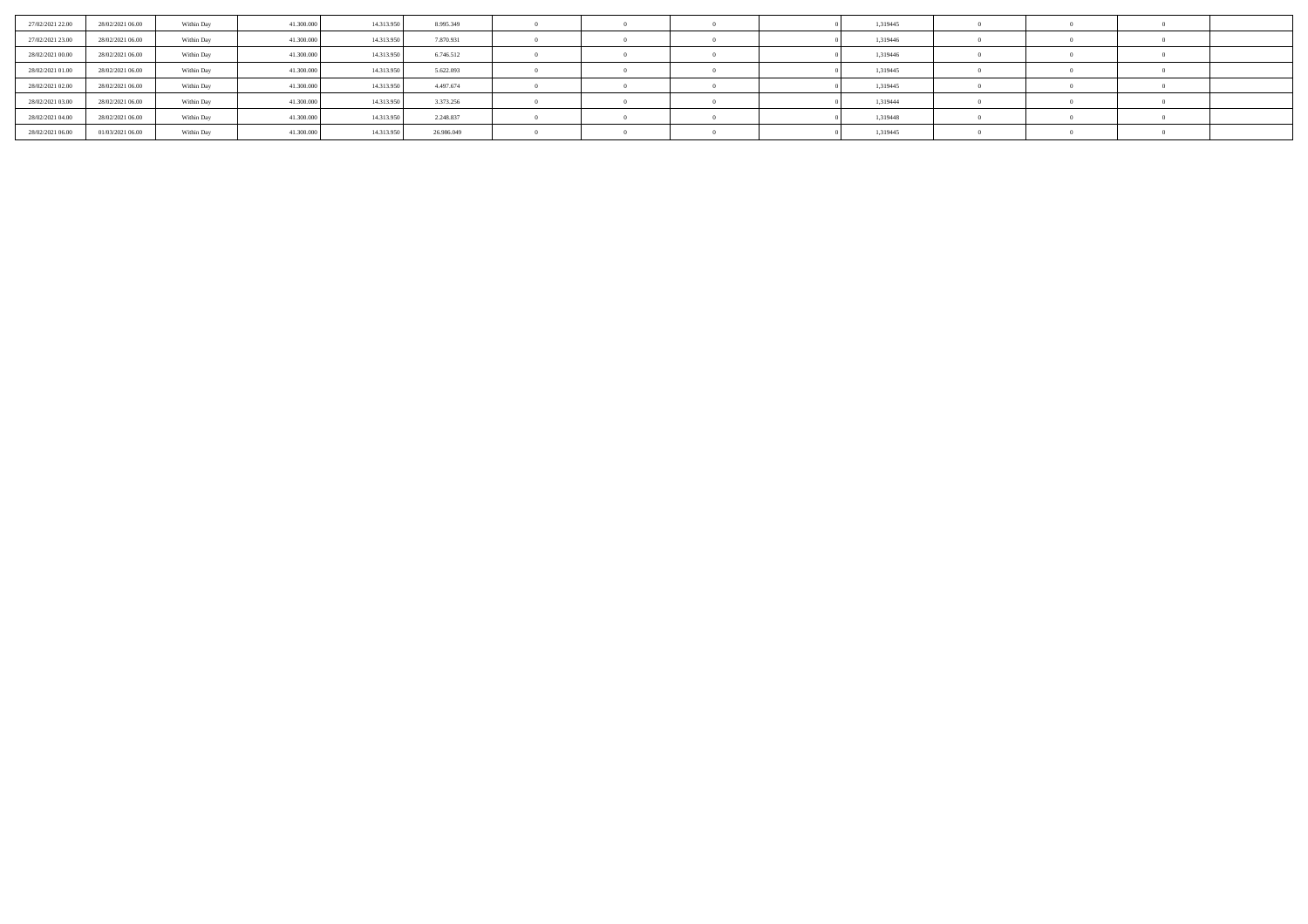|  |  |  |  |  |  |  |  |  |  |  |  |  |  |  |
|---|---|---|---|---|---|---|---|---|---|---|---|---|---|---|
| 27/02/2021 22.00 | 28/02/2021 06.00 | Within Day | 41.300.000 | 14.313.950 | 8.995.349 | 0 | 0 | 0 | 0 | 1,319445 | 0 | 0 | 0 |  |
| 27/02/2021 23.00 | 28/02/2021 06.00 | Within Day | 41.300.000 | 14.313.950 | 7.870.931 | 0 | 0 | 0 | 0 | 1,319446 | 0 | 0 | 0 |  |
| 28/02/2021 00.00 | 28/02/2021 06.00 | Within Day | 41.300.000 | 14.313.950 | 6.746.512 | 0 | 0 | 0 | 0 | 1,319446 | 0 | 0 | 0 |  |
| 28/02/2021 01.00 | 28/02/2021 06.00 | Within Day | 41.300.000 | 14.313.950 | 5.622.093 | 0 | 0 | 0 | 0 | 1,319445 | 0 | 0 | 0 |  |
| 28/02/2021 02.00 | 28/02/2021 06.00 | Within Day | 41.300.000 | 14.313.950 | 4.497.674 | 0 | 0 | 0 | 0 | 1,319445 | 0 | 0 | 0 |  |
| 28/02/2021 03.00 | 28/02/2021 06.00 | Within Day | 41.300.000 | 14.313.950 | 3.373.256 | 0 | 0 | 0 | 0 | 1,319444 | 0 | 0 | 0 |  |
| 28/02/2021 04.00 | 28/02/2021 06.00 | Within Day | 41.300.000 | 14.313.950 | 2.248.837 | 0 | 0 | 0 | 0 | 1,319448 | 0 | 0 | 0 |  |
| 28/02/2021 06.00 | 01/03/2021 06.00 | Within Day | 41.300.000 | 14.313.950 | 26.986.049 | 0 | 0 | 0 | 0 | 1,319445 | 0 | 0 | 0 |  |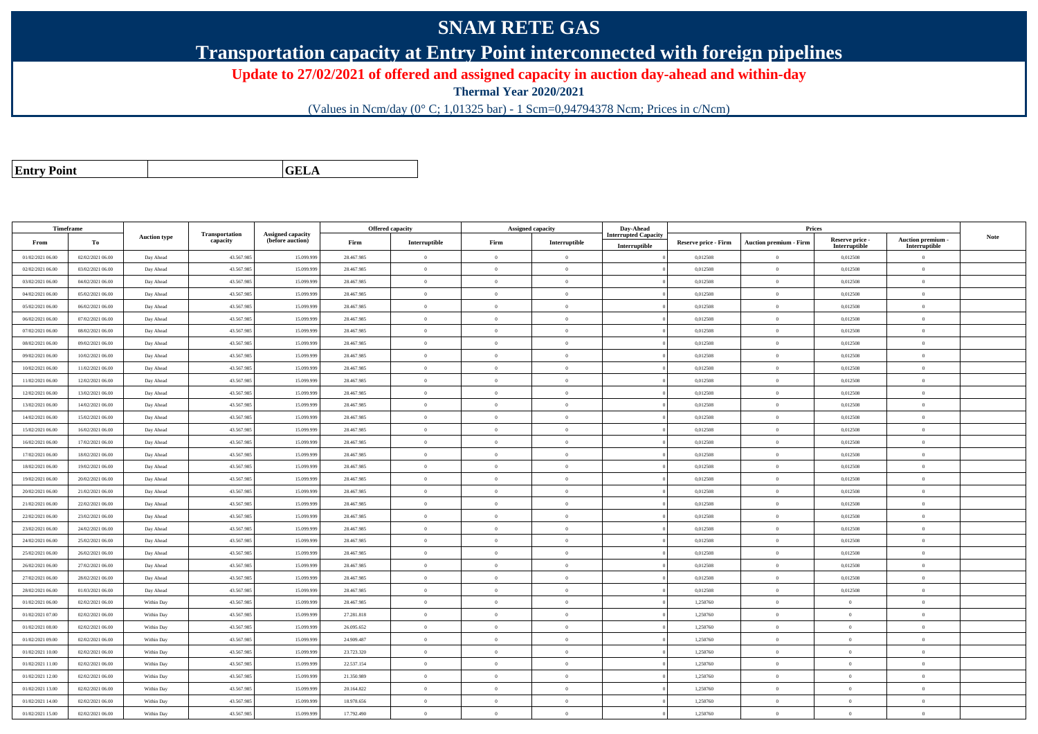# SNAM RETE GAS

## Transportation capacity at Entry Point interconnected with foreign pipelines

**Update to 27/02/2021 of offered and assigned capacity in auction day-ahead and within-day**

**Thermal Year 2020/2021**

(Values in Ncm/day (0° C; 1,01325 bar) - 1 Scm=0,94794378 Ncm; Prices in c/Ncm)

| **Entry Point** | | **GELA** |
|---|---|---|

| Timeframe | | Auction type | Transportation capacity | Assigned capacity (before auction) | Offered capacity | | Assigned capacity | | Day-Ahead Interrupted Capacity | Prices | | | | Note |
|---|---|---|---|---|---|---|---|---|---|---|---|---|---|---|
| From | To | | | | Firm | Interruptible | Firm | Interruptible | Interruptible | Reserve price - Firm | Auction premium - Firm | Reserve price - Interruptible | Auction premium - Interruptible | |
| 01/02/2021 06.00 | 02/02/2021 06.00 | Day Ahead | 43.567.985 | 15.099.999 | 28.467.985 | 0 | 0 | 0 | 0 | 0,012508 | 0 | 0,012508 | 0 | |
| 02/02/2021 06.00 | 03/02/2021 06.00 | Day Ahead | 43.567.985 | 15.099.999 | 28.467.985 | 0 | 0 | 0 | 0 | 0,012508 | 0 | 0,012508 | 0 | |
| 03/02/2021 06.00 | 04/02/2021 06.00 | Day Ahead | 43.567.985 | 15.099.999 | 28.467.985 | 0 | 0 | 0 | 0 | 0,012508 | 0 | 0,012508 | 0 | |
| 04/02/2021 06.00 | 05/02/2021 06.00 | Day Ahead | 43.567.985 | 15.099.999 | 28.467.985 | 0 | 0 | 0 | 0 | 0,012508 | 0 | 0,012508 | 0 | |
| 05/02/2021 06.00 | 06/02/2021 06.00 | Day Ahead | 43.567.985 | 15.099.999 | 28.467.985 | 0 | 0 | 0 | 0 | 0,012508 | 0 | 0,012508 | 0 | |
| 06/02/2021 06.00 | 07/02/2021 06.00 | Day Ahead | 43.567.985 | 15.099.999 | 28.467.985 | 0 | 0 | 0 | 0 | 0,012508 | 0 | 0,012508 | 0 | |
| 07/02/2021 06.00 | 08/02/2021 06.00 | Day Ahead | 43.567.985 | 15.099.999 | 28.467.985 | 0 | 0 | 0 | 0 | 0,012508 | 0 | 0,012508 | 0 | |
| 08/02/2021 06.00 | 09/02/2021 06.00 | Day Ahead | 43.567.985 | 15.099.999 | 28.467.985 | 0 | 0 | 0 | 0 | 0,012508 | 0 | 0,012508 | 0 | |
| 09/02/2021 06.00 | 10/02/2021 06.00 | Day Ahead | 43.567.985 | 15.099.999 | 28.467.985 | 0 | 0 | 0 | 0 | 0,012508 | 0 | 0,012508 | 0 | |
| 10/02/2021 06.00 | 11/02/2021 06.00 | Day Ahead | 43.567.985 | 15.099.999 | 28.467.985 | 0 | 0 | 0 | 0 | 0,012508 | 0 | 0,012508 | 0 | |
| 11/02/2021 06.00 | 12/02/2021 06.00 | Day Ahead | 43.567.985 | 15.099.999 | 28.467.985 | 0 | 0 | 0 | 0 | 0,012508 | 0 | 0,012508 | 0 | |
| 12/02/2021 06.00 | 13/02/2021 06.00 | Day Ahead | 43.567.985 | 15.099.999 | 28.467.985 | 0 | 0 | 0 | 0 | 0,012508 | 0 | 0,012508 | 0 | |
| 13/02/2021 06.00 | 14/02/2021 06.00 | Day Ahead | 43.567.985 | 15.099.999 | 28.467.985 | 0 | 0 | 0 | 0 | 0,012508 | 0 | 0,012508 | 0 | |
| 14/02/2021 06.00 | 15/02/2021 06.00 | Day Ahead | 43.567.985 | 15.099.999 | 28.467.985 | 0 | 0 | 0 | 0 | 0,012508 | 0 | 0,012508 | 0 | |
| 15/02/2021 06.00 | 16/02/2021 06.00 | Day Ahead | 43.567.985 | 15.099.999 | 28.467.985 | 0 | 0 | 0 | 0 | 0,012508 | 0 | 0,012508 | 0 | |
| 16/02/2021 06.00 | 17/02/2021 06.00 | Day Ahead | 43.567.985 | 15.099.999 | 28.467.985 | 0 | 0 | 0 | 0 | 0,012508 | 0 | 0,012508 | 0 | |
| 17/02/2021 06.00 | 18/02/2021 06.00 | Day Ahead | 43.567.985 | 15.099.999 | 28.467.985 | 0 | 0 | 0 | 0 | 0,012508 | 0 | 0,012508 | 0 | |
| 18/02/2021 06.00 | 19/02/2021 06.00 | Day Ahead | 43.567.985 | 15.099.999 | 28.467.985 | 0 | 0 | 0 | 0 | 0,012508 | 0 | 0,012508 | 0 | |
| 19/02/2021 06.00 | 20/02/2021 06.00 | Day Ahead | 43.567.985 | 15.099.999 | 28.467.985 | 0 | 0 | 0 | 0 | 0,012508 | 0 | 0,012508 | 0 | |
| 20/02/2021 06.00 | 21/02/2021 06.00 | Day Ahead | 43.567.985 | 15.099.999 | 28.467.985 | 0 | 0 | 0 | 0 | 0,012508 | 0 | 0,012508 | 0 | |
| 21/02/2021 06.00 | 22/02/2021 06.00 | Day Ahead | 43.567.985 | 15.099.999 | 28.467.985 | 0 | 0 | 0 | 0 | 0,012508 | 0 | 0,012508 | 0 | |
| 22/02/2021 06.00 | 23/02/2021 06.00 | Day Ahead | 43.567.985 | 15.099.999 | 28.467.985 | 0 | 0 | 0 | 0 | 0,012508 | 0 | 0,012508 | 0 | |
| 23/02/2021 06.00 | 24/02/2021 06.00 | Day Ahead | 43.567.985 | 15.099.999 | 28.467.985 | 0 | 0 | 0 | 0 | 0,012508 | 0 | 0,012508 | 0 | |
| 24/02/2021 06.00 | 25/02/2021 06.00 | Day Ahead | 43.567.985 | 15.099.999 | 28.467.985 | 0 | 0 | 0 | 0 | 0,012508 | 0 | 0,012508 | 0 | |
| 25/02/2021 06.00 | 26/02/2021 06.00 | Day Ahead | 43.567.985 | 15.099.999 | 28.467.985 | 0 | 0 | 0 | 0 | 0,012508 | 0 | 0,012508 | 0 | |
| 26/02/2021 06.00 | 27/02/2021 06.00 | Day Ahead | 43.567.985 | 15.099.999 | 28.467.985 | 0 | 0 | 0 | 0 | 0,012508 | 0 | 0,012508 | 0 | |
| 27/02/2021 06.00 | 28/02/2021 06.00 | Day Ahead | 43.567.985 | 15.099.999 | 28.467.985 | 0 | 0 | 0 | 0 | 0,012508 | 0 | 0,012508 | 0 | |
| 28/02/2021 06.00 | 01/03/2021 06.00 | Day Ahead | 43.567.985 | 15.099.999 | 28.467.985 | 0 | 0 | 0 | 0 | 0,012508 | 0 | 0,012508 | 0 | |
| 01/02/2021 06.00 | 02/02/2021 06.00 | Within Day | 43.567.985 | 15.099.999 | 28.467.985 | 0 | 0 | 0 | 0 | 1,250760 | 0 | 0 | 0 | |
| 01/02/2021 07.00 | 02/02/2021 06.00 | Within Day | 43.567.985 | 15.099.999 | 27.281.818 | 0 | 0 | 0 | 0 | 1,250760 | 0 | 0 | 0 | |
| 01/02/2021 08.00 | 02/02/2021 06.00 | Within Day | 43.567.985 | 15.099.999 | 26.095.652 | 0 | 0 | 0 | 0 | 1,250760 | 0 | 0 | 0 | |
| 01/02/2021 09.00 | 02/02/2021 06.00 | Within Day | 43.567.985 | 15.099.999 | 24.909.487 | 0 | 0 | 0 | 0 | 1,250760 | 0 | 0 | 0 | |
| 01/02/2021 10.00 | 02/02/2021 06.00 | Within Day | 43.567.985 | 15.099.999 | 23.723.320 | 0 | 0 | 0 | 0 | 1,250760 | 0 | 0 | 0 | |
| 01/02/2021 11.00 | 02/02/2021 06.00 | Within Day | 43.567.985 | 15.099.999 | 22.537.154 | 0 | 0 | 0 | 0 | 1,250760 | 0 | 0 | 0 | |
| 01/02/2021 12.00 | 02/02/2021 06.00 | Within Day | 43.567.985 | 15.099.999 | 21.350.989 | 0 | 0 | 0 | 0 | 1,250760 | 0 | 0 | 0 | |
| 01/02/2021 13.00 | 02/02/2021 06.00 | Within Day | 43.567.985 | 15.099.999 | 20.164.822 | 0 | 0 | 0 | 0 | 1,250760 | 0 | 0 | 0 | |
| 01/02/2021 14.00 | 02/02/2021 06.00 | Within Day | 43.567.985 | 15.099.999 | 18.978.656 | 0 | 0 | 0 | 0 | 1,250760 | 0 | 0 | 0 | |
| 01/02/2021 15.00 | 02/02/2021 06.00 | Within Day | 43.567.985 | 15.099.999 | 17.792.490 | 0 | 0 | 0 | 0 | 1,250760 | 0 | 0 | 0 | |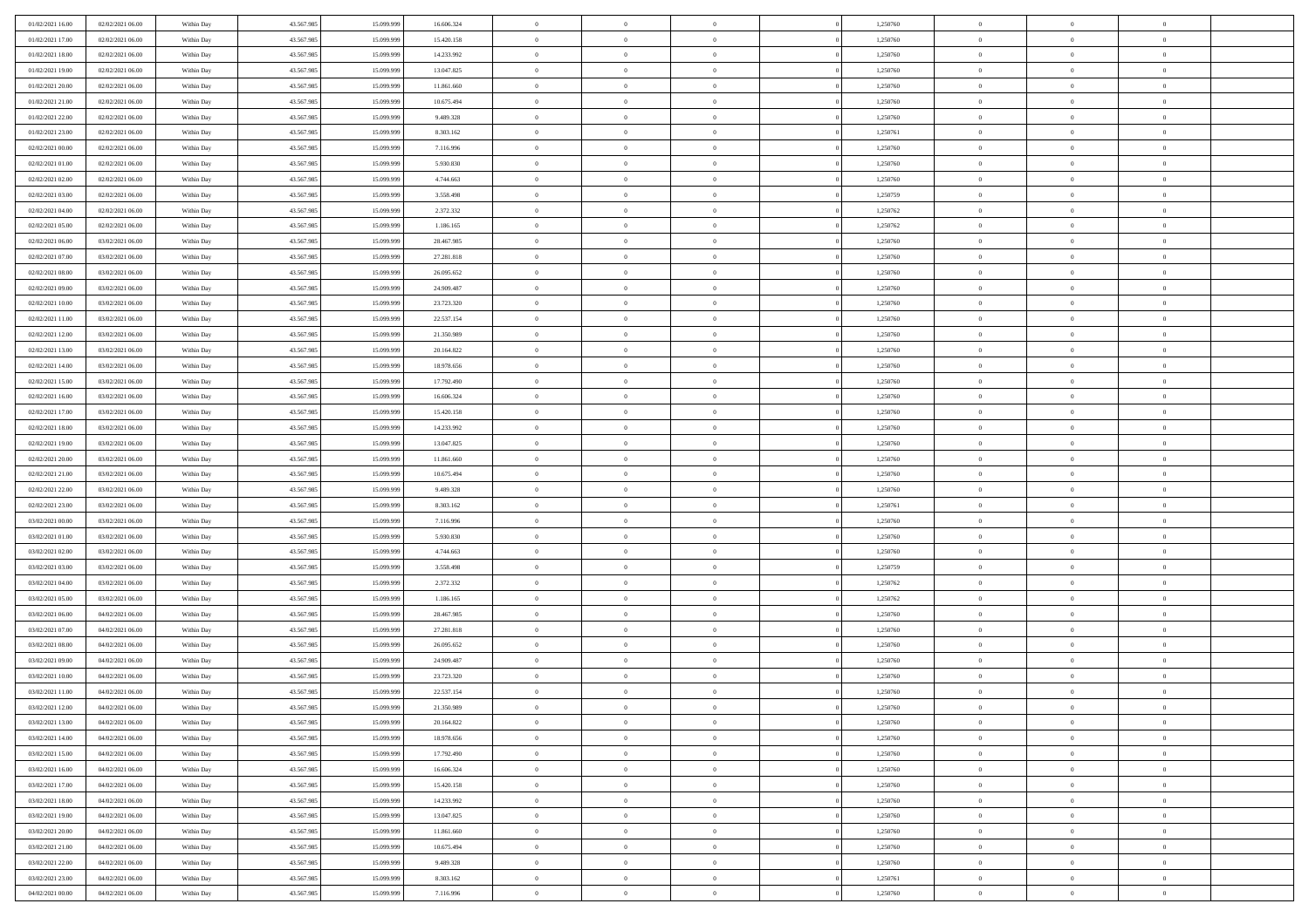| | | | | | | | | | | | | | | |
|---|---|---|---|---|---|---|---|---|---|---|---|---|---|---|
| 01/02/2021 16:00 | 02/02/2021 06:00 | Within Day | 43.567.985 | 15.099.999 | 16.606.324 | 0 | 0 | 0 | 0 | 1,250760 | 0 | 0 | 0 | |
| 01/02/2021 17:00 | 02/02/2021 06:00 | Within Day | 43.567.985 | 15.099.999 | 15.420.158 | 0 | 0 | 0 | 0 | 1,250760 | 0 | 0 | 0 | |
| 01/02/2021 18:00 | 02/02/2021 06:00 | Within Day | 43.567.985 | 15.099.999 | 14.233.992 | 0 | 0 | 0 | 0 | 1,250760 | 0 | 0 | 0 | |
| 01/02/2021 19:00 | 02/02/2021 06:00 | Within Day | 43.567.985 | 15.099.999 | 13.047.825 | 0 | 0 | 0 | 0 | 1,250760 | 0 | 0 | 0 | |
| 01/02/2021 20:00 | 02/02/2021 06:00 | Within Day | 43.567.985 | 15.099.999 | 11.861.660 | 0 | 0 | 0 | 0 | 1,250760 | 0 | 0 | 0 | |
| 01/02/2021 21:00 | 02/02/2021 06:00 | Within Day | 43.567.985 | 15.099.999 | 10.675.494 | 0 | 0 | 0 | 0 | 1,250760 | 0 | 0 | 0 | |
| 01/02/2021 22:00 | 02/02/2021 06:00 | Within Day | 43.567.985 | 15.099.999 | 9.489.328 | 0 | 0 | 0 | 0 | 1,250760 | 0 | 0 | 0 | |
| 01/02/2021 23:00 | 02/02/2021 06:00 | Within Day | 43.567.985 | 15.099.999 | 8.303.162 | 0 | 0 | 0 | 0 | 1,250761 | 0 | 0 | 0 | |
| 02/02/2021 00:00 | 02/02/2021 06:00 | Within Day | 43.567.985 | 15.099.999 | 7.116.996 | 0 | 0 | 0 | 0 | 1,250760 | 0 | 0 | 0 | |
| 02/02/2021 01:00 | 02/02/2021 06:00 | Within Day | 43.567.985 | 15.099.999 | 5.930.830 | 0 | 0 | 0 | 0 | 1,250760 | 0 | 0 | 0 | |
| 02/02/2021 02:00 | 02/02/2021 06:00 | Within Day | 43.567.985 | 15.099.999 | 4.744.663 | 0 | 0 | 0 | 0 | 1,250760 | 0 | 0 | 0 | |
| 02/02/2021 03:00 | 02/02/2021 06:00 | Within Day | 43.567.985 | 15.099.999 | 3.558.498 | 0 | 0 | 0 | 0 | 1,250759 | 0 | 0 | 0 | |
| 02/02/2021 04:00 | 02/02/2021 06:00 | Within Day | 43.567.985 | 15.099.999 | 2.372.332 | 0 | 0 | 0 | 0 | 1,250762 | 0 | 0 | 0 | |
| 02/02/2021 05:00 | 02/02/2021 06:00 | Within Day | 43.567.985 | 15.099.999 | 1.186.165 | 0 | 0 | 0 | 0 | 1,250762 | 0 | 0 | 0 | |
| 02/02/2021 06:00 | 03/02/2021 06:00 | Within Day | 43.567.985 | 15.099.999 | 28.467.985 | 0 | 0 | 0 | 0 | 1,250760 | 0 | 0 | 0 | |
| 02/02/2021 07:00 | 03/02/2021 06:00 | Within Day | 43.567.985 | 15.099.999 | 27.281.818 | 0 | 0 | 0 | 0 | 1,250760 | 0 | 0 | 0 | |
| 02/02/2021 08:00 | 03/02/2021 06:00 | Within Day | 43.567.985 | 15.099.999 | 26.095.652 | 0 | 0 | 0 | 0 | 1,250760 | 0 | 0 | 0 | |
| 02/02/2021 09:00 | 03/02/2021 06:00 | Within Day | 43.567.985 | 15.099.999 | 24.909.487 | 0 | 0 | 0 | 0 | 1,250760 | 0 | 0 | 0 | |
| 02/02/2021 10:00 | 03/02/2021 06:00 | Within Day | 43.567.985 | 15.099.999 | 23.723.320 | 0 | 0 | 0 | 0 | 1,250760 | 0 | 0 | 0 | |
| 02/02/2021 11:00 | 03/02/2021 06:00 | Within Day | 43.567.985 | 15.099.999 | 22.537.154 | 0 | 0 | 0 | 0 | 1,250760 | 0 | 0 | 0 | |
| 02/02/2021 12:00 | 03/02/2021 06:00 | Within Day | 43.567.985 | 15.099.999 | 21.350.989 | 0 | 0 | 0 | 0 | 1,250760 | 0 | 0 | 0 | |
| 02/02/2021 13:00 | 03/02/2021 06:00 | Within Day | 43.567.985 | 15.099.999 | 20.164.822 | 0 | 0 | 0 | 0 | 1,250760 | 0 | 0 | 0 | |
| 02/02/2021 14:00 | 03/02/2021 06:00 | Within Day | 43.567.985 | 15.099.999 | 18.978.656 | 0 | 0 | 0 | 0 | 1,250760 | 0 | 0 | 0 | |
| 02/02/2021 15:00 | 03/02/2021 06:00 | Within Day | 43.567.985 | 15.099.999 | 17.792.490 | 0 | 0 | 0 | 0 | 1,250760 | 0 | 0 | 0 | |
| 02/02/2021 16:00 | 03/02/2021 06:00 | Within Day | 43.567.985 | 15.099.999 | 16.606.324 | 0 | 0 | 0 | 0 | 1,250760 | 0 | 0 | 0 | |
| 02/02/2021 17:00 | 03/02/2021 06:00 | Within Day | 43.567.985 | 15.099.999 | 15.420.158 | 0 | 0 | 0 | 0 | 1,250760 | 0 | 0 | 0 | |
| 02/02/2021 18:00 | 03/02/2021 06:00 | Within Day | 43.567.985 | 15.099.999 | 14.233.992 | 0 | 0 | 0 | 0 | 1,250760 | 0 | 0 | 0 | |
| 02/02/2021 19:00 | 03/02/2021 06:00 | Within Day | 43.567.985 | 15.099.999 | 13.047.825 | 0 | 0 | 0 | 0 | 1,250760 | 0 | 0 | 0 | |
| 02/02/2021 20:00 | 03/02/2021 06:00 | Within Day | 43.567.985 | 15.099.999 | 11.861.660 | 0 | 0 | 0 | 0 | 1,250760 | 0 | 0 | 0 | |
| 02/02/2021 21:00 | 03/02/2021 06:00 | Within Day | 43.567.985 | 15.099.999 | 10.675.494 | 0 | 0 | 0 | 0 | 1,250760 | 0 | 0 | 0 | |
| 02/02/2021 22:00 | 03/02/2021 06:00 | Within Day | 43.567.985 | 15.099.999 | 9.489.328 | 0 | 0 | 0 | 0 | 1,250760 | 0 | 0 | 0 | |
| 02/02/2021 23:00 | 03/02/2021 06:00 | Within Day | 43.567.985 | 15.099.999 | 8.303.162 | 0 | 0 | 0 | 0 | 1,250761 | 0 | 0 | 0 | |
| 03/02/2021 00:00 | 03/02/2021 06:00 | Within Day | 43.567.985 | 15.099.999 | 7.116.996 | 0 | 0 | 0 | 0 | 1,250760 | 0 | 0 | 0 | |
| 03/02/2021 01:00 | 03/02/2021 06:00 | Within Day | 43.567.985 | 15.099.999 | 5.930.830 | 0 | 0 | 0 | 0 | 1,250760 | 0 | 0 | 0 | |
| 03/02/2021 02:00 | 03/02/2021 06:00 | Within Day | 43.567.985 | 15.099.999 | 4.744.663 | 0 | 0 | 0 | 0 | 1,250760 | 0 | 0 | 0 | |
| 03/02/2021 03:00 | 03/02/2021 06:00 | Within Day | 43.567.985 | 15.099.999 | 3.558.498 | 0 | 0 | 0 | 0 | 1,250759 | 0 | 0 | 0 | |
| 03/02/2021 04:00 | 03/02/2021 06:00 | Within Day | 43.567.985 | 15.099.999 | 2.372.332 | 0 | 0 | 0 | 0 | 1,250762 | 0 | 0 | 0 | |
| 03/02/2021 05:00 | 03/02/2021 06:00 | Within Day | 43.567.985 | 15.099.999 | 1.186.165 | 0 | 0 | 0 | 0 | 1,250762 | 0 | 0 | 0 | |
| 03/02/2021 06:00 | 04/02/2021 06:00 | Within Day | 43.567.985 | 15.099.999 | 28.467.985 | 0 | 0 | 0 | 0 | 1,250760 | 0 | 0 | 0 | |
| 03/02/2021 07:00 | 04/02/2021 06:00 | Within Day | 43.567.985 | 15.099.999 | 27.281.818 | 0 | 0 | 0 | 0 | 1,250760 | 0 | 0 | 0 | |
| 03/02/2021 08:00 | 04/02/2021 06:00 | Within Day | 43.567.985 | 15.099.999 | 26.095.652 | 0 | 0 | 0 | 0 | 1,250760 | 0 | 0 | 0 | |
| 03/02/2021 09:00 | 04/02/2021 06:00 | Within Day | 43.567.985 | 15.099.999 | 24.909.487 | 0 | 0 | 0 | 0 | 1,250760 | 0 | 0 | 0 | |
| 03/02/2021 10:00 | 04/02/2021 06:00 | Within Day | 43.567.985 | 15.099.999 | 23.723.320 | 0 | 0 | 0 | 0 | 1,250760 | 0 | 0 | 0 | |
| 03/02/2021 11:00 | 04/02/2021 06:00 | Within Day | 43.567.985 | 15.099.999 | 22.537.154 | 0 | 0 | 0 | 0 | 1,250760 | 0 | 0 | 0 | |
| 03/02/2021 12:00 | 04/02/2021 06:00 | Within Day | 43.567.985 | 15.099.999 | 21.350.989 | 0 | 0 | 0 | 0 | 1,250760 | 0 | 0 | 0 | |
| 03/02/2021 13:00 | 04/02/2021 06:00 | Within Day | 43.567.985 | 15.099.999 | 20.164.822 | 0 | 0 | 0 | 0 | 1,250760 | 0 | 0 | 0 | |
| 03/02/2021 14:00 | 04/02/2021 06:00 | Within Day | 43.567.985 | 15.099.999 | 18.978.656 | 0 | 0 | 0 | 0 | 1,250760 | 0 | 0 | 0 | |
| 03/02/2021 15:00 | 04/02/2021 06:00 | Within Day | 43.567.985 | 15.099.999 | 17.792.490 | 0 | 0 | 0 | 0 | 1,250760 | 0 | 0 | 0 | |
| 03/02/2021 16:00 | 04/02/2021 06:00 | Within Day | 43.567.985 | 15.099.999 | 16.606.324 | 0 | 0 | 0 | 0 | 1,250760 | 0 | 0 | 0 | |
| 03/02/2021 17:00 | 04/02/2021 06:00 | Within Day | 43.567.985 | 15.099.999 | 15.420.158 | 0 | 0 | 0 | 0 | 1,250760 | 0 | 0 | 0 | |
| 03/02/2021 18:00 | 04/02/2021 06:00 | Within Day | 43.567.985 | 15.099.999 | 14.233.992 | 0 | 0 | 0 | 0 | 1,250760 | 0 | 0 | 0 | |
| 03/02/2021 19:00 | 04/02/2021 06:00 | Within Day | 43.567.985 | 15.099.999 | 13.047.825 | 0 | 0 | 0 | 0 | 1,250760 | 0 | 0 | 0 | |
| 03/02/2021 20:00 | 04/02/2021 06:00 | Within Day | 43.567.985 | 15.099.999 | 11.861.660 | 0 | 0 | 0 | 0 | 1,250760 | 0 | 0 | 0 | |
| 03/02/2021 21:00 | 04/02/2021 06:00 | Within Day | 43.567.985 | 15.099.999 | 10.675.494 | 0 | 0 | 0 | 0 | 1,250760 | 0 | 0 | 0 | |
| 03/02/2021 22:00 | 04/02/2021 06:00 | Within Day | 43.567.985 | 15.099.999 | 9.489.328 | 0 | 0 | 0 | 0 | 1,250760 | 0 | 0 | 0 | |
| 03/02/2021 23:00 | 04/02/2021 06:00 | Within Day | 43.567.985 | 15.099.999 | 8.303.162 | 0 | 0 | 0 | 0 | 1,250761 | 0 | 0 | 0 | |
| 04/02/2021 00:00 | 04/02/2021 06:00 | Within Day | 43.567.985 | 15.099.999 | 7.116.996 | 0 | 0 | 0 | 0 | 1,250760 | 0 | 0 | 0 | |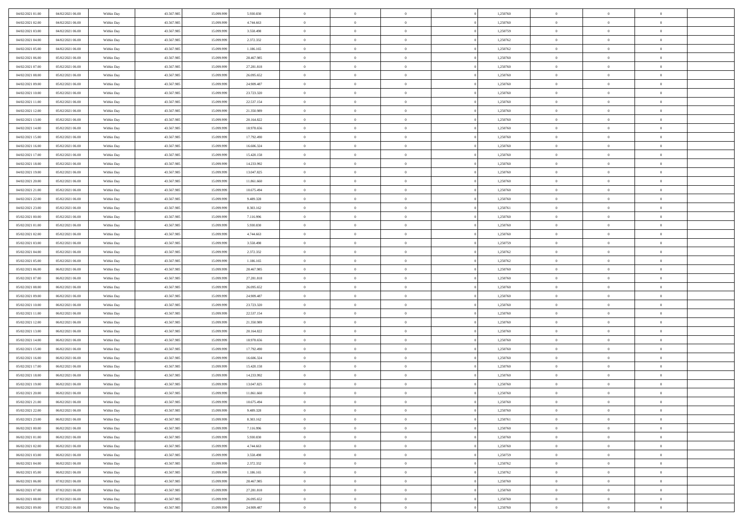| | | | | | | | | | | | | | | |
|---|---|---|---|---|---|---|---|---|---|---|---|---|---|---|
| 04/02/2021 01:00 | 04/02/2021 06:00 | Within Day | 43.567.985 | 15.099.999 | 5.930.830 | 0 | 0 | 0 | | 1,250760 | 0 | 0 | 0 | |
| 04/02/2021 02:00 | 04/02/2021 06:00 | Within Day | 43.567.985 | 15.099.999 | 4.744.663 | 0 | 0 | 0 | | 1,250760 | 0 | 0 | 0 | |
| 04/02/2021 03:00 | 04/02/2021 06:00 | Within Day | 43.567.985 | 15.099.999 | 3.558.498 | 0 | 0 | 0 | | 1,250759 | 0 | 0 | 0 | |
| 04/02/2021 04:00 | 04/02/2021 06:00 | Within Day | 43.567.985 | 15.099.999 | 2.372.332 | 0 | 0 | 0 | | 1,250762 | 0 | 0 | 0 | |
| 04/02/2021 05:00 | 04/02/2021 06:00 | Within Day | 43.567.985 | 15.099.999 | 1.186.165 | 0 | 0 | 0 | | 1,250762 | 0 | 0 | 0 | |
| 04/02/2021 06:00 | 05/02/2021 06:00 | Within Day | 43.567.985 | 15.099.999 | 28.467.985 | 0 | 0 | 0 | | 1,250760 | 0 | 0 | 0 | |
| 04/02/2021 07:00 | 05/02/2021 06:00 | Within Day | 43.567.985 | 15.099.999 | 27.281.818 | 0 | 0 | 0 | | 1,250760 | 0 | 0 | 0 | |
| 04/02/2021 08:00 | 05/02/2021 06:00 | Within Day | 43.567.985 | 15.099.999 | 26.095.652 | 0 | 0 | 0 | | 1,250760 | 0 | 0 | 0 | |
| 04/02/2021 09:00 | 05/02/2021 06:00 | Within Day | 43.567.985 | 15.099.999 | 24.909.487 | 0 | 0 | 0 | | 1,250760 | 0 | 0 | 0 | |
| 04/02/2021 10:00 | 05/02/2021 06:00 | Within Day | 43.567.985 | 15.099.999 | 23.723.320 | 0 | 0 | 0 | | 1,250760 | 0 | 0 | 0 | |
| 04/02/2021 11:00 | 05/02/2021 06:00 | Within Day | 43.567.985 | 15.099.999 | 22.537.154 | 0 | 0 | 0 | | 1,250760 | 0 | 0 | 0 | |
| 04/02/2021 12:00 | 05/02/2021 06:00 | Within Day | 43.567.985 | 15.099.999 | 21.350.989 | 0 | 0 | 0 | | 1,250760 | 0 | 0 | 0 | |
| 04/02/2021 13:00 | 05/02/2021 06:00 | Within Day | 43.567.985 | 15.099.999 | 20.164.822 | 0 | 0 | 0 | | 1,250760 | 0 | 0 | 0 | |
| 04/02/2021 14:00 | 05/02/2021 06:00 | Within Day | 43.567.985 | 15.099.999 | 18.978.656 | 0 | 0 | 0 | | 1,250760 | 0 | 0 | 0 | |
| 04/02/2021 15:00 | 05/02/2021 06:00 | Within Day | 43.567.985 | 15.099.999 | 17.792.490 | 0 | 0 | 0 | | 1,250760 | 0 | 0 | 0 | |
| 04/02/2021 16:00 | 05/02/2021 06:00 | Within Day | 43.567.985 | 15.099.999 | 16.606.324 | 0 | 0 | 0 | | 1,250760 | 0 | 0 | 0 | |
| 04/02/2021 17:00 | 05/02/2021 06:00 | Within Day | 43.567.985 | 15.099.999 | 15.420.158 | 0 | 0 | 0 | | 1,250760 | 0 | 0 | 0 | |
| 04/02/2021 18:00 | 05/02/2021 06:00 | Within Day | 43.567.985 | 15.099.999 | 14.233.992 | 0 | 0 | 0 | | 1,250760 | 0 | 0 | 0 | |
| 04/02/2021 19:00 | 05/02/2021 06:00 | Within Day | 43.567.985 | 15.099.999 | 13.047.825 | 0 | 0 | 0 | | 1,250760 | 0 | 0 | 0 | |
| 04/02/2021 20:00 | 05/02/2021 06:00 | Within Day | 43.567.985 | 15.099.999 | 11.861.660 | 0 | 0 | 0 | | 1,250760 | 0 | 0 | 0 | |
| 04/02/2021 21:00 | 05/02/2021 06:00 | Within Day | 43.567.985 | 15.099.999 | 10.675.494 | 0 | 0 | 0 | | 1,250760 | 0 | 0 | 0 | |
| 04/02/2021 22:00 | 05/02/2021 06:00 | Within Day | 43.567.985 | 15.099.999 | 9.489.328 | 0 | 0 | 0 | | 1,250760 | 0 | 0 | 0 | |
| 04/02/2021 23:00 | 05/02/2021 06:00 | Within Day | 43.567.985 | 15.099.999 | 8.303.162 | 0 | 0 | 0 | | 1,250761 | 0 | 0 | 0 | |
| 05/02/2021 00:00 | 05/02/2021 06:00 | Within Day | 43.567.985 | 15.099.999 | 7.116.996 | 0 | 0 | 0 | | 1,250760 | 0 | 0 | 0 | |
| 05/02/2021 01:00 | 05/02/2021 06:00 | Within Day | 43.567.985 | 15.099.999 | 5.930.830 | 0 | 0 | 0 | | 1,250760 | 0 | 0 | 0 | |
| 05/02/2021 02:00 | 05/02/2021 06:00 | Within Day | 43.567.985 | 15.099.999 | 4.744.663 | 0 | 0 | 0 | | 1,250760 | 0 | 0 | 0 | |
| 05/02/2021 03:00 | 05/02/2021 06:00 | Within Day | 43.567.985 | 15.099.999 | 3.558.498 | 0 | 0 | 0 | | 1,250759 | 0 | 0 | 0 | |
| 05/02/2021 04:00 | 05/02/2021 06:00 | Within Day | 43.567.985 | 15.099.999 | 2.372.332 | 0 | 0 | 0 | | 1,250762 | 0 | 0 | 0 | |
| 05/02/2021 05:00 | 05/02/2021 06:00 | Within Day | 43.567.985 | 15.099.999 | 1.186.165 | 0 | 0 | 0 | | 1,250762 | 0 | 0 | 0 | |
| 05/02/2021 06:00 | 06/02/2021 06:00 | Within Day | 43.567.985 | 15.099.999 | 28.467.985 | 0 | 0 | 0 | | 1,250760 | 0 | 0 | 0 | |
| 05/02/2021 07:00 | 06/02/2021 06:00 | Within Day | 43.567.985 | 15.099.999 | 27.281.818 | 0 | 0 | 0 | | 1,250760 | 0 | 0 | 0 | |
| 05/02/2021 08:00 | 06/02/2021 06:00 | Within Day | 43.567.985 | 15.099.999 | 26.095.652 | 0 | 0 | 0 | | 1,250760 | 0 | 0 | 0 | |
| 05/02/2021 09:00 | 06/02/2021 06:00 | Within Day | 43.567.985 | 15.099.999 | 24.909.487 | 0 | 0 | 0 | | 1,250760 | 0 | 0 | 0 | |
| 05/02/2021 10:00 | 06/02/2021 06:00 | Within Day | 43.567.985 | 15.099.999 | 23.723.320 | 0 | 0 | 0 | | 1,250760 | 0 | 0 | 0 | |
| 05/02/2021 11:00 | 06/02/2021 06:00 | Within Day | 43.567.985 | 15.099.999 | 22.537.154 | 0 | 0 | 0 | | 1,250760 | 0 | 0 | 0 | |
| 05/02/2021 12:00 | 06/02/2021 06:00 | Within Day | 43.567.985 | 15.099.999 | 21.350.989 | 0 | 0 | 0 | | 1,250760 | 0 | 0 | 0 | |
| 05/02/2021 13:00 | 06/02/2021 06:00 | Within Day | 43.567.985 | 15.099.999 | 20.164.822 | 0 | 0 | 0 | | 1,250760 | 0 | 0 | 0 | |
| 05/02/2021 14:00 | 06/02/2021 06:00 | Within Day | 43.567.985 | 15.099.999 | 18.978.656 | 0 | 0 | 0 | | 1,250760 | 0 | 0 | 0 | |
| 05/02/2021 15:00 | 06/02/2021 06:00 | Within Day | 43.567.985 | 15.099.999 | 17.792.490 | 0 | 0 | 0 | | 1,250760 | 0 | 0 | 0 | |
| 05/02/2021 16:00 | 06/02/2021 06:00 | Within Day | 43.567.985 | 15.099.999 | 16.606.324 | 0 | 0 | 0 | | 1,250760 | 0 | 0 | 0 | |
| 05/02/2021 17:00 | 06/02/2021 06:00 | Within Day | 43.567.985 | 15.099.999 | 15.420.158 | 0 | 0 | 0 | | 1,250760 | 0 | 0 | 0 | |
| 05/02/2021 18:00 | 06/02/2021 06:00 | Within Day | 43.567.985 | 15.099.999 | 14.233.992 | 0 | 0 | 0 | | 1,250760 | 0 | 0 | 0 | |
| 05/02/2021 19:00 | 06/02/2021 06:00 | Within Day | 43.567.985 | 15.099.999 | 13.047.825 | 0 | 0 | 0 | | 1,250760 | 0 | 0 | 0 | |
| 05/02/2021 20:00 | 06/02/2021 06:00 | Within Day | 43.567.985 | 15.099.999 | 11.861.660 | 0 | 0 | 0 | | 1,250760 | 0 | 0 | 0 | |
| 05/02/2021 21:00 | 06/02/2021 06:00 | Within Day | 43.567.985 | 15.099.999 | 10.675.494 | 0 | 0 | 0 | | 1,250760 | 0 | 0 | 0 | |
| 05/02/2021 22:00 | 06/02/2021 06:00 | Within Day | 43.567.985 | 15.099.999 | 9.489.328 | 0 | 0 | 0 | | 1,250760 | 0 | 0 | 0 | |
| 05/02/2021 23:00 | 06/02/2021 06:00 | Within Day | 43.567.985 | 15.099.999 | 8.303.162 | 0 | 0 | 0 | | 1,250761 | 0 | 0 | 0 | |
| 06/02/2021 00:00 | 06/02/2021 06:00 | Within Day | 43.567.985 | 15.099.999 | 7.116.996 | 0 | 0 | 0 | | 1,250760 | 0 | 0 | 0 | |
| 06/02/2021 01:00 | 06/02/2021 06:00 | Within Day | 43.567.985 | 15.099.999 | 5.930.830 | 0 | 0 | 0 | | 1,250760 | 0 | 0 | 0 | |
| 06/02/2021 02:00 | 06/02/2021 06:00 | Within Day | 43.567.985 | 15.099.999 | 4.744.663 | 0 | 0 | 0 | | 1,250760 | 0 | 0 | 0 | |
| 06/02/2021 03:00 | 06/02/2021 06:00 | Within Day | 43.567.985 | 15.099.999 | 3.558.498 | 0 | 0 | 0 | | 1,250759 | 0 | 0 | 0 | |
| 06/02/2021 04:00 | 06/02/2021 06:00 | Within Day | 43.567.985 | 15.099.999 | 2.372.332 | 0 | 0 | 0 | | 1,250762 | 0 | 0 | 0 | |
| 06/02/2021 05:00 | 06/02/2021 06:00 | Within Day | 43.567.985 | 15.099.999 | 1.186.165 | 0 | 0 | 0 | | 1,250762 | 0 | 0 | 0 | |
| 06/02/2021 06:00 | 07/02/2021 06:00 | Within Day | 43.567.985 | 15.099.999 | 28.467.985 | 0 | 0 | 0 | | 1,250760 | 0 | 0 | 0 | |
| 06/02/2021 07:00 | 07/02/2021 06:00 | Within Day | 43.567.985 | 15.099.999 | 27.281.818 | 0 | 0 | 0 | | 1,250760 | 0 | 0 | 0 | |
| 06/02/2021 08:00 | 07/02/2021 06:00 | Within Day | 43.567.985 | 15.099.999 | 26.095.652 | 0 | 0 | 0 | | 1,250760 | 0 | 0 | 0 | |
| 06/02/2021 09:00 | 07/02/2021 06:00 | Within Day | 43.567.985 | 15.099.999 | 24.909.487 | 0 | 0 | 0 | | 1,250760 | 0 | 0 | 0 | |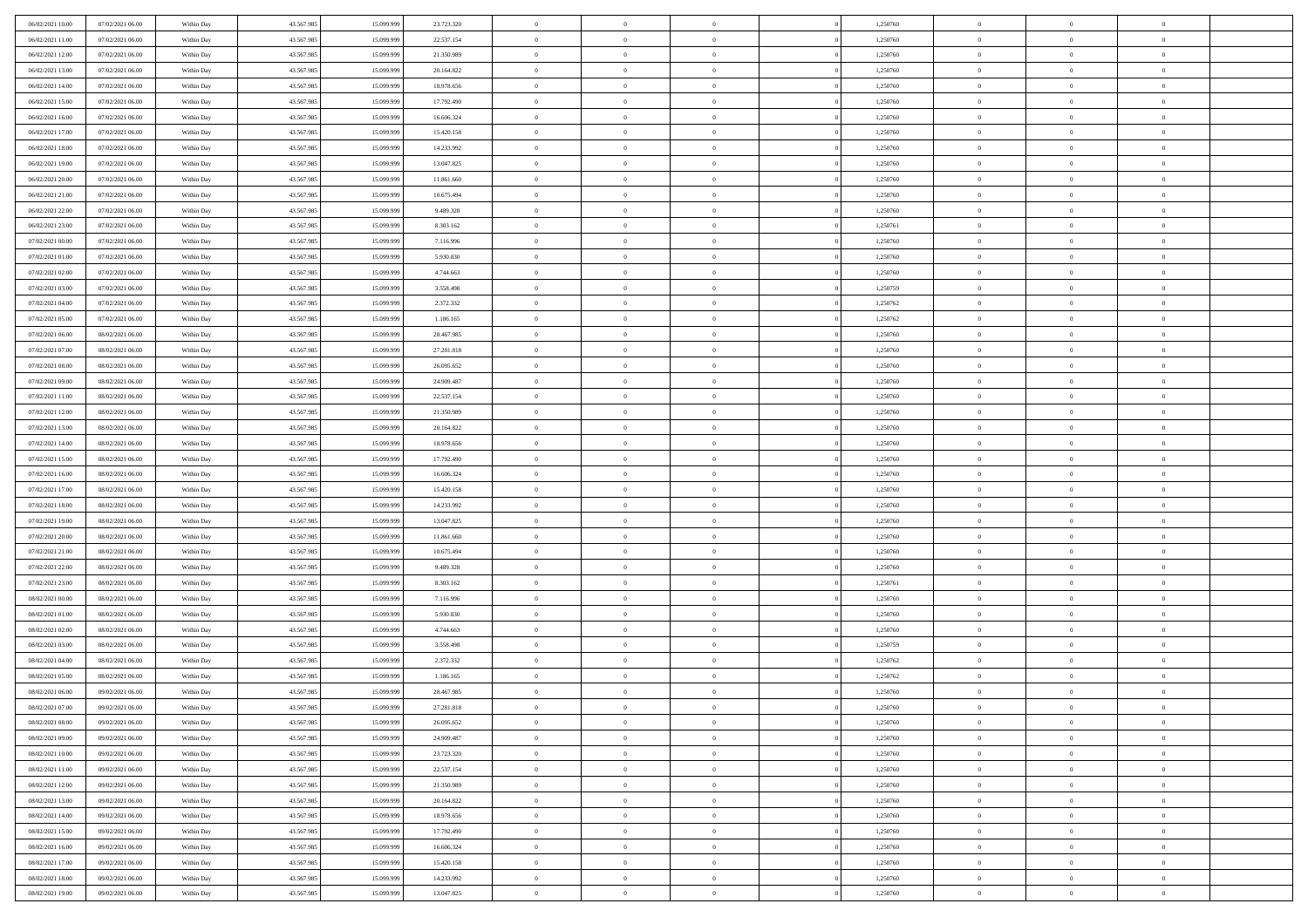| | | | | | | | | | | | | | | |
|---|---|---|---|---|---|---|---|---|---|---|---|---|---|---|
| 06/02/2021 10:00 | 07/02/2021 06:00 | Within Day | 43.567.985 | 15.099.999 | 23.723.320 | 0 | 0 | 0 | 0 | 1,250760 | 0 | 0 | 0 | |
| 06/02/2021 11:00 | 07/02/2021 06:00 | Within Day | 43.567.985 | 15.099.999 | 22.537.154 | 0 | 0 | 0 | 0 | 1,250760 | 0 | 0 | 0 | |
| 06/02/2021 12:00 | 07/02/2021 06:00 | Within Day | 43.567.985 | 15.099.999 | 21.350.989 | 0 | 0 | 0 | 0 | 1,250760 | 0 | 0 | 0 | |
| 06/02/2021 13:00 | 07/02/2021 06:00 | Within Day | 43.567.985 | 15.099.999 | 20.164.822 | 0 | 0 | 0 | 0 | 1,250760 | 0 | 0 | 0 | |
| 06/02/2021 14:00 | 07/02/2021 06:00 | Within Day | 43.567.985 | 15.099.999 | 18.978.656 | 0 | 0 | 0 | 0 | 1,250760 | 0 | 0 | 0 | |
| 06/02/2021 15:00 | 07/02/2021 06:00 | Within Day | 43.567.985 | 15.099.999 | 17.792.490 | 0 | 0 | 0 | 0 | 1,250760 | 0 | 0 | 0 | |
| 06/02/2021 16:00 | 07/02/2021 06:00 | Within Day | 43.567.985 | 15.099.999 | 16.606.324 | 0 | 0 | 0 | 0 | 1,250760 | 0 | 0 | 0 | |
| 06/02/2021 17:00 | 07/02/2021 06:00 | Within Day | 43.567.985 | 15.099.999 | 15.420.158 | 0 | 0 | 0 | 0 | 1,250760 | 0 | 0 | 0 | |
| 06/02/2021 18:00 | 07/02/2021 06:00 | Within Day | 43.567.985 | 15.099.999 | 14.233.992 | 0 | 0 | 0 | 0 | 1,250760 | 0 | 0 | 0 | |
| 06/02/2021 19:00 | 07/02/2021 06:00 | Within Day | 43.567.985 | 15.099.999 | 13.047.825 | 0 | 0 | 0 | 0 | 1,250760 | 0 | 0 | 0 | |
| 06/02/2021 20:00 | 07/02/2021 06:00 | Within Day | 43.567.985 | 15.099.999 | 11.861.660 | 0 | 0 | 0 | 0 | 1,250760 | 0 | 0 | 0 | |
| 06/02/2021 21:00 | 07/02/2021 06:00 | Within Day | 43.567.985 | 15.099.999 | 10.675.494 | 0 | 0 | 0 | 0 | 1,250760 | 0 | 0 | 0 | |
| 06/02/2021 22:00 | 07/02/2021 06:00 | Within Day | 43.567.985 | 15.099.999 | 9.489.328 | 0 | 0 | 0 | 0 | 1,250760 | 0 | 0 | 0 | |
| 06/02/2021 23:00 | 07/02/2021 06:00 | Within Day | 43.567.985 | 15.099.999 | 8.303.162 | 0 | 0 | 0 | 0 | 1,250761 | 0 | 0 | 0 | |
| 07/02/2021 00:00 | 07/02/2021 06:00 | Within Day | 43.567.985 | 15.099.999 | 7.116.996 | 0 | 0 | 0 | 0 | 1,250760 | 0 | 0 | 0 | |
| 07/02/2021 01:00 | 07/02/2021 06:00 | Within Day | 43.567.985 | 15.099.999 | 5.930.830 | 0 | 0 | 0 | 0 | 1,250760 | 0 | 0 | 0 | |
| 07/02/2021 02:00 | 07/02/2021 06:00 | Within Day | 43.567.985 | 15.099.999 | 4.744.663 | 0 | 0 | 0 | 0 | 1,250760 | 0 | 0 | 0 | |
| 07/02/2021 03:00 | 07/02/2021 06:00 | Within Day | 43.567.985 | 15.099.999 | 3.558.498 | 0 | 0 | 0 | 0 | 1,250759 | 0 | 0 | 0 | |
| 07/02/2021 04:00 | 07/02/2021 06:00 | Within Day | 43.567.985 | 15.099.999 | 2.372.332 | 0 | 0 | 0 | 0 | 1,250762 | 0 | 0 | 0 | |
| 07/02/2021 05:00 | 07/02/2021 06:00 | Within Day | 43.567.985 | 15.099.999 | 1.186.165 | 0 | 0 | 0 | 0 | 1,250762 | 0 | 0 | 0 | |
| 07/02/2021 06:00 | 08/02/2021 06:00 | Within Day | 43.567.985 | 15.099.999 | 28.467.985 | 0 | 0 | 0 | 0 | 1,250760 | 0 | 0 | 0 | |
| 07/02/2021 07:00 | 08/02/2021 06:00 | Within Day | 43.567.985 | 15.099.999 | 27.281.818 | 0 | 0 | 0 | 0 | 1,250760 | 0 | 0 | 0 | |
| 07/02/2021 08:00 | 08/02/2021 06:00 | Within Day | 43.567.985 | 15.099.999 | 26.095.652 | 0 | 0 | 0 | 0 | 1,250760 | 0 | 0 | 0 | |
| 07/02/2021 09:00 | 08/02/2021 06:00 | Within Day | 43.567.985 | 15.099.999 | 24.909.487 | 0 | 0 | 0 | 0 | 1,250760 | 0 | 0 | 0 | |
| 07/02/2021 11:00 | 08/02/2021 06:00 | Within Day | 43.567.985 | 15.099.999 | 22.537.154 | 0 | 0 | 0 | 0 | 1,250760 | 0 | 0 | 0 | |
| 07/02/2021 12:00 | 08/02/2021 06:00 | Within Day | 43.567.985 | 15.099.999 | 21.350.989 | 0 | 0 | 0 | 0 | 1,250760 | 0 | 0 | 0 | |
| 07/02/2021 13:00 | 08/02/2021 06:00 | Within Day | 43.567.985 | 15.099.999 | 20.164.822 | 0 | 0 | 0 | 0 | 1,250760 | 0 | 0 | 0 | |
| 07/02/2021 14:00 | 08/02/2021 06:00 | Within Day | 43.567.985 | 15.099.999 | 18.978.656 | 0 | 0 | 0 | 0 | 1,250760 | 0 | 0 | 0 | |
| 07/02/2021 15:00 | 08/02/2021 06:00 | Within Day | 43.567.985 | 15.099.999 | 17.792.490 | 0 | 0 | 0 | 0 | 1,250760 | 0 | 0 | 0 | |
| 07/02/2021 16:00 | 08/02/2021 06:00 | Within Day | 43.567.985 | 15.099.999 | 16.606.324 | 0 | 0 | 0 | 0 | 1,250760 | 0 | 0 | 0 | |
| 07/02/2021 17:00 | 08/02/2021 06:00 | Within Day | 43.567.985 | 15.099.999 | 15.420.158 | 0 | 0 | 0 | 0 | 1,250760 | 0 | 0 | 0 | |
| 07/02/2021 18:00 | 08/02/2021 06:00 | Within Day | 43.567.985 | 15.099.999 | 14.233.992 | 0 | 0 | 0 | 0 | 1,250760 | 0 | 0 | 0 | |
| 07/02/2021 19:00 | 08/02/2021 06:00 | Within Day | 43.567.985 | 15.099.999 | 13.047.825 | 0 | 0 | 0 | 0 | 1,250760 | 0 | 0 | 0 | |
| 07/02/2021 20:00 | 08/02/2021 06:00 | Within Day | 43.567.985 | 15.099.999 | 11.861.660 | 0 | 0 | 0 | 0 | 1,250760 | 0 | 0 | 0 | |
| 07/02/2021 21:00 | 08/02/2021 06:00 | Within Day | 43.567.985 | 15.099.999 | 10.675.494 | 0 | 0 | 0 | 0 | 1,250760 | 0 | 0 | 0 | |
| 07/02/2021 22:00 | 08/02/2021 06:00 | Within Day | 43.567.985 | 15.099.999 | 9.489.328 | 0 | 0 | 0 | 0 | 1,250760 | 0 | 0 | 0 | |
| 07/02/2021 23:00 | 08/02/2021 06:00 | Within Day | 43.567.985 | 15.099.999 | 8.303.162 | 0 | 0 | 0 | 0 | 1,250761 | 0 | 0 | 0 | |
| 08/02/2021 00:00 | 08/02/2021 06:00 | Within Day | 43.567.985 | 15.099.999 | 7.116.996 | 0 | 0 | 0 | 0 | 1,250760 | 0 | 0 | 0 | |
| 08/02/2021 01:00 | 08/02/2021 06:00 | Within Day | 43.567.985 | 15.099.999 | 5.930.830 | 0 | 0 | 0 | 0 | 1,250760 | 0 | 0 | 0 | |
| 08/02/2021 02:00 | 08/02/2021 06:00 | Within Day | 43.567.985 | 15.099.999 | 4.744.663 | 0 | 0 | 0 | 0 | 1,250760 | 0 | 0 | 0 | |
| 08/02/2021 03:00 | 08/02/2021 06:00 | Within Day | 43.567.985 | 15.099.999 | 3.558.498 | 0 | 0 | 0 | 0 | 1,250759 | 0 | 0 | 0 | |
| 08/02/2021 04:00 | 08/02/2021 06:00 | Within Day | 43.567.985 | 15.099.999 | 2.372.332 | 0 | 0 | 0 | 0 | 1,250762 | 0 | 0 | 0 | |
| 08/02/2021 05:00 | 08/02/2021 06:00 | Within Day | 43.567.985 | 15.099.999 | 1.186.165 | 0 | 0 | 0 | 0 | 1,250762 | 0 | 0 | 0 | |
| 08/02/2021 06:00 | 09/02/2021 06:00 | Within Day | 43.567.985 | 15.099.999 | 28.467.985 | 0 | 0 | 0 | 0 | 1,250760 | 0 | 0 | 0 | |
| 08/02/2021 07:00 | 09/02/2021 06:00 | Within Day | 43.567.985 | 15.099.999 | 27.281.818 | 0 | 0 | 0 | 0 | 1,250760 | 0 | 0 | 0 | |
| 08/02/2021 08:00 | 09/02/2021 06:00 | Within Day | 43.567.985 | 15.099.999 | 26.095.652 | 0 | 0 | 0 | 0 | 1,250760 | 0 | 0 | 0 | |
| 08/02/2021 09:00 | 09/02/2021 06:00 | Within Day | 43.567.985 | 15.099.999 | 24.909.487 | 0 | 0 | 0 | 0 | 1,250760 | 0 | 0 | 0 | |
| 08/02/2021 10:00 | 09/02/2021 06:00 | Within Day | 43.567.985 | 15.099.999 | 23.723.320 | 0 | 0 | 0 | 0 | 1,250760 | 0 | 0 | 0 | |
| 08/02/2021 11:00 | 09/02/2021 06:00 | Within Day | 43.567.985 | 15.099.999 | 22.537.154 | 0 | 0 | 0 | 0 | 1,250760 | 0 | 0 | 0 | |
| 08/02/2021 12:00 | 09/02/2021 06:00 | Within Day | 43.567.985 | 15.099.999 | 21.350.989 | 0 | 0 | 0 | 0 | 1,250760 | 0 | 0 | 0 | |
| 08/02/2021 13:00 | 09/02/2021 06:00 | Within Day | 43.567.985 | 15.099.999 | 20.164.822 | 0 | 0 | 0 | 0 | 1,250760 | 0 | 0 | 0 | |
| 08/02/2021 14:00 | 09/02/2021 06:00 | Within Day | 43.567.985 | 15.099.999 | 18.978.656 | 0 | 0 | 0 | 0 | 1,250760 | 0 | 0 | 0 | |
| 08/02/2021 15:00 | 09/02/2021 06:00 | Within Day | 43.567.985 | 15.099.999 | 17.792.490 | 0 | 0 | 0 | 0 | 1,250760 | 0 | 0 | 0 | |
| 08/02/2021 16:00 | 09/02/2021 06:00 | Within Day | 43.567.985 | 15.099.999 | 16.606.324 | 0 | 0 | 0 | 0 | 1,250760 | 0 | 0 | 0 | |
| 08/02/2021 17:00 | 09/02/2021 06:00 | Within Day | 43.567.985 | 15.099.999 | 15.420.158 | 0 | 0 | 0 | 0 | 1,250760 | 0 | 0 | 0 | |
| 08/02/2021 18:00 | 09/02/2021 06:00 | Within Day | 43.567.985 | 15.099.999 | 14.233.992 | 0 | 0 | 0 | 0 | 1,250760 | 0 | 0 | 0 | |
| 08/02/2021 19:00 | 09/02/2021 06:00 | Within Day | 43.567.985 | 15.099.999 | 13.047.825 | 0 | 0 | 0 | 0 | 1,250760 | 0 | 0 | 0 | |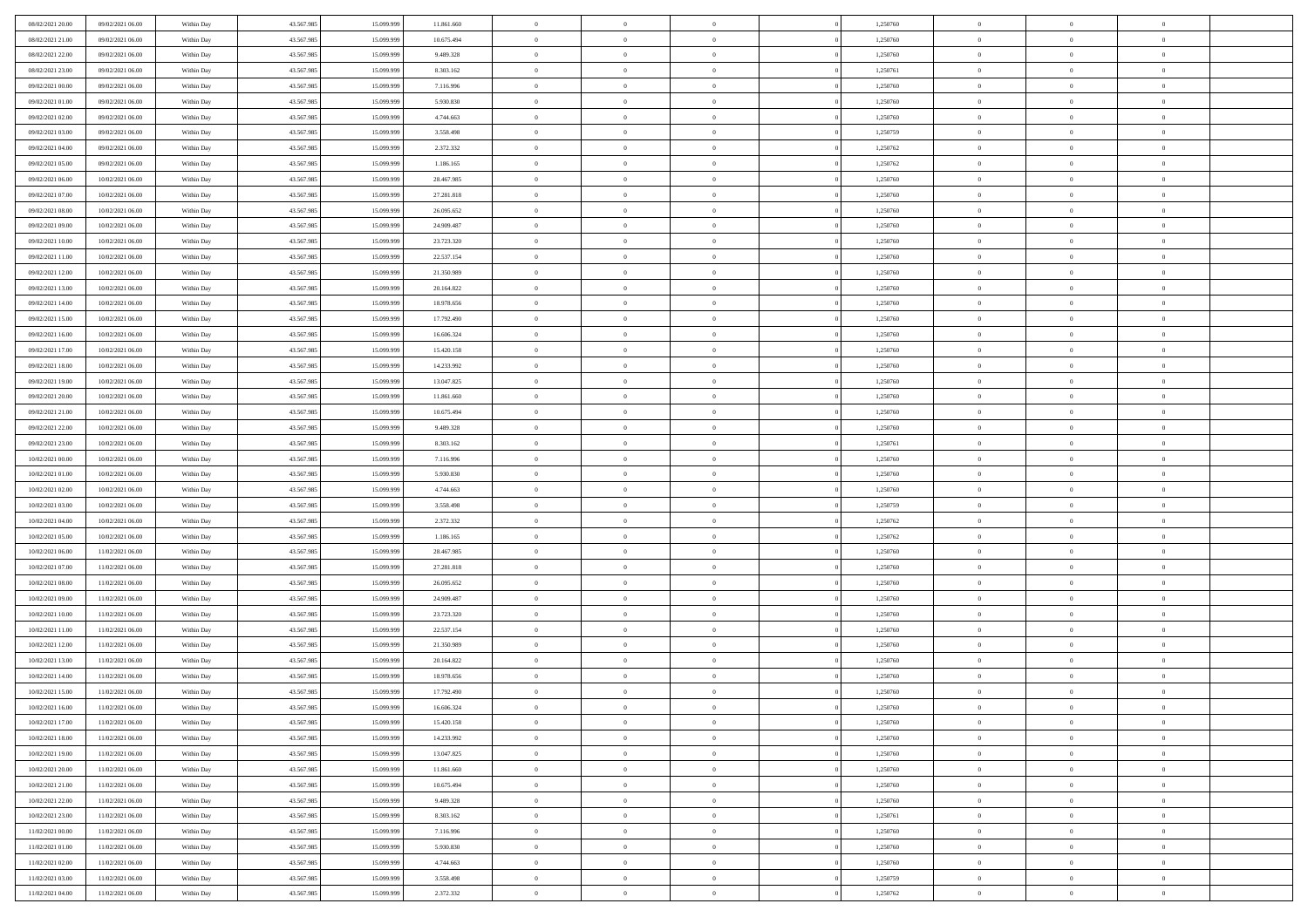| | | | | | | | | | | | | | | |
|---|---|---|---|---|---|---|---|---|---|---|---|---|---|---|
| 08/02/2021 20:00 | 09/02/2021 06:00 | Within Day | 43.567.985 | 15.099.999 | 11.861.660 | 0 | 0 | 0 | | 1,250760 | 0 | 0 | 0 | |
| 08/02/2021 21:00 | 09/02/2021 06:00 | Within Day | 43.567.985 | 15.099.999 | 10.675.494 | 0 | 0 | 0 | | 1,250760 | 0 | 0 | 0 | |
| 08/02/2021 22:00 | 09/02/2021 06:00 | Within Day | 43.567.985 | 15.099.999 | 9.489.328 | 0 | 0 | 0 | | 1,250760 | 0 | 0 | 0 | |
| 08/02/2021 23:00 | 09/02/2021 06:00 | Within Day | 43.567.985 | 15.099.999 | 8.303.162 | 0 | 0 | 0 | | 1,250761 | 0 | 0 | 0 | |
| 09/02/2021 00:00 | 09/02/2021 06:00 | Within Day | 43.567.985 | 15.099.999 | 7.116.996 | 0 | 0 | 0 | | 1,250760 | 0 | 0 | 0 | |
| 09/02/2021 01:00 | 09/02/2021 06:00 | Within Day | 43.567.985 | 15.099.999 | 5.930.830 | 0 | 0 | 0 | | 1,250760 | 0 | 0 | 0 | |
| 09/02/2021 02:00 | 09/02/2021 06:00 | Within Day | 43.567.985 | 15.099.999 | 4.744.663 | 0 | 0 | 0 | | 1,250760 | 0 | 0 | 0 | |
| 09/02/2021 03:00 | 09/02/2021 06:00 | Within Day | 43.567.985 | 15.099.999 | 3.558.498 | 0 | 0 | 0 | | 1,250759 | 0 | 0 | 0 | |
| 09/02/2021 04:00 | 09/02/2021 06:00 | Within Day | 43.567.985 | 15.099.999 | 2.372.332 | 0 | 0 | 0 | | 1,250762 | 0 | 0 | 0 | |
| 09/02/2021 05:00 | 09/02/2021 06:00 | Within Day | 43.567.985 | 15.099.999 | 1.186.165 | 0 | 0 | 0 | | 1,250762 | 0 | 0 | 0 | |
| 09/02/2021 06:00 | 10/02/2021 06:00 | Within Day | 43.567.985 | 15.099.999 | 28.467.985 | 0 | 0 | 0 | | 1,250760 | 0 | 0 | 0 | |
| 09/02/2021 07:00 | 10/02/2021 06:00 | Within Day | 43.567.985 | 15.099.999 | 27.281.818 | 0 | 0 | 0 | | 1,250760 | 0 | 0 | 0 | |
| 09/02/2021 08:00 | 10/02/2021 06:00 | Within Day | 43.567.985 | 15.099.999 | 26.095.652 | 0 | 0 | 0 | | 1,250760 | 0 | 0 | 0 | |
| 09/02/2021 09:00 | 10/02/2021 06:00 | Within Day | 43.567.985 | 15.099.999 | 24.909.487 | 0 | 0 | 0 | | 1,250760 | 0 | 0 | 0 | |
| 09/02/2021 10:00 | 10/02/2021 06:00 | Within Day | 43.567.985 | 15.099.999 | 23.723.320 | 0 | 0 | 0 | | 1,250760 | 0 | 0 | 0 | |
| 09/02/2021 11:00 | 10/02/2021 06:00 | Within Day | 43.567.985 | 15.099.999 | 22.537.154 | 0 | 0 | 0 | | 1,250760 | 0 | 0 | 0 | |
| 09/02/2021 12:00 | 10/02/2021 06:00 | Within Day | 43.567.985 | 15.099.999 | 21.350.989 | 0 | 0 | 0 | | 1,250760 | 0 | 0 | 0 | |
| 09/02/2021 13:00 | 10/02/2021 06:00 | Within Day | 43.567.985 | 15.099.999 | 20.164.822 | 0 | 0 | 0 | | 1,250760 | 0 | 0 | 0 | |
| 09/02/2021 14:00 | 10/02/2021 06:00 | Within Day | 43.567.985 | 15.099.999 | 18.978.656 | 0 | 0 | 0 | | 1,250760 | 0 | 0 | 0 | |
| 09/02/2021 15:00 | 10/02/2021 06:00 | Within Day | 43.567.985 | 15.099.999 | 17.792.490 | 0 | 0 | 0 | | 1,250760 | 0 | 0 | 0 | |
| 09/02/2021 16:00 | 10/02/2021 06:00 | Within Day | 43.567.985 | 15.099.999 | 16.606.324 | 0 | 0 | 0 | | 1,250760 | 0 | 0 | 0 | |
| 09/02/2021 17:00 | 10/02/2021 06:00 | Within Day | 43.567.985 | 15.099.999 | 15.420.158 | 0 | 0 | 0 | | 1,250760 | 0 | 0 | 0 | |
| 09/02/2021 18:00 | 10/02/2021 06:00 | Within Day | 43.567.985 | 15.099.999 | 14.233.992 | 0 | 0 | 0 | | 1,250760 | 0 | 0 | 0 | |
| 09/02/2021 19:00 | 10/02/2021 06:00 | Within Day | 43.567.985 | 15.099.999 | 13.047.825 | 0 | 0 | 0 | | 1,250760 | 0 | 0 | 0 | |
| 09/02/2021 20:00 | 10/02/2021 06:00 | Within Day | 43.567.985 | 15.099.999 | 11.861.660 | 0 | 0 | 0 | | 1,250760 | 0 | 0 | 0 | |
| 09/02/2021 21:00 | 10/02/2021 06:00 | Within Day | 43.567.985 | 15.099.999 | 10.675.494 | 0 | 0 | 0 | | 1,250760 | 0 | 0 | 0 | |
| 09/02/2021 22:00 | 10/02/2021 06:00 | Within Day | 43.567.985 | 15.099.999 | 9.489.328 | 0 | 0 | 0 | | 1,250760 | 0 | 0 | 0 | |
| 09/02/2021 23:00 | 10/02/2021 06:00 | Within Day | 43.567.985 | 15.099.999 | 8.303.162 | 0 | 0 | 0 | | 1,250761 | 0 | 0 | 0 | |
| 10/02/2021 00:00 | 10/02/2021 06:00 | Within Day | 43.567.985 | 15.099.999 | 7.116.996 | 0 | 0 | 0 | | 1,250760 | 0 | 0 | 0 | |
| 10/02/2021 01:00 | 10/02/2021 06:00 | Within Day | 43.567.985 | 15.099.999 | 5.930.830 | 0 | 0 | 0 | | 1,250760 | 0 | 0 | 0 | |
| 10/02/2021 02:00 | 10/02/2021 06:00 | Within Day | 43.567.985 | 15.099.999 | 4.744.663 | 0 | 0 | 0 | | 1,250760 | 0 | 0 | 0 | |
| 10/02/2021 03:00 | 10/02/2021 06:00 | Within Day | 43.567.985 | 15.099.999 | 3.558.498 | 0 | 0 | 0 | | 1,250759 | 0 | 0 | 0 | |
| 10/02/2021 04:00 | 10/02/2021 06:00 | Within Day | 43.567.985 | 15.099.999 | 2.372.332 | 0 | 0 | 0 | | 1,250762 | 0 | 0 | 0 | |
| 10/02/2021 05:00 | 10/02/2021 06:00 | Within Day | 43.567.985 | 15.099.999 | 1.186.165 | 0 | 0 | 0 | | 1,250762 | 0 | 0 | 0 | |
| 10/02/2021 06:00 | 11/02/2021 06:00 | Within Day | 43.567.985 | 15.099.999 | 28.467.985 | 0 | 0 | 0 | | 1,250760 | 0 | 0 | 0 | |
| 10/02/2021 07:00 | 11/02/2021 06:00 | Within Day | 43.567.985 | 15.099.999 | 27.281.818 | 0 | 0 | 0 | | 1,250760 | 0 | 0 | 0 | |
| 10/02/2021 08:00 | 11/02/2021 06:00 | Within Day | 43.567.985 | 15.099.999 | 26.095.652 | 0 | 0 | 0 | | 1,250760 | 0 | 0 | 0 | |
| 10/02/2021 09:00 | 11/02/2021 06:00 | Within Day | 43.567.985 | 15.099.999 | 24.909.487 | 0 | 0 | 0 | | 1,250760 | 0 | 0 | 0 | |
| 10/02/2021 10:00 | 11/02/2021 06:00 | Within Day | 43.567.985 | 15.099.999 | 23.723.320 | 0 | 0 | 0 | | 1,250760 | 0 | 0 | 0 | |
| 10/02/2021 11:00 | 11/02/2021 06:00 | Within Day | 43.567.985 | 15.099.999 | 22.537.154 | 0 | 0 | 0 | | 1,250760 | 0 | 0 | 0 | |
| 10/02/2021 12:00 | 11/02/2021 06:00 | Within Day | 43.567.985 | 15.099.999 | 21.350.989 | 0 | 0 | 0 | | 1,250760 | 0 | 0 | 0 | |
| 10/02/2021 13:00 | 11/02/2021 06:00 | Within Day | 43.567.985 | 15.099.999 | 20.164.822 | 0 | 0 | 0 | | 1,250760 | 0 | 0 | 0 | |
| 10/02/2021 14:00 | 11/02/2021 06:00 | Within Day | 43.567.985 | 15.099.999 | 18.978.656 | 0 | 0 | 0 | | 1,250760 | 0 | 0 | 0 | |
| 10/02/2021 15:00 | 11/02/2021 06:00 | Within Day | 43.567.985 | 15.099.999 | 17.792.490 | 0 | 0 | 0 | | 1,250760 | 0 | 0 | 0 | |
| 10/02/2021 16:00 | 11/02/2021 06:00 | Within Day | 43.567.985 | 15.099.999 | 16.606.324 | 0 | 0 | 0 | | 1,250760 | 0 | 0 | 0 | |
| 10/02/2021 17:00 | 11/02/2021 06:00 | Within Day | 43.567.985 | 15.099.999 | 15.420.158 | 0 | 0 | 0 | | 1,250760 | 0 | 0 | 0 | |
| 10/02/2021 18:00 | 11/02/2021 06:00 | Within Day | 43.567.985 | 15.099.999 | 14.233.992 | 0 | 0 | 0 | | 1,250760 | 0 | 0 | 0 | |
| 10/02/2021 19:00 | 11/02/2021 06:00 | Within Day | 43.567.985 | 15.099.999 | 13.047.825 | 0 | 0 | 0 | | 1,250760 | 0 | 0 | 0 | |
| 10/02/2021 20:00 | 11/02/2021 06:00 | Within Day | 43.567.985 | 15.099.999 | 11.861.660 | 0 | 0 | 0 | | 1,250760 | 0 | 0 | 0 | |
| 10/02/2021 21:00 | 11/02/2021 06:00 | Within Day | 43.567.985 | 15.099.999 | 10.675.494 | 0 | 0 | 0 | | 1,250760 | 0 | 0 | 0 | |
| 10/02/2021 22:00 | 11/02/2021 06:00 | Within Day | 43.567.985 | 15.099.999 | 9.489.328 | 0 | 0 | 0 | | 1,250760 | 0 | 0 | 0 | |
| 10/02/2021 23:00 | 11/02/2021 06:00 | Within Day | 43.567.985 | 15.099.999 | 8.303.162 | 0 | 0 | 0 | | 1,250761 | 0 | 0 | 0 | |
| 11/02/2021 00:00 | 11/02/2021 06:00 | Within Day | 43.567.985 | 15.099.999 | 7.116.996 | 0 | 0 | 0 | | 1,250760 | 0 | 0 | 0 | |
| 11/02/2021 01:00 | 11/02/2021 06:00 | Within Day | 43.567.985 | 15.099.999 | 5.930.830 | 0 | 0 | 0 | | 1,250760 | 0 | 0 | 0 | |
| 11/02/2021 02:00 | 11/02/2021 06:00 | Within Day | 43.567.985 | 15.099.999 | 4.744.663 | 0 | 0 | 0 | | 1,250760 | 0 | 0 | 0 | |
| 11/02/2021 03:00 | 11/02/2021 06:00 | Within Day | 43.567.985 | 15.099.999 | 3.558.498 | 0 | 0 | 0 | | 1,250759 | 0 | 0 | 0 | |
| 11/02/2021 04:00 | 11/02/2021 06:00 | Within Day | 43.567.985 | 15.099.999 | 2.372.332 | 0 | 0 | 0 | | 1,250762 | 0 | 0 | 0 | |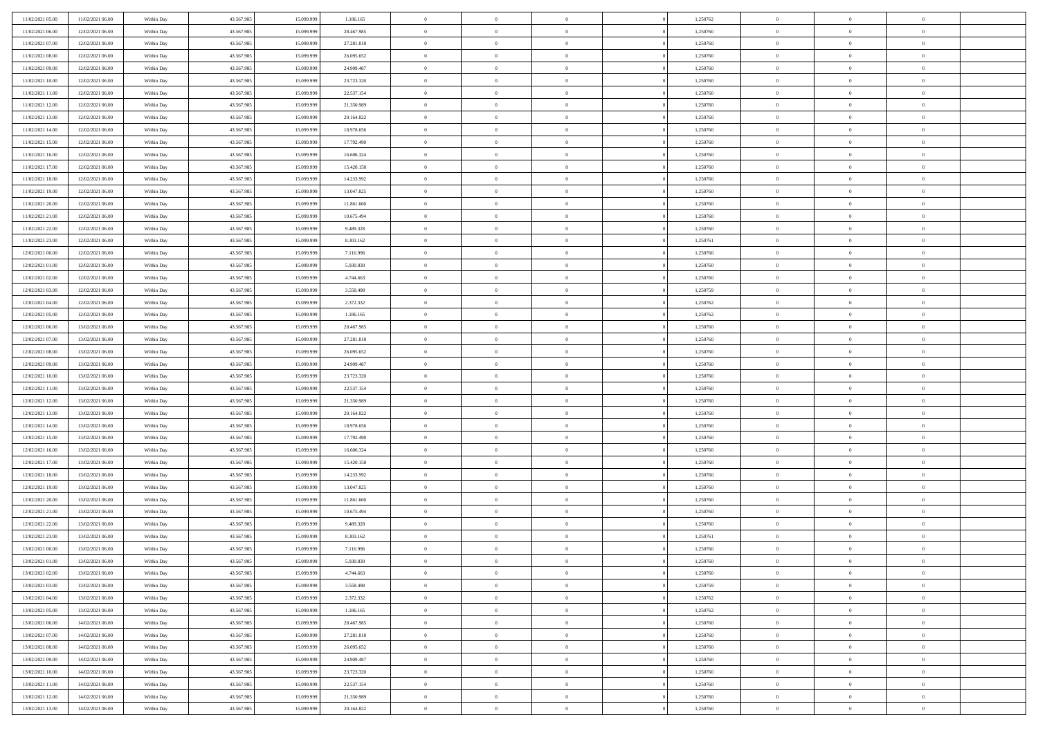| | | | | | | | | | | | | | | |
|---|---|---|---|---|---|---|---|---|---|---|---|---|---|---|
| 11/02/2021 05:00 | 11/02/2021 06:00 | Within Day | 43.567.985 | 15.099.999 | 1.186.165 | 0 | 0 | 0 | | 1,250762 | 0 | 0 | 0 | |
| 11/02/2021 06:00 | 12/02/2021 06:00 | Within Day | 43.567.985 | 15.099.999 | 28.467.985 | 0 | 0 | 0 | | 1,250760 | 0 | 0 | 0 | |
| 11/02/2021 07:00 | 12/02/2021 06:00 | Within Day | 43.567.985 | 15.099.999 | 27.281.818 | 0 | 0 | 0 | | 1,250760 | 0 | 0 | 0 | |
| 11/02/2021 08:00 | 12/02/2021 06:00 | Within Day | 43.567.985 | 15.099.999 | 26.095.652 | 0 | 0 | 0 | | 1,250760 | 0 | 0 | 0 | |
| 11/02/2021 09:00 | 12/02/2021 06:00 | Within Day | 43.567.985 | 15.099.999 | 24.909.487 | 0 | 0 | 0 | | 1,250760 | 0 | 0 | 0 | |
| 11/02/2021 10:00 | 12/02/2021 06:00 | Within Day | 43.567.985 | 15.099.999 | 23.723.320 | 0 | 0 | 0 | | 1,250760 | 0 | 0 | 0 | |
| 11/02/2021 11:00 | 12/02/2021 06:00 | Within Day | 43.567.985 | 15.099.999 | 22.537.154 | 0 | 0 | 0 | | 1,250760 | 0 | 0 | 0 | |
| 11/02/2021 12:00 | 12/02/2021 06:00 | Within Day | 43.567.985 | 15.099.999 | 21.350.989 | 0 | 0 | 0 | | 1,250760 | 0 | 0 | 0 | |
| 11/02/2021 13:00 | 12/02/2021 06:00 | Within Day | 43.567.985 | 15.099.999 | 20.164.822 | 0 | 0 | 0 | | 1,250760 | 0 | 0 | 0 | |
| 11/02/2021 14:00 | 12/02/2021 06:00 | Within Day | 43.567.985 | 15.099.999 | 18.978.656 | 0 | 0 | 0 | | 1,250760 | 0 | 0 | 0 | |
| 11/02/2021 15:00 | 12/02/2021 06:00 | Within Day | 43.567.985 | 15.099.999 | 17.792.490 | 0 | 0 | 0 | | 1,250760 | 0 | 0 | 0 | |
| 11/02/2021 16:00 | 12/02/2021 06:00 | Within Day | 43.567.985 | 15.099.999 | 16.606.324 | 0 | 0 | 0 | | 1,250760 | 0 | 0 | 0 | |
| 11/02/2021 17:00 | 12/02/2021 06:00 | Within Day | 43.567.985 | 15.099.999 | 15.420.158 | 0 | 0 | 0 | | 1,250760 | 0 | 0 | 0 | |
| 11/02/2021 18:00 | 12/02/2021 06:00 | Within Day | 43.567.985 | 15.099.999 | 14.233.992 | 0 | 0 | 0 | | 1,250760 | 0 | 0 | 0 | |
| 11/02/2021 19:00 | 12/02/2021 06:00 | Within Day | 43.567.985 | 15.099.999 | 13.047.825 | 0 | 0 | 0 | | 1,250760 | 0 | 0 | 0 | |
| 11/02/2021 20:00 | 12/02/2021 06:00 | Within Day | 43.567.985 | 15.099.999 | 11.861.660 | 0 | 0 | 0 | | 1,250760 | 0 | 0 | 0 | |
| 11/02/2021 21:00 | 12/02/2021 06:00 | Within Day | 43.567.985 | 15.099.999 | 10.675.494 | 0 | 0 | 0 | | 1,250760 | 0 | 0 | 0 | |
| 11/02/2021 22:00 | 12/02/2021 06:00 | Within Day | 43.567.985 | 15.099.999 | 9.489.328 | 0 | 0 | 0 | | 1,250760 | 0 | 0 | 0 | |
| 11/02/2021 23:00 | 12/02/2021 06:00 | Within Day | 43.567.985 | 15.099.999 | 8.303.162 | 0 | 0 | 0 | | 1,250761 | 0 | 0 | 0 | |
| 12/02/2021 00:00 | 12/02/2021 06:00 | Within Day | 43.567.985 | 15.099.999 | 7.116.996 | 0 | 0 | 0 | | 1,250760 | 0 | 0 | 0 | |
| 12/02/2021 01:00 | 12/02/2021 06:00 | Within Day | 43.567.985 | 15.099.999 | 5.930.830 | 0 | 0 | 0 | | 1,250760 | 0 | 0 | 0 | |
| 12/02/2021 02:00 | 12/02/2021 06:00 | Within Day | 43.567.985 | 15.099.999 | 4.744.663 | 0 | 0 | 0 | | 1,250760 | 0 | 0 | 0 | |
| 12/02/2021 03:00 | 12/02/2021 06:00 | Within Day | 43.567.985 | 15.099.999 | 3.558.498 | 0 | 0 | 0 | | 1,250759 | 0 | 0 | 0 | |
| 12/02/2021 04:00 | 12/02/2021 06:00 | Within Day | 43.567.985 | 15.099.999 | 2.372.332 | 0 | 0 | 0 | | 1,250762 | 0 | 0 | 0 | |
| 12/02/2021 05:00 | 12/02/2021 06:00 | Within Day | 43.567.985 | 15.099.999 | 1.186.165 | 0 | 0 | 0 | | 1,250762 | 0 | 0 | 0 | |
| 12/02/2021 06:00 | 13/02/2021 06:00 | Within Day | 43.567.985 | 15.099.999 | 28.467.985 | 0 | 0 | 0 | | 1,250760 | 0 | 0 | 0 | |
| 12/02/2021 07:00 | 13/02/2021 06:00 | Within Day | 43.567.985 | 15.099.999 | 27.281.818 | 0 | 0 | 0 | | 1,250760 | 0 | 0 | 0 | |
| 12/02/2021 08:00 | 13/02/2021 06:00 | Within Day | 43.567.985 | 15.099.999 | 26.095.652 | 0 | 0 | 0 | | 1,250760 | 0 | 0 | 0 | |
| 12/02/2021 09:00 | 13/02/2021 06:00 | Within Day | 43.567.985 | 15.099.999 | 24.909.487 | 0 | 0 | 0 | | 1,250760 | 0 | 0 | 0 | |
| 12/02/2021 10:00 | 13/02/2021 06:00 | Within Day | 43.567.985 | 15.099.999 | 23.723.320 | 0 | 0 | 0 | | 1,250760 | 0 | 0 | 0 | |
| 12/02/2021 11:00 | 13/02/2021 06:00 | Within Day | 43.567.985 | 15.099.999 | 22.537.154 | 0 | 0 | 0 | | 1,250760 | 0 | 0 | 0 | |
| 12/02/2021 12:00 | 13/02/2021 06:00 | Within Day | 43.567.985 | 15.099.999 | 21.350.989 | 0 | 0 | 0 | | 1,250760 | 0 | 0 | 0 | |
| 12/02/2021 13:00 | 13/02/2021 06:00 | Within Day | 43.567.985 | 15.099.999 | 20.164.822 | 0 | 0 | 0 | | 1,250760 | 0 | 0 | 0 | |
| 12/02/2021 14:00 | 13/02/2021 06:00 | Within Day | 43.567.985 | 15.099.999 | 18.978.656 | 0 | 0 | 0 | | 1,250760 | 0 | 0 | 0 | |
| 12/02/2021 15:00 | 13/02/2021 06:00 | Within Day | 43.567.985 | 15.099.999 | 17.792.490 | 0 | 0 | 0 | | 1,250760 | 0 | 0 | 0 | |
| 12/02/2021 16:00 | 13/02/2021 06:00 | Within Day | 43.567.985 | 15.099.999 | 16.606.324 | 0 | 0 | 0 | | 1,250760 | 0 | 0 | 0 | |
| 12/02/2021 17:00 | 13/02/2021 06:00 | Within Day | 43.567.985 | 15.099.999 | 15.420.158 | 0 | 0 | 0 | | 1,250760 | 0 | 0 | 0 | |
| 12/02/2021 18:00 | 13/02/2021 06:00 | Within Day | 43.567.985 | 15.099.999 | 14.233.992 | 0 | 0 | 0 | | 1,250760 | 0 | 0 | 0 | |
| 12/02/2021 19:00 | 13/02/2021 06:00 | Within Day | 43.567.985 | 15.099.999 | 13.047.825 | 0 | 0 | 0 | | 1,250760 | 0 | 0 | 0 | |
| 12/02/2021 20:00 | 13/02/2021 06:00 | Within Day | 43.567.985 | 15.099.999 | 11.861.660 | 0 | 0 | 0 | | 1,250760 | 0 | 0 | 0 | |
| 12/02/2021 21:00 | 13/02/2021 06:00 | Within Day | 43.567.985 | 15.099.999 | 10.675.494 | 0 | 0 | 0 | | 1,250760 | 0 | 0 | 0 | |
| 12/02/2021 22:00 | 13/02/2021 06:00 | Within Day | 43.567.985 | 15.099.999 | 9.489.328 | 0 | 0 | 0 | | 1,250760 | 0 | 0 | 0 | |
| 12/02/2021 23:00 | 13/02/2021 06:00 | Within Day | 43.567.985 | 15.099.999 | 8.303.162 | 0 | 0 | 0 | | 1,250761 | 0 | 0 | 0 | |
| 13/02/2021 00:00 | 13/02/2021 06:00 | Within Day | 43.567.985 | 15.099.999 | 7.116.996 | 0 | 0 | 0 | | 1,250760 | 0 | 0 | 0 | |
| 13/02/2021 01:00 | 13/02/2021 06:00 | Within Day | 43.567.985 | 15.099.999 | 5.930.830 | 0 | 0 | 0 | | 1,250760 | 0 | 0 | 0 | |
| 13/02/2021 02:00 | 13/02/2021 06:00 | Within Day | 43.567.985 | 15.099.999 | 4.744.663 | 0 | 0 | 0 | | 1,250760 | 0 | 0 | 0 | |
| 13/02/2021 03:00 | 13/02/2021 06:00 | Within Day | 43.567.985 | 15.099.999 | 3.558.498 | 0 | 0 | 0 | | 1,250759 | 0 | 0 | 0 | |
| 13/02/2021 04:00 | 13/02/2021 06:00 | Within Day | 43.567.985 | 15.099.999 | 2.372.332 | 0 | 0 | 0 | | 1,250762 | 0 | 0 | 0 | |
| 13/02/2021 05:00 | 13/02/2021 06:00 | Within Day | 43.567.985 | 15.099.999 | 1.186.165 | 0 | 0 | 0 | | 1,250762 | 0 | 0 | 0 | |
| 13/02/2021 06:00 | 14/02/2021 06:00 | Within Day | 43.567.985 | 15.099.999 | 28.467.985 | 0 | 0 | 0 | | 1,250760 | 0 | 0 | 0 | |
| 13/02/2021 07:00 | 14/02/2021 06:00 | Within Day | 43.567.985 | 15.099.999 | 27.281.818 | 0 | 0 | 0 | | 1,250760 | 0 | 0 | 0 | |
| 13/02/2021 08:00 | 14/02/2021 06:00 | Within Day | 43.567.985 | 15.099.999 | 26.095.652 | 0 | 0 | 0 | | 1,250760 | 0 | 0 | 0 | |
| 13/02/2021 09:00 | 14/02/2021 06:00 | Within Day | 43.567.985 | 15.099.999 | 24.909.487 | 0 | 0 | 0 | | 1,250760 | 0 | 0 | 0 | |
| 13/02/2021 10:00 | 14/02/2021 06:00 | Within Day | 43.567.985 | 15.099.999 | 23.723.320 | 0 | 0 | 0 | | 1,250760 | 0 | 0 | 0 | |
| 13/02/2021 11:00 | 14/02/2021 06:00 | Within Day | 43.567.985 | 15.099.999 | 22.537.154 | 0 | 0 | 0 | | 1,250760 | 0 | 0 | 0 | |
| 13/02/2021 12:00 | 14/02/2021 06:00 | Within Day | 43.567.985 | 15.099.999 | 21.350.989 | 0 | 0 | 0 | | 1,250760 | 0 | 0 | 0 | |
| 13/02/2021 13:00 | 14/02/2021 06:00 | Within Day | 43.567.985 | 15.099.999 | 20.164.822 | 0 | 0 | 0 | | 1,250760 | 0 | 0 | 0 | |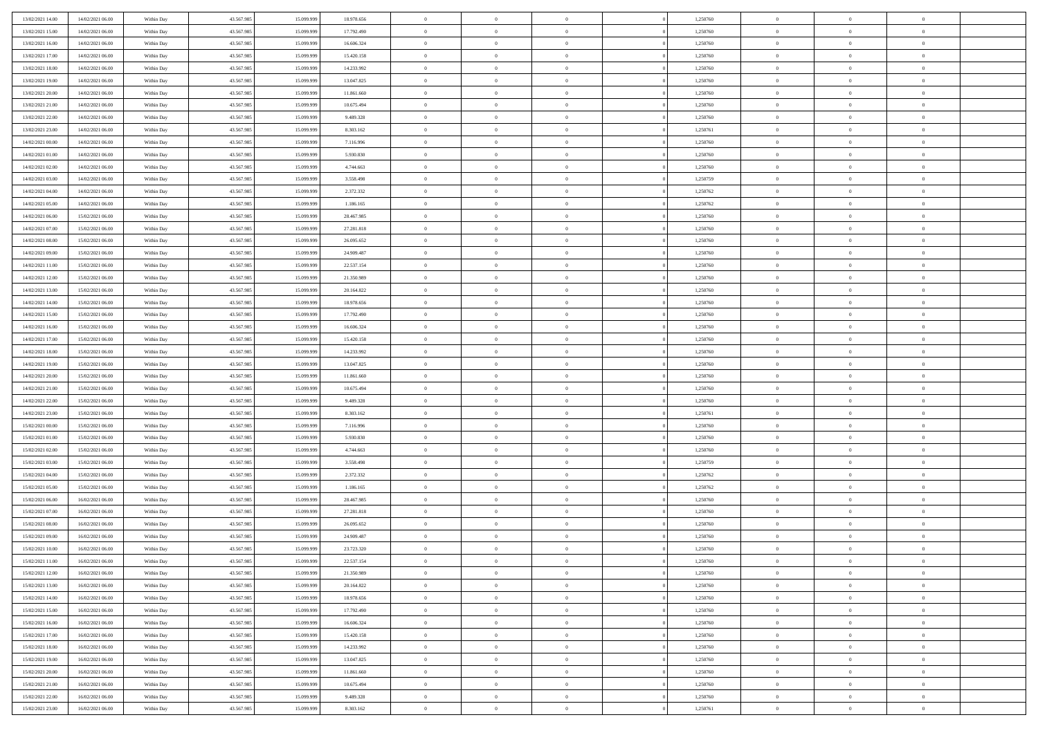| | | | | | | | | | | | | | | |
|---|---|---|---|---|---|---|---|---|---|---|---|---|---|---|
| 13/02/2021 14:00 | 14/02/2021 06:00 | Within Day | 43.567.985 | 15.099.999 | 18.978.656 | 0 | 0 | 0 | | 1,250760 | 0 | 0 | 0 | |
| 13/02/2021 15:00 | 14/02/2021 06:00 | Within Day | 43.567.985 | 15.099.999 | 17.792.490 | 0 | 0 | 0 | | 1,250760 | 0 | 0 | 0 | |
| 13/02/2021 16:00 | 14/02/2021 06:00 | Within Day | 43.567.985 | 15.099.999 | 16.606.324 | 0 | 0 | 0 | | 1,250760 | 0 | 0 | 0 | |
| 13/02/2021 17:00 | 14/02/2021 06:00 | Within Day | 43.567.985 | 15.099.999 | 15.420.158 | 0 | 0 | 0 | | 1,250760 | 0 | 0 | 0 | |
| 13/02/2021 18:00 | 14/02/2021 06:00 | Within Day | 43.567.985 | 15.099.999 | 14.233.992 | 0 | 0 | 0 | | 1,250760 | 0 | 0 | 0 | |
| 13/02/2021 19:00 | 14/02/2021 06:00 | Within Day | 43.567.985 | 15.099.999 | 13.047.825 | 0 | 0 | 0 | | 1,250760 | 0 | 0 | 0 | |
| 13/02/2021 20:00 | 14/02/2021 06:00 | Within Day | 43.567.985 | 15.099.999 | 11.861.660 | 0 | 0 | 0 | | 1,250760 | 0 | 0 | 0 | |
| 13/02/2021 21:00 | 14/02/2021 06:00 | Within Day | 43.567.985 | 15.099.999 | 10.675.494 | 0 | 0 | 0 | | 1,250760 | 0 | 0 | 0 | |
| 13/02/2021 22:00 | 14/02/2021 06:00 | Within Day | 43.567.985 | 15.099.999 | 9.489.328 | 0 | 0 | 0 | | 1,250760 | 0 | 0 | 0 | |
| 13/02/2021 23:00 | 14/02/2021 06:00 | Within Day | 43.567.985 | 15.099.999 | 8.303.162 | 0 | 0 | 0 | | 1,250761 | 0 | 0 | 0 | |
| 14/02/2021 00:00 | 14/02/2021 06:00 | Within Day | 43.567.985 | 15.099.999 | 7.116.996 | 0 | 0 | 0 | | 1,250760 | 0 | 0 | 0 | |
| 14/02/2021 01:00 | 14/02/2021 06:00 | Within Day | 43.567.985 | 15.099.999 | 5.930.830 | 0 | 0 | 0 | | 1,250760 | 0 | 0 | 0 | |
| 14/02/2021 02:00 | 14/02/2021 06:00 | Within Day | 43.567.985 | 15.099.999 | 4.744.663 | 0 | 0 | 0 | | 1,250760 | 0 | 0 | 0 | |
| 14/02/2021 03:00 | 14/02/2021 06:00 | Within Day | 43.567.985 | 15.099.999 | 3.558.498 | 0 | 0 | 0 | | 1,250759 | 0 | 0 | 0 | |
| 14/02/2021 04:00 | 14/02/2021 06:00 | Within Day | 43.567.985 | 15.099.999 | 2.372.332 | 0 | 0 | 0 | | 1,250762 | 0 | 0 | 0 | |
| 14/02/2021 05:00 | 14/02/2021 06:00 | Within Day | 43.567.985 | 15.099.999 | 1.186.165 | 0 | 0 | 0 | | 1,250762 | 0 | 0 | 0 | |
| 14/02/2021 06:00 | 15/02/2021 06:00 | Within Day | 43.567.985 | 15.099.999 | 28.467.985 | 0 | 0 | 0 | | 1,250760 | 0 | 0 | 0 | |
| 14/02/2021 07:00 | 15/02/2021 06:00 | Within Day | 43.567.985 | 15.099.999 | 27.281.818 | 0 | 0 | 0 | | 1,250760 | 0 | 0 | 0 | |
| 14/02/2021 08:00 | 15/02/2021 06:00 | Within Day | 43.567.985 | 15.099.999 | 26.095.652 | 0 | 0 | 0 | | 1,250760 | 0 | 0 | 0 | |
| 14/02/2021 09:00 | 15/02/2021 06:00 | Within Day | 43.567.985 | 15.099.999 | 24.909.487 | 0 | 0 | 0 | | 1,250760 | 0 | 0 | 0 | |
| 14/02/2021 11:00 | 15/02/2021 06:00 | Within Day | 43.567.985 | 15.099.999 | 22.537.154 | 0 | 0 | 0 | | 1,250760 | 0 | 0 | 0 | |
| 14/02/2021 12:00 | 15/02/2021 06:00 | Within Day | 43.567.985 | 15.099.999 | 21.350.989 | 0 | 0 | 0 | | 1,250760 | 0 | 0 | 0 | |
| 14/02/2021 13:00 | 15/02/2021 06:00 | Within Day | 43.567.985 | 15.099.999 | 20.164.822 | 0 | 0 | 0 | | 1,250760 | 0 | 0 | 0 | |
| 14/02/2021 14:00 | 15/02/2021 06:00 | Within Day | 43.567.985 | 15.099.999 | 18.978.656 | 0 | 0 | 0 | | 1,250760 | 0 | 0 | 0 | |
| 14/02/2021 15:00 | 15/02/2021 06:00 | Within Day | 43.567.985 | 15.099.999 | 17.792.490 | 0 | 0 | 0 | | 1,250760 | 0 | 0 | 0 | |
| 14/02/2021 16:00 | 15/02/2021 06:00 | Within Day | 43.567.985 | 15.099.999 | 16.606.324 | 0 | 0 | 0 | | 1,250760 | 0 | 0 | 0 | |
| 14/02/2021 17:00 | 15/02/2021 06:00 | Within Day | 43.567.985 | 15.099.999 | 15.420.158 | 0 | 0 | 0 | | 1,250760 | 0 | 0 | 0 | |
| 14/02/2021 18:00 | 15/02/2021 06:00 | Within Day | 43.567.985 | 15.099.999 | 14.233.992 | 0 | 0 | 0 | | 1,250760 | 0 | 0 | 0 | |
| 14/02/2021 19:00 | 15/02/2021 06:00 | Within Day | 43.567.985 | 15.099.999 | 13.047.825 | 0 | 0 | 0 | | 1,250760 | 0 | 0 | 0 | |
| 14/02/2021 20:00 | 15/02/2021 06:00 | Within Day | 43.567.985 | 15.099.999 | 11.861.660 | 0 | 0 | 0 | | 1,250760 | 0 | 0 | 0 | |
| 14/02/2021 21:00 | 15/02/2021 06:00 | Within Day | 43.567.985 | 15.099.999 | 10.675.494 | 0 | 0 | 0 | | 1,250760 | 0 | 0 | 0 | |
| 14/02/2021 22:00 | 15/02/2021 06:00 | Within Day | 43.567.985 | 15.099.999 | 9.489.328 | 0 | 0 | 0 | | 1,250760 | 0 | 0 | 0 | |
| 14/02/2021 23:00 | 15/02/2021 06:00 | Within Day | 43.567.985 | 15.099.999 | 8.303.162 | 0 | 0 | 0 | | 1,250761 | 0 | 0 | 0 | |
| 15/02/2021 00:00 | 15/02/2021 06:00 | Within Day | 43.567.985 | 15.099.999 | 7.116.996 | 0 | 0 | 0 | | 1,250760 | 0 | 0 | 0 | |
| 15/02/2021 01:00 | 15/02/2021 06:00 | Within Day | 43.567.985 | 15.099.999 | 5.930.830 | 0 | 0 | 0 | | 1,250760 | 0 | 0 | 0 | |
| 15/02/2021 02:00 | 15/02/2021 06:00 | Within Day | 43.567.985 | 15.099.999 | 4.744.663 | 0 | 0 | 0 | | 1,250760 | 0 | 0 | 0 | |
| 15/02/2021 03:00 | 15/02/2021 06:00 | Within Day | 43.567.985 | 15.099.999 | 3.558.498 | 0 | 0 | 0 | | 1,250759 | 0 | 0 | 0 | |
| 15/02/2021 04:00 | 15/02/2021 06:00 | Within Day | 43.567.985 | 15.099.999 | 2.372.332 | 0 | 0 | 0 | | 1,250762 | 0 | 0 | 0 | |
| 15/02/2021 05:00 | 15/02/2021 06:00 | Within Day | 43.567.985 | 15.099.999 | 1.186.165 | 0 | 0 | 0 | | 1,250762 | 0 | 0 | 0 | |
| 15/02/2021 06:00 | 16/02/2021 06:00 | Within Day | 43.567.985 | 15.099.999 | 28.467.985 | 0 | 0 | 0 | | 1,250760 | 0 | 0 | 0 | |
| 15/02/2021 07:00 | 16/02/2021 06:00 | Within Day | 43.567.985 | 15.099.999 | 27.281.818 | 0 | 0 | 0 | | 1,250760 | 0 | 0 | 0 | |
| 15/02/2021 08:00 | 16/02/2021 06:00 | Within Day | 43.567.985 | 15.099.999 | 26.095.652 | 0 | 0 | 0 | | 1,250760 | 0 | 0 | 0 | |
| 15/02/2021 09:00 | 16/02/2021 06:00 | Within Day | 43.567.985 | 15.099.999 | 24.909.487 | 0 | 0 | 0 | | 1,250760 | 0 | 0 | 0 | |
| 15/02/2021 10:00 | 16/02/2021 06:00 | Within Day | 43.567.985 | 15.099.999 | 23.723.320 | 0 | 0 | 0 | | 1,250760 | 0 | 0 | 0 | |
| 15/02/2021 11:00 | 16/02/2021 06:00 | Within Day | 43.567.985 | 15.099.999 | 22.537.154 | 0 | 0 | 0 | | 1,250760 | 0 | 0 | 0 | |
| 15/02/2021 12:00 | 16/02/2021 06:00 | Within Day | 43.567.985 | 15.099.999 | 21.350.989 | 0 | 0 | 0 | | 1,250760 | 0 | 0 | 0 | |
| 15/02/2021 13:00 | 16/02/2021 06:00 | Within Day | 43.567.985 | 15.099.999 | 20.164.822 | 0 | 0 | 0 | | 1,250760 | 0 | 0 | 0 | |
| 15/02/2021 14:00 | 16/02/2021 06:00 | Within Day | 43.567.985 | 15.099.999 | 18.978.656 | 0 | 0 | 0 | | 1,250760 | 0 | 0 | 0 | |
| 15/02/2021 15:00 | 16/02/2021 06:00 | Within Day | 43.567.985 | 15.099.999 | 17.792.490 | 0 | 0 | 0 | | 1,250760 | 0 | 0 | 0 | |
| 15/02/2021 16:00 | 16/02/2021 06:00 | Within Day | 43.567.985 | 15.099.999 | 16.606.324 | 0 | 0 | 0 | | 1,250760 | 0 | 0 | 0 | |
| 15/02/2021 17:00 | 16/02/2021 06:00 | Within Day | 43.567.985 | 15.099.999 | 15.420.158 | 0 | 0 | 0 | | 1,250760 | 0 | 0 | 0 | |
| 15/02/2021 18:00 | 16/02/2021 06:00 | Within Day | 43.567.985 | 15.099.999 | 14.233.992 | 0 | 0 | 0 | | 1,250760 | 0 | 0 | 0 | |
| 15/02/2021 19:00 | 16/02/2021 06:00 | Within Day | 43.567.985 | 15.099.999 | 13.047.825 | 0 | 0 | 0 | | 1,250760 | 0 | 0 | 0 | |
| 15/02/2021 20:00 | 16/02/2021 06:00 | Within Day | 43.567.985 | 15.099.999 | 11.861.660 | 0 | 0 | 0 | | 1,250760 | 0 | 0 | 0 | |
| 15/02/2021 21:00 | 16/02/2021 06:00 | Within Day | 43.567.985 | 15.099.999 | 10.675.494 | 0 | 0 | 0 | | 1,250760 | 0 | 0 | 0 | |
| 15/02/2021 22:00 | 16/02/2021 06:00 | Within Day | 43.567.985 | 15.099.999 | 9.489.328 | 0 | 0 | 0 | | 1,250760 | 0 | 0 | 0 | |
| 15/02/2021 23:00 | 16/02/2021 06:00 | Within Day | 43.567.985 | 15.099.999 | 8.303.162 | 0 | 0 | 0 | | 1,250761 | 0 | 0 | 0 | |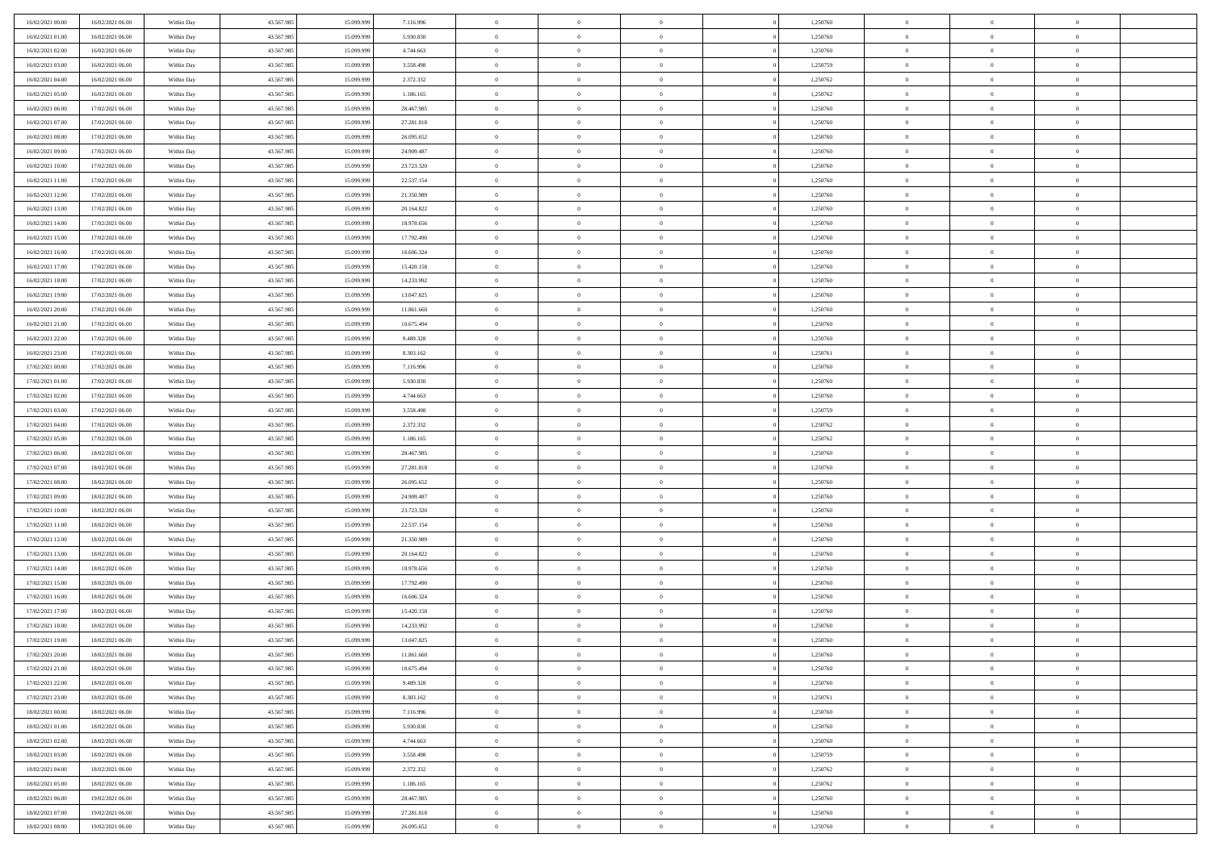| | | | | | | | | | | | | | | |
|---|---|---|---|---|---|---|---|---|---|---|---|---|---|---|
| 16/02/2021 00:00 | 16/02/2021 06:00 | Within Day | 43.567.985 | 15.099.999 | 7.116.996 | 0 | 0 | 0 | 0 | 1,250760 | 0 | 0 | 0 | |
| 16/02/2021 01:00 | 16/02/2021 06:00 | Within Day | 43.567.985 | 15.099.999 | 5.930.830 | 0 | 0 | 0 | 0 | 1,250760 | 0 | 0 | 0 | |
| 16/02/2021 02:00 | 16/02/2021 06:00 | Within Day | 43.567.985 | 15.099.999 | 4.744.663 | 0 | 0 | 0 | 0 | 1,250760 | 0 | 0 | 0 | |
| 16/02/2021 03:00 | 16/02/2021 06:00 | Within Day | 43.567.985 | 15.099.999 | 3.558.498 | 0 | 0 | 0 | 0 | 1,250759 | 0 | 0 | 0 | |
| 16/02/2021 04:00 | 16/02/2021 06:00 | Within Day | 43.567.985 | 15.099.999 | 2.372.332 | 0 | 0 | 0 | 0 | 1,250762 | 0 | 0 | 0 | |
| 16/02/2021 05:00 | 16/02/2021 06:00 | Within Day | 43.567.985 | 15.099.999 | 1.186.165 | 0 | 0 | 0 | 0 | 1,250762 | 0 | 0 | 0 | |
| 16/02/2021 06:00 | 17/02/2021 06:00 | Within Day | 43.567.985 | 15.099.999 | 28.467.985 | 0 | 0 | 0 | 0 | 1,250760 | 0 | 0 | 0 | |
| 16/02/2021 07:00 | 17/02/2021 06:00 | Within Day | 43.567.985 | 15.099.999 | 27.281.818 | 0 | 0 | 0 | 0 | 1,250760 | 0 | 0 | 0 | |
| 16/02/2021 08:00 | 17/02/2021 06:00 | Within Day | 43.567.985 | 15.099.999 | 26.095.652 | 0 | 0 | 0 | 0 | 1,250760 | 0 | 0 | 0 | |
| 16/02/2021 09:00 | 17/02/2021 06:00 | Within Day | 43.567.985 | 15.099.999 | 24.909.487 | 0 | 0 | 0 | 0 | 1,250760 | 0 | 0 | 0 | |
| 16/02/2021 10:00 | 17/02/2021 06:00 | Within Day | 43.567.985 | 15.099.999 | 23.723.320 | 0 | 0 | 0 | 0 | 1,250760 | 0 | 0 | 0 | |
| 16/02/2021 11:00 | 17/02/2021 06:00 | Within Day | 43.567.985 | 15.099.999 | 22.537.154 | 0 | 0 | 0 | 0 | 1,250760 | 0 | 0 | 0 | |
| 16/02/2021 12:00 | 17/02/2021 06:00 | Within Day | 43.567.985 | 15.099.999 | 21.350.989 | 0 | 0 | 0 | 0 | 1,250760 | 0 | 0 | 0 | |
| 16/02/2021 13:00 | 17/02/2021 06:00 | Within Day | 43.567.985 | 15.099.999 | 20.164.822 | 0 | 0 | 0 | 0 | 1,250760 | 0 | 0 | 0 | |
| 16/02/2021 14:00 | 17/02/2021 06:00 | Within Day | 43.567.985 | 15.099.999 | 18.978.656 | 0 | 0 | 0 | 0 | 1,250760 | 0 | 0 | 0 | |
| 16/02/2021 15:00 | 17/02/2021 06:00 | Within Day | 43.567.985 | 15.099.999 | 17.792.490 | 0 | 0 | 0 | 0 | 1,250760 | 0 | 0 | 0 | |
| 16/02/2021 16:00 | 17/02/2021 06:00 | Within Day | 43.567.985 | 15.099.999 | 16.606.324 | 0 | 0 | 0 | 0 | 1,250760 | 0 | 0 | 0 | |
| 16/02/2021 17:00 | 17/02/2021 06:00 | Within Day | 43.567.985 | 15.099.999 | 15.420.158 | 0 | 0 | 0 | 0 | 1,250760 | 0 | 0 | 0 | |
| 16/02/2021 18:00 | 17/02/2021 06:00 | Within Day | 43.567.985 | 15.099.999 | 14.233.992 | 0 | 0 | 0 | 0 | 1,250760 | 0 | 0 | 0 | |
| 16/02/2021 19:00 | 17/02/2021 06:00 | Within Day | 43.567.985 | 15.099.999 | 13.047.825 | 0 | 0 | 0 | 0 | 1,250760 | 0 | 0 | 0 | |
| 16/02/2021 20:00 | 17/02/2021 06:00 | Within Day | 43.567.985 | 15.099.999 | 11.861.660 | 0 | 0 | 0 | 0 | 1,250760 | 0 | 0 | 0 | |
| 16/02/2021 21:00 | 17/02/2021 06:00 | Within Day | 43.567.985 | 15.099.999 | 10.675.494 | 0 | 0 | 0 | 0 | 1,250760 | 0 | 0 | 0 | |
| 16/02/2021 22:00 | 17/02/2021 06:00 | Within Day | 43.567.985 | 15.099.999 | 9.489.328 | 0 | 0 | 0 | 0 | 1,250760 | 0 | 0 | 0 | |
| 16/02/2021 23:00 | 17/02/2021 06:00 | Within Day | 43.567.985 | 15.099.999 | 8.303.162 | 0 | 0 | 0 | 0 | 1,250761 | 0 | 0 | 0 | |
| 17/02/2021 00:00 | 17/02/2021 06:00 | Within Day | 43.567.985 | 15.099.999 | 7.116.996 | 0 | 0 | 0 | 0 | 1,250760 | 0 | 0 | 0 | |
| 17/02/2021 01:00 | 17/02/2021 06:00 | Within Day | 43.567.985 | 15.099.999 | 5.930.830 | 0 | 0 | 0 | 0 | 1,250760 | 0 | 0 | 0 | |
| 17/02/2021 02:00 | 17/02/2021 06:00 | Within Day | 43.567.985 | 15.099.999 | 4.744.663 | 0 | 0 | 0 | 0 | 1,250760 | 0 | 0 | 0 | |
| 17/02/2021 03:00 | 17/02/2021 06:00 | Within Day | 43.567.985 | 15.099.999 | 3.558.498 | 0 | 0 | 0 | 0 | 1,250759 | 0 | 0 | 0 | |
| 17/02/2021 04:00 | 17/02/2021 06:00 | Within Day | 43.567.985 | 15.099.999 | 2.372.332 | 0 | 0 | 0 | 0 | 1,250762 | 0 | 0 | 0 | |
| 17/02/2021 05:00 | 17/02/2021 06:00 | Within Day | 43.567.985 | 15.099.999 | 1.186.165 | 0 | 0 | 0 | 0 | 1,250762 | 0 | 0 | 0 | |
| 17/02/2021 06:00 | 18/02/2021 06:00 | Within Day | 43.567.985 | 15.099.999 | 28.467.985 | 0 | 0 | 0 | 0 | 1,250760 | 0 | 0 | 0 | |
| 17/02/2021 07:00 | 18/02/2021 06:00 | Within Day | 43.567.985 | 15.099.999 | 27.281.818 | 0 | 0 | 0 | 0 | 1,250760 | 0 | 0 | 0 | |
| 17/02/2021 08:00 | 18/02/2021 06:00 | Within Day | 43.567.985 | 15.099.999 | 26.095.652 | 0 | 0 | 0 | 0 | 1,250760 | 0 | 0 | 0 | |
| 17/02/2021 09:00 | 18/02/2021 06:00 | Within Day | 43.567.985 | 15.099.999 | 24.909.487 | 0 | 0 | 0 | 0 | 1,250760 | 0 | 0 | 0 | |
| 17/02/2021 10:00 | 18/02/2021 06:00 | Within Day | 43.567.985 | 15.099.999 | 23.723.320 | 0 | 0 | 0 | 0 | 1,250760 | 0 | 0 | 0 | |
| 17/02/2021 11:00 | 18/02/2021 06:00 | Within Day | 43.567.985 | 15.099.999 | 22.537.154 | 0 | 0 | 0 | 0 | 1,250760 | 0 | 0 | 0 | |
| 17/02/2021 12:00 | 18/02/2021 06:00 | Within Day | 43.567.985 | 15.099.999 | 21.350.989 | 0 | 0 | 0 | 0 | 1,250760 | 0 | 0 | 0 | |
| 17/02/2021 13:00 | 18/02/2021 06:00 | Within Day | 43.567.985 | 15.099.999 | 20.164.822 | 0 | 0 | 0 | 0 | 1,250760 | 0 | 0 | 0 | |
| 17/02/2021 14:00 | 18/02/2021 06:00 | Within Day | 43.567.985 | 15.099.999 | 18.978.656 | 0 | 0 | 0 | 0 | 1,250760 | 0 | 0 | 0 | |
| 17/02/2021 15:00 | 18/02/2021 06:00 | Within Day | 43.567.985 | 15.099.999 | 17.792.490 | 0 | 0 | 0 | 0 | 1,250760 | 0 | 0 | 0 | |
| 17/02/2021 16:00 | 18/02/2021 06:00 | Within Day | 43.567.985 | 15.099.999 | 16.606.324 | 0 | 0 | 0 | 0 | 1,250760 | 0 | 0 | 0 | |
| 17/02/2021 17:00 | 18/02/2021 06:00 | Within Day | 43.567.985 | 15.099.999 | 15.420.158 | 0 | 0 | 0 | 0 | 1,250760 | 0 | 0 | 0 | |
| 17/02/2021 18:00 | 18/02/2021 06:00 | Within Day | 43.567.985 | 15.099.999 | 14.233.992 | 0 | 0 | 0 | 0 | 1,250760 | 0 | 0 | 0 | |
| 17/02/2021 19:00 | 18/02/2021 06:00 | Within Day | 43.567.985 | 15.099.999 | 13.047.825 | 0 | 0 | 0 | 0 | 1,250760 | 0 | 0 | 0 | |
| 17/02/2021 20:00 | 18/02/2021 06:00 | Within Day | 43.567.985 | 15.099.999 | 11.861.660 | 0 | 0 | 0 | 0 | 1,250760 | 0 | 0 | 0 | |
| 17/02/2021 21:00 | 18/02/2021 06:00 | Within Day | 43.567.985 | 15.099.999 | 10.675.494 | 0 | 0 | 0 | 0 | 1,250760 | 0 | 0 | 0 | |
| 17/02/2021 22:00 | 18/02/2021 06:00 | Within Day | 43.567.985 | 15.099.999 | 9.489.328 | 0 | 0 | 0 | 0 | 1,250760 | 0 | 0 | 0 | |
| 17/02/2021 23:00 | 18/02/2021 06:00 | Within Day | 43.567.985 | 15.099.999 | 8.303.162 | 0 | 0 | 0 | 0 | 1,250761 | 0 | 0 | 0 | |
| 18/02/2021 00:00 | 18/02/2021 06:00 | Within Day | 43.567.985 | 15.099.999 | 7.116.996 | 0 | 0 | 0 | 0 | 1,250760 | 0 | 0 | 0 | |
| 18/02/2021 01:00 | 18/02/2021 06:00 | Within Day | 43.567.985 | 15.099.999 | 5.930.830 | 0 | 0 | 0 | 0 | 1,250760 | 0 | 0 | 0 | |
| 18/02/2021 02:00 | 18/02/2021 06:00 | Within Day | 43.567.985 | 15.099.999 | 4.744.663 | 0 | 0 | 0 | 0 | 1,250760 | 0 | 0 | 0 | |
| 18/02/2021 03:00 | 18/02/2021 06:00 | Within Day | 43.567.985 | 15.099.999 | 3.558.498 | 0 | 0 | 0 | 0 | 1,250759 | 0 | 0 | 0 | |
| 18/02/2021 04:00 | 18/02/2021 06:00 | Within Day | 43.567.985 | 15.099.999 | 2.372.332 | 0 | 0 | 0 | 0 | 1,250762 | 0 | 0 | 0 | |
| 18/02/2021 05:00 | 18/02/2021 06:00 | Within Day | 43.567.985 | 15.099.999 | 1.186.165 | 0 | 0 | 0 | 0 | 1,250762 | 0 | 0 | 0 | |
| 18/02/2021 06:00 | 19/02/2021 06:00 | Within Day | 43.567.985 | 15.099.999 | 28.467.985 | 0 | 0 | 0 | 0 | 1,250760 | 0 | 0 | 0 | |
| 18/02/2021 07:00 | 19/02/2021 06:00 | Within Day | 43.567.985 | 15.099.999 | 27.281.818 | 0 | 0 | 0 | 0 | 1,250760 | 0 | 0 | 0 | |
| 18/02/2021 08:00 | 19/02/2021 06:00 | Within Day | 43.567.985 | 15.099.999 | 26.095.652 | 0 | 0 | 0 | 0 | 1,250760 | 0 | 0 | 0 | |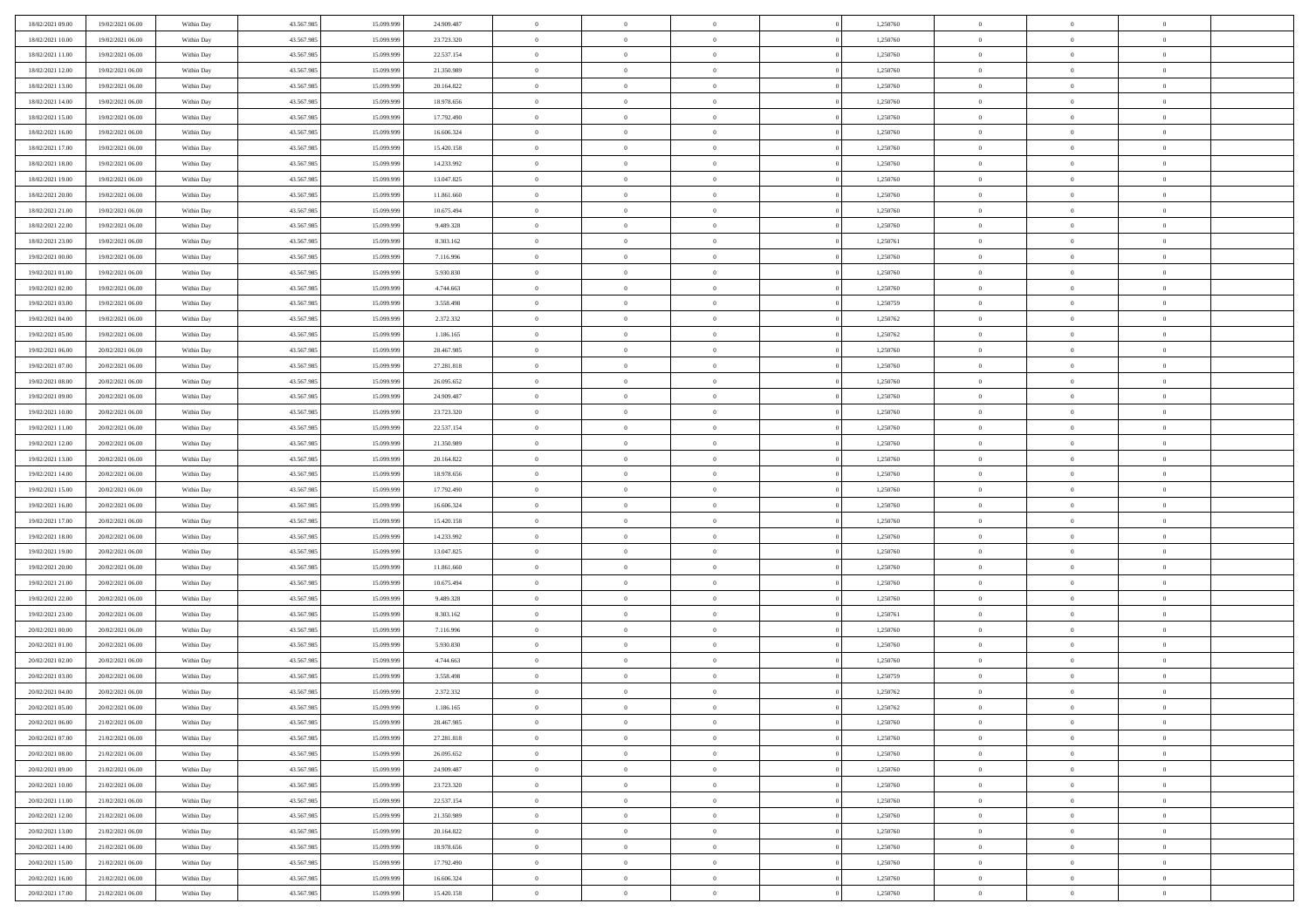| | | | | | | | | | | | | | | |
|---|---|---|---|---|---|---|---|---|---|---|---|---|---|---|
| 18/02/2021 09:00 | 19/02/2021 06:00 | Within Day | 43.567.985 | 15.099.999 | 24.909.487 | 0 | 0 | 0 | | 0 | 1,250760 | 0 | 0 | 0 |
| 18/02/2021 10:00 | 19/02/2021 06:00 | Within Day | 43.567.985 | 15.099.999 | 23.723.320 | 0 | 0 | 0 | | 0 | 1,250760 | 0 | 0 | 0 |
| 18/02/2021 11:00 | 19/02/2021 06:00 | Within Day | 43.567.985 | 15.099.999 | 22.537.154 | 0 | 0 | 0 | | 0 | 1,250760 | 0 | 0 | 0 |
| 18/02/2021 12:00 | 19/02/2021 06:00 | Within Day | 43.567.985 | 15.099.999 | 21.350.989 | 0 | 0 | 0 | | 0 | 1,250760 | 0 | 0 | 0 |
| 18/02/2021 13:00 | 19/02/2021 06:00 | Within Day | 43.567.985 | 15.099.999 | 20.164.822 | 0 | 0 | 0 | | 0 | 1,250760 | 0 | 0 | 0 |
| 18/02/2021 14:00 | 19/02/2021 06:00 | Within Day | 43.567.985 | 15.099.999 | 18.978.656 | 0 | 0 | 0 | | 0 | 1,250760 | 0 | 0 | 0 |
| 18/02/2021 15:00 | 19/02/2021 06:00 | Within Day | 43.567.985 | 15.099.999 | 17.792.490 | 0 | 0 | 0 | | 0 | 1,250760 | 0 | 0 | 0 |
| 18/02/2021 16:00 | 19/02/2021 06:00 | Within Day | 43.567.985 | 15.099.999 | 16.606.324 | 0 | 0 | 0 | | 0 | 1,250760 | 0 | 0 | 0 |
| 18/02/2021 17:00 | 19/02/2021 06:00 | Within Day | 43.567.985 | 15.099.999 | 15.420.158 | 0 | 0 | 0 | | 0 | 1,250760 | 0 | 0 | 0 |
| 18/02/2021 18:00 | 19/02/2021 06:00 | Within Day | 43.567.985 | 15.099.999 | 14.233.992 | 0 | 0 | 0 | | 0 | 1,250760 | 0 | 0 | 0 |
| 18/02/2021 19:00 | 19/02/2021 06:00 | Within Day | 43.567.985 | 15.099.999 | 13.047.825 | 0 | 0 | 0 | | 0 | 1,250760 | 0 | 0 | 0 |
| 18/02/2021 20:00 | 19/02/2021 06:00 | Within Day | 43.567.985 | 15.099.999 | 11.861.660 | 0 | 0 | 0 | | 0 | 1,250760 | 0 | 0 | 0 |
| 18/02/2021 21:00 | 19/02/2021 06:00 | Within Day | 43.567.985 | 15.099.999 | 10.675.494 | 0 | 0 | 0 | | 0 | 1,250760 | 0 | 0 | 0 |
| 18/02/2021 22:00 | 19/02/2021 06:00 | Within Day | 43.567.985 | 15.099.999 | 9.489.328 | 0 | 0 | 0 | | 0 | 1,250760 | 0 | 0 | 0 |
| 18/02/2021 23:00 | 19/02/2021 06:00 | Within Day | 43.567.985 | 15.099.999 | 8.303.162 | 0 | 0 | 0 | | 0 | 1,250761 | 0 | 0 | 0 |
| 19/02/2021 00:00 | 19/02/2021 06:00 | Within Day | 43.567.985 | 15.099.999 | 7.116.996 | 0 | 0 | 0 | | 0 | 1,250760 | 0 | 0 | 0 |
| 19/02/2021 01:00 | 19/02/2021 06:00 | Within Day | 43.567.985 | 15.099.999 | 5.930.830 | 0 | 0 | 0 | | 0 | 1,250760 | 0 | 0 | 0 |
| 19/02/2021 02:00 | 19/02/2021 06:00 | Within Day | 43.567.985 | 15.099.999 | 4.744.663 | 0 | 0 | 0 | | 0 | 1,250760 | 0 | 0 | 0 |
| 19/02/2021 03:00 | 19/02/2021 06:00 | Within Day | 43.567.985 | 15.099.999 | 3.558.498 | 0 | 0 | 0 | | 0 | 1,250759 | 0 | 0 | 0 |
| 19/02/2021 04:00 | 19/02/2021 06:00 | Within Day | 43.567.985 | 15.099.999 | 2.372.332 | 0 | 0 | 0 | | 0 | 1,250762 | 0 | 0 | 0 |
| 19/02/2021 05:00 | 19/02/2021 06:00 | Within Day | 43.567.985 | 15.099.999 | 1.186.165 | 0 | 0 | 0 | | 0 | 1,250762 | 0 | 0 | 0 |
| 19/02/2021 06:00 | 20/02/2021 06:00 | Within Day | 43.567.985 | 15.099.999 | 28.467.985 | 0 | 0 | 0 | | 0 | 1,250760 | 0 | 0 | 0 |
| 19/02/2021 07:00 | 20/02/2021 06:00 | Within Day | 43.567.985 | 15.099.999 | 27.281.818 | 0 | 0 | 0 | | 0 | 1,250760 | 0 | 0 | 0 |
| 19/02/2021 08:00 | 20/02/2021 06:00 | Within Day | 43.567.985 | 15.099.999 | 26.095.652 | 0 | 0 | 0 | | 0 | 1,250760 | 0 | 0 | 0 |
| 19/02/2021 09:00 | 20/02/2021 06:00 | Within Day | 43.567.985 | 15.099.999 | 24.909.487 | 0 | 0 | 0 | | 0 | 1,250760 | 0 | 0 | 0 |
| 19/02/2021 10:00 | 20/02/2021 06:00 | Within Day | 43.567.985 | 15.099.999 | 23.723.320 | 0 | 0 | 0 | | 0 | 1,250760 | 0 | 0 | 0 |
| 19/02/2021 11:00 | 20/02/2021 06:00 | Within Day | 43.567.985 | 15.099.999 | 22.537.154 | 0 | 0 | 0 | | 0 | 1,250760 | 0 | 0 | 0 |
| 19/02/2021 12:00 | 20/02/2021 06:00 | Within Day | 43.567.985 | 15.099.999 | 21.350.989 | 0 | 0 | 0 | | 0 | 1,250760 | 0 | 0 | 0 |
| 19/02/2021 13:00 | 20/02/2021 06:00 | Within Day | 43.567.985 | 15.099.999 | 20.164.822 | 0 | 0 | 0 | | 0 | 1,250760 | 0 | 0 | 0 |
| 19/02/2021 14:00 | 20/02/2021 06:00 | Within Day | 43.567.985 | 15.099.999 | 18.978.656 | 0 | 0 | 0 | | 0 | 1,250760 | 0 | 0 | 0 |
| 19/02/2021 15:00 | 20/02/2021 06:00 | Within Day | 43.567.985 | 15.099.999 | 17.792.490 | 0 | 0 | 0 | | 0 | 1,250760 | 0 | 0 | 0 |
| 19/02/2021 16:00 | 20/02/2021 06:00 | Within Day | 43.567.985 | 15.099.999 | 16.606.324 | 0 | 0 | 0 | | 0 | 1,250760 | 0 | 0 | 0 |
| 19/02/2021 17:00 | 20/02/2021 06:00 | Within Day | 43.567.985 | 15.099.999 | 15.420.158 | 0 | 0 | 0 | | 0 | 1,250760 | 0 | 0 | 0 |
| 19/02/2021 18:00 | 20/02/2021 06:00 | Within Day | 43.567.985 | 15.099.999 | 14.233.992 | 0 | 0 | 0 | | 0 | 1,250760 | 0 | 0 | 0 |
| 19/02/2021 19:00 | 20/02/2021 06:00 | Within Day | 43.567.985 | 15.099.999 | 13.047.825 | 0 | 0 | 0 | | 0 | 1,250760 | 0 | 0 | 0 |
| 19/02/2021 20:00 | 20/02/2021 06:00 | Within Day | 43.567.985 | 15.099.999 | 11.861.660 | 0 | 0 | 0 | | 0 | 1,250760 | 0 | 0 | 0 |
| 19/02/2021 21:00 | 20/02/2021 06:00 | Within Day | 43.567.985 | 15.099.999 | 10.675.494 | 0 | 0 | 0 | | 0 | 1,250760 | 0 | 0 | 0 |
| 19/02/2021 22:00 | 20/02/2021 06:00 | Within Day | 43.567.985 | 15.099.999 | 9.489.328 | 0 | 0 | 0 | | 0 | 1,250760 | 0 | 0 | 0 |
| 19/02/2021 23:00 | 20/02/2021 06:00 | Within Day | 43.567.985 | 15.099.999 | 8.303.162 | 0 | 0 | 0 | | 0 | 1,250761 | 0 | 0 | 0 |
| 20/02/2021 00:00 | 20/02/2021 06:00 | Within Day | 43.567.985 | 15.099.999 | 7.116.996 | 0 | 0 | 0 | | 0 | 1,250760 | 0 | 0 | 0 |
| 20/02/2021 01:00 | 20/02/2021 06:00 | Within Day | 43.567.985 | 15.099.999 | 5.930.830 | 0 | 0 | 0 | | 0 | 1,250760 | 0 | 0 | 0 |
| 20/02/2021 02:00 | 20/02/2021 06:00 | Within Day | 43.567.985 | 15.099.999 | 4.744.663 | 0 | 0 | 0 | | 0 | 1,250760 | 0 | 0 | 0 |
| 20/02/2021 03:00 | 20/02/2021 06:00 | Within Day | 43.567.985 | 15.099.999 | 3.558.498 | 0 | 0 | 0 | | 0 | 1,250759 | 0 | 0 | 0 |
| 20/02/2021 04:00 | 20/02/2021 06:00 | Within Day | 43.567.985 | 15.099.999 | 2.372.332 | 0 | 0 | 0 | | 0 | 1,250762 | 0 | 0 | 0 |
| 20/02/2021 05:00 | 20/02/2021 06:00 | Within Day | 43.567.985 | 15.099.999 | 1.186.165 | 0 | 0 | 0 | | 0 | 1,250762 | 0 | 0 | 0 |
| 20/02/2021 06:00 | 21/02/2021 06:00 | Within Day | 43.567.985 | 15.099.999 | 28.467.985 | 0 | 0 | 0 | | 0 | 1,250760 | 0 | 0 | 0 |
| 20/02/2021 07:00 | 21/02/2021 06:00 | Within Day | 43.567.985 | 15.099.999 | 27.281.818 | 0 | 0 | 0 | | 0 | 1,250760 | 0 | 0 | 0 |
| 20/02/2021 08:00 | 21/02/2021 06:00 | Within Day | 43.567.985 | 15.099.999 | 26.095.652 | 0 | 0 | 0 | | 0 | 1,250760 | 0 | 0 | 0 |
| 20/02/2021 09:00 | 21/02/2021 06:00 | Within Day | 43.567.985 | 15.099.999 | 24.909.487 | 0 | 0 | 0 | | 0 | 1,250760 | 0 | 0 | 0 |
| 20/02/2021 10:00 | 21/02/2021 06:00 | Within Day | 43.567.985 | 15.099.999 | 23.723.320 | 0 | 0 | 0 | | 0 | 1,250760 | 0 | 0 | 0 |
| 20/02/2021 11:00 | 21/02/2021 06:00 | Within Day | 43.567.985 | 15.099.999 | 22.537.154 | 0 | 0 | 0 | | 0 | 1,250760 | 0 | 0 | 0 |
| 20/02/2021 12:00 | 21/02/2021 06:00 | Within Day | 43.567.985 | 15.099.999 | 21.350.989 | 0 | 0 | 0 | | 0 | 1,250760 | 0 | 0 | 0 |
| 20/02/2021 13:00 | 21/02/2021 06:00 | Within Day | 43.567.985 | 15.099.999 | 20.164.822 | 0 | 0 | 0 | | 0 | 1,250760 | 0 | 0 | 0 |
| 20/02/2021 14:00 | 21/02/2021 06:00 | Within Day | 43.567.985 | 15.099.999 | 18.978.656 | 0 | 0 | 0 | | 0 | 1,250760 | 0 | 0 | 0 |
| 20/02/2021 15:00 | 21/02/2021 06:00 | Within Day | 43.567.985 | 15.099.999 | 17.792.490 | 0 | 0 | 0 | | 0 | 1,250760 | 0 | 0 | 0 |
| 20/02/2021 16:00 | 21/02/2021 06:00 | Within Day | 43.567.985 | 15.099.999 | 16.606.324 | 0 | 0 | 0 | | 0 | 1,250760 | 0 | 0 | 0 |
| 20/02/2021 17:00 | 21/02/2021 06:00 | Within Day | 43.567.985 | 15.099.999 | 15.420.158 | 0 | 0 | 0 | | 0 | 1,250760 | 0 | 0 | 0 |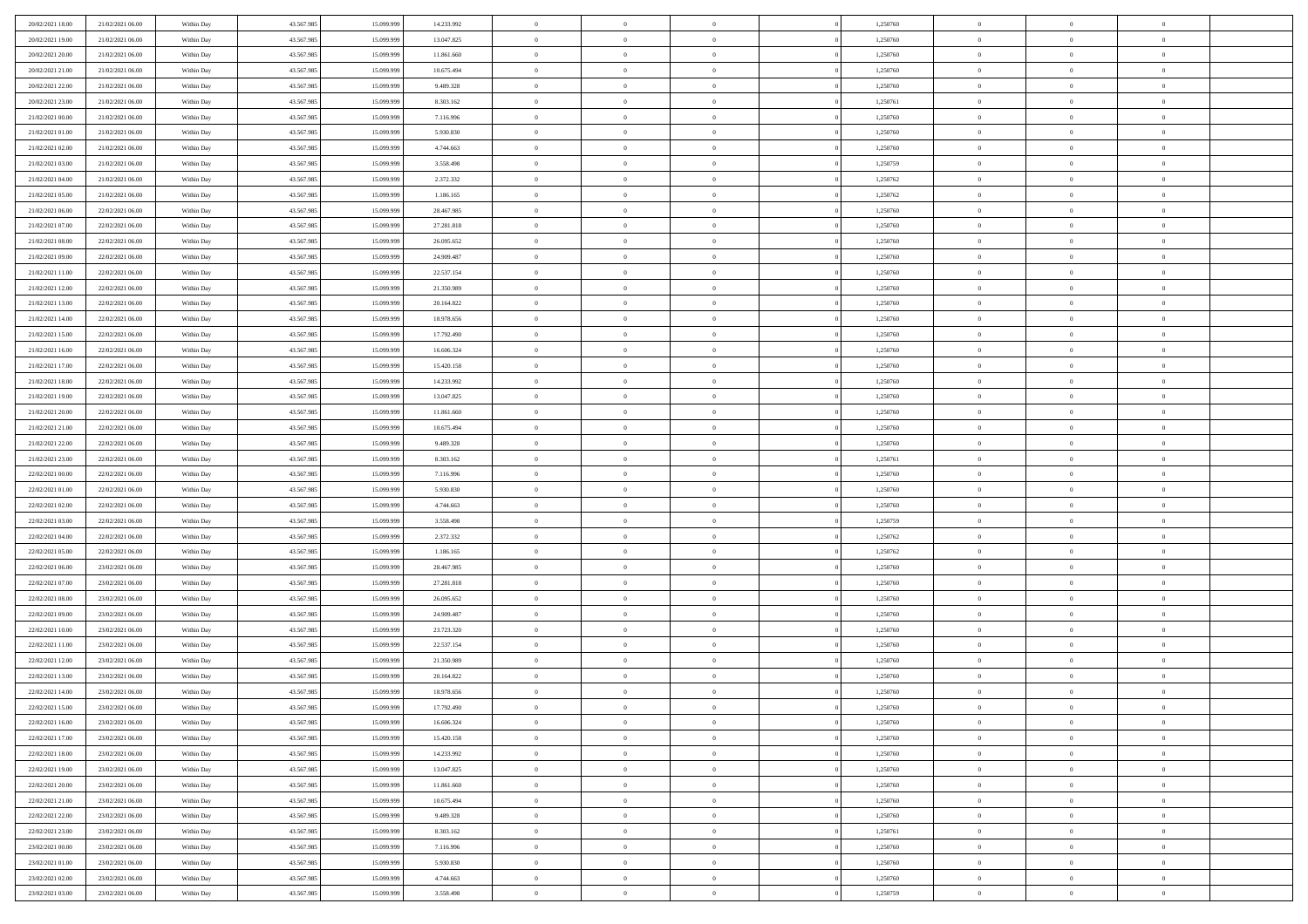| | | | | | | | | | | | | | | |
|---|---|---|---|---|---|---|---|---|---|---|---|---|---|---|
| 20/02/2021 18:00 | 21/02/2021 06:00 | Within Day | 43.567.985 | 15.099.999 | 14.233.992 | 0 | 0 | 0 | 0 | 1,250760 | 0 | 0 | 0 | |
| 20/02/2021 19:00 | 21/02/2021 06:00 | Within Day | 43.567.985 | 15.099.999 | 13.047.825 | 0 | 0 | 0 | 0 | 1,250760 | 0 | 0 | 0 | |
| 20/02/2021 20:00 | 21/02/2021 06:00 | Within Day | 43.567.985 | 15.099.999 | 11.861.660 | 0 | 0 | 0 | 0 | 1,250760 | 0 | 0 | 0 | |
| 20/02/2021 21:00 | 21/02/2021 06:00 | Within Day | 43.567.985 | 15.099.999 | 10.675.494 | 0 | 0 | 0 | 0 | 1,250760 | 0 | 0 | 0 | |
| 20/02/2021 22:00 | 21/02/2021 06:00 | Within Day | 43.567.985 | 15.099.999 | 9.489.328 | 0 | 0 | 0 | 0 | 1,250760 | 0 | 0 | 0 | |
| 20/02/2021 23:00 | 21/02/2021 06:00 | Within Day | 43.567.985 | 15.099.999 | 8.303.162 | 0 | 0 | 0 | 0 | 1,250761 | 0 | 0 | 0 | |
| 21/02/2021 00:00 | 21/02/2021 06:00 | Within Day | 43.567.985 | 15.099.999 | 7.116.996 | 0 | 0 | 0 | 0 | 1,250760 | 0 | 0 | 0 | |
| 21/02/2021 01:00 | 21/02/2021 06:00 | Within Day | 43.567.985 | 15.099.999 | 5.930.830 | 0 | 0 | 0 | 0 | 1,250760 | 0 | 0 | 0 | |
| 21/02/2021 02:00 | 21/02/2021 06:00 | Within Day | 43.567.985 | 15.099.999 | 4.744.663 | 0 | 0 | 0 | 0 | 1,250760 | 0 | 0 | 0 | |
| 21/02/2021 03:00 | 21/02/2021 06:00 | Within Day | 43.567.985 | 15.099.999 | 3.558.498 | 0 | 0 | 0 | 0 | 1,250759 | 0 | 0 | 0 | |
| 21/02/2021 04:00 | 21/02/2021 06:00 | Within Day | 43.567.985 | 15.099.999 | 2.372.332 | 0 | 0 | 0 | 0 | 1,250762 | 0 | 0 | 0 | |
| 21/02/2021 05:00 | 21/02/2021 06:00 | Within Day | 43.567.985 | 15.099.999 | 1.186.165 | 0 | 0 | 0 | 0 | 1,250762 | 0 | 0 | 0 | |
| 21/02/2021 06:00 | 22/02/2021 06:00 | Within Day | 43.567.985 | 15.099.999 | 28.467.985 | 0 | 0 | 0 | 0 | 1,250760 | 0 | 0 | 0 | |
| 21/02/2021 07:00 | 22/02/2021 06:00 | Within Day | 43.567.985 | 15.099.999 | 27.281.818 | 0 | 0 | 0 | 0 | 1,250760 | 0 | 0 | 0 | |
| 21/02/2021 08:00 | 22/02/2021 06:00 | Within Day | 43.567.985 | 15.099.999 | 26.095.652 | 0 | 0 | 0 | 0 | 1,250760 | 0 | 0 | 0 | |
| 21/02/2021 09:00 | 22/02/2021 06:00 | Within Day | 43.567.985 | 15.099.999 | 24.909.487 | 0 | 0 | 0 | 0 | 1,250760 | 0 | 0 | 0 | |
| 21/02/2021 11:00 | 22/02/2021 06:00 | Within Day | 43.567.985 | 15.099.999 | 22.537.154 | 0 | 0 | 0 | 0 | 1,250760 | 0 | 0 | 0 | |
| 21/02/2021 12:00 | 22/02/2021 06:00 | Within Day | 43.567.985 | 15.099.999 | 21.350.989 | 0 | 0 | 0 | 0 | 1,250760 | 0 | 0 | 0 | |
| 21/02/2021 13:00 | 22/02/2021 06:00 | Within Day | 43.567.985 | 15.099.999 | 20.164.822 | 0 | 0 | 0 | 0 | 1,250760 | 0 | 0 | 0 | |
| 21/02/2021 14:00 | 22/02/2021 06:00 | Within Day | 43.567.985 | 15.099.999 | 18.978.656 | 0 | 0 | 0 | 0 | 1,250760 | 0 | 0 | 0 | |
| 21/02/2021 15:00 | 22/02/2021 06:00 | Within Day | 43.567.985 | 15.099.999 | 17.792.490 | 0 | 0 | 0 | 0 | 1,250760 | 0 | 0 | 0 | |
| 21/02/2021 16:00 | 22/02/2021 06:00 | Within Day | 43.567.985 | 15.099.999 | 16.606.324 | 0 | 0 | 0 | 0 | 1,250760 | 0 | 0 | 0 | |
| 21/02/2021 17:00 | 22/02/2021 06:00 | Within Day | 43.567.985 | 15.099.999 | 15.420.158 | 0 | 0 | 0 | 0 | 1,250760 | 0 | 0 | 0 | |
| 21/02/2021 18:00 | 22/02/2021 06:00 | Within Day | 43.567.985 | 15.099.999 | 14.233.992 | 0 | 0 | 0 | 0 | 1,250760 | 0 | 0 | 0 | |
| 21/02/2021 19:00 | 22/02/2021 06:00 | Within Day | 43.567.985 | 15.099.999 | 13.047.825 | 0 | 0 | 0 | 0 | 1,250760 | 0 | 0 | 0 | |
| 21/02/2021 20:00 | 22/02/2021 06:00 | Within Day | 43.567.985 | 15.099.999 | 11.861.660 | 0 | 0 | 0 | 0 | 1,250760 | 0 | 0 | 0 | |
| 21/02/2021 21:00 | 22/02/2021 06:00 | Within Day | 43.567.985 | 15.099.999 | 10.675.494 | 0 | 0 | 0 | 0 | 1,250760 | 0 | 0 | 0 | |
| 21/02/2021 22:00 | 22/02/2021 06:00 | Within Day | 43.567.985 | 15.099.999 | 9.489.328 | 0 | 0 | 0 | 0 | 1,250760 | 0 | 0 | 0 | |
| 21/02/2021 23:00 | 22/02/2021 06:00 | Within Day | 43.567.985 | 15.099.999 | 8.303.162 | 0 | 0 | 0 | 0 | 1,250761 | 0 | 0 | 0 | |
| 22/02/2021 00:00 | 22/02/2021 06:00 | Within Day | 43.567.985 | 15.099.999 | 7.116.996 | 0 | 0 | 0 | 0 | 1,250760 | 0 | 0 | 0 | |
| 22/02/2021 01:00 | 22/02/2021 06:00 | Within Day | 43.567.985 | 15.099.999 | 5.930.830 | 0 | 0 | 0 | 0 | 1,250760 | 0 | 0 | 0 | |
| 22/02/2021 02:00 | 22/02/2021 06:00 | Within Day | 43.567.985 | 15.099.999 | 4.744.663 | 0 | 0 | 0 | 0 | 1,250760 | 0 | 0 | 0 | |
| 22/02/2021 03:00 | 22/02/2021 06:00 | Within Day | 43.567.985 | 15.099.999 | 3.558.498 | 0 | 0 | 0 | 0 | 1,250759 | 0 | 0 | 0 | |
| 22/02/2021 04:00 | 22/02/2021 06:00 | Within Day | 43.567.985 | 15.099.999 | 2.372.332 | 0 | 0 | 0 | 0 | 1,250762 | 0 | 0 | 0 | |
| 22/02/2021 05:00 | 22/02/2021 06:00 | Within Day | 43.567.985 | 15.099.999 | 1.186.165 | 0 | 0 | 0 | 0 | 1,250762 | 0 | 0 | 0 | |
| 22/02/2021 06:00 | 23/02/2021 06:00 | Within Day | 43.567.985 | 15.099.999 | 28.467.985 | 0 | 0 | 0 | 0 | 1,250760 | 0 | 0 | 0 | |
| 22/02/2021 07:00 | 23/02/2021 06:00 | Within Day | 43.567.985 | 15.099.999 | 27.281.818 | 0 | 0 | 0 | 0 | 1,250760 | 0 | 0 | 0 | |
| 22/02/2021 08:00 | 23/02/2021 06:00 | Within Day | 43.567.985 | 15.099.999 | 26.095.652 | 0 | 0 | 0 | 0 | 1,250760 | 0 | 0 | 0 | |
| 22/02/2021 09:00 | 23/02/2021 06:00 | Within Day | 43.567.985 | 15.099.999 | 24.909.487 | 0 | 0 | 0 | 0 | 1,250760 | 0 | 0 | 0 | |
| 22/02/2021 10:00 | 23/02/2021 06:00 | Within Day | 43.567.985 | 15.099.999 | 23.723.320 | 0 | 0 | 0 | 0 | 1,250760 | 0 | 0 | 0 | |
| 22/02/2021 11:00 | 23/02/2021 06:00 | Within Day | 43.567.985 | 15.099.999 | 22.537.154 | 0 | 0 | 0 | 0 | 1,250760 | 0 | 0 | 0 | |
| 22/02/2021 12:00 | 23/02/2021 06:00 | Within Day | 43.567.985 | 15.099.999 | 21.350.989 | 0 | 0 | 0 | 0 | 1,250760 | 0 | 0 | 0 | |
| 22/02/2021 13:00 | 23/02/2021 06:00 | Within Day | 43.567.985 | 15.099.999 | 20.164.822 | 0 | 0 | 0 | 0 | 1,250760 | 0 | 0 | 0 | |
| 22/02/2021 14:00 | 23/02/2021 06:00 | Within Day | 43.567.985 | 15.099.999 | 18.978.656 | 0 | 0 | 0 | 0 | 1,250760 | 0 | 0 | 0 | |
| 22/02/2021 15:00 | 23/02/2021 06:00 | Within Day | 43.567.985 | 15.099.999 | 17.792.490 | 0 | 0 | 0 | 0 | 1,250760 | 0 | 0 | 0 | |
| 22/02/2021 16:00 | 23/02/2021 06:00 | Within Day | 43.567.985 | 15.099.999 | 16.606.324 | 0 | 0 | 0 | 0 | 1,250760 | 0 | 0 | 0 | |
| 22/02/2021 17:00 | 23/02/2021 06:00 | Within Day | 43.567.985 | 15.099.999 | 15.420.158 | 0 | 0 | 0 | 0 | 1,250760 | 0 | 0 | 0 | |
| 22/02/2021 18:00 | 23/02/2021 06:00 | Within Day | 43.567.985 | 15.099.999 | 14.233.992 | 0 | 0 | 0 | 0 | 1,250760 | 0 | 0 | 0 | |
| 22/02/2021 19:00 | 23/02/2021 06:00 | Within Day | 43.567.985 | 15.099.999 | 13.047.825 | 0 | 0 | 0 | 0 | 1,250760 | 0 | 0 | 0 | |
| 22/02/2021 20:00 | 23/02/2021 06:00 | Within Day | 43.567.985 | 15.099.999 | 11.861.660 | 0 | 0 | 0 | 0 | 1,250760 | 0 | 0 | 0 | |
| 22/02/2021 21:00 | 23/02/2021 06:00 | Within Day | 43.567.985 | 15.099.999 | 10.675.494 | 0 | 0 | 0 | 0 | 1,250760 | 0 | 0 | 0 | |
| 22/02/2021 22:00 | 23/02/2021 06:00 | Within Day | 43.567.985 | 15.099.999 | 9.489.328 | 0 | 0 | 0 | 0 | 1,250760 | 0 | 0 | 0 | |
| 22/02/2021 23:00 | 23/02/2021 06:00 | Within Day | 43.567.985 | 15.099.999 | 8.303.162 | 0 | 0 | 0 | 0 | 1,250761 | 0 | 0 | 0 | |
| 23/02/2021 00:00 | 23/02/2021 06:00 | Within Day | 43.567.985 | 15.099.999 | 7.116.996 | 0 | 0 | 0 | 0 | 1,250760 | 0 | 0 | 0 | |
| 23/02/2021 01:00 | 23/02/2021 06:00 | Within Day | 43.567.985 | 15.099.999 | 5.930.830 | 0 | 0 | 0 | 0 | 1,250760 | 0 | 0 | 0 | |
| 23/02/2021 02:00 | 23/02/2021 06:00 | Within Day | 43.567.985 | 15.099.999 | 4.744.663 | 0 | 0 | 0 | 0 | 1,250760 | 0 | 0 | 0 | |
| 23/02/2021 03:00 | 23/02/2021 06:00 | Within Day | 43.567.985 | 15.099.999 | 3.558.498 | 0 | 0 | 0 | 0 | 1,250759 | 0 | 0 | 0 | |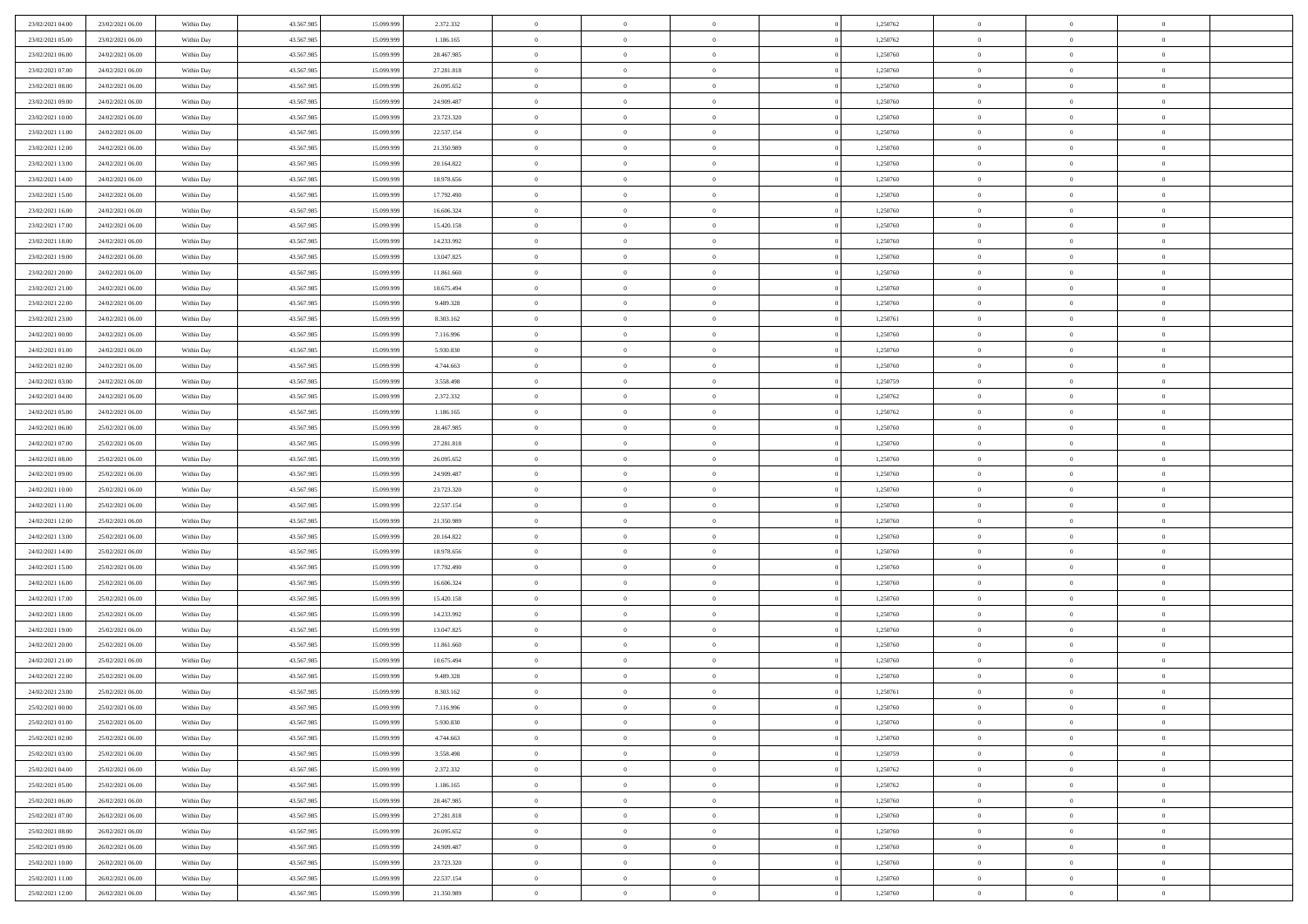| | | | | | | | | | | | | | | |
|---|---|---|---|---|---|---|---|---|---|---|---|---|---|---|
| 23/02/2021 04:00 | 23/02/2021 06:00 | Within Day | 43.567.985 | 15.099.999 | 2.372.332 | 0 | 0 | 0 | | 1,250762 | 0 | 0 | 0 | |
| 23/02/2021 05:00 | 23/02/2021 06:00 | Within Day | 43.567.985 | 15.099.999 | 1.186.165 | 0 | 0 | 0 | | 1,250762 | 0 | 0 | 0 | |
| 23/02/2021 06:00 | 24/02/2021 06:00 | Within Day | 43.567.985 | 15.099.999 | 28.467.985 | 0 | 0 | 0 | | 1,250760 | 0 | 0 | 0 | |
| 23/02/2021 07:00 | 24/02/2021 06:00 | Within Day | 43.567.985 | 15.099.999 | 27.281.818 | 0 | 0 | 0 | | 1,250760 | 0 | 0 | 0 | |
| 23/02/2021 08:00 | 24/02/2021 06:00 | Within Day | 43.567.985 | 15.099.999 | 26.095.652 | 0 | 0 | 0 | | 1,250760 | 0 | 0 | 0 | |
| 23/02/2021 09:00 | 24/02/2021 06:00 | Within Day | 43.567.985 | 15.099.999 | 24.909.487 | 0 | 0 | 0 | | 1,250760 | 0 | 0 | 0 | |
| 23/02/2021 10:00 | 24/02/2021 06:00 | Within Day | 43.567.985 | 15.099.999 | 23.723.320 | 0 | 0 | 0 | | 1,250760 | 0 | 0 | 0 | |
| 23/02/2021 11:00 | 24/02/2021 06:00 | Within Day | 43.567.985 | 15.099.999 | 22.537.154 | 0 | 0 | 0 | | 1,250760 | 0 | 0 | 0 | |
| 23/02/2021 12:00 | 24/02/2021 06:00 | Within Day | 43.567.985 | 15.099.999 | 21.350.989 | 0 | 0 | 0 | | 1,250760 | 0 | 0 | 0 | |
| 23/02/2021 13:00 | 24/02/2021 06:00 | Within Day | 43.567.985 | 15.099.999 | 20.164.822 | 0 | 0 | 0 | | 1,250760 | 0 | 0 | 0 | |
| 23/02/2021 14:00 | 24/02/2021 06:00 | Within Day | 43.567.985 | 15.099.999 | 18.978.656 | 0 | 0 | 0 | | 1,250760 | 0 | 0 | 0 | |
| 23/02/2021 15:00 | 24/02/2021 06:00 | Within Day | 43.567.985 | 15.099.999 | 17.792.490 | 0 | 0 | 0 | | 1,250760 | 0 | 0 | 0 | |
| 23/02/2021 16:00 | 24/02/2021 06:00 | Within Day | 43.567.985 | 15.099.999 | 16.606.324 | 0 | 0 | 0 | | 1,250760 | 0 | 0 | 0 | |
| 23/02/2021 17:00 | 24/02/2021 06:00 | Within Day | 43.567.985 | 15.099.999 | 15.420.158 | 0 | 0 | 0 | | 1,250760 | 0 | 0 | 0 | |
| 23/02/2021 18:00 | 24/02/2021 06:00 | Within Day | 43.567.985 | 15.099.999 | 14.233.992 | 0 | 0 | 0 | | 1,250760 | 0 | 0 | 0 | |
| 23/02/2021 19:00 | 24/02/2021 06:00 | Within Day | 43.567.985 | 15.099.999 | 13.047.825 | 0 | 0 | 0 | | 1,250760 | 0 | 0 | 0 | |
| 23/02/2021 20:00 | 24/02/2021 06:00 | Within Day | 43.567.985 | 15.099.999 | 11.861.660 | 0 | 0 | 0 | | 1,250760 | 0 | 0 | 0 | |
| 23/02/2021 21:00 | 24/02/2021 06:00 | Within Day | 43.567.985 | 15.099.999 | 10.675.494 | 0 | 0 | 0 | | 1,250760 | 0 | 0 | 0 | |
| 23/02/2021 22:00 | 24/02/2021 06:00 | Within Day | 43.567.985 | 15.099.999 | 9.489.328 | 0 | 0 | 0 | | 1,250760 | 0 | 0 | 0 | |
| 23/02/2021 23:00 | 24/02/2021 06:00 | Within Day | 43.567.985 | 15.099.999 | 8.303.162 | 0 | 0 | 0 | | 1,250761 | 0 | 0 | 0 | |
| 24/02/2021 00:00 | 24/02/2021 06:00 | Within Day | 43.567.985 | 15.099.999 | 7.116.996 | 0 | 0 | 0 | | 1,250760 | 0 | 0 | 0 | |
| 24/02/2021 01:00 | 24/02/2021 06:00 | Within Day | 43.567.985 | 15.099.999 | 5.930.830 | 0 | 0 | 0 | | 1,250760 | 0 | 0 | 0 | |
| 24/02/2021 02:00 | 24/02/2021 06:00 | Within Day | 43.567.985 | 15.099.999 | 4.744.663 | 0 | 0 | 0 | | 1,250760 | 0 | 0 | 0 | |
| 24/02/2021 03:00 | 24/02/2021 06:00 | Within Day | 43.567.985 | 15.099.999 | 3.558.498 | 0 | 0 | 0 | | 1,250759 | 0 | 0 | 0 | |
| 24/02/2021 04:00 | 24/02/2021 06:00 | Within Day | 43.567.985 | 15.099.999 | 2.372.332 | 0 | 0 | 0 | | 1,250762 | 0 | 0 | 0 | |
| 24/02/2021 05:00 | 24/02/2021 06:00 | Within Day | 43.567.985 | 15.099.999 | 1.186.165 | 0 | 0 | 0 | | 1,250762 | 0 | 0 | 0 | |
| 24/02/2021 06:00 | 25/02/2021 06:00 | Within Day | 43.567.985 | 15.099.999 | 28.467.985 | 0 | 0 | 0 | | 1,250760 | 0 | 0 | 0 | |
| 24/02/2021 07:00 | 25/02/2021 06:00 | Within Day | 43.567.985 | 15.099.999 | 27.281.818 | 0 | 0 | 0 | | 1,250760 | 0 | 0 | 0 | |
| 24/02/2021 08:00 | 25/02/2021 06:00 | Within Day | 43.567.985 | 15.099.999 | 26.095.652 | 0 | 0 | 0 | | 1,250760 | 0 | 0 | 0 | |
| 24/02/2021 09:00 | 25/02/2021 06:00 | Within Day | 43.567.985 | 15.099.999 | 24.909.487 | 0 | 0 | 0 | | 1,250760 | 0 | 0 | 0 | |
| 24/02/2021 10:00 | 25/02/2021 06:00 | Within Day | 43.567.985 | 15.099.999 | 23.723.320 | 0 | 0 | 0 | | 1,250760 | 0 | 0 | 0 | |
| 24/02/2021 11:00 | 25/02/2021 06:00 | Within Day | 43.567.985 | 15.099.999 | 22.537.154 | 0 | 0 | 0 | | 1,250760 | 0 | 0 | 0 | |
| 24/02/2021 12:00 | 25/02/2021 06:00 | Within Day | 43.567.985 | 15.099.999 | 21.350.989 | 0 | 0 | 0 | | 1,250760 | 0 | 0 | 0 | |
| 24/02/2021 13:00 | 25/02/2021 06:00 | Within Day | 43.567.985 | 15.099.999 | 20.164.822 | 0 | 0 | 0 | | 1,250760 | 0 | 0 | 0 | |
| 24/02/2021 14:00 | 25/02/2021 06:00 | Within Day | 43.567.985 | 15.099.999 | 18.978.656 | 0 | 0 | 0 | | 1,250760 | 0 | 0 | 0 | |
| 24/02/2021 15:00 | 25/02/2021 06:00 | Within Day | 43.567.985 | 15.099.999 | 17.792.490 | 0 | 0 | 0 | | 1,250760 | 0 | 0 | 0 | |
| 24/02/2021 16:00 | 25/02/2021 06:00 | Within Day | 43.567.985 | 15.099.999 | 16.606.324 | 0 | 0 | 0 | | 1,250760 | 0 | 0 | 0 | |
| 24/02/2021 17:00 | 25/02/2021 06:00 | Within Day | 43.567.985 | 15.099.999 | 15.420.158 | 0 | 0 | 0 | | 1,250760 | 0 | 0 | 0 | |
| 24/02/2021 18:00 | 25/02/2021 06:00 | Within Day | 43.567.985 | 15.099.999 | 14.233.992 | 0 | 0 | 0 | | 1,250760 | 0 | 0 | 0 | |
| 24/02/2021 19:00 | 25/02/2021 06:00 | Within Day | 43.567.985 | 15.099.999 | 13.047.825 | 0 | 0 | 0 | | 1,250760 | 0 | 0 | 0 | |
| 24/02/2021 20:00 | 25/02/2021 06:00 | Within Day | 43.567.985 | 15.099.999 | 11.861.660 | 0 | 0 | 0 | | 1,250760 | 0 | 0 | 0 | |
| 24/02/2021 21:00 | 25/02/2021 06:00 | Within Day | 43.567.985 | 15.099.999 | 10.675.494 | 0 | 0 | 0 | | 1,250760 | 0 | 0 | 0 | |
| 24/02/2021 22:00 | 25/02/2021 06:00 | Within Day | 43.567.985 | 15.099.999 | 9.489.328 | 0 | 0 | 0 | | 1,250760 | 0 | 0 | 0 | |
| 24/02/2021 23:00 | 25/02/2021 06:00 | Within Day | 43.567.985 | 15.099.999 | 8.303.162 | 0 | 0 | 0 | | 1,250761 | 0 | 0 | 0 | |
| 25/02/2021 00:00 | 25/02/2021 06:00 | Within Day | 43.567.985 | 15.099.999 | 7.116.996 | 0 | 0 | 0 | | 1,250760 | 0 | 0 | 0 | |
| 25/02/2021 01:00 | 25/02/2021 06:00 | Within Day | 43.567.985 | 15.099.999 | 5.930.830 | 0 | 0 | 0 | | 1,250760 | 0 | 0 | 0 | |
| 25/02/2021 02:00 | 25/02/2021 06:00 | Within Day | 43.567.985 | 15.099.999 | 4.744.663 | 0 | 0 | 0 | | 1,250760 | 0 | 0 | 0 | |
| 25/02/2021 03:00 | 25/02/2021 06:00 | Within Day | 43.567.985 | 15.099.999 | 3.558.498 | 0 | 0 | 0 | | 1,250759 | 0 | 0 | 0 | |
| 25/02/2021 04:00 | 25/02/2021 06:00 | Within Day | 43.567.985 | 15.099.999 | 2.372.332 | 0 | 0 | 0 | | 1,250762 | 0 | 0 | 0 | |
| 25/02/2021 05:00 | 25/02/2021 06:00 | Within Day | 43.567.985 | 15.099.999 | 1.186.165 | 0 | 0 | 0 | | 1,250762 | 0 | 0 | 0 | |
| 25/02/2021 06:00 | 26/02/2021 06:00 | Within Day | 43.567.985 | 15.099.999 | 28.467.985 | 0 | 0 | 0 | | 1,250760 | 0 | 0 | 0 | |
| 25/02/2021 07:00 | 26/02/2021 06:00 | Within Day | 43.567.985 | 15.099.999 | 27.281.818 | 0 | 0 | 0 | | 1,250760 | 0 | 0 | 0 | |
| 25/02/2021 08:00 | 26/02/2021 06:00 | Within Day | 43.567.985 | 15.099.999 | 26.095.652 | 0 | 0 | 0 | | 1,250760 | 0 | 0 | 0 | |
| 25/02/2021 09:00 | 26/02/2021 06:00 | Within Day | 43.567.985 | 15.099.999 | 24.909.487 | 0 | 0 | 0 | | 1,250760 | 0 | 0 | 0 | |
| 25/02/2021 10:00 | 26/02/2021 06:00 | Within Day | 43.567.985 | 15.099.999 | 23.723.320 | 0 | 0 | 0 | | 1,250760 | 0 | 0 | 0 | |
| 25/02/2021 11:00 | 26/02/2021 06:00 | Within Day | 43.567.985 | 15.099.999 | 22.537.154 | 0 | 0 | 0 | | 1,250760 | 0 | 0 | 0 | |
| 25/02/2021 12:00 | 26/02/2021 06:00 | Within Day | 43.567.985 | 15.099.999 | 21.350.989 | 0 | 0 | 0 | | 1,250760 | 0 | 0 | 0 | |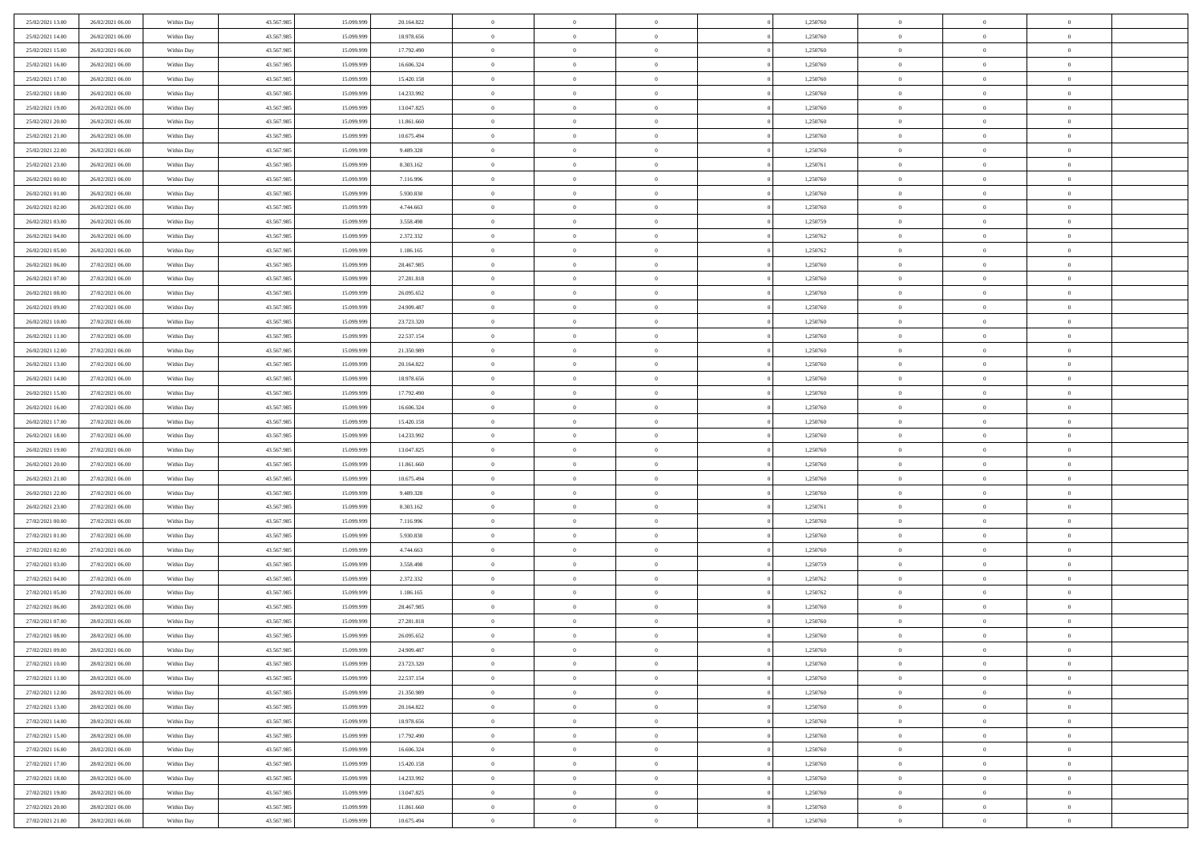| | | | | | | | | | | | | | | |
|---|---|---|---|---|---|---|---|---|---|---|---|---|---|---|
| 25/02/2021 13:00 | 26/02/2021 06:00 | Within Day | 43.567.985 | 15.099.999 | 20.164.822 | 0 | 0 | 0 | 0 | 1,250760 | 0 | 0 | 0 | |
| 25/02/2021 14:00 | 26/02/2021 06:00 | Within Day | 43.567.985 | 15.099.999 | 18.978.656 | 0 | 0 | 0 | 0 | 1,250760 | 0 | 0 | 0 | |
| 25/02/2021 15:00 | 26/02/2021 06:00 | Within Day | 43.567.985 | 15.099.999 | 17.792.490 | 0 | 0 | 0 | 0 | 1,250760 | 0 | 0 | 0 | |
| 25/02/2021 16:00 | 26/02/2021 06:00 | Within Day | 43.567.985 | 15.099.999 | 16.606.324 | 0 | 0 | 0 | 0 | 1,250760 | 0 | 0 | 0 | |
| 25/02/2021 17:00 | 26/02/2021 06:00 | Within Day | 43.567.985 | 15.099.999 | 15.420.158 | 0 | 0 | 0 | 0 | 1,250760 | 0 | 0 | 0 | |
| 25/02/2021 18:00 | 26/02/2021 06:00 | Within Day | 43.567.985 | 15.099.999 | 14.233.992 | 0 | 0 | 0 | 0 | 1,250760 | 0 | 0 | 0 | |
| 25/02/2021 19:00 | 26/02/2021 06:00 | Within Day | 43.567.985 | 15.099.999 | 13.047.825 | 0 | 0 | 0 | 0 | 1,250760 | 0 | 0 | 0 | |
| 25/02/2021 20:00 | 26/02/2021 06:00 | Within Day | 43.567.985 | 15.099.999 | 11.861.660 | 0 | 0 | 0 | 0 | 1,250760 | 0 | 0 | 0 | |
| 25/02/2021 21:00 | 26/02/2021 06:00 | Within Day | 43.567.985 | 15.099.999 | 10.675.494 | 0 | 0 | 0 | 0 | 1,250760 | 0 | 0 | 0 | |
| 25/02/2021 22:00 | 26/02/2021 06:00 | Within Day | 43.567.985 | 15.099.999 | 9.489.328 | 0 | 0 | 0 | 0 | 1,250760 | 0 | 0 | 0 | |
| 25/02/2021 23:00 | 26/02/2021 06:00 | Within Day | 43.567.985 | 15.099.999 | 8.303.162 | 0 | 0 | 0 | 0 | 1,250761 | 0 | 0 | 0 | |
| 26/02/2021 00:00 | 26/02/2021 06:00 | Within Day | 43.567.985 | 15.099.999 | 7.116.996 | 0 | 0 | 0 | 0 | 1,250760 | 0 | 0 | 0 | |
| 26/02/2021 01:00 | 26/02/2021 06:00 | Within Day | 43.567.985 | 15.099.999 | 5.930.830 | 0 | 0 | 0 | 0 | 1,250760 | 0 | 0 | 0 | |
| 26/02/2021 02:00 | 26/02/2021 06:00 | Within Day | 43.567.985 | 15.099.999 | 4.744.663 | 0 | 0 | 0 | 0 | 1,250760 | 0 | 0 | 0 | |
| 26/02/2021 03:00 | 26/02/2021 06:00 | Within Day | 43.567.985 | 15.099.999 | 3.558.498 | 0 | 0 | 0 | 0 | 1,250759 | 0 | 0 | 0 | |
| 26/02/2021 04:00 | 26/02/2021 06:00 | Within Day | 43.567.985 | 15.099.999 | 2.372.332 | 0 | 0 | 0 | 0 | 1,250762 | 0 | 0 | 0 | |
| 26/02/2021 05:00 | 26/02/2021 06:00 | Within Day | 43.567.985 | 15.099.999 | 1.186.165 | 0 | 0 | 0 | 0 | 1,250762 | 0 | 0 | 0 | |
| 26/02/2021 06:00 | 27/02/2021 06:00 | Within Day | 43.567.985 | 15.099.999 | 28.467.985 | 0 | 0 | 0 | 0 | 1,250760 | 0 | 0 | 0 | |
| 26/02/2021 07:00 | 27/02/2021 06:00 | Within Day | 43.567.985 | 15.099.999 | 27.281.818 | 0 | 0 | 0 | 0 | 1,250760 | 0 | 0 | 0 | |
| 26/02/2021 08:00 | 27/02/2021 06:00 | Within Day | 43.567.985 | 15.099.999 | 26.095.652 | 0 | 0 | 0 | 0 | 1,250760 | 0 | 0 | 0 | |
| 26/02/2021 09:00 | 27/02/2021 06:00 | Within Day | 43.567.985 | 15.099.999 | 24.909.487 | 0 | 0 | 0 | 0 | 1,250760 | 0 | 0 | 0 | |
| 26/02/2021 10:00 | 27/02/2021 06:00 | Within Day | 43.567.985 | 15.099.999 | 23.723.320 | 0 | 0 | 0 | 0 | 1,250760 | 0 | 0 | 0 | |
| 26/02/2021 11:00 | 27/02/2021 06:00 | Within Day | 43.567.985 | 15.099.999 | 22.537.154 | 0 | 0 | 0 | 0 | 1,250760 | 0 | 0 | 0 | |
| 26/02/2021 12:00 | 27/02/2021 06:00 | Within Day | 43.567.985 | 15.099.999 | 21.350.989 | 0 | 0 | 0 | 0 | 1,250760 | 0 | 0 | 0 | |
| 26/02/2021 13:00 | 27/02/2021 06:00 | Within Day | 43.567.985 | 15.099.999 | 20.164.822 | 0 | 0 | 0 | 0 | 1,250760 | 0 | 0 | 0 | |
| 26/02/2021 14:00 | 27/02/2021 06:00 | Within Day | 43.567.985 | 15.099.999 | 18.978.656 | 0 | 0 | 0 | 0 | 1,250760 | 0 | 0 | 0 | |
| 26/02/2021 15:00 | 27/02/2021 06:00 | Within Day | 43.567.985 | 15.099.999 | 17.792.490 | 0 | 0 | 0 | 0 | 1,250760 | 0 | 0 | 0 | |
| 26/02/2021 16:00 | 27/02/2021 06:00 | Within Day | 43.567.985 | 15.099.999 | 16.606.324 | 0 | 0 | 0 | 0 | 1,250760 | 0 | 0 | 0 | |
| 26/02/2021 17:00 | 27/02/2021 06:00 | Within Day | 43.567.985 | 15.099.999 | 15.420.158 | 0 | 0 | 0 | 0 | 1,250760 | 0 | 0 | 0 | |
| 26/02/2021 18:00 | 27/02/2021 06:00 | Within Day | 43.567.985 | 15.099.999 | 14.233.992 | 0 | 0 | 0 | 0 | 1,250760 | 0 | 0 | 0 | |
| 26/02/2021 19:00 | 27/02/2021 06:00 | Within Day | 43.567.985 | 15.099.999 | 13.047.825 | 0 | 0 | 0 | 0 | 1,250760 | 0 | 0 | 0 | |
| 26/02/2021 20:00 | 27/02/2021 06:00 | Within Day | 43.567.985 | 15.099.999 | 11.861.660 | 0 | 0 | 0 | 0 | 1,250760 | 0 | 0 | 0 | |
| 26/02/2021 21:00 | 27/02/2021 06:00 | Within Day | 43.567.985 | 15.099.999 | 10.675.494 | 0 | 0 | 0 | 0 | 1,250760 | 0 | 0 | 0 | |
| 26/02/2021 22:00 | 27/02/2021 06:00 | Within Day | 43.567.985 | 15.099.999 | 9.489.328 | 0 | 0 | 0 | 0 | 1,250760 | 0 | 0 | 0 | |
| 26/02/2021 23:00 | 27/02/2021 06:00 | Within Day | 43.567.985 | 15.099.999 | 8.303.162 | 0 | 0 | 0 | 0 | 1,250761 | 0 | 0 | 0 | |
| 27/02/2021 00:00 | 27/02/2021 06:00 | Within Day | 43.567.985 | 15.099.999 | 7.116.996 | 0 | 0 | 0 | 0 | 1,250760 | 0 | 0 | 0 | |
| 27/02/2021 01:00 | 27/02/2021 06:00 | Within Day | 43.567.985 | 15.099.999 | 5.930.830 | 0 | 0 | 0 | 0 | 1,250760 | 0 | 0 | 0 | |
| 27/02/2021 02:00 | 27/02/2021 06:00 | Within Day | 43.567.985 | 15.099.999 | 4.744.663 | 0 | 0 | 0 | 0 | 1,250760 | 0 | 0 | 0 | |
| 27/02/2021 03:00 | 27/02/2021 06:00 | Within Day | 43.567.985 | 15.099.999 | 3.558.498 | 0 | 0 | 0 | 0 | 1,250759 | 0 | 0 | 0 | |
| 27/02/2021 04:00 | 27/02/2021 06:00 | Within Day | 43.567.985 | 15.099.999 | 2.372.332 | 0 | 0 | 0 | 0 | 1,250762 | 0 | 0 | 0 | |
| 27/02/2021 05:00 | 27/02/2021 06:00 | Within Day | 43.567.985 | 15.099.999 | 1.186.165 | 0 | 0 | 0 | 0 | 1,250762 | 0 | 0 | 0 | |
| 27/02/2021 06:00 | 28/02/2021 06:00 | Within Day | 43.567.985 | 15.099.999 | 28.467.985 | 0 | 0 | 0 | 0 | 1,250760 | 0 | 0 | 0 | |
| 27/02/2021 07:00 | 28/02/2021 06:00 | Within Day | 43.567.985 | 15.099.999 | 27.281.818 | 0 | 0 | 0 | 0 | 1,250760 | 0 | 0 | 0 | |
| 27/02/2021 08:00 | 28/02/2021 06:00 | Within Day | 43.567.985 | 15.099.999 | 26.095.652 | 0 | 0 | 0 | 0 | 1,250760 | 0 | 0 | 0 | |
| 27/02/2021 09:00 | 28/02/2021 06:00 | Within Day | 43.567.985 | 15.099.999 | 24.909.487 | 0 | 0 | 0 | 0 | 1,250760 | 0 | 0 | 0 | |
| 27/02/2021 10:00 | 28/02/2021 06:00 | Within Day | 43.567.985 | 15.099.999 | 23.723.320 | 0 | 0 | 0 | 0 | 1,250760 | 0 | 0 | 0 | |
| 27/02/2021 11:00 | 28/02/2021 06:00 | Within Day | 43.567.985 | 15.099.999 | 22.537.154 | 0 | 0 | 0 | 0 | 1,250760 | 0 | 0 | 0 | |
| 27/02/2021 12:00 | 28/02/2021 06:00 | Within Day | 43.567.985 | 15.099.999 | 21.350.989 | 0 | 0 | 0 | 0 | 1,250760 | 0 | 0 | 0 | |
| 27/02/2021 13:00 | 28/02/2021 06:00 | Within Day | 43.567.985 | 15.099.999 | 20.164.822 | 0 | 0 | 0 | 0 | 1,250760 | 0 | 0 | 0 | |
| 27/02/2021 14:00 | 28/02/2021 06:00 | Within Day | 43.567.985 | 15.099.999 | 18.978.656 | 0 | 0 | 0 | 0 | 1,250760 | 0 | 0 | 0 | |
| 27/02/2021 15:00 | 28/02/2021 06:00 | Within Day | 43.567.985 | 15.099.999 | 17.792.490 | 0 | 0 | 0 | 0 | 1,250760 | 0 | 0 | 0 | |
| 27/02/2021 16:00 | 28/02/2021 06:00 | Within Day | 43.567.985 | 15.099.999 | 16.606.324 | 0 | 0 | 0 | 0 | 1,250760 | 0 | 0 | 0 | |
| 27/02/2021 17:00 | 28/02/2021 06:00 | Within Day | 43.567.985 | 15.099.999 | 15.420.158 | 0 | 0 | 0 | 0 | 1,250760 | 0 | 0 | 0 | |
| 27/02/2021 18:00 | 28/02/2021 06:00 | Within Day | 43.567.985 | 15.099.999 | 14.233.992 | 0 | 0 | 0 | 0 | 1,250760 | 0 | 0 | 0 | |
| 27/02/2021 19:00 | 28/02/2021 06:00 | Within Day | 43.567.985 | 15.099.999 | 13.047.825 | 0 | 0 | 0 | 0 | 1,250760 | 0 | 0 | 0 | |
| 27/02/2021 20:00 | 28/02/2021 06:00 | Within Day | 43.567.985 | 15.099.999 | 11.861.660 | 0 | 0 | 0 | 0 | 1,250760 | 0 | 0 | 0 | |
| 27/02/2021 21:00 | 28/02/2021 06:00 | Within Day | 43.567.985 | 15.099.999 | 10.675.494 | 0 | 0 | 0 | 0 | 1,250760 | 0 | 0 | 0 | |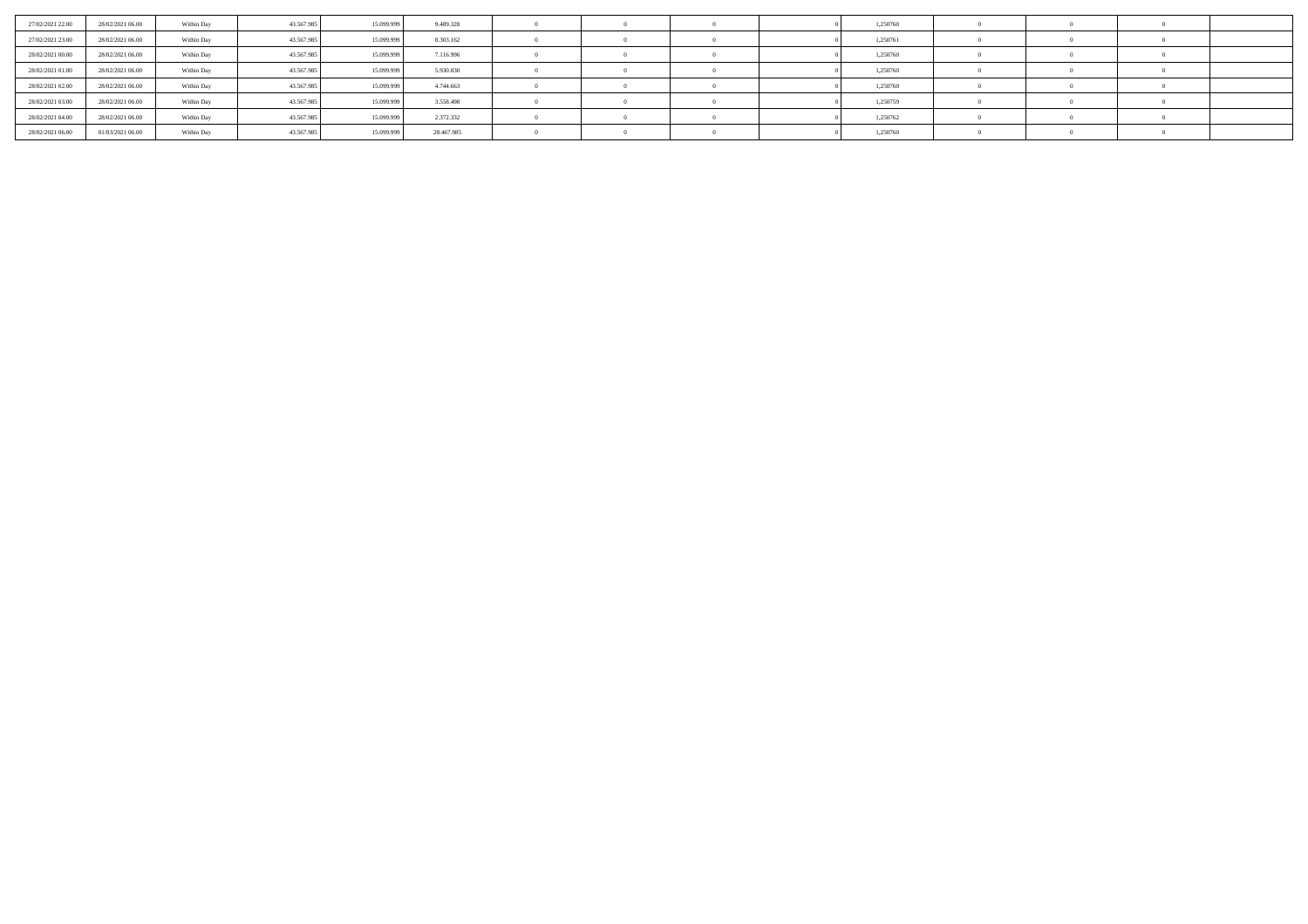| | | | | | | | | | | | | | | | |
|---|---|---|---|---|---|---|---|---|---|---|---|---|---|---|---|
| 27/02/2021 22.00 | 28/02/2021 06.00 | Within Day | 43.567.985 | 15.099.999 | 9.489.328 | 0 | 0 | 0 | 0 | 1,250760 | 0 | 0 | 0 | |
| 27/02/2021 23.00 | 28/02/2021 06.00 | Within Day | 43.567.985 | 15.099.999 | 8.303.162 | 0 | 0 | 0 | 0 | 1,250761 | 0 | 0 | 0 | |
| 28/02/2021 00.00 | 28/02/2021 06.00 | Within Day | 43.567.985 | 15.099.999 | 7.116.996 | 0 | 0 | 0 | 0 | 1,250760 | 0 | 0 | 0 | |
| 28/02/2021 01.00 | 28/02/2021 06.00 | Within Day | 43.567.985 | 15.099.999 | 5.930.830 | 0 | 0 | 0 | 0 | 1,250760 | 0 | 0 | 0 | |
| 28/02/2021 02.00 | 28/02/2021 06.00 | Within Day | 43.567.985 | 15.099.999 | 4.744.663 | 0 | 0 | 0 | 0 | 1,250760 | 0 | 0 | 0 | |
| 28/02/2021 03.00 | 28/02/2021 06.00 | Within Day | 43.567.985 | 15.099.999 | 3.558.498 | 0 | 0 | 0 | 0 | 1,250759 | 0 | 0 | 0 | |
| 28/02/2021 04.00 | 28/02/2021 06.00 | Within Day | 43.567.985 | 15.099.999 | 2.372.332 | 0 | 0 | 0 | 0 | 1,250762 | 0 | 0 | 0 | |
| 28/02/2021 06.00 | 01/03/2021 06.00 | Within Day | 43.567.985 | 15.099.999 | 28.467.985 | 0 | 0 | 0 | 0 | 1,250760 | 0 | 0 | 0 | |